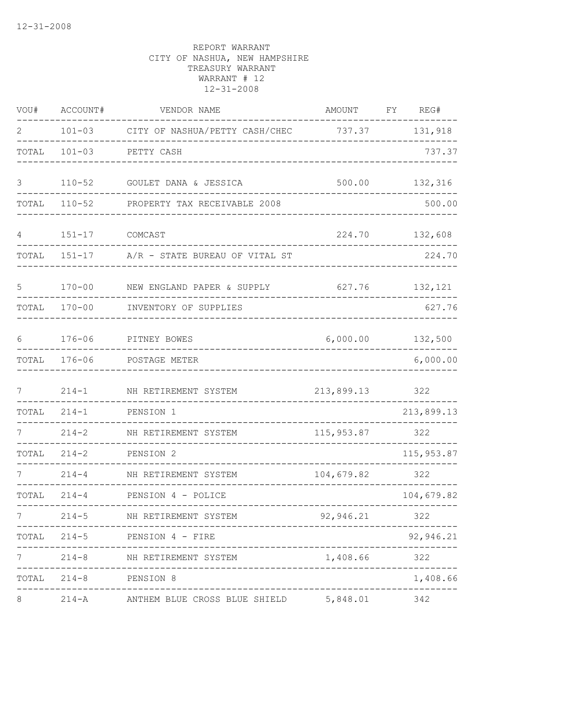12-31-2008

REPORT WARRANT
CITY OF NASHUA, NEW HAMPSHIRE
TREASURY WARRANT
WARRANT # 12
12-31-2008

| VOU# | ACCOUNT# | VENDOR NAME | AMOUNT | FY | REG# |
|---|---|---|---|---|---|
| 2 | 101-03 | CITY OF NASHUA/PETTY CASH/CHEC | 737.37 | | 131,918 |
| TOTAL | 101-03 | PETTY CASH | | | 737.37 |
| 3 | 110-52 | GOULET DANA & JESSICA | 500.00 | | 132,316 |
| TOTAL | 110-52 | PROPERTY TAX RECEIVABLE 2008 | | | 500.00 |
| 4 | 151-17 | COMCAST | 224.70 | | 132,608 |
| TOTAL | 151-17 | A/R - STATE BUREAU OF VITAL ST | | | 224.70 |
| 5 | 170-00 | NEW ENGLAND PAPER & SUPPLY | 627.76 | | 132,121 |
| TOTAL | 170-00 | INVENTORY OF SUPPLIES | | | 627.76 |
| 6 | 176-06 | PITNEY BOWES | 6,000.00 | | 132,500 |
| TOTAL | 176-06 | POSTAGE METER | | | 6,000.00 |
| 7 | 214-1 | NH RETIREMENT SYSTEM | 213,899.13 | | 322 |
| TOTAL | 214-1 | PENSION 1 | | | 213,899.13 |
| 7 | 214-2 | NH RETIREMENT SYSTEM | 115,953.87 | | 322 |
| TOTAL | 214-2 | PENSION 2 | | | 115,953.87 |
| 7 | 214-4 | NH RETIREMENT SYSTEM | 104,679.82 | | 322 |
| TOTAL | 214-4 | PENSION 4 - POLICE | | | 104,679.82 |
| 7 | 214-5 | NH RETIREMENT SYSTEM | 92,946.21 | | 322 |
| TOTAL | 214-5 | PENSION 4 - FIRE | | | 92,946.21 |
| 7 | 214-8 | NH RETIREMENT SYSTEM | 1,408.66 | | 322 |
| TOTAL | 214-8 | PENSION 8 | | | 1,408.66 |
| 8 | 214-A | ANTHEM BLUE CROSS BLUE SHIELD | 5,848.01 | | 342 |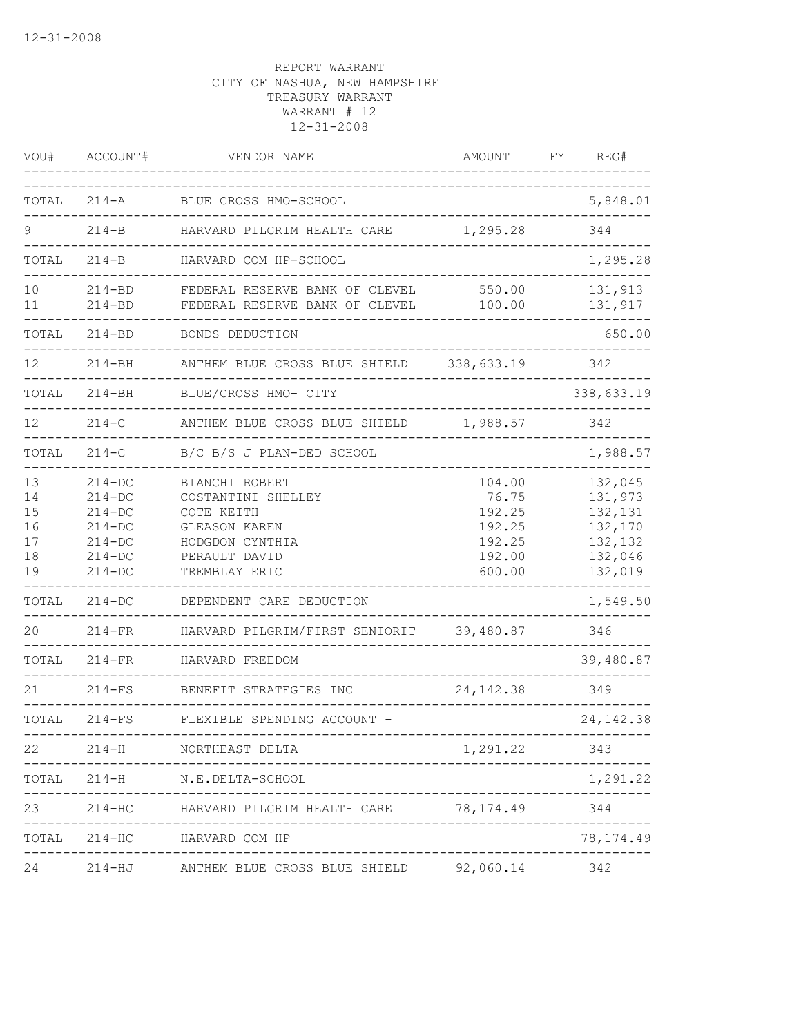12-31-2008

REPORT WARRANT
CITY OF NASHUA, NEW HAMPSHIRE
TREASURY WARRANT
WARRANT # 12
12-31-2008

| VOU# | ACCOUNT# | VENDOR NAME | AMOUNT | FY | REG# |
|---|---|---|---|---|---|
| TOTAL | 214-A | BLUE CROSS HMO-SCHOOL | | | 5,848.01 |
| 9 | 214-B | HARVARD PILGRIM HEALTH CARE | 1,295.28 | | 344 |
| TOTAL | 214-B | HARVARD COM HP-SCHOOL | | | 1,295.28 |
| 10 | 214-BD | FEDERAL RESERVE BANK OF CLEVEL | 550.00 | | 131,913 |
| 11 | 214-BD | FEDERAL RESERVE BANK OF CLEVEL | 100.00 | | 131,917 |
| TOTAL | 214-BD | BONDS DEDUCTION | | | 650.00 |
| 12 | 214-BH | ANTHEM BLUE CROSS BLUE SHIELD | 338,633.19 | | 342 |
| TOTAL | 214-BH | BLUE/CROSS HMO- CITY | | | 338,633.19 |
| 12 | 214-C | ANTHEM BLUE CROSS BLUE SHIELD | 1,988.57 | | 342 |
| TOTAL | 214-C | B/C B/S J PLAN-DED SCHOOL | | | 1,988.57 |
| 13 | 214-DC | BIANCHI ROBERT | 104.00 | | 132,045 |
| 14 | 214-DC | COSTANTINI SHELLEY | 76.75 | | 131,973 |
| 15 | 214-DC | COTE KEITH | 192.25 | | 132,131 |
| 16 | 214-DC | GLEASON KAREN | 192.25 | | 132,170 |
| 17 | 214-DC | HODGDON CYNTHIA | 192.25 | | 132,132 |
| 18 | 214-DC | PERAULT DAVID | 192.00 | | 132,046 |
| 19 | 214-DC | TREMBLAY ERIC | 600.00 | | 132,019 |
| TOTAL | 214-DC | DEPENDENT CARE DEDUCTION | | | 1,549.50 |
| 20 | 214-FR | HARVARD PILGRIM/FIRST SENIORIT | 39,480.87 | | 346 |
| TOTAL | 214-FR | HARVARD FREEDOM | | | 39,480.87 |
| 21 | 214-FS | BENEFIT STRATEGIES INC | 24,142.38 | | 349 |
| TOTAL | 214-FS | FLEXIBLE SPENDING ACCOUNT - | | | 24,142.38 |
| 22 | 214-H | NORTHEAST DELTA | 1,291.22 | | 343 |
| TOTAL | 214-H | N.E.DELTA-SCHOOL | | | 1,291.22 |
| 23 | 214-HC | HARVARD PILGRIM HEALTH CARE | 78,174.49 | | 344 |
| TOTAL | 214-HC | HARVARD COM HP | | | 78,174.49 |
| 24 | 214-HJ | ANTHEM BLUE CROSS BLUE SHIELD | 92,060.14 | | 342 |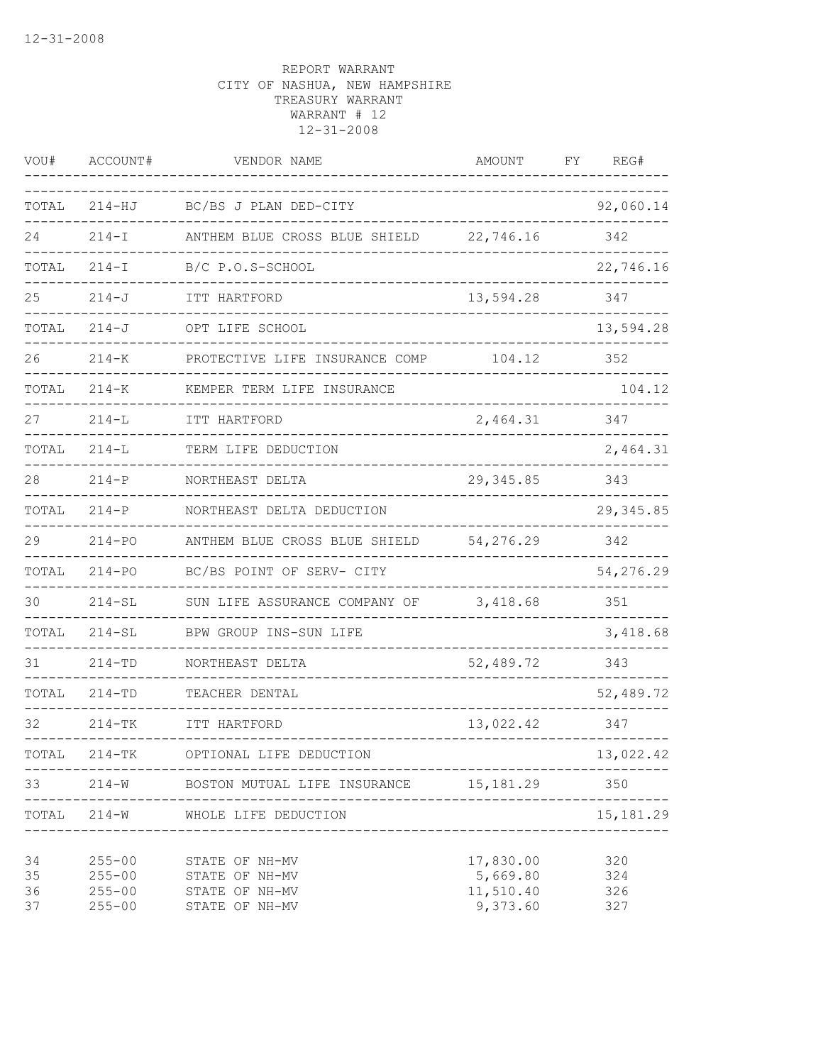12-31-2008

REPORT WARRANT
CITY OF NASHUA, NEW HAMPSHIRE
TREASURY WARRANT
WARRANT # 12
12-31-2008

| VOU# | ACCOUNT# | VENDOR NAME | AMOUNT | FY | REG# |
|---|---|---|---|---|---|
| TOTAL | 214-HJ | BC/BS J PLAN DED-CITY | | | 92,060.14 |
| 24 | 214-I | ANTHEM BLUE CROSS BLUE SHIELD | 22,746.16 | | 342 |
| TOTAL | 214-I | B/C P.O.S-SCHOOL | | | 22,746.16 |
| 25 | 214-J | ITT HARTFORD | 13,594.28 | | 347 |
| TOTAL | 214-J | OPT LIFE SCHOOL | | | 13,594.28 |
| 26 | 214-K | PROTECTIVE LIFE INSURANCE COMP | 104.12 | | 352 |
| TOTAL | 214-K | KEMPER TERM LIFE INSURANCE | | | 104.12 |
| 27 | 214-L | ITT HARTFORD | 2,464.31 | | 347 |
| TOTAL | 214-L | TERM LIFE DEDUCTION | | | 2,464.31 |
| 28 | 214-P | NORTHEAST DELTA | 29,345.85 | | 343 |
| TOTAL | 214-P | NORTHEAST DELTA DEDUCTION | | | 29,345.85 |
| 29 | 214-PO | ANTHEM BLUE CROSS BLUE SHIELD | 54,276.29 | | 342 |
| TOTAL | 214-PO | BC/BS POINT OF SERV- CITY | | | 54,276.29 |
| 30 | 214-SL | SUN LIFE ASSURANCE COMPANY OF | 3,418.68 | | 351 |
| TOTAL | 214-SL | BPW GROUP INS-SUN LIFE | | | 3,418.68 |
| 31 | 214-TD | NORTHEAST DELTA | 52,489.72 | | 343 |
| TOTAL | 214-TD | TEACHER DENTAL | | | 52,489.72 |
| 32 | 214-TK | ITT HARTFORD | 13,022.42 | | 347 |
| TOTAL | 214-TK | OPTIONAL LIFE DEDUCTION | | | 13,022.42 |
| 33 | 214-W | BOSTON MUTUAL LIFE INSURANCE | 15,181.29 | | 350 |
| TOTAL | 214-W | WHOLE LIFE DEDUCTION | | | 15,181.29 |
| 34 | 255-00 | STATE OF NH-MV | 17,830.00 | | 320 |
| 35 | 255-00 | STATE OF NH-MV | 5,669.80 | | 324 |
| 36 | 255-00 | STATE OF NH-MV | 11,510.40 | | 326 |
| 37 | 255-00 | STATE OF NH-MV | 9,373.60 | | 327 |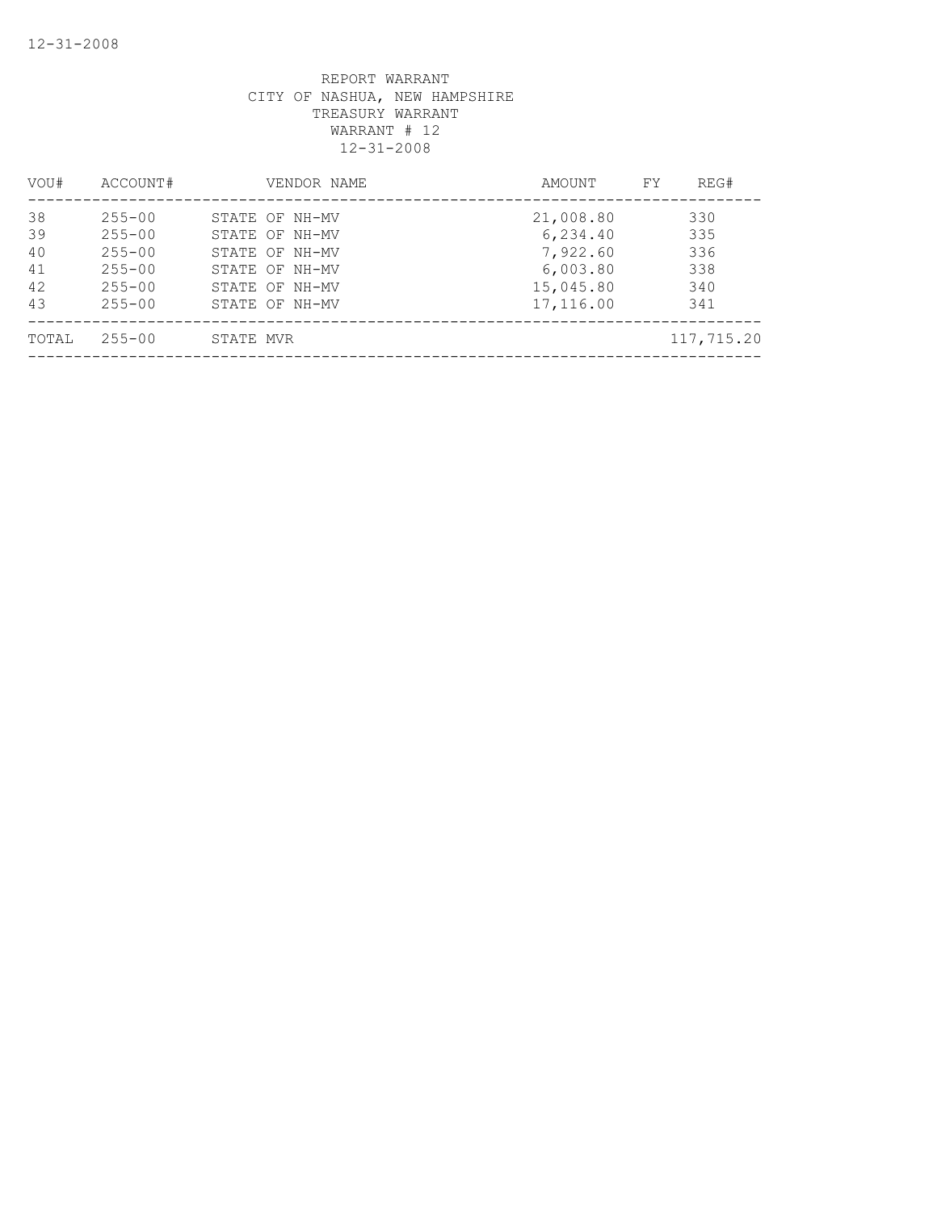REPORT WARRANT
CITY OF NASHUA, NEW HAMPSHIRE
TREASURY WARRANT
WARRANT # 12
12-31-2008

| VOU# | ACCOUNT# | VENDOR NAME | AMOUNT | FY | REG# |
|---|---|---|---|---|---|
| 38 | 255-00 | STATE OF NH-MV | 21,008.80 | | 330 |
| 39 | 255-00 | STATE OF NH-MV | 6,234.40 | | 335 |
| 40 | 255-00 | STATE OF NH-MV | 7,922.60 | | 336 |
| 41 | 255-00 | STATE OF NH-MV | 6,003.80 | | 338 |
| 42 | 255-00 | STATE OF NH-MV | 15,045.80 | | 340 |
| 43 | 255-00 | STATE OF NH-MV | 17,116.00 | | 341 |
| TOTAL | 255-00 | STATE MVR | | | 117,715.20 |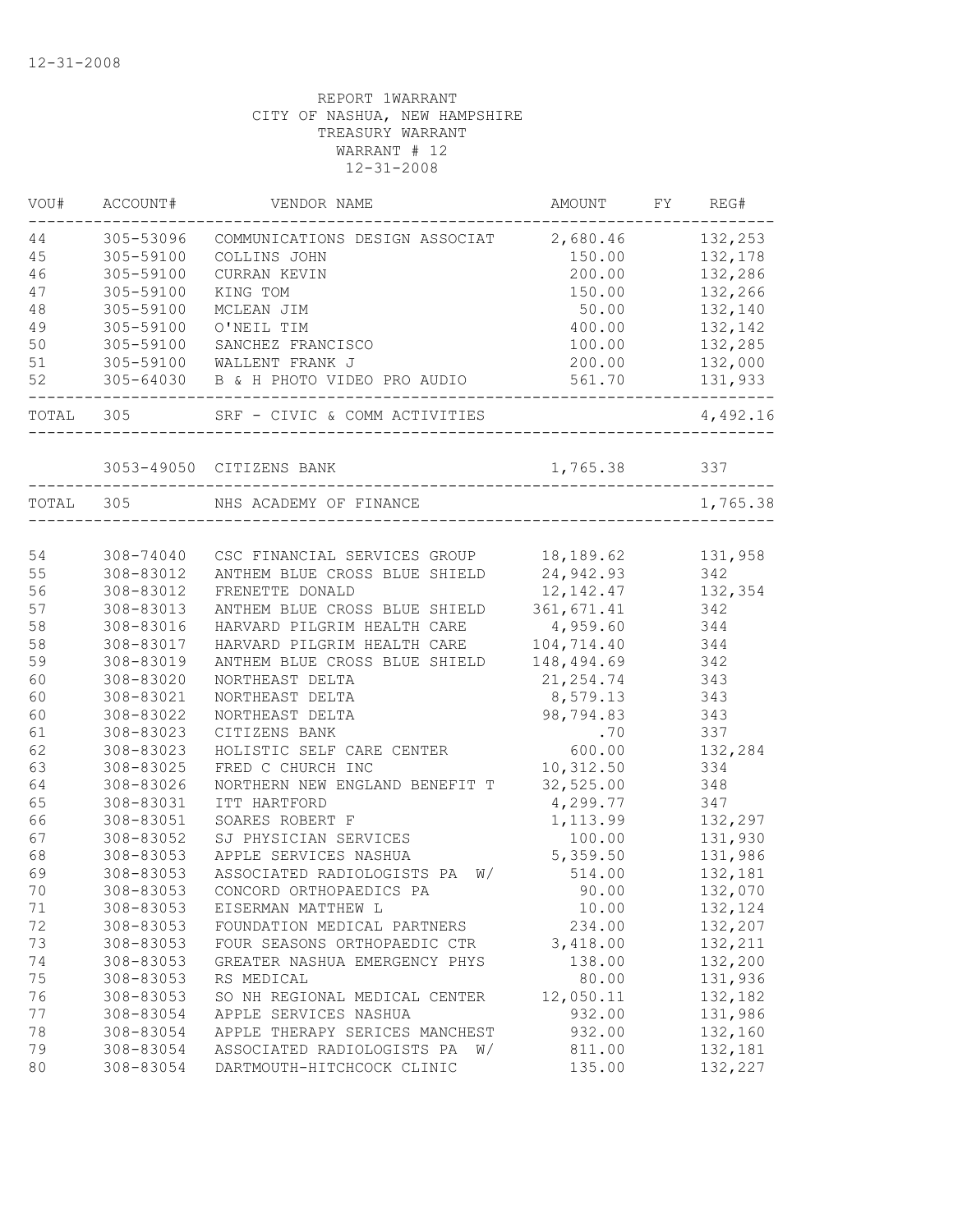12-31-2008

REPORT 1WARRANT
CITY OF NASHUA, NEW HAMPSHIRE
TREASURY WARRANT
WARRANT # 12
12-31-2008

| VOU# | ACCOUNT# | VENDOR NAME | AMOUNT | FY | REG# |
|---|---|---|---|---|---|
| 44 | 305-53096 | COMMUNICATIONS DESIGN ASSOCIAT | 2,680.46 | | 132,253 |
| 45 | 305-59100 | COLLINS JOHN | 150.00 | | 132,178 |
| 46 | 305-59100 | CURRAN KEVIN | 200.00 | | 132,286 |
| 47 | 305-59100 | KING TOM | 150.00 | | 132,266 |
| 48 | 305-59100 | MCLEAN JIM | 50.00 | | 132,140 |
| 49 | 305-59100 | O'NEIL TIM | 400.00 | | 132,142 |
| 50 | 305-59100 | SANCHEZ FRANCISCO | 100.00 | | 132,285 |
| 51 | 305-59100 | WALLENT FRANK J | 200.00 | | 132,000 |
| 52 | 305-64030 | B & H PHOTO VIDEO PRO AUDIO | 561.70 | | 131,933 |
| TOTAL | 305 | SRF - CIVIC & COMM ACTIVITIES | | | 4,492.16 |
| | 3053-49050 | CITIZENS BANK | 1,765.38 | | 337 |
| TOTAL | 305 | NHS ACADEMY OF FINANCE | | | 1,765.38 |
| 54 | 308-74040 | CSC FINANCIAL SERVICES GROUP | 18,189.62 | | 131,958 |
| 55 | 308-83012 | ANTHEM BLUE CROSS BLUE SHIELD | 24,942.93 | | 342 |
| 56 | 308-83012 | FRENETTE DONALD | 12,142.47 | | 132,354 |
| 57 | 308-83013 | ANTHEM BLUE CROSS BLUE SHIELD | 361,671.41 | | 342 |
| 58 | 308-83016 | HARVARD PILGRIM HEALTH CARE | 4,959.60 | | 344 |
| 58 | 308-83017 | HARVARD PILGRIM HEALTH CARE | 104,714.40 | | 344 |
| 59 | 308-83019 | ANTHEM BLUE CROSS BLUE SHIELD | 148,494.69 | | 342 |
| 60 | 308-83020 | NORTHEAST DELTA | 21,254.74 | | 343 |
| 60 | 308-83021 | NORTHEAST DELTA | 8,579.13 | | 343 |
| 60 | 308-83022 | NORTHEAST DELTA | 98,794.83 | | 343 |
| 61 | 308-83023 | CITIZENS BANK | .70 | | 337 |
| 62 | 308-83023 | HOLISTIC SELF CARE CENTER | 600.00 | | 132,284 |
| 63 | 308-83025 | FRED C CHURCH INC | 10,312.50 | | 334 |
| 64 | 308-83026 | NORTHERN NEW ENGLAND BENEFIT T | 32,525.00 | | 348 |
| 65 | 308-83031 | ITT HARTFORD | 4,299.77 | | 347 |
| 66 | 308-83051 | SOARES ROBERT F | 1,113.99 | | 132,297 |
| 67 | 308-83052 | SJ PHYSICIAN SERVICES | 100.00 | | 131,930 |
| 68 | 308-83053 | APPLE SERVICES NASHUA | 5,359.50 | | 131,986 |
| 69 | 308-83053 | ASSOCIATED RADIOLOGISTS PA W/ | 514.00 | | 132,181 |
| 70 | 308-83053 | CONCORD ORTHOPAEDICS PA | 90.00 | | 132,070 |
| 71 | 308-83053 | EISERMAN MATTHEW L | 10.00 | | 132,124 |
| 72 | 308-83053 | FOUNDATION MEDICAL PARTNERS | 234.00 | | 132,207 |
| 73 | 308-83053 | FOUR SEASONS ORTHOPAEDIC CTR | 3,418.00 | | 132,211 |
| 74 | 308-83053 | GREATER NASHUA EMERGENCY PHYS | 138.00 | | 132,200 |
| 75 | 308-83053 | RS MEDICAL | 80.00 | | 131,936 |
| 76 | 308-83053 | SO NH REGIONAL MEDICAL CENTER | 12,050.11 | | 132,182 |
| 77 | 308-83054 | APPLE SERVICES NASHUA | 932.00 | | 131,986 |
| 78 | 308-83054 | APPLE THERAPY SERICES MANCHEST | 932.00 | | 132,160 |
| 79 | 308-83054 | ASSOCIATED RADIOLOGISTS PA W/ | 811.00 | | 132,181 |
| 80 | 308-83054 | DARTMOUTH-HITCHCOCK CLINIC | 135.00 | | 132,227 |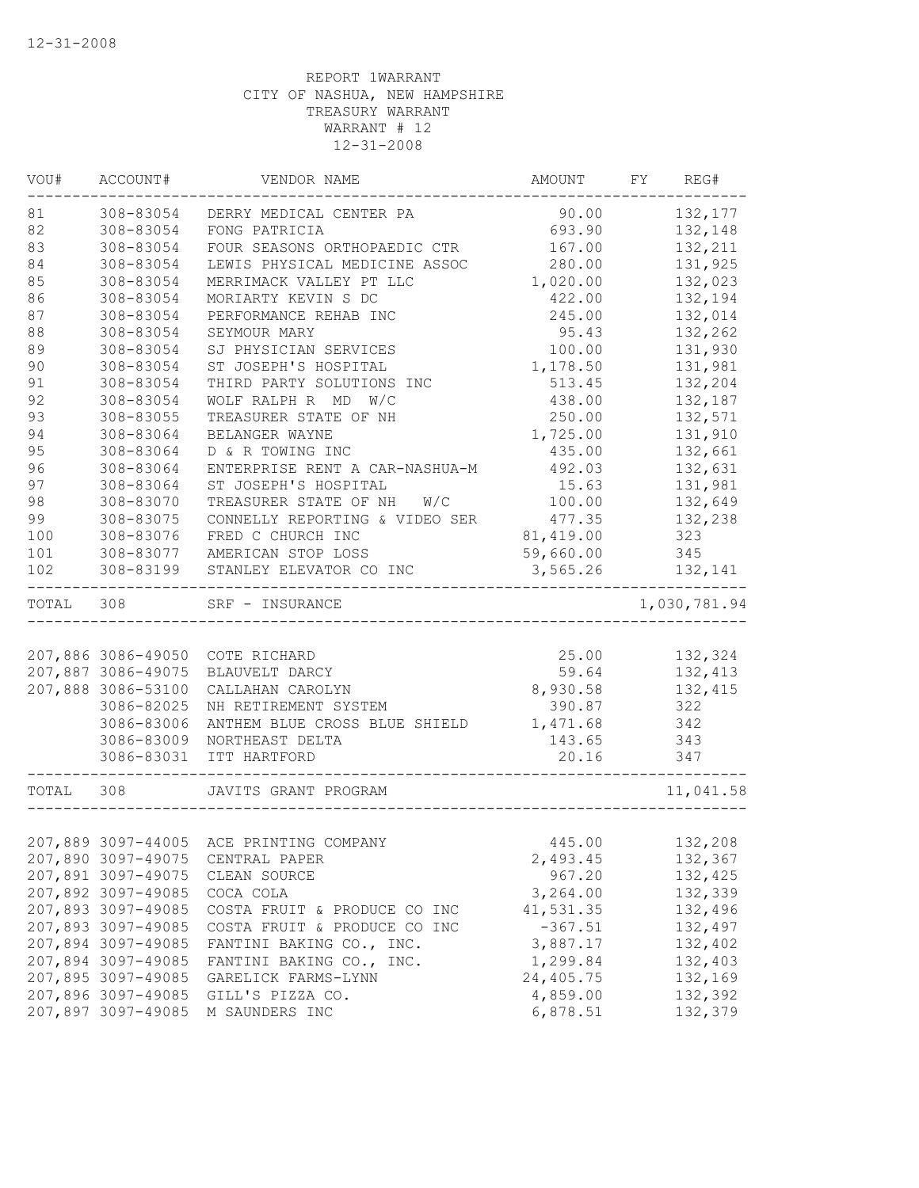12-31-2008

REPORT 1WARRANT
CITY OF NASHUA, NEW HAMPSHIRE
TREASURY WARRANT
WARRANT # 12
12-31-2008

| VOU# | ACCOUNT# | VENDOR NAME | AMOUNT | FY | REG# |
|---|---|---|---|---|---|
| 81 | 308-83054 | DERRY MEDICAL CENTER PA | 90.00 | | 132,177 |
| 82 | 308-83054 | FONG PATRICIA | 693.90 | | 132,148 |
| 83 | 308-83054 | FOUR SEASONS ORTHOPAEDIC CTR | 167.00 | | 132,211 |
| 84 | 308-83054 | LEWIS PHYSICAL MEDICINE ASSOC | 280.00 | | 131,925 |
| 85 | 308-83054 | MERRIMACK VALLEY PT LLC | 1,020.00 | | 132,023 |
| 86 | 308-83054 | MORIARTY KEVIN S DC | 422.00 | | 132,194 |
| 87 | 308-83054 | PERFORMANCE REHAB INC | 245.00 | | 132,014 |
| 88 | 308-83054 | SEYMOUR MARY | 95.43 | | 132,262 |
| 89 | 308-83054 | SJ PHYSICIAN SERVICES | 100.00 | | 131,930 |
| 90 | 308-83054 | ST JOSEPH'S HOSPITAL | 1,178.50 | | 131,981 |
| 91 | 308-83054 | THIRD PARTY SOLUTIONS INC | 513.45 | | 132,204 |
| 92 | 308-83054 | WOLF RALPH R MD W/C | 438.00 | | 132,187 |
| 93 | 308-83055 | TREASURER STATE OF NH | 250.00 | | 132,571 |
| 94 | 308-83064 | BELANGER WAYNE | 1,725.00 | | 131,910 |
| 95 | 308-83064 | D & R TOWING INC | 435.00 | | 132,661 |
| 96 | 308-83064 | ENTERPRISE RENT A CAR-NASHUA-M | 492.03 | | 132,631 |
| 97 | 308-83064 | ST JOSEPH'S HOSPITAL | 15.63 | | 131,981 |
| 98 | 308-83070 | TREASURER STATE OF NH W/C | 100.00 | | 132,649 |
| 99 | 308-83075 | CONNELLY REPORTING & VIDEO SER | 477.35 | | 132,238 |
| 100 | 308-83076 | FRED C CHURCH INC | 81,419.00 | | 323 |
| 101 | 308-83077 | AMERICAN STOP LOSS | 59,660.00 | | 345 |
| 102 | 308-83199 | STANLEY ELEVATOR CO INC | 3,565.26 | | 132,141 |
| TOTAL | 308 | SRF - INSURANCE | | | 1,030,781.94 |
| 207,886 | 3086-49050 | COTE RICHARD | 25.00 | | 132,324 |
| 207,887 | 3086-49075 | BLAUVELT DARCY | 59.64 | | 132,413 |
| 207,888 | 3086-53100 | CALLAHAN CAROLYN | 8,930.58 | | 132,415 |
| | 3086-82025 | NH RETIREMENT SYSTEM | 390.87 | | 322 |
| | 3086-83006 | ANTHEM BLUE CROSS BLUE SHIELD | 1,471.68 | | 342 |
| | 3086-83009 | NORTHEAST DELTA | 143.65 | | 343 |
| | 3086-83031 | ITT HARTFORD | 20.16 | | 347 |
| TOTAL | 308 | JAVITS GRANT PROGRAM | | | 11,041.58 |
| 207,889 | 3097-44005 | ACE PRINTING COMPANY | 445.00 | | 132,208 |
| 207,890 | 3097-49075 | CENTRAL PAPER | 2,493.45 | | 132,367 |
| 207,891 | 3097-49075 | CLEAN SOURCE | 967.20 | | 132,425 |
| 207,892 | 3097-49085 | COCA COLA | 3,264.00 | | 132,339 |
| 207,893 | 3097-49085 | COSTA FRUIT & PRODUCE CO INC | 41,531.35 | | 132,496 |
| 207,893 | 3097-49085 | COSTA FRUIT & PRODUCE CO INC | -367.51 | | 132,497 |
| 207,894 | 3097-49085 | FANTINI BAKING CO., INC. | 3,887.17 | | 132,402 |
| 207,894 | 3097-49085 | FANTINI BAKING CO., INC. | 1,299.84 | | 132,403 |
| 207,895 | 3097-49085 | GARELICK FARMS-LYNN | 24,405.75 | | 132,169 |
| 207,896 | 3097-49085 | GILL'S PIZZA CO. | 4,859.00 | | 132,392 |
| 207,897 | 3097-49085 | M SAUNDERS INC | 6,878.51 | | 132,379 |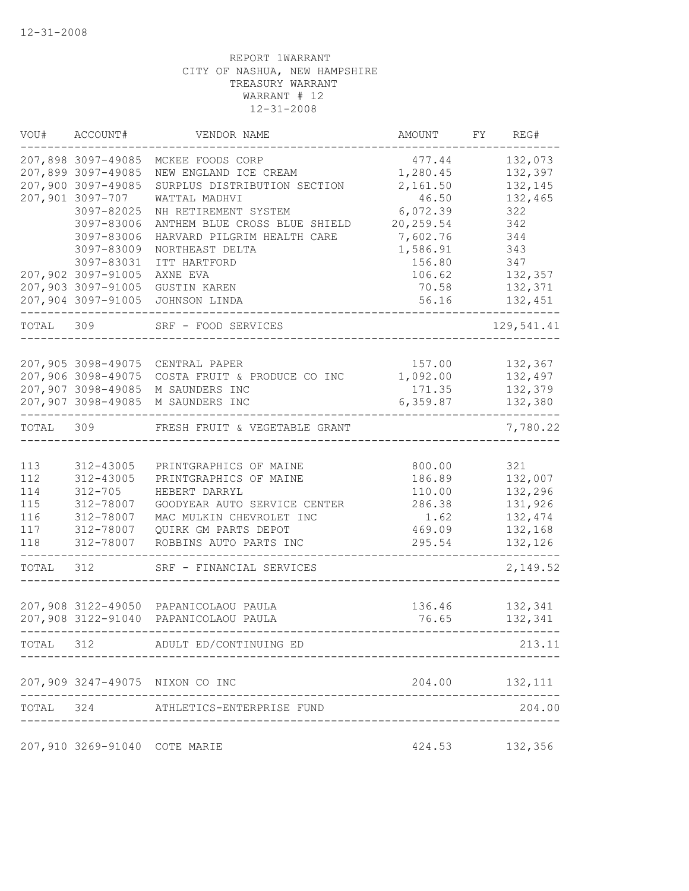12-31-2008

REPORT 1WARRANT
CITY OF NASHUA, NEW HAMPSHIRE
TREASURY WARRANT
WARRANT # 12
12-31-2008

| VOU# | ACCOUNT# | VENDOR NAME | AMOUNT | FY | REG# |
|---|---|---|---|---|---|
| 207,898 | 3097-49085 | MCKEE FOODS CORP | 477.44 | | 132,073 |
| 207,899 | 3097-49085 | NEW ENGLAND ICE CREAM | 1,280.45 | | 132,397 |
| 207,900 | 3097-49085 | SURPLUS DISTRIBUTION SECTION | 2,161.50 | | 132,145 |
| 207,901 | 3097-707 | WATTAL MADHVI | 46.50 | | 132,465 |
| | 3097-82025 | NH RETIREMENT SYSTEM | 6,072.39 | | 322 |
| | 3097-83006 | ANTHEM BLUE CROSS BLUE SHIELD | 20,259.54 | | 342 |
| | 3097-83006 | HARVARD PILGRIM HEALTH CARE | 7,602.76 | | 344 |
| | 3097-83009 | NORTHEAST DELTA | 1,586.91 | | 343 |
| | 3097-83031 | ITT HARTFORD | 156.80 | | 347 |
| 207,902 | 3097-91005 | AXNE EVA | 106.62 | | 132,357 |
| 207,903 | 3097-91005 | GUSTIN KAREN | 70.58 | | 132,371 |
| 207,904 | 3097-91005 | JOHNSON LINDA | 56.16 | | 132,451 |
| TOTAL | 309 | SRF - FOOD SERVICES | | | 129,541.41 |
| 207,905 | 3098-49075 | CENTRAL PAPER | 157.00 | | 132,367 |
| 207,906 | 3098-49075 | COSTA FRUIT & PRODUCE CO INC | 1,092.00 | | 132,497 |
| 207,907 | 3098-49085 | M SAUNDERS INC | 171.35 | | 132,379 |
| 207,907 | 3098-49085 | M SAUNDERS INC | 6,359.87 | | 132,380 |
| TOTAL | 309 | FRESH FRUIT & VEGETABLE GRANT | | | 7,780.22 |
| 113 | 312-43005 | PRINTGRAPHICS OF MAINE | 800.00 | | 321 |
| 112 | 312-43005 | PRINTGRAPHICS OF MAINE | 186.89 | | 132,007 |
| 114 | 312-705 | HEBERT DARRYL | 110.00 | | 132,296 |
| 115 | 312-78007 | GOODYEAR AUTO SERVICE CENTER | 286.38 | | 131,926 |
| 116 | 312-78007 | MAC MULKIN CHEVROLET INC | 1.62 | | 132,474 |
| 117 | 312-78007 | QUIRK GM PARTS DEPOT | 469.09 | | 132,168 |
| 118 | 312-78007 | ROBBINS AUTO PARTS INC | 295.54 | | 132,126 |
| TOTAL | 312 | SRF - FINANCIAL SERVICES | | | 2,149.52 |
| 207,908 | 3122-49050 | PAPANICOLAOU PAULA | 136.46 | | 132,341 |
| 207,908 | 3122-91040 | PAPANICOLAOU PAULA | 76.65 | | 132,341 |
| TOTAL | 312 | ADULT ED/CONTINUING ED | | | 213.11 |
| 207,909 | 3247-49075 | NIXON CO INC | 204.00 | | 132,111 |
| TOTAL | 324 | ATHLETICS-ENTERPRISE FUND | | | 204.00 |
| 207,910 | 3269-91040 | COTE MARIE | 424.53 | | 132,356 |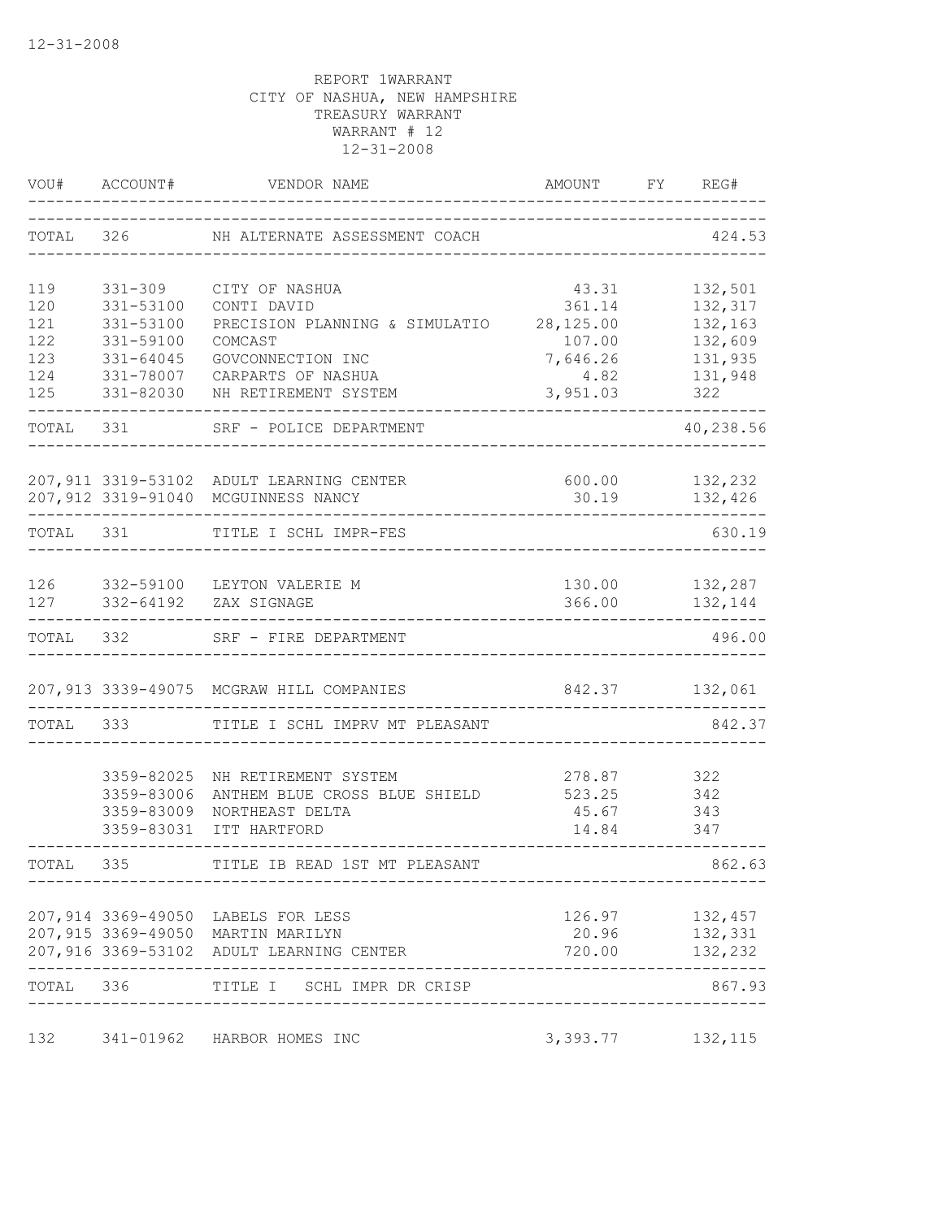12-31-2008

REPORT 1WARRANT
CITY OF NASHUA, NEW HAMPSHIRE
TREASURY WARRANT
WARRANT # 12
12-31-2008

| VOU# | ACCOUNT# | VENDOR NAME | AMOUNT | FY | REG# |
|---|---|---|---|---|---|
| TOTAL | 326 | NH ALTERNATE ASSESSMENT COACH | | | 424.53 |
| 119 | 331-309 | CITY OF NASHUA | 43.31 | | 132,501 |
| 120 | 331-53100 | CONTI DAVID | 361.14 | | 132,317 |
| 121 | 331-53100 | PRECISION PLANNING & SIMULATIO | 28,125.00 | | 132,163 |
| 122 | 331-59100 | COMCAST | 107.00 | | 132,609 |
| 123 | 331-64045 | GOVCONNECTION INC | 7,646.26 | | 131,935 |
| 124 | 331-78007 | CARPARTS OF NASHUA | 4.82 | | 131,948 |
| 125 | 331-82030 | NH RETIREMENT SYSTEM | 3,951.03 | | 322 |
| TOTAL | 331 | SRF - POLICE DEPARTMENT | | | 40,238.56 |
| 207,911 | 3319-53102 | ADULT LEARNING CENTER | 600.00 | | 132,232 |
| 207,912 | 3319-91040 | MCGUINNESS NANCY | 30.19 | | 132,426 |
| TOTAL | 331 | TITLE I SCHL IMPR-FES | | | 630.19 |
| 126 | 332-59100 | LEYTON VALERIE M | 130.00 | | 132,287 |
| 127 | 332-64192 | ZAX SIGNAGE | 366.00 | | 132,144 |
| TOTAL | 332 | SRF - FIRE DEPARTMENT | | | 496.00 |
| 207,913 | 3339-49075 | MCGRAW HILL COMPANIES | 842.37 | | 132,061 |
| TOTAL | 333 | TITLE I SCHL IMPRV MT PLEASANT | | | 842.37 |
| | 3359-82025 | NH RETIREMENT SYSTEM | 278.87 | | 322 |
| | 3359-83006 | ANTHEM BLUE CROSS BLUE SHIELD | 523.25 | | 342 |
| | 3359-83009 | NORTHEAST DELTA | 45.67 | | 343 |
| | 3359-83031 | ITT HARTFORD | 14.84 | | 347 |
| TOTAL | 335 | TITLE IB READ 1ST MT PLEASANT | | | 862.63 |
| 207,914 | 3369-49050 | LABELS FOR LESS | 126.97 | | 132,457 |
| 207,915 | 3369-49050 | MARTIN MARILYN | 20.96 | | 132,331 |
| 207,916 | 3369-53102 | ADULT LEARNING CENTER | 720.00 | | 132,232 |
| TOTAL | 336 | TITLE I SCHL IMPR DR CRISP | | | 867.93 |
| 132 | 341-01962 | HARBOR HOMES INC | 3,393.77 | | 132,115 |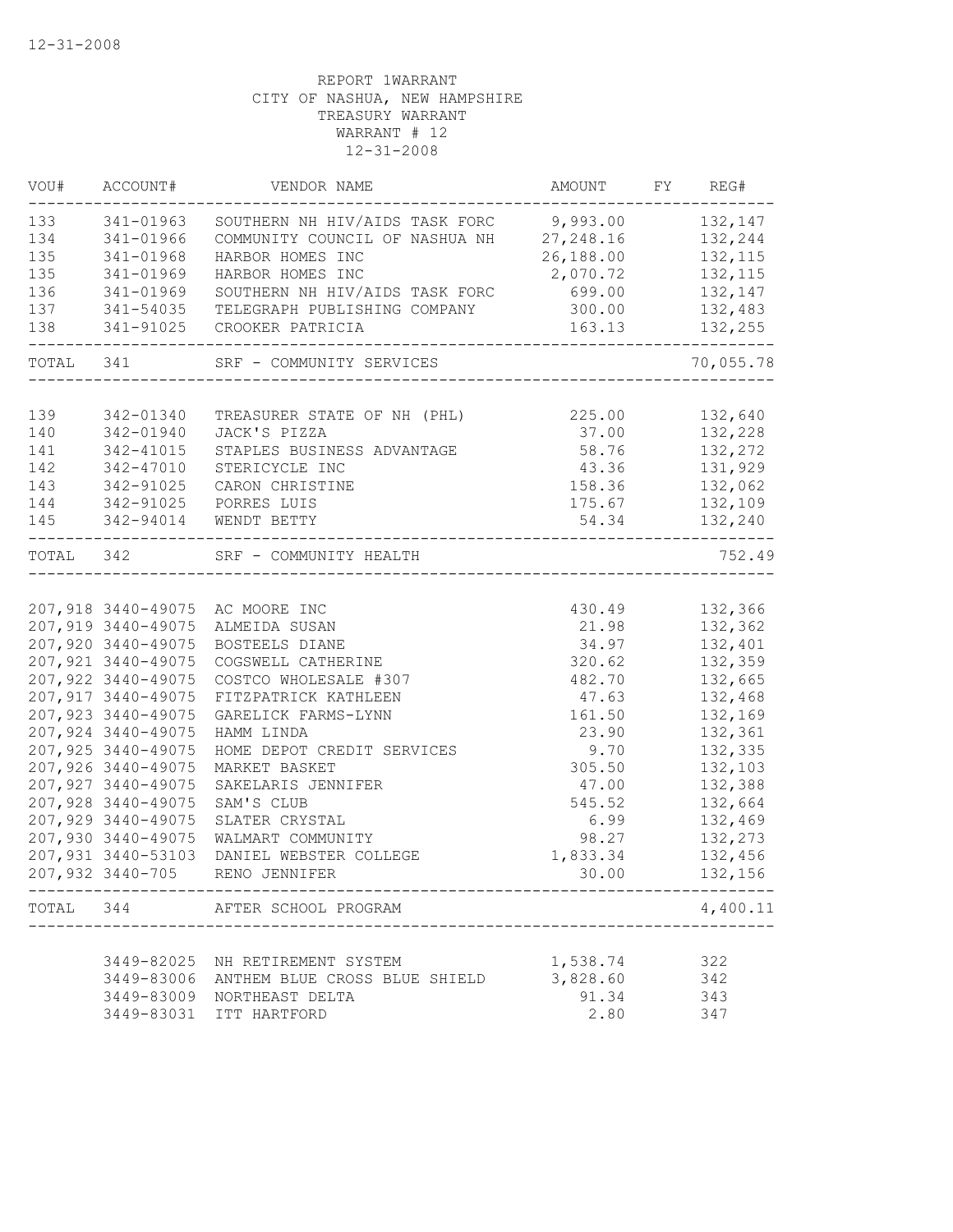12-31-2008

REPORT 1WARRANT
CITY OF NASHUA, NEW HAMPSHIRE
TREASURY WARRANT
WARRANT # 12
12-31-2008

| VOU# | ACCOUNT# | VENDOR NAME | AMOUNT | FY | REG# |
|---|---|---|---|---|---|
| 133 | 341-01963 | SOUTHERN NH HIV/AIDS TASK FORC | 9,993.00 | | 132,147 |
| 134 | 341-01966 | COMMUNITY COUNCIL OF NASHUA NH | 27,248.16 | | 132,244 |
| 135 | 341-01968 | HARBOR HOMES INC | 26,188.00 | | 132,115 |
| 135 | 341-01969 | HARBOR HOMES INC | 2,070.72 | | 132,115 |
| 136 | 341-01969 | SOUTHERN NH HIV/AIDS TASK FORC | 699.00 | | 132,147 |
| 137 | 341-54035 | TELEGRAPH PUBLISHING COMPANY | 300.00 | | 132,483 |
| 138 | 341-91025 | CROOKER PATRICIA | 163.13 | | 132,255 |
| TOTAL | 341 | SRF - COMMUNITY SERVICES | | | 70,055.78 |
| 139 | 342-01340 | TREASURER STATE OF NH (PHL) | 225.00 | | 132,640 |
| 140 | 342-01940 | JACK'S PIZZA | 37.00 | | 132,228 |
| 141 | 342-41015 | STAPLES BUSINESS ADVANTAGE | 58.76 | | 132,272 |
| 142 | 342-47010 | STERICYCLE INC | 43.36 | | 131,929 |
| 143 | 342-91025 | CARON CHRISTINE | 158.36 | | 132,062 |
| 144 | 342-91025 | PORRES LUIS | 175.67 | | 132,109 |
| 145 | 342-94014 | WENDT BETTY | 54.34 | | 132,240 |
| TOTAL | 342 | SRF - COMMUNITY HEALTH | | | 752.49 |
| 207,918 | 3440-49075 | AC MOORE INC | 430.49 | | 132,366 |
| 207,919 | 3440-49075 | ALMEIDA SUSAN | 21.98 | | 132,362 |
| 207,920 | 3440-49075 | BOSTEELS DIANE | 34.97 | | 132,401 |
| 207,921 | 3440-49075 | COGSWELL CATHERINE | 320.62 | | 132,359 |
| 207,922 | 3440-49075 | COSTCO WHOLESALE #307 | 482.70 | | 132,665 |
| 207,917 | 3440-49075 | FITZPATRICK KATHLEEN | 47.63 | | 132,468 |
| 207,923 | 3440-49075 | GARELICK FARMS-LYNN | 161.50 | | 132,169 |
| 207,924 | 3440-49075 | HAMM LINDA | 23.90 | | 132,361 |
| 207,925 | 3440-49075 | HOME DEPOT CREDIT SERVICES | 9.70 | | 132,335 |
| 207,926 | 3440-49075 | MARKET BASKET | 305.50 | | 132,103 |
| 207,927 | 3440-49075 | SAKELARIS JENNIFER | 47.00 | | 132,388 |
| 207,928 | 3440-49075 | SAM'S CLUB | 545.52 | | 132,664 |
| 207,929 | 3440-49075 | SLATER CRYSTAL | 6.99 | | 132,469 |
| 207,930 | 3440-49075 | WALMART COMMUNITY | 98.27 | | 132,273 |
| 207,931 | 3440-53103 | DANIEL WEBSTER COLLEGE | 1,833.34 | | 132,456 |
| 207,932 | 3440-705 | RENO JENNIFER | 30.00 | | 132,156 |
| TOTAL | 344 | AFTER SCHOOL PROGRAM | | | 4,400.11 |
| | 3449-82025 | NH RETIREMENT SYSTEM | 1,538.74 | | 322 |
| | 3449-83006 | ANTHEM BLUE CROSS BLUE SHIELD | 3,828.60 | | 342 |
| | 3449-83009 | NORTHEAST DELTA | 91.34 | | 343 |
| | 3449-83031 | ITT HARTFORD | 2.80 | | 347 |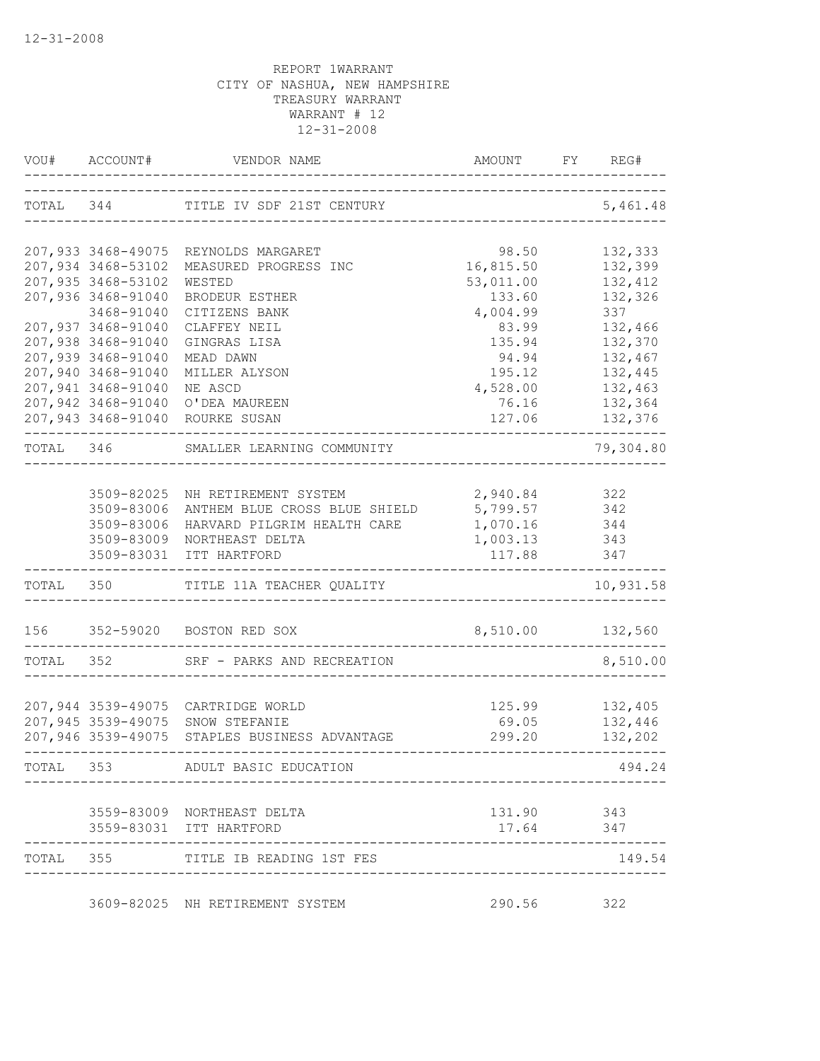12-31-2008

REPORT 1WARRANT
CITY OF NASHUA, NEW HAMPSHIRE
TREASURY WARRANT
WARRANT # 12
12-31-2008

| VOU# | ACCOUNT# | VENDOR NAME | AMOUNT | FY | REG# |
|---|---|---|---|---|---|
| TOTAL | 344 | TITLE IV SDF 21ST CENTURY | | | 5,461.48 |
| 207,933 | 3468-49075 | REYNOLDS MARGARET | 98.50 | | 132,333 |
| 207,934 | 3468-53102 | MEASURED PROGRESS INC | 16,815.50 | | 132,399 |
| 207,935 | 3468-53102 | WESTED | 53,011.00 | | 132,412 |
| 207,936 | 3468-91040 | BRODEUR ESTHER | 133.60 | | 132,326 |
| | 3468-91040 | CITIZENS BANK | 4,004.99 | | 337 |
| 207,937 | 3468-91040 | CLAFFEY NEIL | 83.99 | | 132,466 |
| 207,938 | 3468-91040 | GINGRAS LISA | 135.94 | | 132,370 |
| 207,939 | 3468-91040 | MEAD DAWN | 94.94 | | 132,467 |
| 207,940 | 3468-91040 | MILLER ALYSON | 195.12 | | 132,445 |
| 207,941 | 3468-91040 | NE ASCD | 4,528.00 | | 132,463 |
| 207,942 | 3468-91040 | O'DEA MAUREEN | 76.16 | | 132,364 |
| 207,943 | 3468-91040 | ROURKE SUSAN | 127.06 | | 132,376 |
| TOTAL | 346 | SMALLER LEARNING COMMUNITY | | | 79,304.80 |
| | 3509-82025 | NH RETIREMENT SYSTEM | 2,940.84 | | 322 |
| | 3509-83006 | ANTHEM BLUE CROSS BLUE SHIELD | 5,799.57 | | 342 |
| | 3509-83006 | HARVARD PILGRIM HEALTH CARE | 1,070.16 | | 344 |
| | 3509-83009 | NORTHEAST DELTA | 1,003.13 | | 343 |
| | 3509-83031 | ITT HARTFORD | 117.88 | | 347 |
| TOTAL | 350 | TITLE 11A TEACHER QUALITY | | | 10,931.58 |
| 156 | 352-59020 | BOSTON RED SOX | 8,510.00 | | 132,560 |
| TOTAL | 352 | SRF - PARKS AND RECREATION | | | 8,510.00 |
| 207,944 | 3539-49075 | CARTRIDGE WORLD | 125.99 | | 132,405 |
| 207,945 | 3539-49075 | SNOW STEFANIE | 69.05 | | 132,446 |
| 207,946 | 3539-49075 | STAPLES BUSINESS ADVANTAGE | 299.20 | | 132,202 |
| TOTAL | 353 | ADULT BASIC EDUCATION | | | 494.24 |
| | 3559-83009 | NORTHEAST DELTA | 131.90 | | 343 |
| | 3559-83031 | ITT HARTFORD | 17.64 | | 347 |
| TOTAL | 355 | TITLE IB READING 1ST FES | | | 149.54 |
| | 3609-82025 | NH RETIREMENT SYSTEM | 290.56 | | 322 |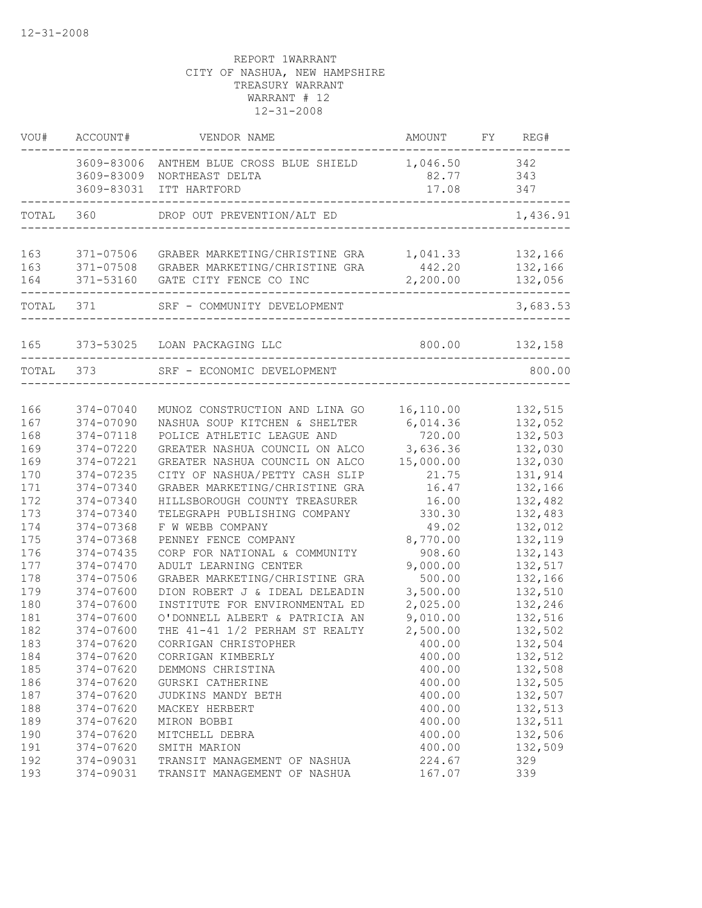REPORT 1WARRANT
CITY OF NASHUA, NEW HAMPSHIRE
TREASURY WARRANT
WARRANT # 12
12-31-2008

| VOU# | ACCOUNT# | VENDOR NAME | AMOUNT | FY | REG# |
|---|---|---|---|---|---|
| | 3609-83006 | ANTHEM BLUE CROSS BLUE SHIELD | 1,046.50 | | 342 |
| | 3609-83009 | NORTHEAST DELTA | 82.77 | | 343 |
| | 3609-83031 | ITT HARTFORD | 17.08 | | 347 |
| TOTAL | 360 | DROP OUT PREVENTION/ALT ED | | | 1,436.91 |
| 163 | 371-07506 | GRABER MARKETING/CHRISTINE GRA | 1,041.33 | | 132,166 |
| 163 | 371-07508 | GRABER MARKETING/CHRISTINE GRA | 442.20 | | 132,166 |
| 164 | 371-53160 | GATE CITY FENCE CO INC | 2,200.00 | | 132,056 |
| TOTAL | 371 | SRF - COMMUNITY DEVELOPMENT | | | 3,683.53 |
| 165 | 373-53025 | LOAN PACKAGING LLC | 800.00 | | 132,158 |
| TOTAL | 373 | SRF - ECONOMIC DEVELOPMENT | | | 800.00 |
| 166 | 374-07040 | MUNOZ CONSTRUCTION AND LINA GO | 16,110.00 | | 132,515 |
| 167 | 374-07090 | NASHUA SOUP KITCHEN & SHELTER | 6,014.36 | | 132,052 |
| 168 | 374-07118 | POLICE ATHLETIC LEAGUE AND | 720.00 | | 132,503 |
| 169 | 374-07220 | GREATER NASHUA COUNCIL ON ALCO | 3,636.36 | | 132,030 |
| 169 | 374-07221 | GREATER NASHUA COUNCIL ON ALCO | 15,000.00 | | 132,030 |
| 170 | 374-07235 | CITY OF NASHUA/PETTY CASH SLIP | 21.75 | | 131,914 |
| 171 | 374-07340 | GRABER MARKETING/CHRISTINE GRA | 16.47 | | 132,166 |
| 172 | 374-07340 | HILLSBOROUGH COUNTY TREASURER | 16.00 | | 132,482 |
| 173 | 374-07340 | TELEGRAPH PUBLISHING COMPANY | 330.30 | | 132,483 |
| 174 | 374-07368 | F W WEBB COMPANY | 49.02 | | 132,012 |
| 175 | 374-07368 | PENNEY FENCE COMPANY | 8,770.00 | | 132,119 |
| 176 | 374-07435 | CORP FOR NATIONAL & COMMUNITY | 908.60 | | 132,143 |
| 177 | 374-07470 | ADULT LEARNING CENTER | 9,000.00 | | 132,517 |
| 178 | 374-07506 | GRABER MARKETING/CHRISTINE GRA | 500.00 | | 132,166 |
| 179 | 374-07600 | DION ROBERT J & IDEAL DELEADIN | 3,500.00 | | 132,510 |
| 180 | 374-07600 | INSTITUTE FOR ENVIRONMENTAL ED | 2,025.00 | | 132,246 |
| 181 | 374-07600 | O'DONNELL ALBERT & PATRICIA AN | 9,010.00 | | 132,516 |
| 182 | 374-07600 | THE 41-41 1/2 PERHAM ST REALTY | 2,500.00 | | 132,502 |
| 183 | 374-07620 | CORRIGAN CHRISTOPHER | 400.00 | | 132,504 |
| 184 | 374-07620 | CORRIGAN KIMBERLY | 400.00 | | 132,512 |
| 185 | 374-07620 | DEMMONS CHRISTINA | 400.00 | | 132,508 |
| 186 | 374-07620 | GURSKI CATHERINE | 400.00 | | 132,505 |
| 187 | 374-07620 | JUDKINS MANDY BETH | 400.00 | | 132,507 |
| 188 | 374-07620 | MACKEY HERBERT | 400.00 | | 132,513 |
| 189 | 374-07620 | MIRON BOBBI | 400.00 | | 132,511 |
| 190 | 374-07620 | MITCHELL DEBRA | 400.00 | | 132,506 |
| 191 | 374-07620 | SMITH MARION | 400.00 | | 132,509 |
| 192 | 374-09031 | TRANSIT MANAGEMENT OF NASHUA | 224.67 | | 329 |
| 193 | 374-09031 | TRANSIT MANAGEMENT OF NASHUA | 167.07 | | 339 |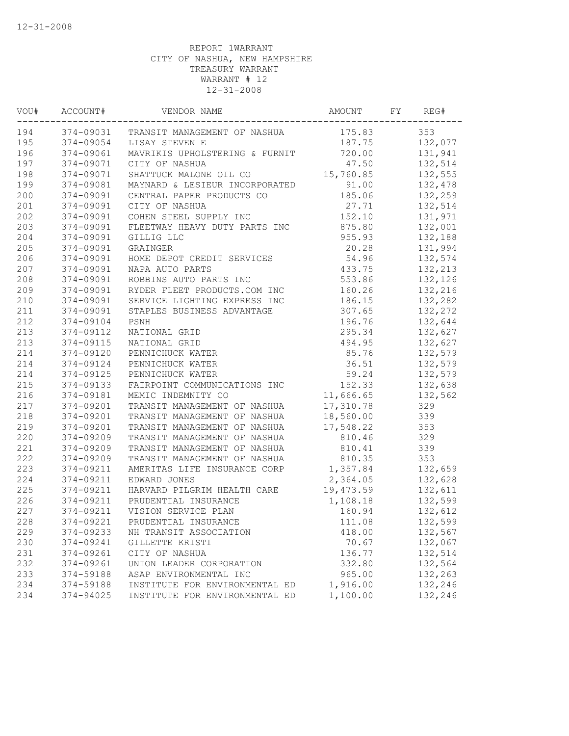REPORT 1WARRANT
CITY OF NASHUA, NEW HAMPSHIRE
TREASURY WARRANT
WARRANT # 12
12-31-2008

| VOU# | ACCOUNT# | VENDOR NAME | AMOUNT | FY | REG# |
|---|---|---|---|---|---|
| 194 | 374-09031 | TRANSIT MANAGEMENT OF NASHUA | 175.83 | | 353 |
| 195 | 374-09054 | LISAY STEVEN E | 187.75 | | 132,077 |
| 196 | 374-09061 | MAVRIKIS UPHOLSTERING & FURNIT | 720.00 | | 131,941 |
| 197 | 374-09071 | CITY OF NASHUA | 47.50 | | 132,514 |
| 198 | 374-09071 | SHATTUCK MALONE OIL CO | 15,760.85 | | 132,555 |
| 199 | 374-09081 | MAYNARD & LESIEUR INCORPORATED | 91.00 | | 132,478 |
| 200 | 374-09091 | CENTRAL PAPER PRODUCTS CO | 185.06 | | 132,259 |
| 201 | 374-09091 | CITY OF NASHUA | 27.71 | | 132,514 |
| 202 | 374-09091 | COHEN STEEL SUPPLY INC | 152.10 | | 131,971 |
| 203 | 374-09091 | FLEETWAY HEAVY DUTY PARTS INC | 875.80 | | 132,001 |
| 204 | 374-09091 | GILLIG LLC | 955.93 | | 132,188 |
| 205 | 374-09091 | GRAINGER | 20.28 | | 131,994 |
| 206 | 374-09091 | HOME DEPOT CREDIT SERVICES | 54.96 | | 132,574 |
| 207 | 374-09091 | NAPA AUTO PARTS | 433.75 | | 132,213 |
| 208 | 374-09091 | ROBBINS AUTO PARTS INC | 553.86 | | 132,126 |
| 209 | 374-09091 | RYDER FLEET PRODUCTS.COM INC | 160.26 | | 132,216 |
| 210 | 374-09091 | SERVICE LIGHTING EXPRESS INC | 186.15 | | 132,282 |
| 211 | 374-09091 | STAPLES BUSINESS ADVANTAGE | 307.65 | | 132,272 |
| 212 | 374-09104 | PSNH | 196.76 | | 132,644 |
| 213 | 374-09112 | NATIONAL GRID | 295.34 | | 132,627 |
| 213 | 374-09115 | NATIONAL GRID | 494.95 | | 132,627 |
| 214 | 374-09120 | PENNICHUCK WATER | 85.76 | | 132,579 |
| 214 | 374-09124 | PENNICHUCK WATER | 36.51 | | 132,579 |
| 214 | 374-09125 | PENNICHUCK WATER | 59.24 | | 132,579 |
| 215 | 374-09133 | FAIRPOINT COMMUNICATIONS INC | 152.33 | | 132,638 |
| 216 | 374-09181 | MEMIC INDEMNITY CO | 11,666.65 | | 132,562 |
| 217 | 374-09201 | TRANSIT MANAGEMENT OF NASHUA | 17,310.78 | | 329 |
| 218 | 374-09201 | TRANSIT MANAGEMENT OF NASHUA | 18,560.00 | | 339 |
| 219 | 374-09201 | TRANSIT MANAGEMENT OF NASHUA | 17,548.22 | | 353 |
| 220 | 374-09209 | TRANSIT MANAGEMENT OF NASHUA | 810.46 | | 329 |
| 221 | 374-09209 | TRANSIT MANAGEMENT OF NASHUA | 810.41 | | 339 |
| 222 | 374-09209 | TRANSIT MANAGEMENT OF NASHUA | 810.35 | | 353 |
| 223 | 374-09211 | AMERITAS LIFE INSURANCE CORP | 1,357.84 | | 132,659 |
| 224 | 374-09211 | EDWARD JONES | 2,364.05 | | 132,628 |
| 225 | 374-09211 | HARVARD PILGRIM HEALTH CARE | 19,473.59 | | 132,611 |
| 226 | 374-09211 | PRUDENTIAL INSURANCE | 1,108.18 | | 132,599 |
| 227 | 374-09211 | VISION SERVICE PLAN | 160.94 | | 132,612 |
| 228 | 374-09221 | PRUDENTIAL INSURANCE | 111.08 | | 132,599 |
| 229 | 374-09233 | NH TRANSIT ASSOCIATION | 418.00 | | 132,567 |
| 230 | 374-09241 | GILLETTE KRISTI | 70.67 | | 132,067 |
| 231 | 374-09261 | CITY OF NASHUA | 136.77 | | 132,514 |
| 232 | 374-09261 | UNION LEADER CORPORATION | 332.80 | | 132,564 |
| 233 | 374-59188 | ASAP ENVIRONMENTAL INC | 965.00 | | 132,263 |
| 234 | 374-59188 | INSTITUTE FOR ENVIRONMENTAL ED | 1,916.00 | | 132,246 |
| 234 | 374-94025 | INSTITUTE FOR ENVIRONMENTAL ED | 1,100.00 | | 132,246 |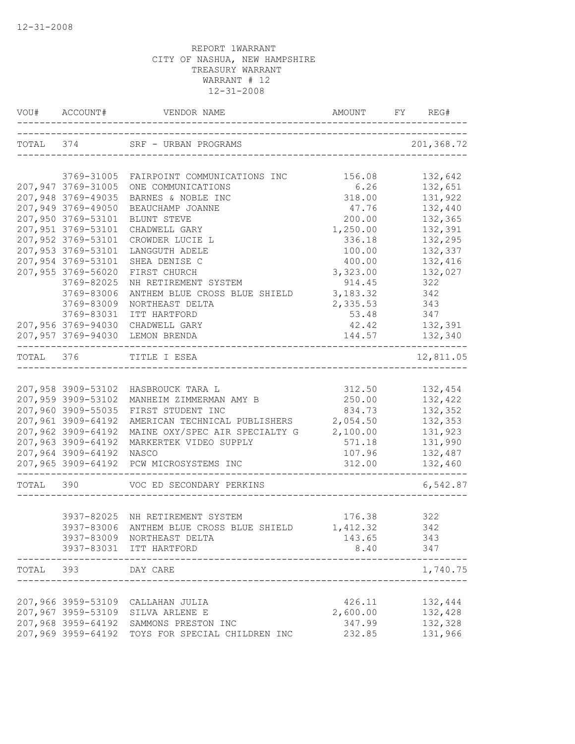12-31-2008

REPORT 1WARRANT
CITY OF NASHUA, NEW HAMPSHIRE
TREASURY WARRANT
WARRANT # 12
12-31-2008

| VOU# | ACCOUNT# | VENDOR NAME | AMOUNT | FY | REG# |
|---|---|---|---|---|---|
| TOTAL | 374 | SRF - URBAN PROGRAMS | | | 201,368.72 |
| | 3769-31005 | FAIRPOINT COMMUNICATIONS INC | 156.08 | | 132,642 |
| 207,947 | 3769-31005 | ONE COMMUNICATIONS | 6.26 | | 132,651 |
| 207,948 | 3769-49035 | BARNES & NOBLE INC | 318.00 | | 131,922 |
| 207,949 | 3769-49050 | BEAUCHAMP JOANNE | 47.76 | | 132,440 |
| 207,950 | 3769-53101 | BLUNT STEVE | 200.00 | | 132,365 |
| 207,951 | 3769-53101 | CHADWELL GARY | 1,250.00 | | 132,391 |
| 207,952 | 3769-53101 | CROWDER LUCIE L | 336.18 | | 132,295 |
| 207,953 | 3769-53101 | LANGGUTH ADELE | 100.00 | | 132,337 |
| 207,954 | 3769-53101 | SHEA DENISE C | 400.00 | | 132,416 |
| 207,955 | 3769-56020 | FIRST CHURCH | 3,323.00 | | 132,027 |
| | 3769-82025 | NH RETIREMENT SYSTEM | 914.45 | | 322 |
| | 3769-83006 | ANTHEM BLUE CROSS BLUE SHIELD | 3,183.32 | | 342 |
| | 3769-83009 | NORTHEAST DELTA | 2,335.53 | | 343 |
| | 3769-83031 | ITT HARTFORD | 53.48 | | 347 |
| 207,956 | 3769-94030 | CHADWELL GARY | 42.42 | | 132,391 |
| 207,957 | 3769-94030 | LEMON BRENDA | 144.57 | | 132,340 |
| TOTAL | 376 | TITLE I ESEA | | | 12,811.05 |
| 207,958 | 3909-53102 | HASBROUCK TARA L | 312.50 | | 132,454 |
| 207,959 | 3909-53102 | MANHEIM ZIMMERMAN AMY B | 250.00 | | 132,422 |
| 207,960 | 3909-55035 | FIRST STUDENT INC | 834.73 | | 132,352 |
| 207,961 | 3909-64192 | AMERICAN TECHNICAL PUBLISHERS | 2,054.50 | | 132,353 |
| 207,962 | 3909-64192 | MAINE OXY/SPEC AIR SPECIALTY G | 2,100.00 | | 131,923 |
| 207,963 | 3909-64192 | MARKERTEK VIDEO SUPPLY | 571.18 | | 131,990 |
| 207,964 | 3909-64192 | NASCO | 107.96 | | 132,487 |
| 207,965 | 3909-64192 | PCW MICROSYSTEMS INC | 312.00 | | 132,460 |
| TOTAL | 390 | VOC ED SECONDARY PERKINS | | | 6,542.87 |
| | 3937-82025 | NH RETIREMENT SYSTEM | 176.38 | | 322 |
| | 3937-83006 | ANTHEM BLUE CROSS BLUE SHIELD | 1,412.32 | | 342 |
| | 3937-83009 | NORTHEAST DELTA | 143.65 | | 343 |
| | 3937-83031 | ITT HARTFORD | 8.40 | | 347 |
| TOTAL | 393 | DAY CARE | | | 1,740.75 |
| 207,966 | 3959-53109 | CALLAHAN JULIA | 426.11 | | 132,444 |
| 207,967 | 3959-53109 | SILVA ARLENE E | 2,600.00 | | 132,428 |
| 207,968 | 3959-64192 | SAMMONS PRESTON INC | 347.99 | | 132,328 |
| 207,969 | 3959-64192 | TOYS FOR SPECIAL CHILDREN INC | 232.85 | | 131,966 |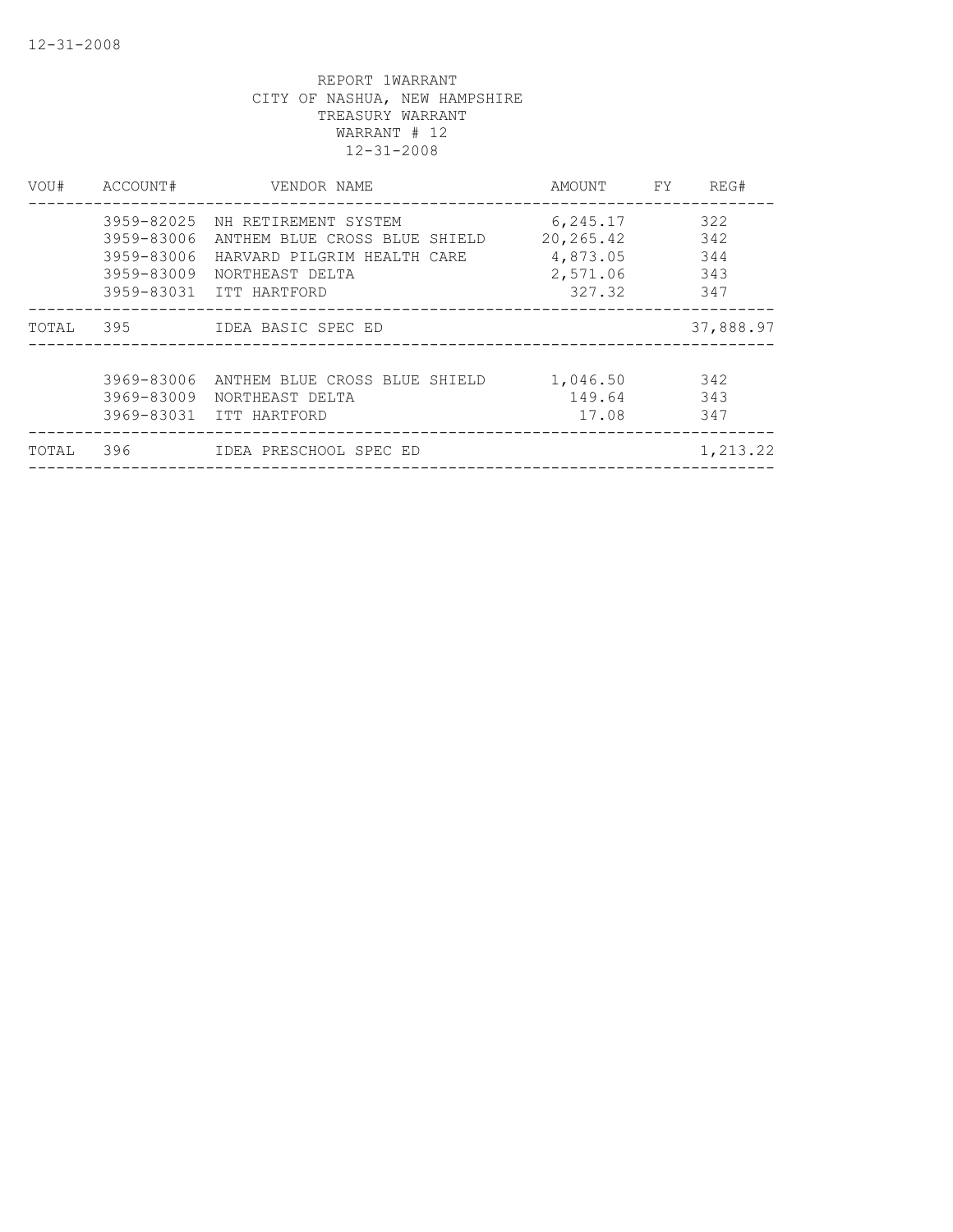REPORT 1WARRANT
CITY OF NASHUA, NEW HAMPSHIRE
TREASURY WARRANT
WARRANT # 12
12-31-2008

| VOU# | ACCOUNT# | VENDOR NAME | AMOUNT | FY | REG# |
|---|---|---|---|---|---|
| | 3959-82025 | NH RETIREMENT SYSTEM | 6,245.17 | | 322 |
| | 3959-83006 | ANTHEM BLUE CROSS BLUE SHIELD | 20,265.42 | | 342 |
| | 3959-83006 | HARVARD PILGRIM HEALTH CARE | 4,873.05 | | 344 |
| | 3959-83009 | NORTHEAST DELTA | 2,571.06 | | 343 |
| | 3959-83031 | ITT HARTFORD | 327.32 | | 347 |
| TOTAL | 395 | IDEA BASIC SPEC ED | | | 37,888.97 |
| | 3969-83006 | ANTHEM BLUE CROSS BLUE SHIELD | 1,046.50 | | 342 |
| | 3969-83009 | NORTHEAST DELTA | 149.64 | | 343 |
| | 3969-83031 | ITT HARTFORD | 17.08 | | 347 |
| TOTAL | 396 | IDEA PRESCHOOL SPEC ED | | | 1,213.22 |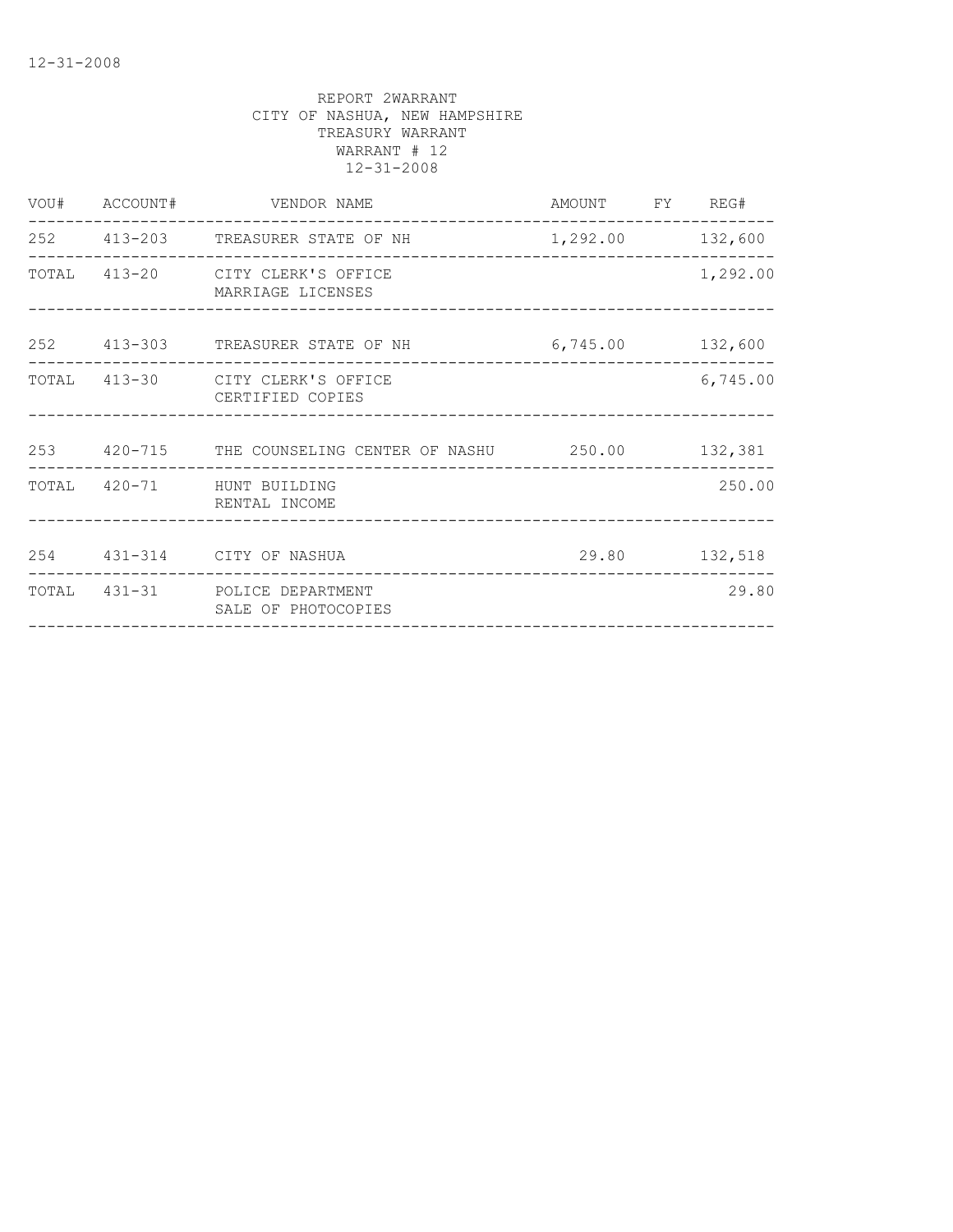REPORT 2WARRANT
CITY OF NASHUA, NEW HAMPSHIRE
TREASURY WARRANT
WARRANT # 12
12-31-2008

| VOU# | ACCOUNT# | VENDOR NAME | AMOUNT | FY | REG# |
|---|---|---|---|---|---|
| 252 | 413-203 | TREASURER STATE OF NH | 1,292.00 | | 132,600 |
| TOTAL | 413-20 | CITY CLERK'S OFFICE<br>MARRIAGE LICENSES | | | 1,292.00 |
| 252 | 413-303 | TREASURER STATE OF NH | 6,745.00 | | 132,600 |
| TOTAL | 413-30 | CITY CLERK'S OFFICE<br>CERTIFIED COPIES | | | 6,745.00 |
| 253 | 420-715 | THE COUNSELING CENTER OF NASHU | 250.00 | | 132,381 |
| TOTAL | 420-71 | HUNT BUILDING<br>RENTAL INCOME | | | 250.00 |
| 254 | 431-314 | CITY OF NASHUA | 29.80 | | 132,518 |
| TOTAL | 431-31 | POLICE DEPARTMENT<br>SALE OF PHOTOCOPIES | | | 29.80 |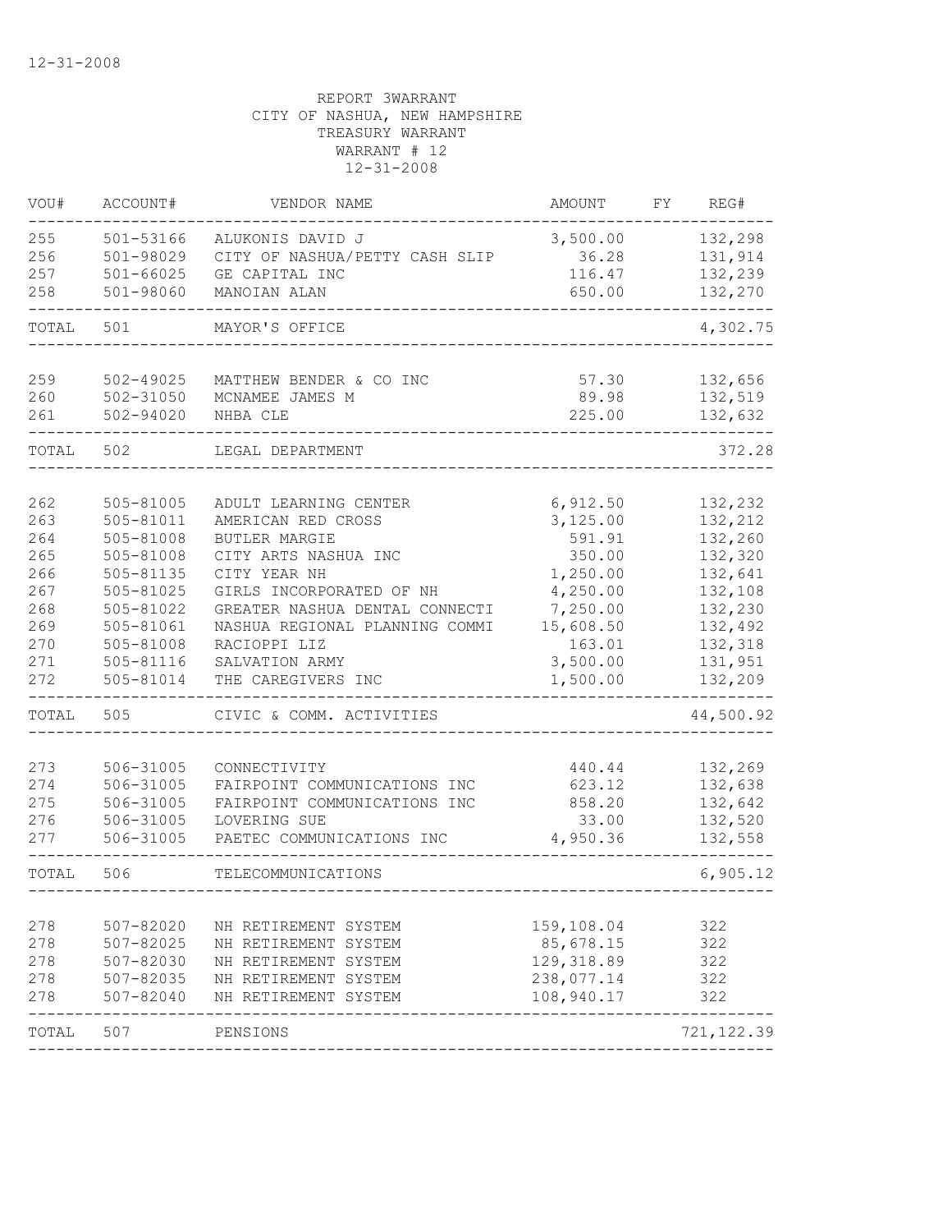12-31-2008

REPORT 3WARRANT
CITY OF NASHUA, NEW HAMPSHIRE
TREASURY WARRANT
WARRANT # 12
12-31-2008

| VOU# | ACCOUNT# | VENDOR NAME | AMOUNT | FY | REG# |
|---|---|---|---|---|---|
| 255 | 501-53166 | ALUKONIS DAVID J | 3,500.00 | | 132,298 |
| 256 | 501-98029 | CITY OF NASHUA/PETTY CASH SLIP | 36.28 | | 131,914 |
| 257 | 501-66025 | GE CAPITAL INC | 116.47 | | 132,239 |
| 258 | 501-98060 | MANOIAN ALAN | 650.00 | | 132,270 |
| TOTAL | 501 | MAYOR'S OFFICE | | | 4,302.75 |
| 259 | 502-49025 | MATTHEW BENDER & CO INC | 57.30 | | 132,656 |
| 260 | 502-31050 | MCNAMEE JAMES M | 89.98 | | 132,519 |
| 261 | 502-94020 | NHBA CLE | 225.00 | | 132,632 |
| TOTAL | 502 | LEGAL DEPARTMENT | | | 372.28 |
| 262 | 505-81005 | ADULT LEARNING CENTER | 6,912.50 | | 132,232 |
| 263 | 505-81011 | AMERICAN RED CROSS | 3,125.00 | | 132,212 |
| 264 | 505-81008 | BUTLER MARGIE | 591.91 | | 132,260 |
| 265 | 505-81008 | CITY ARTS NASHUA INC | 350.00 | | 132,320 |
| 266 | 505-81135 | CITY YEAR NH | 1,250.00 | | 132,641 |
| 267 | 505-81025 | GIRLS INCORPORATED OF NH | 4,250.00 | | 132,108 |
| 268 | 505-81022 | GREATER NASHUA DENTAL CONNECTI | 7,250.00 | | 132,230 |
| 269 | 505-81061 | NASHUA REGIONAL PLANNING COMMI | 15,608.50 | | 132,492 |
| 270 | 505-81008 | RACIOPPI LIZ | 163.01 | | 132,318 |
| 271 | 505-81116 | SALVATION ARMY | 3,500.00 | | 131,951 |
| 272 | 505-81014 | THE CAREGIVERS INC | 1,500.00 | | 132,209 |
| TOTAL | 505 | CIVIC & COMM. ACTIVITIES | | | 44,500.92 |
| 273 | 506-31005 | CONNECTIVITY | 440.44 | | 132,269 |
| 274 | 506-31005 | FAIRPOINT COMMUNICATIONS INC | 623.12 | | 132,638 |
| 275 | 506-31005 | FAIRPOINT COMMUNICATIONS INC | 858.20 | | 132,642 |
| 276 | 506-31005 | LOVERING SUE | 33.00 | | 132,520 |
| 277 | 506-31005 | PAETEC COMMUNICATIONS INC | 4,950.36 | | 132,558 |
| TOTAL | 506 | TELECOMMUNICATIONS | | | 6,905.12 |
| 278 | 507-82020 | NH RETIREMENT SYSTEM | 159,108.04 | | 322 |
| 278 | 507-82025 | NH RETIREMENT SYSTEM | 85,678.15 | | 322 |
| 278 | 507-82030 | NH RETIREMENT SYSTEM | 129,318.89 | | 322 |
| 278 | 507-82035 | NH RETIREMENT SYSTEM | 238,077.14 | | 322 |
| 278 | 507-82040 | NH RETIREMENT SYSTEM | 108,940.17 | | 322 |
| TOTAL | 507 | PENSIONS | | | 721,122.39 |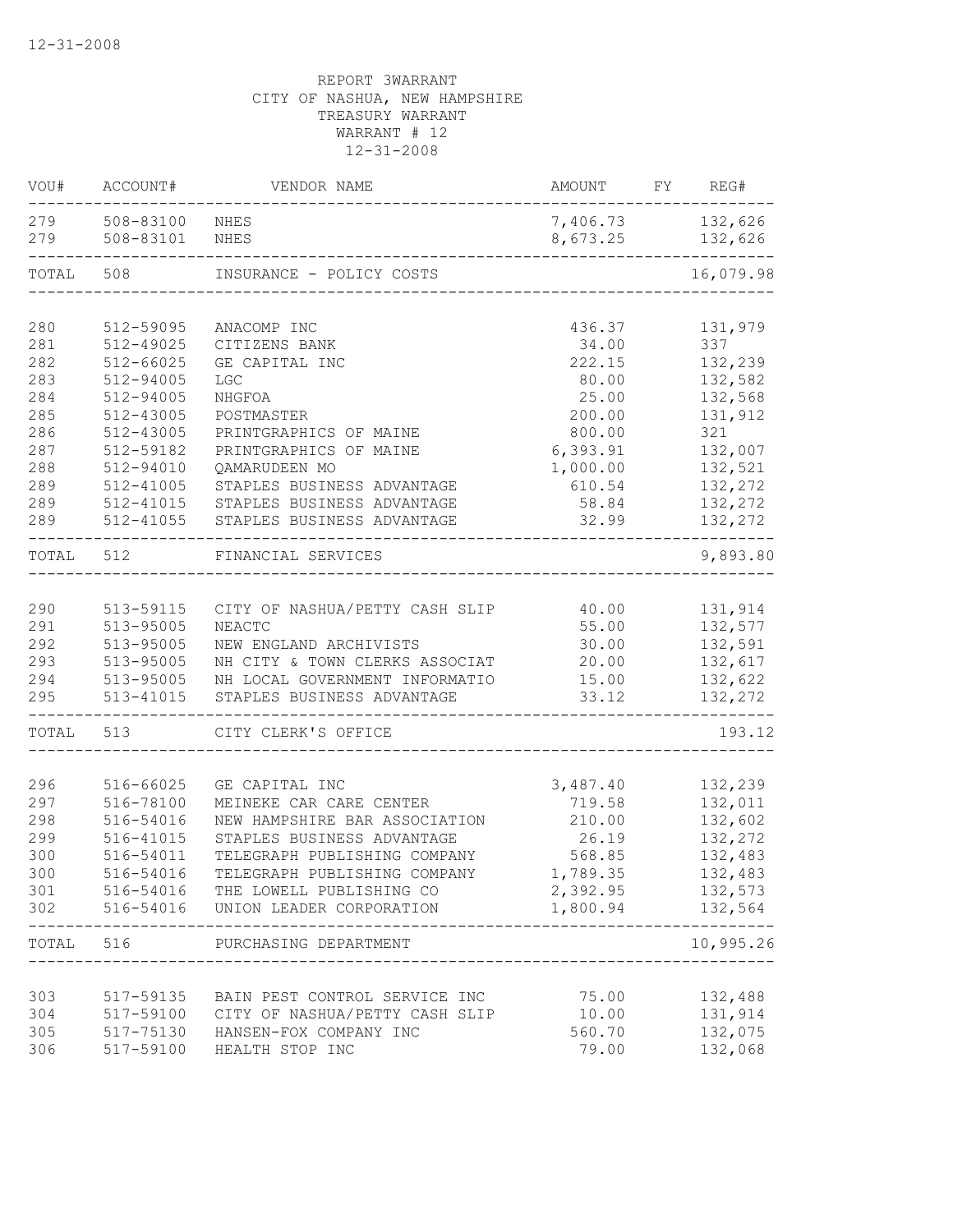12-31-2008

REPORT 3WARRANT
CITY OF NASHUA, NEW HAMPSHIRE
TREASURY WARRANT
WARRANT # 12
12-31-2008

| VOU# | ACCOUNT# | VENDOR NAME | AMOUNT | FY | REG# |
|---|---|---|---|---|---|
| 279 | 508-83100 | NHES | 7,406.73 | | 132,626 |
| 279 | 508-83101 | NHES | 8,673.25 | | 132,626 |
| TOTAL | 508 | INSURANCE - POLICY COSTS | | | 16,079.98 |
| 280 | 512-59095 | ANACOMP INC | 436.37 | | 131,979 |
| 281 | 512-49025 | CITIZENS BANK | 34.00 | | 337 |
| 282 | 512-66025 | GE CAPITAL INC | 222.15 | | 132,239 |
| 283 | 512-94005 | LGC | 80.00 | | 132,582 |
| 284 | 512-94005 | NHGFOA | 25.00 | | 132,568 |
| 285 | 512-43005 | POSTMASTER | 200.00 | | 131,912 |
| 286 | 512-43005 | PRINTGRAPHICS OF MAINE | 800.00 | | 321 |
| 287 | 512-59182 | PRINTGRAPHICS OF MAINE | 6,393.91 | | 132,007 |
| 288 | 512-94010 | QAMARUDEEN MO | 1,000.00 | | 132,521 |
| 289 | 512-41005 | STAPLES BUSINESS ADVANTAGE | 610.54 | | 132,272 |
| 289 | 512-41015 | STAPLES BUSINESS ADVANTAGE | 58.84 | | 132,272 |
| 289 | 512-41055 | STAPLES BUSINESS ADVANTAGE | 32.99 | | 132,272 |
| TOTAL | 512 | FINANCIAL SERVICES | | | 9,893.80 |
| 290 | 513-59115 | CITY OF NASHUA/PETTY CASH SLIP | 40.00 | | 131,914 |
| 291 | 513-95005 | NEACTC | 55.00 | | 132,577 |
| 292 | 513-95005 | NEW ENGLAND ARCHIVISTS | 30.00 | | 132,591 |
| 293 | 513-95005 | NH CITY & TOWN CLERKS ASSOCIAT | 20.00 | | 132,617 |
| 294 | 513-95005 | NH LOCAL GOVERNMENT INFORMATIO | 15.00 | | 132,622 |
| 295 | 513-41015 | STAPLES BUSINESS ADVANTAGE | 33.12 | | 132,272 |
| TOTAL | 513 | CITY CLERK'S OFFICE | | | 193.12 |
| 296 | 516-66025 | GE CAPITAL INC | 3,487.40 | | 132,239 |
| 297 | 516-78100 | MEINEKE CAR CARE CENTER | 719.58 | | 132,011 |
| 298 | 516-54016 | NEW HAMPSHIRE BAR ASSOCIATION | 210.00 | | 132,602 |
| 299 | 516-41015 | STAPLES BUSINESS ADVANTAGE | 26.19 | | 132,272 |
| 300 | 516-54011 | TELEGRAPH PUBLISHING COMPANY | 568.85 | | 132,483 |
| 300 | 516-54016 | TELEGRAPH PUBLISHING COMPANY | 1,789.35 | | 132,483 |
| 301 | 516-54016 | THE LOWELL PUBLISHING CO | 2,392.95 | | 132,573 |
| 302 | 516-54016 | UNION LEADER CORPORATION | 1,800.94 | | 132,564 |
| TOTAL | 516 | PURCHASING DEPARTMENT | | | 10,995.26 |
| 303 | 517-59135 | BAIN PEST CONTROL SERVICE INC | 75.00 | | 132,488 |
| 304 | 517-59100 | CITY OF NASHUA/PETTY CASH SLIP | 10.00 | | 131,914 |
| 305 | 517-75130 | HANSEN-FOX COMPANY INC | 560.70 | | 132,075 |
| 306 | 517-59100 | HEALTH STOP INC | 79.00 | | 132,068 |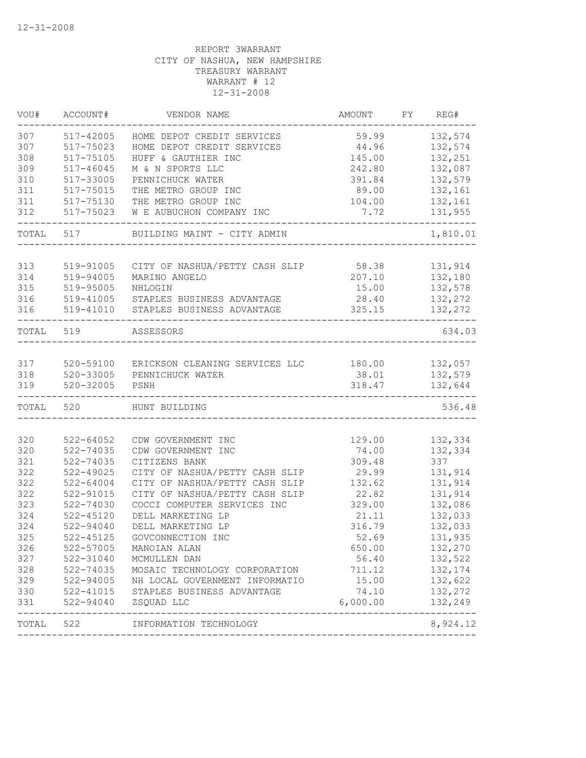REPORT 3WARRANT
CITY OF NASHUA, NEW HAMPSHIRE
TREASURY WARRANT
WARRANT # 12
12-31-2008

| VOU# | ACCOUNT# | VENDOR NAME | AMOUNT | FY | REG# |
|---|---|---|---|---|---|
| 307 | 517-42005 | HOME DEPOT CREDIT SERVICES | 59.99 | | 132,574 |
| 307 | 517-75023 | HOME DEPOT CREDIT SERVICES | 44.96 | | 132,574 |
| 308 | 517-75105 | HUFF & GAUTHIER INC | 145.00 | | 132,251 |
| 309 | 517-46045 | M & N SPORTS LLC | 242.80 | | 132,087 |
| 310 | 517-33005 | PENNICHUCK WATER | 391.84 | | 132,579 |
| 311 | 517-75015 | THE METRO GROUP INC | 89.00 | | 132,161 |
| 311 | 517-75130 | THE METRO GROUP INC | 104.00 | | 132,161 |
| 312 | 517-75023 | W E AUBUCHON COMPANY INC | 7.72 | | 131,955 |
| TOTAL | 517 | BUILDING MAINT - CITY ADMIN | | | 1,810.01 |
| 313 | 519-91005 | CITY OF NASHUA/PETTY CASH SLIP | 58.38 | | 131,914 |
| 314 | 519-94005 | MARINO ANGELO | 207.10 | | 132,180 |
| 315 | 519-95005 | NHLOGIN | 15.00 | | 132,578 |
| 316 | 519-41005 | STAPLES BUSINESS ADVANTAGE | 28.40 | | 132,272 |
| 316 | 519-41010 | STAPLES BUSINESS ADVANTAGE | 325.15 | | 132,272 |
| TOTAL | 519 | ASSESSORS | | | 634.03 |
| 317 | 520-59100 | ERICKSON CLEANING SERVICES LLC | 180.00 | | 132,057 |
| 318 | 520-33005 | PENNICHUCK WATER | 38.01 | | 132,579 |
| 319 | 520-32005 | PSNH | 318.47 | | 132,644 |
| TOTAL | 520 | HUNT BUILDING | | | 536.48 |
| 320 | 522-64052 | CDW GOVERNMENT INC | 129.00 | | 132,334 |
| 320 | 522-74035 | CDW GOVERNMENT INC | 74.00 | | 132,334 |
| 321 | 522-74035 | CITIZENS BANK | 309.48 | | 337 |
| 322 | 522-49025 | CITY OF NASHUA/PETTY CASH SLIP | 29.99 | | 131,914 |
| 322 | 522-64004 | CITY OF NASHUA/PETTY CASH SLIP | 132.62 | | 131,914 |
| 322 | 522-91015 | CITY OF NASHUA/PETTY CASH SLIP | 22.82 | | 131,914 |
| 323 | 522-74030 | COCCI COMPUTER SERVICES INC | 329.00 | | 132,086 |
| 324 | 522-45120 | DELL MARKETING LP | 21.11 | | 132,033 |
| 324 | 522-94040 | DELL MARKETING LP | 316.79 | | 132,033 |
| 325 | 522-45125 | GOVCONNECTION INC | 52.69 | | 131,935 |
| 326 | 522-57005 | MANOIAN ALAN | 650.00 | | 132,270 |
| 327 | 522-31040 | MCMULLEN DAN | 56.40 | | 132,522 |
| 328 | 522-74035 | MOSAIC TECHNOLOGY CORPORATION | 711.12 | | 132,174 |
| 329 | 522-94005 | NH LOCAL GOVERNMENT INFORMATIO | 15.00 | | 132,622 |
| 330 | 522-41015 | STAPLES BUSINESS ADVANTAGE | 74.10 | | 132,272 |
| 331 | 522-94040 | ZSQUAD LLC | 6,000.00 | | 132,249 |
| TOTAL | 522 | INFORMATION TECHNOLOGY | | | 8,924.12 |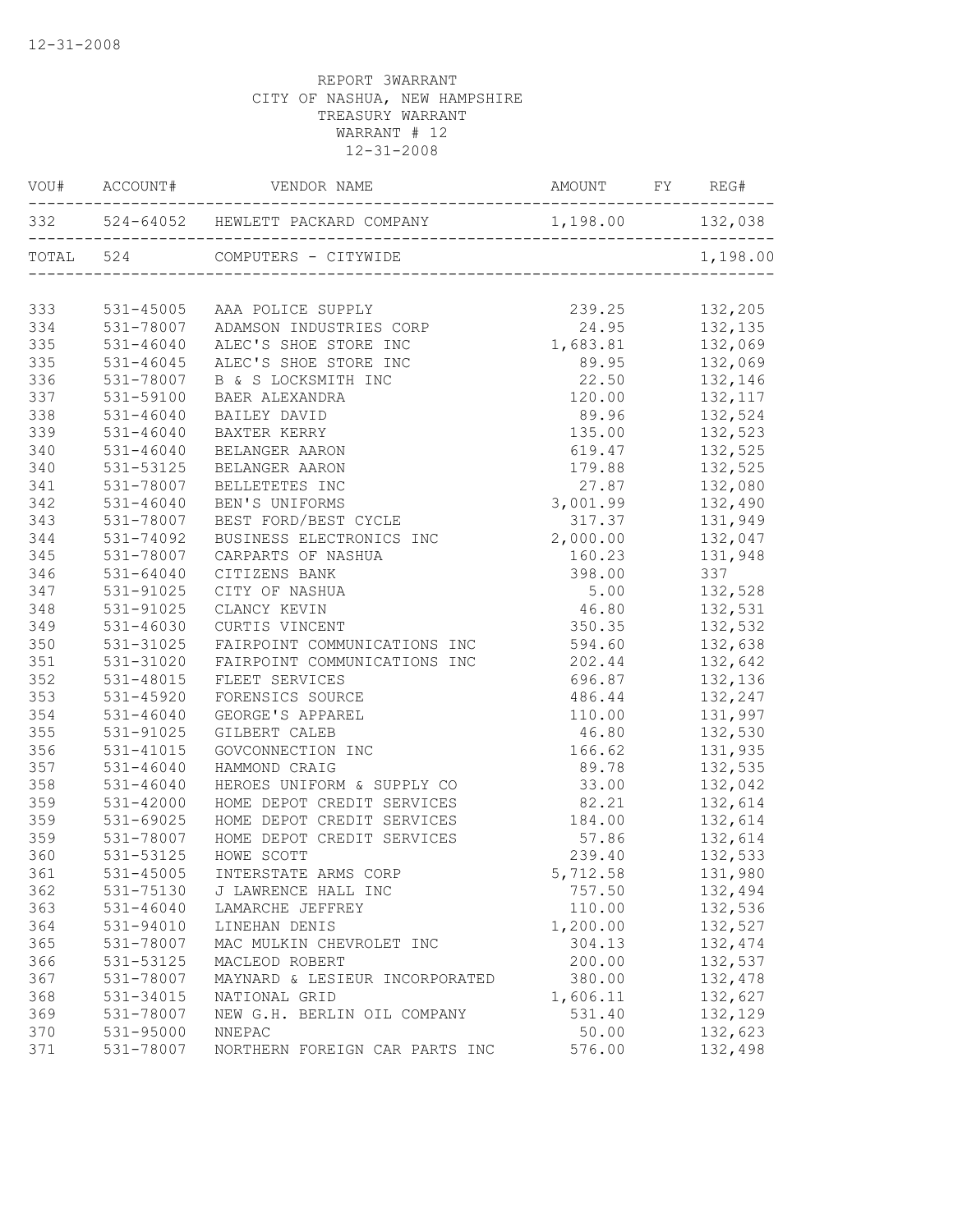12-31-2008

REPORT 3WARRANT
CITY OF NASHUA, NEW HAMPSHIRE
TREASURY WARRANT
WARRANT # 12
12-31-2008

| VOU# | ACCOUNT# | VENDOR NAME | AMOUNT | FY | REG# |
|---|---|---|---|---|---|
| 332 | 524-64052 | HEWLETT PACKARD COMPANY | 1,198.00 | | 132,038 |
| TOTAL | 524 | COMPUTERS - CITYWIDE | | | 1,198.00 |
| 333 | 531-45005 | AAA POLICE SUPPLY | 239.25 | | 132,205 |
| 334 | 531-78007 | ADAMSON INDUSTRIES CORP | 24.95 | | 132,135 |
| 335 | 531-46040 | ALEC'S SHOE STORE INC | 1,683.81 | | 132,069 |
| 335 | 531-46045 | ALEC'S SHOE STORE INC | 89.95 | | 132,069 |
| 336 | 531-78007 | B & S LOCKSMITH INC | 22.50 | | 132,146 |
| 337 | 531-59100 | BAER ALEXANDRA | 120.00 | | 132,117 |
| 338 | 531-46040 | BAILEY DAVID | 89.96 | | 132,524 |
| 339 | 531-46040 | BAXTER KERRY | 135.00 | | 132,523 |
| 340 | 531-46040 | BELANGER AARON | 619.47 | | 132,525 |
| 340 | 531-53125 | BELANGER AARON | 179.88 | | 132,525 |
| 341 | 531-78007 | BELLETETES INC | 27.87 | | 132,080 |
| 342 | 531-46040 | BEN'S UNIFORMS | 3,001.99 | | 132,490 |
| 343 | 531-78007 | BEST FORD/BEST CYCLE | 317.37 | | 131,949 |
| 344 | 531-74092 | BUSINESS ELECTRONICS INC | 2,000.00 | | 132,047 |
| 345 | 531-78007 | CARPARTS OF NASHUA | 160.23 | | 131,948 |
| 346 | 531-64040 | CITIZENS BANK | 398.00 | | 337 |
| 347 | 531-91025 | CITY OF NASHUA | 5.00 | | 132,528 |
| 348 | 531-91025 | CLANCY KEVIN | 46.80 | | 132,531 |
| 349 | 531-46030 | CURTIS VINCENT | 350.35 | | 132,532 |
| 350 | 531-31025 | FAIRPOINT COMMUNICATIONS INC | 594.60 | | 132,638 |
| 351 | 531-31020 | FAIRPOINT COMMUNICATIONS INC | 202.44 | | 132,642 |
| 352 | 531-48015 | FLEET SERVICES | 696.87 | | 132,136 |
| 353 | 531-45920 | FORENSICS SOURCE | 486.44 | | 132,247 |
| 354 | 531-46040 | GEORGE'S APPAREL | 110.00 | | 131,997 |
| 355 | 531-91025 | GILBERT CALEB | 46.80 | | 132,530 |
| 356 | 531-41015 | GOVCONNECTION INC | 166.62 | | 131,935 |
| 357 | 531-46040 | HAMMOND CRAIG | 89.78 | | 132,535 |
| 358 | 531-46040 | HEROES UNIFORM & SUPPLY CO | 33.00 | | 132,042 |
| 359 | 531-42000 | HOME DEPOT CREDIT SERVICES | 82.21 | | 132,614 |
| 359 | 531-69025 | HOME DEPOT CREDIT SERVICES | 184.00 | | 132,614 |
| 359 | 531-78007 | HOME DEPOT CREDIT SERVICES | 57.86 | | 132,614 |
| 360 | 531-53125 | HOWE SCOTT | 239.40 | | 132,533 |
| 361 | 531-45005 | INTERSTATE ARMS CORP | 5,712.58 | | 131,980 |
| 362 | 531-75130 | J LAWRENCE HALL INC | 757.50 | | 132,494 |
| 363 | 531-46040 | LAMARCHE JEFFREY | 110.00 | | 132,536 |
| 364 | 531-94010 | LINEHAN DENIS | 1,200.00 | | 132,527 |
| 365 | 531-78007 | MAC MULKIN CHEVROLET INC | 304.13 | | 132,474 |
| 366 | 531-53125 | MACLEOD ROBERT | 200.00 | | 132,537 |
| 367 | 531-78007 | MAYNARD & LESIEUR INCORPORATED | 380.00 | | 132,478 |
| 368 | 531-34015 | NATIONAL GRID | 1,606.11 | | 132,627 |
| 369 | 531-78007 | NEW G.H. BERLIN OIL COMPANY | 531.40 | | 132,129 |
| 370 | 531-95000 | NNEPAC | 50.00 | | 132,623 |
| 371 | 531-78007 | NORTHERN FOREIGN CAR PARTS INC | 576.00 | | 132,498 |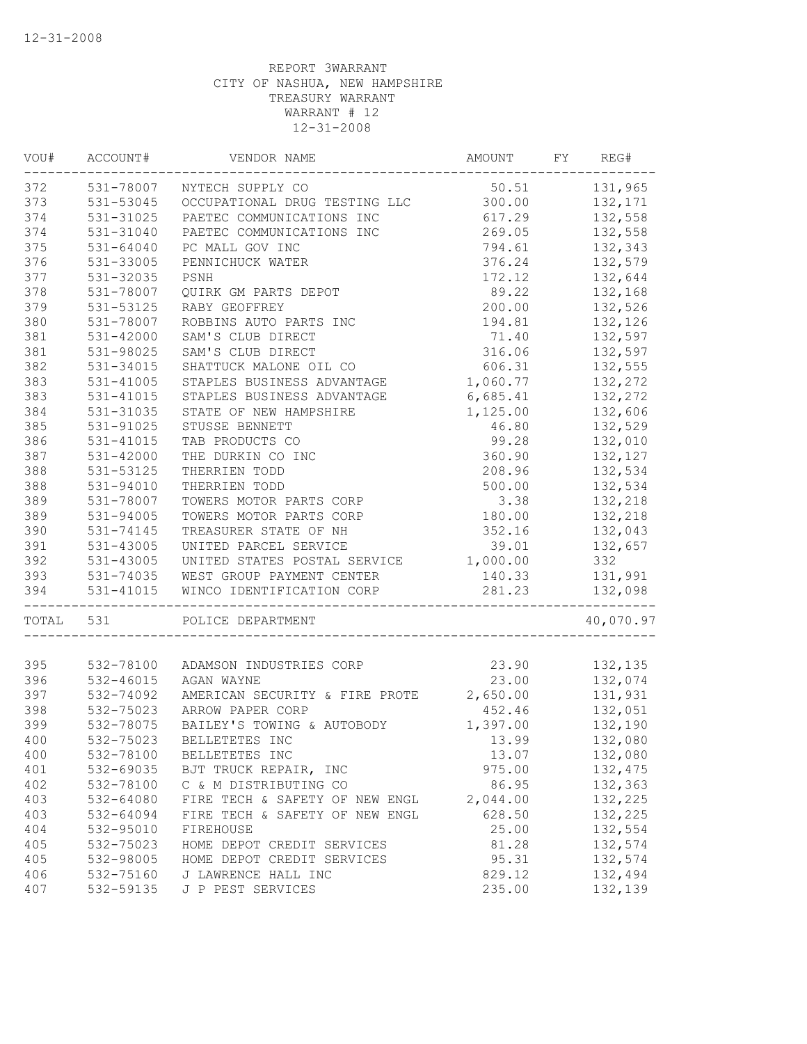12-31-2008

REPORT 3WARRANT
CITY OF NASHUA, NEW HAMPSHIRE
TREASURY WARRANT
WARRANT # 12
12-31-2008

| VOU# | ACCOUNT# | VENDOR NAME | AMOUNT | FY | REG# |
|---|---|---|---|---|---|
| 372 | 531-78007 | NYTECH SUPPLY CO | 50.51 | | 131,965 |
| 373 | 531-53045 | OCCUPATIONAL DRUG TESTING LLC | 300.00 | | 132,171 |
| 374 | 531-31025 | PAETEC COMMUNICATIONS INC | 617.29 | | 132,558 |
| 374 | 531-31040 | PAETEC COMMUNICATIONS INC | 269.05 | | 132,558 |
| 375 | 531-64040 | PC MALL GOV INC | 794.61 | | 132,343 |
| 376 | 531-33005 | PENNICHUCK WATER | 376.24 | | 132,579 |
| 377 | 531-32035 | PSNH | 172.12 | | 132,644 |
| 378 | 531-78007 | QUIRK GM PARTS DEPOT | 89.22 | | 132,168 |
| 379 | 531-53125 | RABY GEOFFREY | 200.00 | | 132,526 |
| 380 | 531-78007 | ROBBINS AUTO PARTS INC | 194.81 | | 132,126 |
| 381 | 531-42000 | SAM'S CLUB DIRECT | 71.40 | | 132,597 |
| 381 | 531-98025 | SAM'S CLUB DIRECT | 316.06 | | 132,597 |
| 382 | 531-34015 | SHATTUCK MALONE OIL CO | 606.31 | | 132,555 |
| 383 | 531-41005 | STAPLES BUSINESS ADVANTAGE | 1,060.77 | | 132,272 |
| 383 | 531-41015 | STAPLES BUSINESS ADVANTAGE | 6,685.41 | | 132,272 |
| 384 | 531-31035 | STATE OF NEW HAMPSHIRE | 1,125.00 | | 132,606 |
| 385 | 531-91025 | STUSSE BENNETT | 46.80 | | 132,529 |
| 386 | 531-41015 | TAB PRODUCTS CO | 99.28 | | 132,010 |
| 387 | 531-42000 | THE DURKIN CO INC | 360.90 | | 132,127 |
| 388 | 531-53125 | THERRIEN TODD | 208.96 | | 132,534 |
| 388 | 531-94010 | THERRIEN TODD | 500.00 | | 132,534 |
| 389 | 531-78007 | TOWERS MOTOR PARTS CORP | 3.38 | | 132,218 |
| 389 | 531-94005 | TOWERS MOTOR PARTS CORP | 180.00 | | 132,218 |
| 390 | 531-74145 | TREASURER STATE OF NH | 352.16 | | 132,043 |
| 391 | 531-43005 | UNITED PARCEL SERVICE | 39.01 | | 132,657 |
| 392 | 531-43005 | UNITED STATES POSTAL SERVICE | 1,000.00 | | 332 |
| 393 | 531-74035 | WEST GROUP PAYMENT CENTER | 140.33 | | 131,991 |
| 394 | 531-41015 | WINCO IDENTIFICATION CORP | 281.23 | | 132,098 |
| TOTAL | 531 | POLICE DEPARTMENT | | | 40,070.97 |
| 395 | 532-78100 | ADAMSON INDUSTRIES CORP | 23.90 | | 132,135 |
| 396 | 532-46015 | AGAN WAYNE | 23.00 | | 132,074 |
| 397 | 532-74092 | AMERICAN SECURITY & FIRE PROTE | 2,650.00 | | 131,931 |
| 398 | 532-75023 | ARROW PAPER CORP | 452.46 | | 132,051 |
| 399 | 532-78075 | BAILEY'S TOWING & AUTOBODY | 1,397.00 | | 132,190 |
| 400 | 532-75023 | BELLETETES INC | 13.99 | | 132,080 |
| 400 | 532-78100 | BELLETETES INC | 13.07 | | 132,080 |
| 401 | 532-69035 | BJT TRUCK REPAIR, INC | 975.00 | | 132,475 |
| 402 | 532-78100 | C & M DISTRIBUTING CO | 86.95 | | 132,363 |
| 403 | 532-64080 | FIRE TECH & SAFETY OF NEW ENGL | 2,044.00 | | 132,225 |
| 403 | 532-64094 | FIRE TECH & SAFETY OF NEW ENGL | 628.50 | | 132,225 |
| 404 | 532-95010 | FIREHOUSE | 25.00 | | 132,554 |
| 405 | 532-75023 | HOME DEPOT CREDIT SERVICES | 81.28 | | 132,574 |
| 405 | 532-98005 | HOME DEPOT CREDIT SERVICES | 95.31 | | 132,574 |
| 406 | 532-75160 | J LAWRENCE HALL INC | 829.12 | | 132,494 |
| 407 | 532-59135 | J P PEST SERVICES | 235.00 | | 132,139 |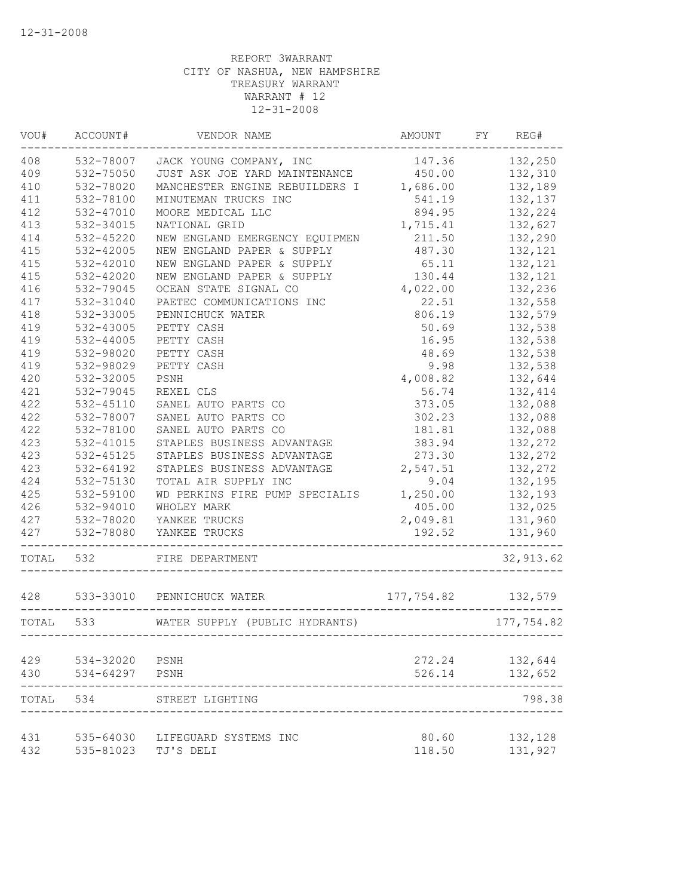12-31-2008

REPORT 3WARRANT
CITY OF NASHUA, NEW HAMPSHIRE
TREASURY WARRANT
WARRANT # 12
12-31-2008

| VOU# | ACCOUNT# | VENDOR NAME | AMOUNT | FY | REG# |
|---|---|---|---|---|---|
| 408 | 532-78007 | JACK YOUNG COMPANY, INC | 147.36 | | 132,250 |
| 409 | 532-75050 | JUST ASK JOE YARD MAINTENANCE | 450.00 | | 132,310 |
| 410 | 532-78020 | MANCHESTER ENGINE REBUILDERS I | 1,686.00 | | 132,189 |
| 411 | 532-78100 | MINUTEMAN TRUCKS INC | 541.19 | | 132,137 |
| 412 | 532-47010 | MOORE MEDICAL LLC | 894.95 | | 132,224 |
| 413 | 532-34015 | NATIONAL GRID | 1,715.41 | | 132,627 |
| 414 | 532-45220 | NEW ENGLAND EMERGENCY EQUIPMEN | 211.50 | | 132,290 |
| 415 | 532-42005 | NEW ENGLAND PAPER & SUPPLY | 487.30 | | 132,121 |
| 415 | 532-42010 | NEW ENGLAND PAPER & SUPPLY | 65.11 | | 132,121 |
| 415 | 532-42020 | NEW ENGLAND PAPER & SUPPLY | 130.44 | | 132,121 |
| 416 | 532-79045 | OCEAN STATE SIGNAL CO | 4,022.00 | | 132,236 |
| 417 | 532-31040 | PAETEC COMMUNICATIONS INC | 22.51 | | 132,558 |
| 418 | 532-33005 | PENNICHUCK WATER | 806.19 | | 132,579 |
| 419 | 532-43005 | PETTY CASH | 50.69 | | 132,538 |
| 419 | 532-44005 | PETTY CASH | 16.95 | | 132,538 |
| 419 | 532-98020 | PETTY CASH | 48.69 | | 132,538 |
| 419 | 532-98029 | PETTY CASH | 9.98 | | 132,538 |
| 420 | 532-32005 | PSNH | 4,008.82 | | 132,644 |
| 421 | 532-79045 | REXEL CLS | 56.74 | | 132,414 |
| 422 | 532-45110 | SANEL AUTO PARTS CO | 373.05 | | 132,088 |
| 422 | 532-78007 | SANEL AUTO PARTS CO | 302.23 | | 132,088 |
| 422 | 532-78100 | SANEL AUTO PARTS CO | 181.81 | | 132,088 |
| 423 | 532-41015 | STAPLES BUSINESS ADVANTAGE | 383.94 | | 132,272 |
| 423 | 532-45125 | STAPLES BUSINESS ADVANTAGE | 273.30 | | 132,272 |
| 423 | 532-64192 | STAPLES BUSINESS ADVANTAGE | 2,547.51 | | 132,272 |
| 424 | 532-75130 | TOTAL AIR SUPPLY INC | 9.04 | | 132,195 |
| 425 | 532-59100 | WD PERKINS FIRE PUMP SPECIALIS | 1,250.00 | | 132,193 |
| 426 | 532-94010 | WHOLEY MARK | 405.00 | | 132,025 |
| 427 | 532-78020 | YANKEE TRUCKS | 2,049.81 | | 131,960 |
| 427 | 532-78080 | YANKEE TRUCKS | 192.52 | | 131,960 |
| TOTAL | 532 | FIRE DEPARTMENT | | | 32,913.62 |
| 428 | 533-33010 | PENNICHUCK WATER | 177,754.82 | | 132,579 |
| TOTAL | 533 | WATER SUPPLY (PUBLIC HYDRANTS) | | | 177,754.82 |
| 429 | 534-32020 | PSNH | 272.24 | | 132,644 |
| 430 | 534-64297 | PSNH | 526.14 | | 132,652 |
| TOTAL | 534 | STREET LIGHTING | | | 798.38 |
| 431 | 535-64030 | LIFEGUARD SYSTEMS INC | 80.60 | | 132,128 |
| 432 | 535-81023 | TJ'S DELI | 118.50 | | 131,927 |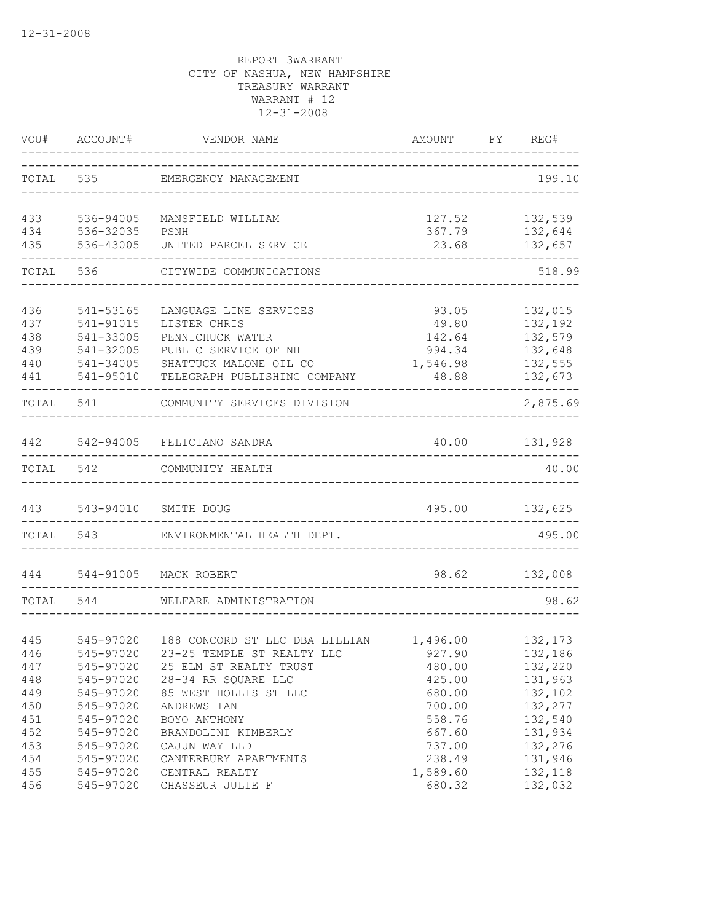12-31-2008

REPORT 3WARRANT
CITY OF NASHUA, NEW HAMPSHIRE
TREASURY WARRANT
WARRANT # 12
12-31-2008

| VOU# | ACCOUNT# | VENDOR NAME | AMOUNT | FY | REG# |
|---|---|---|---|---|---|
| TOTAL | 535 | EMERGENCY MANAGEMENT | | | 199.10 |
| 433 | 536-94005 | MANSFIELD WILLIAM | 127.52 | | 132,539 |
| 434 | 536-32035 | PSNH | 367.79 | | 132,644 |
| 435 | 536-43005 | UNITED PARCEL SERVICE | 23.68 | | 132,657 |
| TOTAL | 536 | CITYWIDE COMMUNICATIONS | | | 518.99 |
| 436 | 541-53165 | LANGUAGE LINE SERVICES | 93.05 | | 132,015 |
| 437 | 541-91015 | LISTER CHRIS | 49.80 | | 132,192 |
| 438 | 541-33005 | PENNICHUCK WATER | 142.64 | | 132,579 |
| 439 | 541-32005 | PUBLIC SERVICE OF NH | 994.34 | | 132,648 |
| 440 | 541-34005 | SHATTUCK MALONE OIL CO | 1,546.98 | | 132,555 |
| 441 | 541-95010 | TELEGRAPH PUBLISHING COMPANY | 48.88 | | 132,673 |
| TOTAL | 541 | COMMUNITY SERVICES DIVISION | | | 2,875.69 |
| 442 | 542-94005 | FELICIANO SANDRA | 40.00 | | 131,928 |
| TOTAL | 542 | COMMUNITY HEALTH | | | 40.00 |
| 443 | 543-94010 | SMITH DOUG | 495.00 | | 132,625 |
| TOTAL | 543 | ENVIRONMENTAL HEALTH DEPT. | | | 495.00 |
| 444 | 544-91005 | MACK ROBERT | 98.62 | | 132,008 |
| TOTAL | 544 | WELFARE ADMINISTRATION | | | 98.62 |
| 445 | 545-97020 | 188 CONCORD ST LLC DBA LILLIAN | 1,496.00 | | 132,173 |
| 446 | 545-97020 | 23-25 TEMPLE ST REALTY LLC | 927.90 | | 132,186 |
| 447 | 545-97020 | 25 ELM ST REALTY TRUST | 480.00 | | 132,220 |
| 448 | 545-97020 | 28-34 RR SQUARE LLC | 425.00 | | 131,963 |
| 449 | 545-97020 | 85 WEST HOLLIS ST LLC | 680.00 | | 132,102 |
| 450 | 545-97020 | ANDREWS IAN | 700.00 | | 132,277 |
| 451 | 545-97020 | BOYO ANTHONY | 558.76 | | 132,540 |
| 452 | 545-97020 | BRANDOLINI KIMBERLY | 667.60 | | 131,934 |
| 453 | 545-97020 | CAJUN WAY LLD | 737.00 | | 132,276 |
| 454 | 545-97020 | CANTERBURY APARTMENTS | 238.49 | | 131,946 |
| 455 | 545-97020 | CENTRAL REALTY | 1,589.60 | | 132,118 |
| 456 | 545-97020 | CHASSEUR JULIE F | 680.32 | | 132,032 |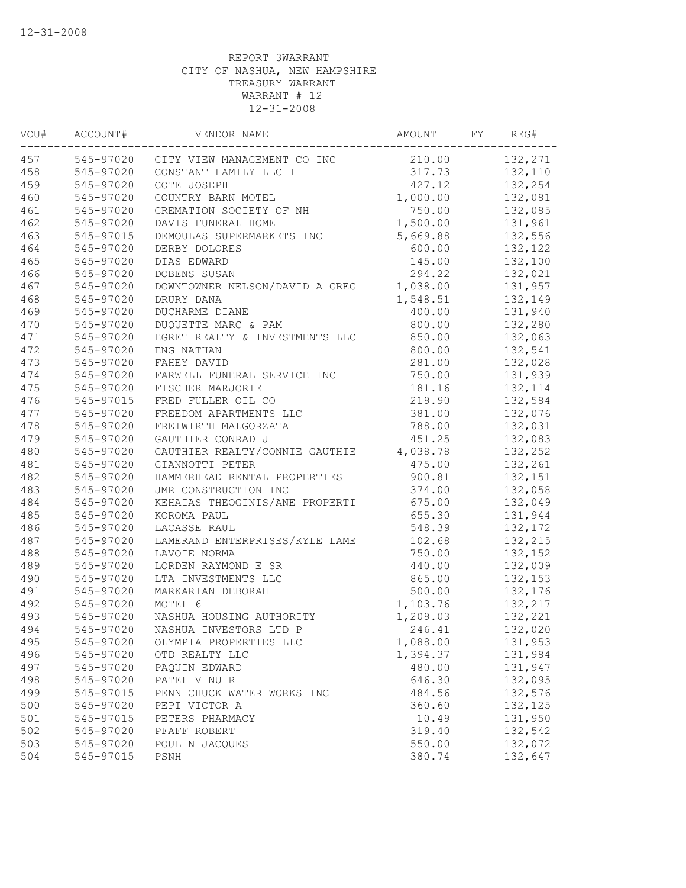REPORT 3WARRANT
CITY OF NASHUA, NEW HAMPSHIRE
TREASURY WARRANT
WARRANT # 12
12-31-2008

| VOU# | ACCOUNT# | VENDOR NAME | AMOUNT | FY | REG# |
|---|---|---|---|---|---|
| 457 | 545-97020 | CITY VIEW MANAGEMENT CO INC | 210.00 | | 132,271 |
| 458 | 545-97020 | CONSTANT FAMILY LLC II | 317.73 | | 132,110 |
| 459 | 545-97020 | COTE JOSEPH | 427.12 | | 132,254 |
| 460 | 545-97020 | COUNTRY BARN MOTEL | 1,000.00 | | 132,081 |
| 461 | 545-97020 | CREMATION SOCIETY OF NH | 750.00 | | 132,085 |
| 462 | 545-97020 | DAVIS FUNERAL HOME | 1,500.00 | | 131,961 |
| 463 | 545-97015 | DEMOULAS SUPERMARKETS INC | 5,669.88 | | 132,556 |
| 464 | 545-97020 | DERBY DOLORES | 600.00 | | 132,122 |
| 465 | 545-97020 | DIAS EDWARD | 145.00 | | 132,100 |
| 466 | 545-97020 | DOBENS SUSAN | 294.22 | | 132,021 |
| 467 | 545-97020 | DOWNTOWNER NELSON/DAVID A GREG | 1,038.00 | | 131,957 |
| 468 | 545-97020 | DRURY DANA | 1,548.51 | | 132,149 |
| 469 | 545-97020 | DUCHARME DIANE | 400.00 | | 131,940 |
| 470 | 545-97020 | DUQUETTE MARC & PAM | 800.00 | | 132,280 |
| 471 | 545-97020 | EGRET REALTY & INVESTMENTS LLC | 850.00 | | 132,063 |
| 472 | 545-97020 | ENG NATHAN | 800.00 | | 132,541 |
| 473 | 545-97020 | FAHEY DAVID | 281.00 | | 132,028 |
| 474 | 545-97020 | FARWELL FUNERAL SERVICE INC | 750.00 | | 131,939 |
| 475 | 545-97020 | FISCHER MARJORIE | 181.16 | | 132,114 |
| 476 | 545-97015 | FRED FULLER OIL CO | 219.90 | | 132,584 |
| 477 | 545-97020 | FREEDOM APARTMENTS LLC | 381.00 | | 132,076 |
| 478 | 545-97020 | FREIWIRTH MALGORZATA | 788.00 | | 132,031 |
| 479 | 545-97020 | GAUTHIER CONRAD J | 451.25 | | 132,083 |
| 480 | 545-97020 | GAUTHIER REALTY/CONNIE GAUTHIE | 4,038.78 | | 132,252 |
| 481 | 545-97020 | GIANNOTTI PETER | 475.00 | | 132,261 |
| 482 | 545-97020 | HAMMERHEAD RENTAL PROPERTIES | 900.81 | | 132,151 |
| 483 | 545-97020 | JMR CONSTRUCTION INC | 374.00 | | 132,058 |
| 484 | 545-97020 | KEHAIAS THEOGINIS/ANE PROPERTI | 675.00 | | 132,049 |
| 485 | 545-97020 | KOROMA PAUL | 655.30 | | 131,944 |
| 486 | 545-97020 | LACASSE RAUL | 548.39 | | 132,172 |
| 487 | 545-97020 | LAMERAND ENTERPRISES/KYLE LAME | 102.68 | | 132,215 |
| 488 | 545-97020 | LAVOIE NORMA | 750.00 | | 132,152 |
| 489 | 545-97020 | LORDEN RAYMOND E SR | 440.00 | | 132,009 |
| 490 | 545-97020 | LTA INVESTMENTS LLC | 865.00 | | 132,153 |
| 491 | 545-97020 | MARKARIAN DEBORAH | 500.00 | | 132,176 |
| 492 | 545-97020 | MOTEL 6 | 1,103.76 | | 132,217 |
| 493 | 545-97020 | NASHUA HOUSING AUTHORITY | 1,209.03 | | 132,221 |
| 494 | 545-97020 | NASHUA INVESTORS LTD P | 246.41 | | 132,020 |
| 495 | 545-97020 | OLYMPIA PROPERTIES LLC | 1,088.00 | | 131,953 |
| 496 | 545-97020 | OTD REALTY LLC | 1,394.37 | | 131,984 |
| 497 | 545-97020 | PAQUIN EDWARD | 480.00 | | 131,947 |
| 498 | 545-97020 | PATEL VINU R | 646.30 | | 132,095 |
| 499 | 545-97015 | PENNICHUCK WATER WORKS INC | 484.56 | | 132,576 |
| 500 | 545-97020 | PEPI VICTOR A | 360.60 | | 132,125 |
| 501 | 545-97015 | PETERS PHARMACY | 10.49 | | 131,950 |
| 502 | 545-97020 | PFAFF ROBERT | 319.40 | | 132,542 |
| 503 | 545-97020 | POULIN JACQUES | 550.00 | | 132,072 |
| 504 | 545-97015 | PSNH | 380.74 | | 132,647 |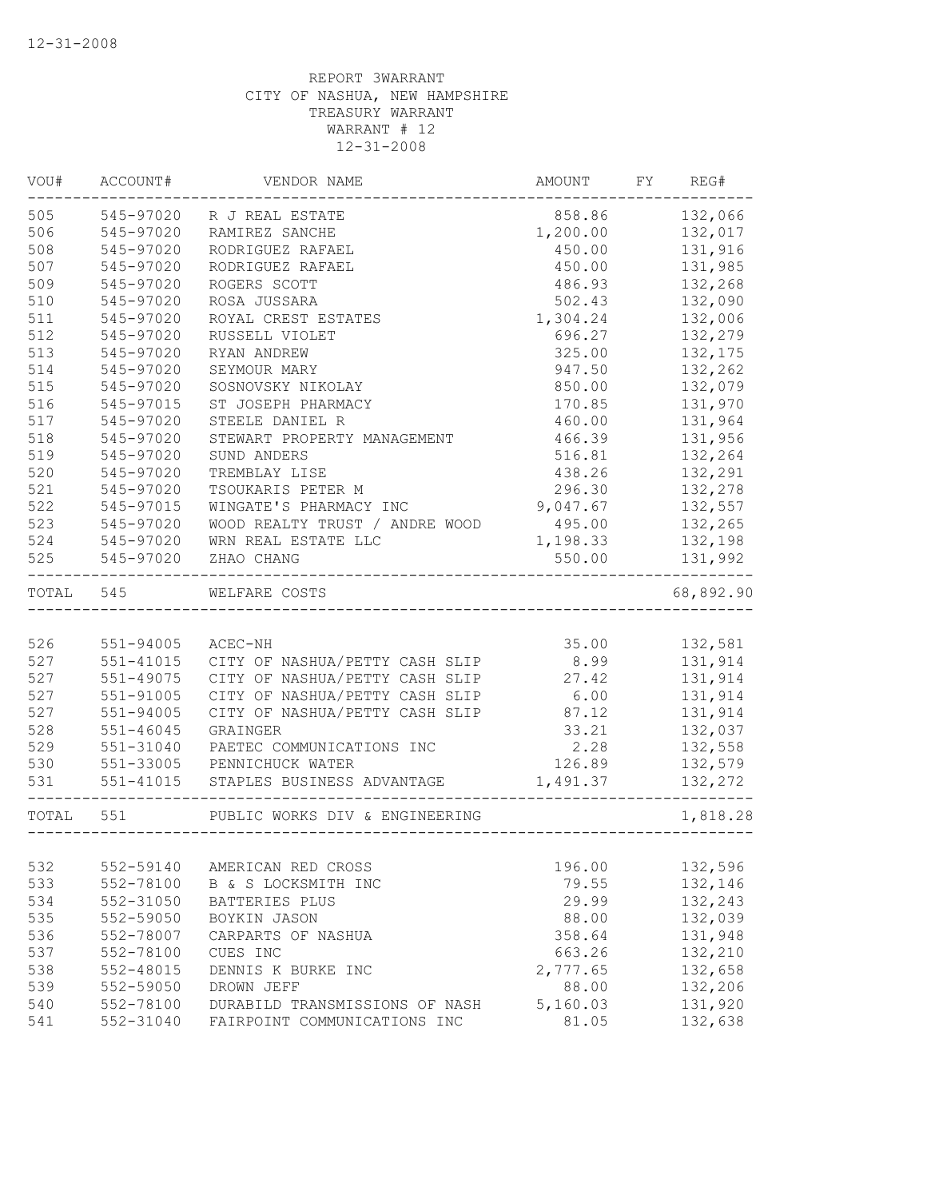REPORT 3WARRANT
CITY OF NASHUA, NEW HAMPSHIRE
TREASURY WARRANT
WARRANT # 12
12-31-2008

| VOU# | ACCOUNT# | VENDOR NAME | AMOUNT | FY | REG# |
|---|---|---|---|---|---|
| 505 | 545-97020 | R J REAL ESTATE | 858.86 | | 132,066 |
| 506 | 545-97020 | RAMIREZ SANCHE | 1,200.00 | | 132,017 |
| 508 | 545-97020 | RODRIGUEZ RAFAEL | 450.00 | | 131,916 |
| 507 | 545-97020 | RODRIGUEZ RAFAEL | 450.00 | | 131,985 |
| 509 | 545-97020 | ROGERS SCOTT | 486.93 | | 132,268 |
| 510 | 545-97020 | ROSA JUSSARA | 502.43 | | 132,090 |
| 511 | 545-97020 | ROYAL CREST ESTATES | 1,304.24 | | 132,006 |
| 512 | 545-97020 | RUSSELL VIOLET | 696.27 | | 132,279 |
| 513 | 545-97020 | RYAN ANDREW | 325.00 | | 132,175 |
| 514 | 545-97020 | SEYMOUR MARY | 947.50 | | 132,262 |
| 515 | 545-97020 | SOSNOVSKY NIKOLAY | 850.00 | | 132,079 |
| 516 | 545-97015 | ST JOSEPH PHARMACY | 170.85 | | 131,970 |
| 517 | 545-97020 | STEELE DANIEL R | 460.00 | | 131,964 |
| 518 | 545-97020 | STEWART PROPERTY MANAGEMENT | 466.39 | | 131,956 |
| 519 | 545-97020 | SUND ANDERS | 516.81 | | 132,264 |
| 520 | 545-97020 | TREMBLAY LISE | 438.26 | | 132,291 |
| 521 | 545-97020 | TSOUKARIS PETER M | 296.30 | | 132,278 |
| 522 | 545-97015 | WINGATE'S PHARMACY INC | 9,047.67 | | 132,557 |
| 523 | 545-97020 | WOOD REALTY TRUST / ANDRE WOOD | 495.00 | | 132,265 |
| 524 | 545-97020 | WRN REAL ESTATE LLC | 1,198.33 | | 132,198 |
| 525 | 545-97020 | ZHAO CHANG | 550.00 | | 131,992 |
| TOTAL | 545 | WELFARE COSTS | | | 68,892.90 |
| 526 | 551-94005 | ACEC-NH | 35.00 | | 132,581 |
| 527 | 551-41015 | CITY OF NASHUA/PETTY CASH SLIP | 8.99 | | 131,914 |
| 527 | 551-49075 | CITY OF NASHUA/PETTY CASH SLIP | 27.42 | | 131,914 |
| 527 | 551-91005 | CITY OF NASHUA/PETTY CASH SLIP | 6.00 | | 131,914 |
| 527 | 551-94005 | CITY OF NASHUA/PETTY CASH SLIP | 87.12 | | 131,914 |
| 528 | 551-46045 | GRAINGER | 33.21 | | 132,037 |
| 529 | 551-31040 | PAETEC COMMUNICATIONS INC | 2.28 | | 132,558 |
| 530 | 551-33005 | PENNICHUCK WATER | 126.89 | | 132,579 |
| 531 | 551-41015 | STAPLES BUSINESS ADVANTAGE | 1,491.37 | | 132,272 |
| TOTAL | 551 | PUBLIC WORKS DIV & ENGINEERING | | | 1,818.28 |
| 532 | 552-59140 | AMERICAN RED CROSS | 196.00 | | 132,596 |
| 533 | 552-78100 | B & S LOCKSMITH INC | 79.55 | | 132,146 |
| 534 | 552-31050 | BATTERIES PLUS | 29.99 | | 132,243 |
| 535 | 552-59050 | BOYKIN JASON | 88.00 | | 132,039 |
| 536 | 552-78007 | CARPARTS OF NASHUA | 358.64 | | 131,948 |
| 537 | 552-78100 | CUES INC | 663.26 | | 132,210 |
| 538 | 552-48015 | DENNIS K BURKE INC | 2,777.65 | | 132,658 |
| 539 | 552-59050 | DROWN JEFF | 88.00 | | 132,206 |
| 540 | 552-78100 | DURABILD TRANSMISSIONS OF NASH | 5,160.03 | | 131,920 |
| 541 | 552-31040 | FAIRPOINT COMMUNICATIONS INC | 81.05 | | 132,638 |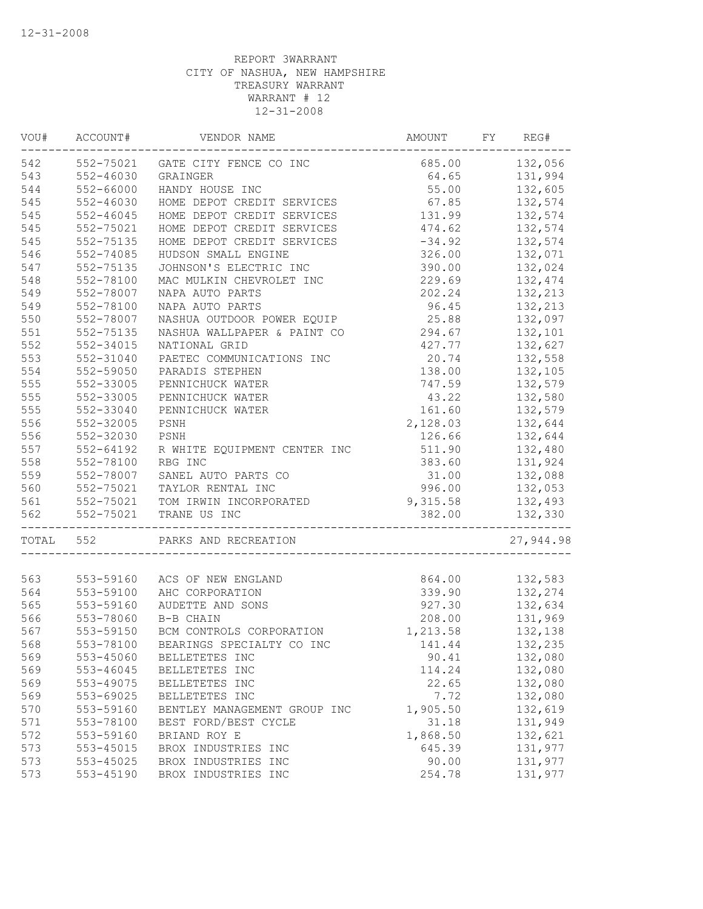12-31-2008

REPORT 3WARRANT
CITY OF NASHUA, NEW HAMPSHIRE
TREASURY WARRANT
WARRANT # 12
12-31-2008

| VOU# | ACCOUNT# | VENDOR NAME | AMOUNT | FY | REG# |
|---|---|---|---|---|---|
| 542 | 552-75021 | GATE CITY FENCE CO INC | 685.00 | | 132,056 |
| 543 | 552-46030 | GRAINGER | 64.65 | | 131,994 |
| 544 | 552-66000 | HANDY HOUSE INC | 55.00 | | 132,605 |
| 545 | 552-46030 | HOME DEPOT CREDIT SERVICES | 67.85 | | 132,574 |
| 545 | 552-46045 | HOME DEPOT CREDIT SERVICES | 131.99 | | 132,574 |
| 545 | 552-75021 | HOME DEPOT CREDIT SERVICES | 474.62 | | 132,574 |
| 545 | 552-75135 | HOME DEPOT CREDIT SERVICES | -34.92 | | 132,574 |
| 546 | 552-74085 | HUDSON SMALL ENGINE | 326.00 | | 132,071 |
| 547 | 552-75135 | JOHNSON'S ELECTRIC INC | 390.00 | | 132,024 |
| 548 | 552-78100 | MAC MULKIN CHEVROLET INC | 229.69 | | 132,474 |
| 549 | 552-78007 | NAPA AUTO PARTS | 202.24 | | 132,213 |
| 549 | 552-78100 | NAPA AUTO PARTS | 96.45 | | 132,213 |
| 550 | 552-78007 | NASHUA OUTDOOR POWER EQUIP | 25.88 | | 132,097 |
| 551 | 552-75135 | NASHUA WALLPAPER & PAINT CO | 294.67 | | 132,101 |
| 552 | 552-34015 | NATIONAL GRID | 427.77 | | 132,627 |
| 553 | 552-31040 | PAETEC COMMUNICATIONS INC | 20.74 | | 132,558 |
| 554 | 552-59050 | PARADIS STEPHEN | 138.00 | | 132,105 |
| 555 | 552-33005 | PENNICHUCK WATER | 747.59 | | 132,579 |
| 555 | 552-33005 | PENNICHUCK WATER | 43.22 | | 132,580 |
| 555 | 552-33040 | PENNICHUCK WATER | 161.60 | | 132,579 |
| 556 | 552-32005 | PSNH | 2,128.03 | | 132,644 |
| 556 | 552-32030 | PSNH | 126.66 | | 132,644 |
| 557 | 552-64192 | R WHITE EQUIPMENT CENTER INC | 511.90 | | 132,480 |
| 558 | 552-78100 | RBG INC | 383.60 | | 131,924 |
| 559 | 552-78007 | SANEL AUTO PARTS CO | 31.00 | | 132,088 |
| 560 | 552-75021 | TAYLOR RENTAL INC | 996.00 | | 132,053 |
| 561 | 552-75021 | TOM IRWIN INCORPORATED | 9,315.58 | | 132,493 |
| 562 | 552-75021 | TRANE US INC | 382.00 | | 132,330 |
| TOTAL | 552 | PARKS AND RECREATION | | | 27,944.98 |
| 563 | 553-59160 | ACS OF NEW ENGLAND | 864.00 | | 132,583 |
| 564 | 553-59100 | AHC CORPORATION | 339.90 | | 132,274 |
| 565 | 553-59160 | AUDETTE AND SONS | 927.30 | | 132,634 |
| 566 | 553-78060 | B-B CHAIN | 208.00 | | 131,969 |
| 567 | 553-59150 | BCM CONTROLS CORPORATION | 1,213.58 | | 132,138 |
| 568 | 553-78100 | BEARINGS SPECIALTY CO INC | 141.44 | | 132,235 |
| 569 | 553-45060 | BELLETETES INC | 90.41 | | 132,080 |
| 569 | 553-46045 | BELLETETES INC | 114.24 | | 132,080 |
| 569 | 553-49075 | BELLETETES INC | 22.65 | | 132,080 |
| 569 | 553-69025 | BELLETETES INC | 7.72 | | 132,080 |
| 570 | 553-59160 | BENTLEY MANAGEMENT GROUP INC | 1,905.50 | | 132,619 |
| 571 | 553-78100 | BEST FORD/BEST CYCLE | 31.18 | | 131,949 |
| 572 | 553-59160 | BRIAND ROY E | 1,868.50 | | 132,621 |
| 573 | 553-45015 | BROX INDUSTRIES INC | 645.39 | | 131,977 |
| 573 | 553-45025 | BROX INDUSTRIES INC | 90.00 | | 131,977 |
| 573 | 553-45190 | BROX INDUSTRIES INC | 254.78 | | 131,977 |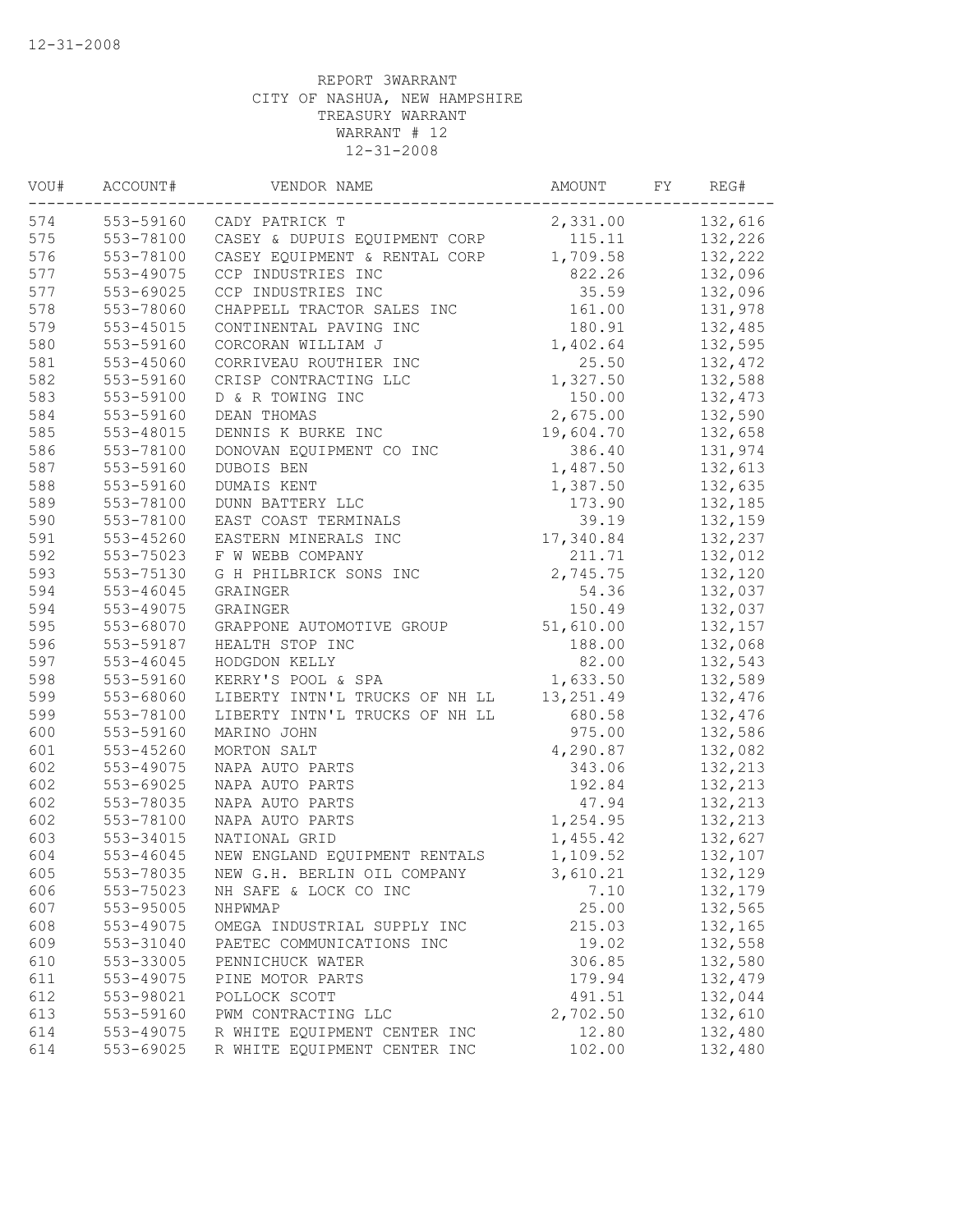12-31-2008

REPORT 3WARRANT
CITY OF NASHUA, NEW HAMPSHIRE
TREASURY WARRANT
WARRANT # 12
12-31-2008

| VOU# | ACCOUNT# | VENDOR NAME | AMOUNT | FY | REG# |
|---|---|---|---|---|---|
| 574 | 553-59160 | CADY PATRICK T | 2,331.00 | | 132,616 |
| 575 | 553-78100 | CASEY & DUPUIS EQUIPMENT CORP | 115.11 | | 132,226 |
| 576 | 553-78100 | CASEY EQUIPMENT & RENTAL CORP | 1,709.58 | | 132,222 |
| 577 | 553-49075 | CCP INDUSTRIES INC | 822.26 | | 132,096 |
| 577 | 553-69025 | CCP INDUSTRIES INC | 35.59 | | 132,096 |
| 578 | 553-78060 | CHAPPELL TRACTOR SALES INC | 161.00 | | 131,978 |
| 579 | 553-45015 | CONTINENTAL PAVING INC | 180.91 | | 132,485 |
| 580 | 553-59160 | CORCORAN WILLIAM J | 1,402.64 | | 132,595 |
| 581 | 553-45060 | CORRIVEAU ROUTHIER INC | 25.50 | | 132,472 |
| 582 | 553-59160 | CRISP CONTRACTING LLC | 1,327.50 | | 132,588 |
| 583 | 553-59100 | D & R TOWING INC | 150.00 | | 132,473 |
| 584 | 553-59160 | DEAN THOMAS | 2,675.00 | | 132,590 |
| 585 | 553-48015 | DENNIS K BURKE INC | 19,604.70 | | 132,658 |
| 586 | 553-78100 | DONOVAN EQUIPMENT CO INC | 386.40 | | 131,974 |
| 587 | 553-59160 | DUBOIS BEN | 1,487.50 | | 132,613 |
| 588 | 553-59160 | DUMAIS KENT | 1,387.50 | | 132,635 |
| 589 | 553-78100 | DUNN BATTERY LLC | 173.90 | | 132,185 |
| 590 | 553-78100 | EAST COAST TERMINALS | 39.19 | | 132,159 |
| 591 | 553-45260 | EASTERN MINERALS INC | 17,340.84 | | 132,237 |
| 592 | 553-75023 | F W WEBB COMPANY | 211.71 | | 132,012 |
| 593 | 553-75130 | G H PHILBRICK SONS INC | 2,745.75 | | 132,120 |
| 594 | 553-46045 | GRAINGER | 54.36 | | 132,037 |
| 594 | 553-49075 | GRAINGER | 150.49 | | 132,037 |
| 595 | 553-68070 | GRAPPONE AUTOMOTIVE GROUP | 51,610.00 | | 132,157 |
| 596 | 553-59187 | HEALTH STOP INC | 188.00 | | 132,068 |
| 597 | 553-46045 | HODGDON KELLY | 82.00 | | 132,543 |
| 598 | 553-59160 | KERRY'S POOL & SPA | 1,633.50 | | 132,589 |
| 599 | 553-68060 | LIBERTY INTN'L TRUCKS OF NH LL | 13,251.49 | | 132,476 |
| 599 | 553-78100 | LIBERTY INTN'L TRUCKS OF NH LL | 680.58 | | 132,476 |
| 600 | 553-59160 | MARINO JOHN | 975.00 | | 132,586 |
| 601 | 553-45260 | MORTON SALT | 4,290.87 | | 132,082 |
| 602 | 553-49075 | NAPA AUTO PARTS | 343.06 | | 132,213 |
| 602 | 553-69025 | NAPA AUTO PARTS | 192.84 | | 132,213 |
| 602 | 553-78035 | NAPA AUTO PARTS | 47.94 | | 132,213 |
| 602 | 553-78100 | NAPA AUTO PARTS | 1,254.95 | | 132,213 |
| 603 | 553-34015 | NATIONAL GRID | 1,455.42 | | 132,627 |
| 604 | 553-46045 | NEW ENGLAND EQUIPMENT RENTALS | 1,109.52 | | 132,107 |
| 605 | 553-78035 | NEW G.H. BERLIN OIL COMPANY | 3,610.21 | | 132,129 |
| 606 | 553-75023 | NH SAFE & LOCK CO INC | 7.10 | | 132,179 |
| 607 | 553-95005 | NHPWMAP | 25.00 | | 132,565 |
| 608 | 553-49075 | OMEGA INDUSTRIAL SUPPLY INC | 215.03 | | 132,165 |
| 609 | 553-31040 | PAETEC COMMUNICATIONS INC | 19.02 | | 132,558 |
| 610 | 553-33005 | PENNICHUCK WATER | 306.85 | | 132,580 |
| 611 | 553-49075 | PINE MOTOR PARTS | 179.94 | | 132,479 |
| 612 | 553-98021 | POLLOCK SCOTT | 491.51 | | 132,044 |
| 613 | 553-59160 | PWM CONTRACTING LLC | 2,702.50 | | 132,610 |
| 614 | 553-49075 | R WHITE EQUIPMENT CENTER INC | 12.80 | | 132,480 |
| 614 | 553-69025 | R WHITE EQUIPMENT CENTER INC | 102.00 | | 132,480 |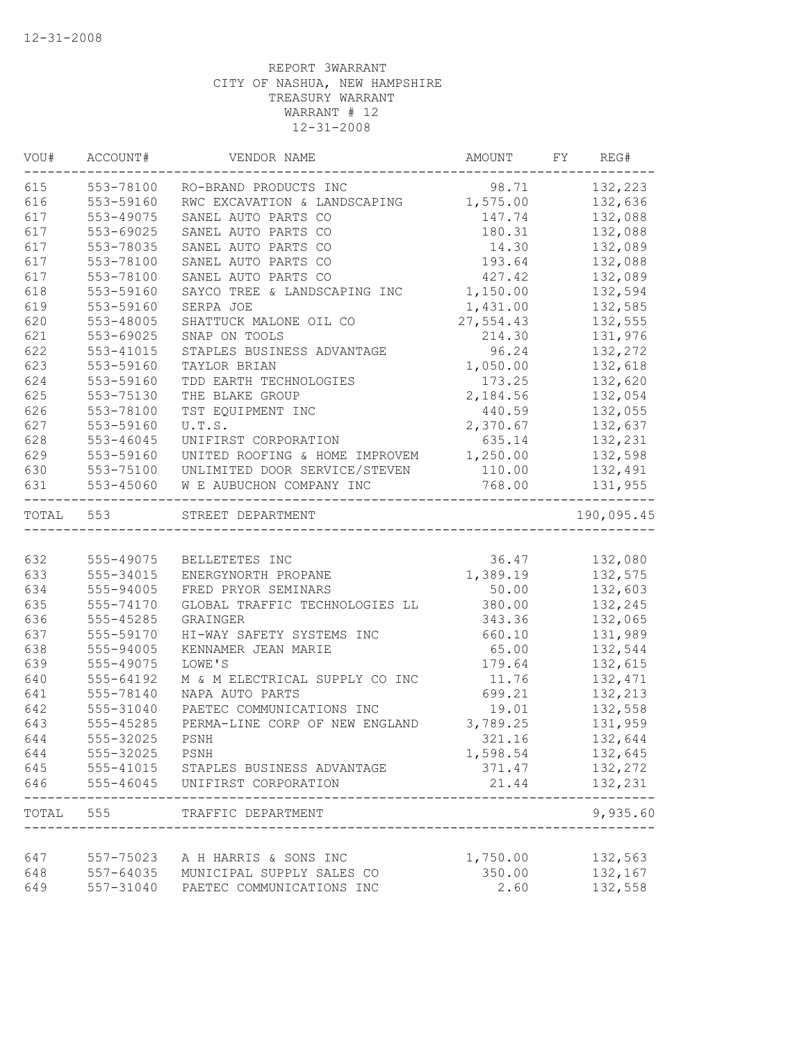12-31-2008

REPORT 3WARRANT
CITY OF NASHUA, NEW HAMPSHIRE
TREASURY WARRANT
WARRANT # 12
12-31-2008

| VOU# | ACCOUNT# | VENDOR NAME | AMOUNT | FY | REG# |
|---|---|---|---|---|---|
| 615 | 553-78100 | RO-BRAND PRODUCTS INC | 98.71 | | 132,223 |
| 616 | 553-59160 | RWC EXCAVATION & LANDSCAPING | 1,575.00 | | 132,636 |
| 617 | 553-49075 | SANEL AUTO PARTS CO | 147.74 | | 132,088 |
| 617 | 553-69025 | SANEL AUTO PARTS CO | 180.31 | | 132,088 |
| 617 | 553-78035 | SANEL AUTO PARTS CO | 14.30 | | 132,089 |
| 617 | 553-78100 | SANEL AUTO PARTS CO | 193.64 | | 132,088 |
| 617 | 553-78100 | SANEL AUTO PARTS CO | 427.42 | | 132,089 |
| 618 | 553-59160 | SAYCO TREE & LANDSCAPING INC | 1,150.00 | | 132,594 |
| 619 | 553-59160 | SERPA JOE | 1,431.00 | | 132,585 |
| 620 | 553-48005 | SHATTUCK MALONE OIL CO | 27,554.43 | | 132,555 |
| 621 | 553-69025 | SNAP ON TOOLS | 214.30 | | 131,976 |
| 622 | 553-41015 | STAPLES BUSINESS ADVANTAGE | 96.24 | | 132,272 |
| 623 | 553-59160 | TAYLOR BRIAN | 1,050.00 | | 132,618 |
| 624 | 553-59160 | TDD EARTH TECHNOLOGIES | 173.25 | | 132,620 |
| 625 | 553-75130 | THE BLAKE GROUP | 2,184.56 | | 132,054 |
| 626 | 553-78100 | TST EQUIPMENT INC | 440.59 | | 132,055 |
| 627 | 553-59160 | U.T.S. | 2,370.67 | | 132,637 |
| 628 | 553-46045 | UNIFIRST CORPORATION | 635.14 | | 132,231 |
| 629 | 553-59160 | UNITED ROOFING & HOME IMPROVEM | 1,250.00 | | 132,598 |
| 630 | 553-75100 | UNLIMITED DOOR SERVICE/STEVEN | 110.00 | | 132,491 |
| 631 | 553-45060 | W E AUBUCHON COMPANY INC | 768.00 | | 131,955 |
| TOTAL | 553 | STREET DEPARTMENT | | | 190,095.45 |
| 632 | 555-49075 | BELLETETES INC | 36.47 | | 132,080 |
| 633 | 555-34015 | ENERGYNORTH PROPANE | 1,389.19 | | 132,575 |
| 634 | 555-94005 | FRED PRYOR SEMINARS | 50.00 | | 132,603 |
| 635 | 555-74170 | GLOBAL TRAFFIC TECHNOLOGIES LL | 380.00 | | 132,245 |
| 636 | 555-45285 | GRAINGER | 343.36 | | 132,065 |
| 637 | 555-59170 | HI-WAY SAFETY SYSTEMS INC | 660.10 | | 131,989 |
| 638 | 555-94005 | KENNAMER JEAN MARIE | 65.00 | | 132,544 |
| 639 | 555-49075 | LOWE'S | 179.64 | | 132,615 |
| 640 | 555-64192 | M & M ELECTRICAL SUPPLY CO INC | 11.76 | | 132,471 |
| 641 | 555-78140 | NAPA AUTO PARTS | 699.21 | | 132,213 |
| 642 | 555-31040 | PAETEC COMMUNICATIONS INC | 19.01 | | 132,558 |
| 643 | 555-45285 | PERMA-LINE CORP OF NEW ENGLAND | 3,789.25 | | 131,959 |
| 644 | 555-32025 | PSNH | 321.16 | | 132,644 |
| 644 | 555-32025 | PSNH | 1,598.54 | | 132,645 |
| 645 | 555-41015 | STAPLES BUSINESS ADVANTAGE | 371.47 | | 132,272 |
| 646 | 555-46045 | UNIFIRST CORPORATION | 21.44 | | 132,231 |
| TOTAL | 555 | TRAFFIC DEPARTMENT | | | 9,935.60 |
| 647 | 557-75023 | A H HARRIS & SONS INC | 1,750.00 | | 132,563 |
| 648 | 557-64035 | MUNICIPAL SUPPLY SALES CO | 350.00 | | 132,167 |
| 649 | 557-31040 | PAETEC COMMUNICATIONS INC | 2.60 | | 132,558 |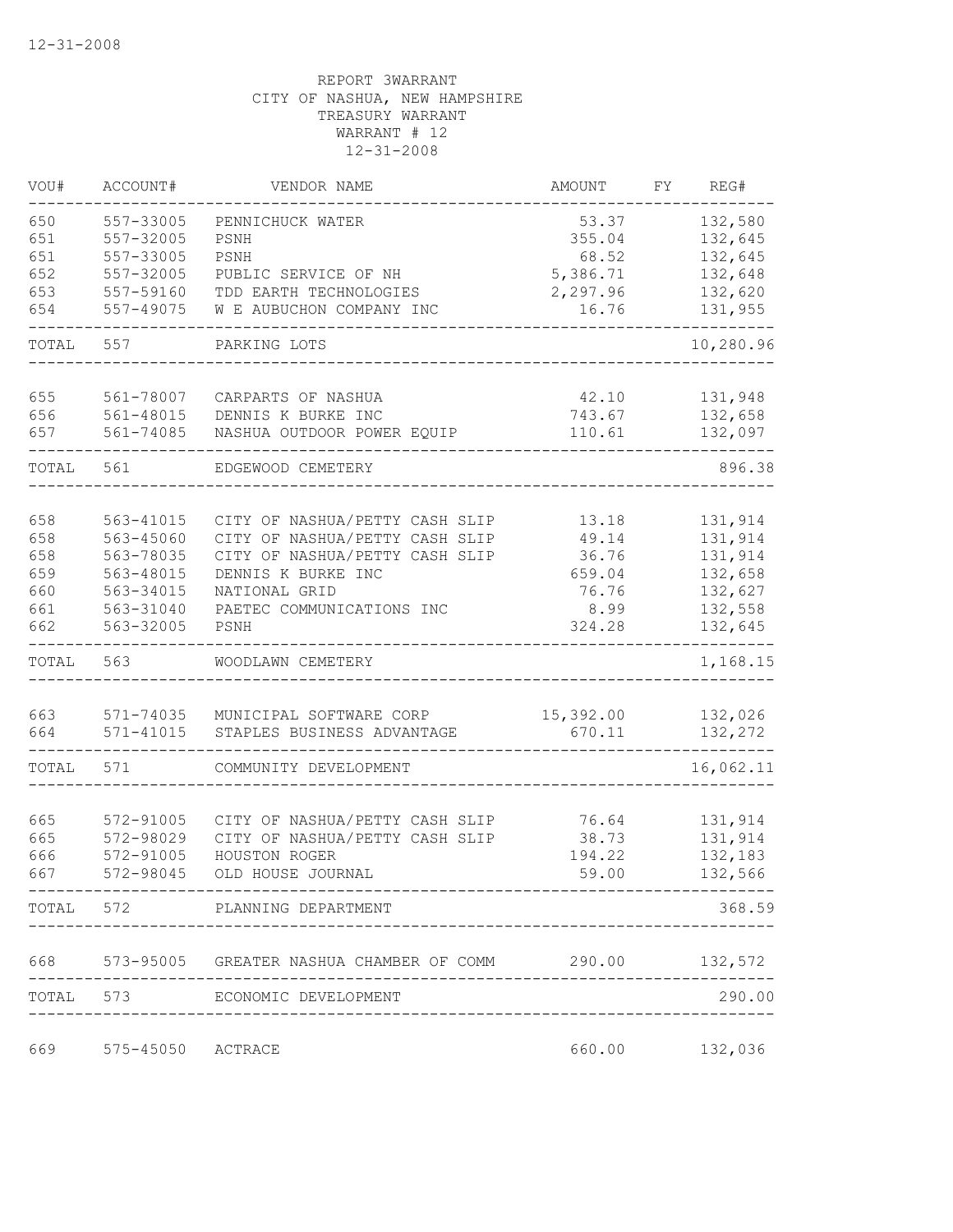12-31-2008

REPORT 3WARRANT
CITY OF NASHUA, NEW HAMPSHIRE
TREASURY WARRANT
WARRANT # 12
12-31-2008

| VOU# | ACCOUNT# | VENDOR NAME | AMOUNT | FY | REG# |
|---|---|---|---|---|---|
| 650 | 557-33005 | PENNICHUCK WATER | 53.37 | | 132,580 |
| 651 | 557-32005 | PSNH | 355.04 | | 132,645 |
| 651 | 557-33005 | PSNH | 68.52 | | 132,645 |
| 652 | 557-32005 | PUBLIC SERVICE OF NH | 5,386.71 | | 132,648 |
| 653 | 557-59160 | TDD EARTH TECHNOLOGIES | 2,297.96 | | 132,620 |
| 654 | 557-49075 | W E AUBUCHON COMPANY INC | 16.76 | | 131,955 |
| TOTAL | 557 | PARKING LOTS | | | 10,280.96 |
| 655 | 561-78007 | CARPARTS OF NASHUA | 42.10 | | 131,948 |
| 656 | 561-48015 | DENNIS K BURKE INC | 743.67 | | 132,658 |
| 657 | 561-74085 | NASHUA OUTDOOR POWER EQUIP | 110.61 | | 132,097 |
| TOTAL | 561 | EDGEWOOD CEMETERY | | | 896.38 |
| 658 | 563-41015 | CITY OF NASHUA/PETTY CASH SLIP | 13.18 | | 131,914 |
| 658 | 563-45060 | CITY OF NASHUA/PETTY CASH SLIP | 49.14 | | 131,914 |
| 658 | 563-78035 | CITY OF NASHUA/PETTY CASH SLIP | 36.76 | | 131,914 |
| 659 | 563-48015 | DENNIS K BURKE INC | 659.04 | | 132,658 |
| 660 | 563-34015 | NATIONAL GRID | 76.76 | | 132,627 |
| 661 | 563-31040 | PAETEC COMMUNICATIONS INC | 8.99 | | 132,558 |
| 662 | 563-32005 | PSNH | 324.28 | | 132,645 |
| TOTAL | 563 | WOODLAWN CEMETERY | | | 1,168.15 |
| 663 | 571-74035 | MUNICIPAL SOFTWARE CORP | 15,392.00 | | 132,026 |
| 664 | 571-41015 | STAPLES BUSINESS ADVANTAGE | 670.11 | | 132,272 |
| TOTAL | 571 | COMMUNITY DEVELOPMENT | | | 16,062.11 |
| 665 | 572-91005 | CITY OF NASHUA/PETTY CASH SLIP | 76.64 | | 131,914 |
| 665 | 572-98029 | CITY OF NASHUA/PETTY CASH SLIP | 38.73 | | 131,914 |
| 666 | 572-91005 | HOUSTON ROGER | 194.22 | | 132,183 |
| 667 | 572-98045 | OLD HOUSE JOURNAL | 59.00 | | 132,566 |
| TOTAL | 572 | PLANNING DEPARTMENT | | | 368.59 |
| 668 | 573-95005 | GREATER NASHUA CHAMBER OF COMM | 290.00 | | 132,572 |
| TOTAL | 573 | ECONOMIC DEVELOPMENT | | | 290.00 |
| 669 | 575-45050 | ACTRACE | 660.00 | | 132,036 |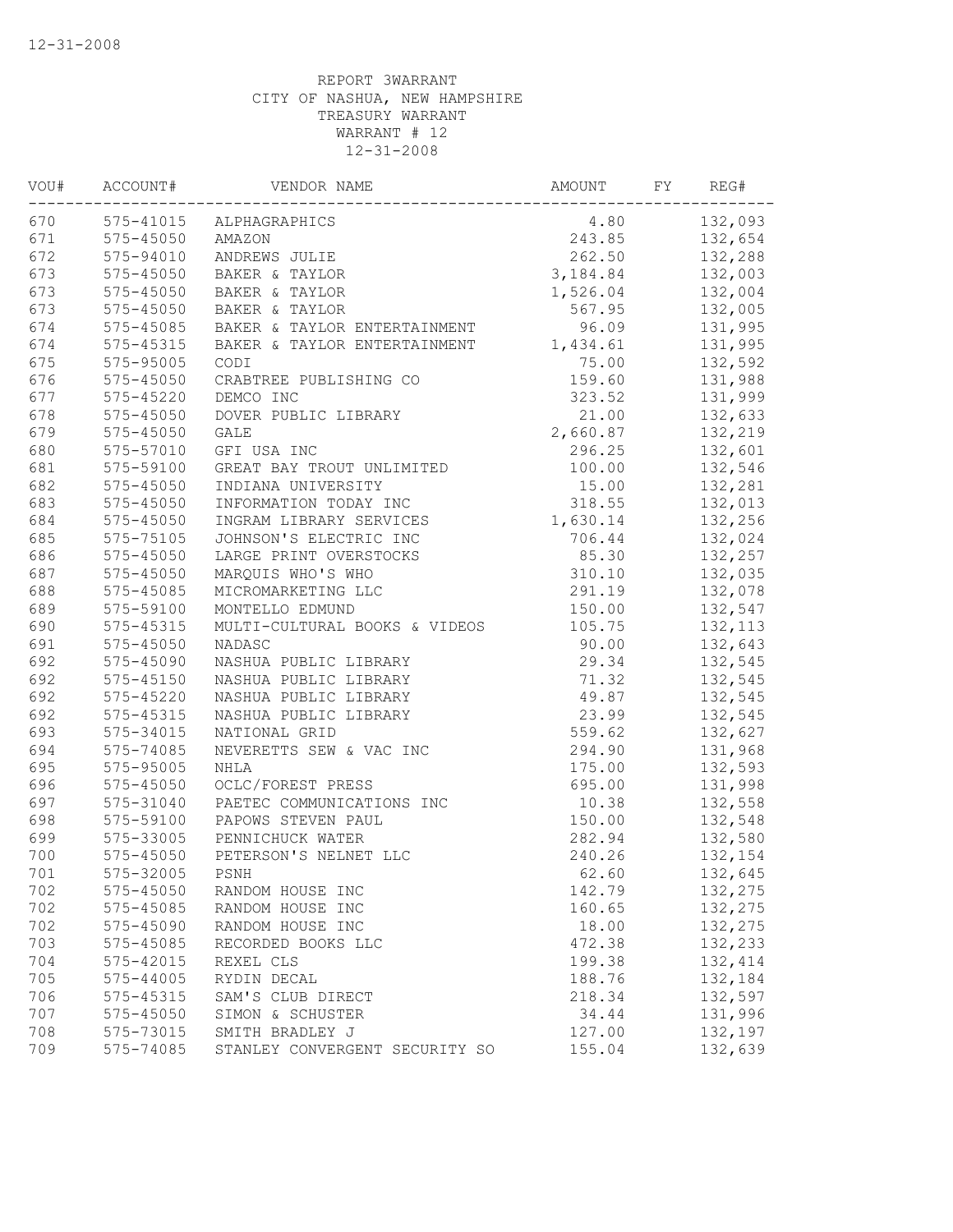12-31-2008

REPORT 3WARRANT
CITY OF NASHUA, NEW HAMPSHIRE
TREASURY WARRANT
WARRANT # 12
12-31-2008

| VOU# | ACCOUNT# | VENDOR NAME | AMOUNT | FY | REG# |
|---|---|---|---|---|---|
| 670 | 575-41015 | ALPHAGRAPHICS | 4.80 | | 132,093 |
| 671 | 575-45050 | AMAZON | 243.85 | | 132,654 |
| 672 | 575-94010 | ANDREWS JULIE | 262.50 | | 132,288 |
| 673 | 575-45050 | BAKER & TAYLOR | 3,184.84 | | 132,003 |
| 673 | 575-45050 | BAKER & TAYLOR | 1,526.04 | | 132,004 |
| 673 | 575-45050 | BAKER & TAYLOR | 567.95 | | 132,005 |
| 674 | 575-45085 | BAKER & TAYLOR ENTERTAINMENT | 96.09 | | 131,995 |
| 674 | 575-45315 | BAKER & TAYLOR ENTERTAINMENT | 1,434.61 | | 131,995 |
| 675 | 575-95005 | CODI | 75.00 | | 132,592 |
| 676 | 575-45050 | CRABTREE PUBLISHING CO | 159.60 | | 131,988 |
| 677 | 575-45220 | DEMCO INC | 323.52 | | 131,999 |
| 678 | 575-45050 | DOVER PUBLIC LIBRARY | 21.00 | | 132,633 |
| 679 | 575-45050 | GALE | 2,660.87 | | 132,219 |
| 680 | 575-57010 | GFI USA INC | 296.25 | | 132,601 |
| 681 | 575-59100 | GREAT BAY TROUT UNLIMITED | 100.00 | | 132,546 |
| 682 | 575-45050 | INDIANA UNIVERSITY | 15.00 | | 132,281 |
| 683 | 575-45050 | INFORMATION TODAY INC | 318.55 | | 132,013 |
| 684 | 575-45050 | INGRAM LIBRARY SERVICES | 1,630.14 | | 132,256 |
| 685 | 575-75105 | JOHNSON'S ELECTRIC INC | 706.44 | | 132,024 |
| 686 | 575-45050 | LARGE PRINT OVERSTOCKS | 85.30 | | 132,257 |
| 687 | 575-45050 | MARQUIS WHO'S WHO | 310.10 | | 132,035 |
| 688 | 575-45085 | MICROMARKETING LLC | 291.19 | | 132,078 |
| 689 | 575-59100 | MONTELLO EDMUND | 150.00 | | 132,547 |
| 690 | 575-45315 | MULTI-CULTURAL BOOKS & VIDEOS | 105.75 | | 132,113 |
| 691 | 575-45050 | NADASC | 90.00 | | 132,643 |
| 692 | 575-45090 | NASHUA PUBLIC LIBRARY | 29.34 | | 132,545 |
| 692 | 575-45150 | NASHUA PUBLIC LIBRARY | 71.32 | | 132,545 |
| 692 | 575-45220 | NASHUA PUBLIC LIBRARY | 49.87 | | 132,545 |
| 692 | 575-45315 | NASHUA PUBLIC LIBRARY | 23.99 | | 132,545 |
| 693 | 575-34015 | NATIONAL GRID | 559.62 | | 132,627 |
| 694 | 575-74085 | NEVERETTS SEW & VAC INC | 294.90 | | 131,968 |
| 695 | 575-95005 | NHLA | 175.00 | | 132,593 |
| 696 | 575-45050 | OCLC/FOREST PRESS | 695.00 | | 131,998 |
| 697 | 575-31040 | PAETEC COMMUNICATIONS INC | 10.38 | | 132,558 |
| 698 | 575-59100 | PAPOWS STEVEN PAUL | 150.00 | | 132,548 |
| 699 | 575-33005 | PENNICHUCK WATER | 282.94 | | 132,580 |
| 700 | 575-45050 | PETERSON'S NELNET LLC | 240.26 | | 132,154 |
| 701 | 575-32005 | PSNH | 62.60 | | 132,645 |
| 702 | 575-45050 | RANDOM HOUSE INC | 142.79 | | 132,275 |
| 702 | 575-45085 | RANDOM HOUSE INC | 160.65 | | 132,275 |
| 702 | 575-45090 | RANDOM HOUSE INC | 18.00 | | 132,275 |
| 703 | 575-45085 | RECORDED BOOKS LLC | 472.38 | | 132,233 |
| 704 | 575-42015 | REXEL CLS | 199.38 | | 132,414 |
| 705 | 575-44005 | RYDIN DECAL | 188.76 | | 132,184 |
| 706 | 575-45315 | SAM'S CLUB DIRECT | 218.34 | | 132,597 |
| 707 | 575-45050 | SIMON & SCHUSTER | 34.44 | | 131,996 |
| 708 | 575-73015 | SMITH BRADLEY J | 127.00 | | 132,197 |
| 709 | 575-74085 | STANLEY CONVERGENT SECURITY SO | 155.04 | | 132,639 |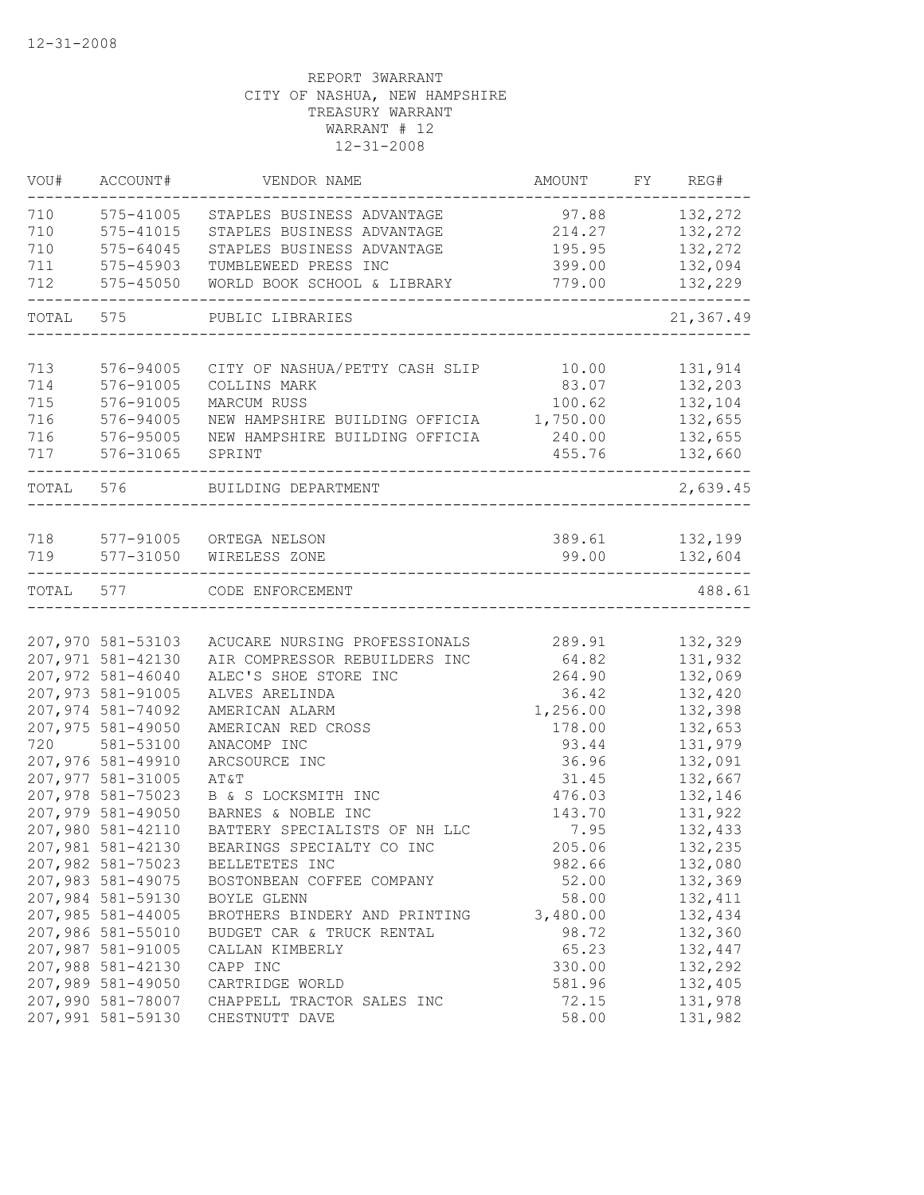12-31-2008

REPORT 3WARRANT
CITY OF NASHUA, NEW HAMPSHIRE
TREASURY WARRANT
WARRANT # 12
12-31-2008

| VOU# | ACCOUNT# | VENDOR NAME | AMOUNT | FY | REG# |
|---|---|---|---|---|---|
| 710 | 575-41005 | STAPLES BUSINESS ADVANTAGE | 97.88 | | 132,272 |
| 710 | 575-41015 | STAPLES BUSINESS ADVANTAGE | 214.27 | | 132,272 |
| 710 | 575-64045 | STAPLES BUSINESS ADVANTAGE | 195.95 | | 132,272 |
| 711 | 575-45903 | TUMBLEWEED PRESS INC | 399.00 | | 132,094 |
| 712 | 575-45050 | WORLD BOOK SCHOOL & LIBRARY | 779.00 | | 132,229 |
| TOTAL | 575 | PUBLIC LIBRARIES | | | 21,367.49 |
| 713 | 576-94005 | CITY OF NASHUA/PETTY CASH SLIP | 10.00 | | 131,914 |
| 714 | 576-91005 | COLLINS MARK | 83.07 | | 132,203 |
| 715 | 576-91005 | MARCUM RUSS | 100.62 | | 132,104 |
| 716 | 576-94005 | NEW HAMPSHIRE BUILDING OFFICIA | 1,750.00 | | 132,655 |
| 716 | 576-95005 | NEW HAMPSHIRE BUILDING OFFICIA | 240.00 | | 132,655 |
| 717 | 576-31065 | SPRINT | 455.76 | | 132,660 |
| TOTAL | 576 | BUILDING DEPARTMENT | | | 2,639.45 |
| 718 | 577-91005 | ORTEGA NELSON | 389.61 | | 132,199 |
| 719 | 577-31050 | WIRELESS ZONE | 99.00 | | 132,604 |
| TOTAL | 577 | CODE ENFORCEMENT | | | 488.61 |
| 207,970 | 581-53103 | ACUCARE NURSING PROFESSIONALS | 289.91 | | 132,329 |
| 207,971 | 581-42130 | AIR COMPRESSOR REBUILDERS INC | 64.82 | | 131,932 |
| 207,972 | 581-46040 | ALEC'S SHOE STORE INC | 264.90 | | 132,069 |
| 207,973 | 581-91005 | ALVES ARELINDA | 36.42 | | 132,420 |
| 207,974 | 581-74092 | AMERICAN ALARM | 1,256.00 | | 132,398 |
| 207,975 | 581-49050 | AMERICAN RED CROSS | 178.00 | | 132,653 |
| 720 | 581-53100 | ANACOMP INC | 93.44 | | 131,979 |
| 207,976 | 581-49910 | ARCSOURCE INC | 36.96 | | 132,091 |
| 207,977 | 581-31005 | AT&T | 31.45 | | 132,667 |
| 207,978 | 581-75023 | B & S LOCKSMITH INC | 476.03 | | 132,146 |
| 207,979 | 581-49050 | BARNES & NOBLE INC | 143.70 | | 131,922 |
| 207,980 | 581-42110 | BATTERY SPECIALISTS OF NH LLC | 7.95 | | 132,433 |
| 207,981 | 581-42130 | BEARINGS SPECIALTY CO INC | 205.06 | | 132,235 |
| 207,982 | 581-75023 | BELLETETES INC | 982.66 | | 132,080 |
| 207,983 | 581-49075 | BOSTONBEAN COFFEE COMPANY | 52.00 | | 132,369 |
| 207,984 | 581-59130 | BOYLE GLENN | 58.00 | | 132,411 |
| 207,985 | 581-44005 | BROTHERS BINDERY AND PRINTING | 3,480.00 | | 132,434 |
| 207,986 | 581-55010 | BUDGET CAR & TRUCK RENTAL | 98.72 | | 132,360 |
| 207,987 | 581-91005 | CALLAN KIMBERLY | 65.23 | | 132,447 |
| 207,988 | 581-42130 | CAPP INC | 330.00 | | 132,292 |
| 207,989 | 581-49050 | CARTRIDGE WORLD | 581.96 | | 132,405 |
| 207,990 | 581-78007 | CHAPPELL TRACTOR SALES INC | 72.15 | | 131,978 |
| 207,991 | 581-59130 | CHESTNUTT DAVE | 58.00 | | 131,982 |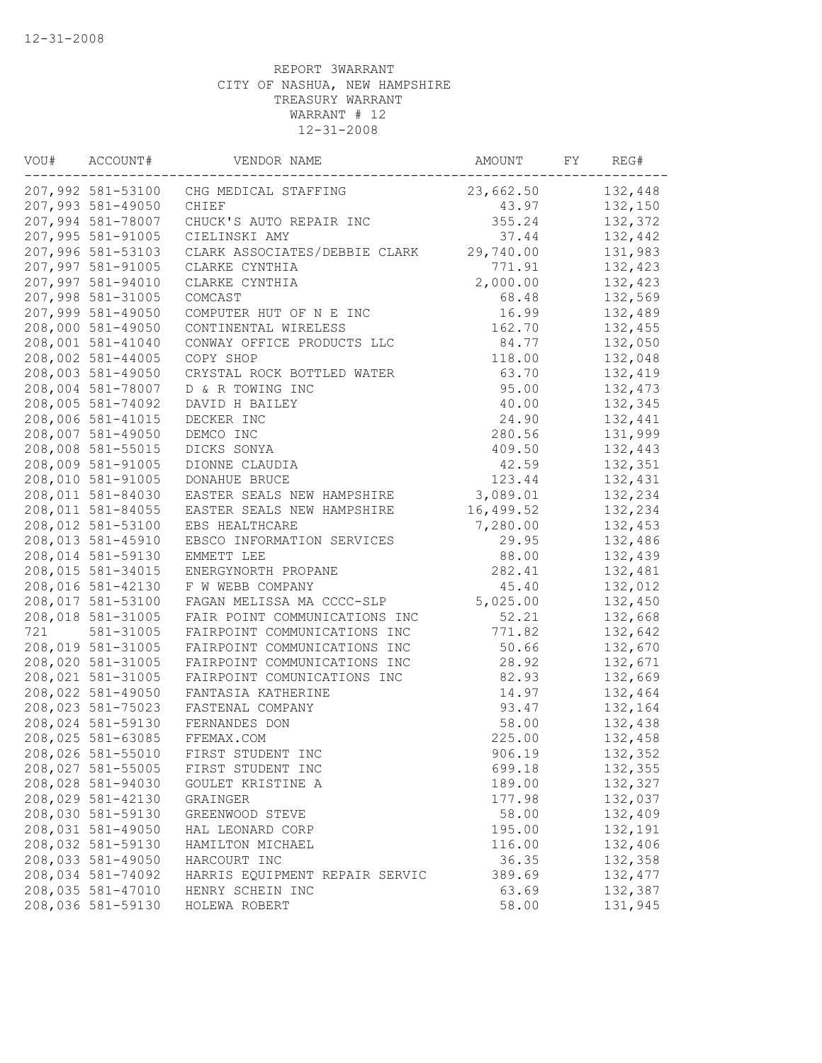12-31-2008

REPORT 3WARRANT
CITY OF NASHUA, NEW HAMPSHIRE
TREASURY WARRANT
WARRANT # 12
12-31-2008

| VOU# | ACCOUNT# | VENDOR NAME | AMOUNT | FY | REG# |
|---|---|---|---|---|---|
| 207,992 | 581-53100 | CHG MEDICAL STAFFING | 23,662.50 | | 132,448 |
| 207,993 | 581-49050 | CHIEF | 43.97 | | 132,150 |
| 207,994 | 581-78007 | CHUCK'S AUTO REPAIR INC | 355.24 | | 132,372 |
| 207,995 | 581-91005 | CIELINSKI AMY | 37.44 | | 132,442 |
| 207,996 | 581-53103 | CLARK ASSOCIATES/DEBBIE CLARK | 29,740.00 | | 131,983 |
| 207,997 | 581-91005 | CLARKE CYNTHIA | 771.91 | | 132,423 |
| 207,997 | 581-94010 | CLARKE CYNTHIA | 2,000.00 | | 132,423 |
| 207,998 | 581-31005 | COMCAST | 68.48 | | 132,569 |
| 207,999 | 581-49050 | COMPUTER HUT OF N E INC | 16.99 | | 132,489 |
| 208,000 | 581-49050 | CONTINENTAL WIRELESS | 162.70 | | 132,455 |
| 208,001 | 581-41040 | CONWAY OFFICE PRODUCTS LLC | 84.77 | | 132,050 |
| 208,002 | 581-44005 | COPY SHOP | 118.00 | | 132,048 |
| 208,003 | 581-49050 | CRYSTAL ROCK BOTTLED WATER | 63.70 | | 132,419 |
| 208,004 | 581-78007 | D & R TOWING INC | 95.00 | | 132,473 |
| 208,005 | 581-74092 | DAVID H BAILEY | 40.00 | | 132,345 |
| 208,006 | 581-41015 | DECKER INC | 24.90 | | 132,441 |
| 208,007 | 581-49050 | DEMCO INC | 280.56 | | 131,999 |
| 208,008 | 581-55015 | DICKS SONYA | 409.50 | | 132,443 |
| 208,009 | 581-91005 | DIONNE CLAUDIA | 42.59 | | 132,351 |
| 208,010 | 581-91005 | DONAHUE BRUCE | 123.44 | | 132,431 |
| 208,011 | 581-84030 | EASTER SEALS NEW HAMPSHIRE | 3,089.01 | | 132,234 |
| 208,011 | 581-84055 | EASTER SEALS NEW HAMPSHIRE | 16,499.52 | | 132,234 |
| 208,012 | 581-53100 | EBS HEALTHCARE | 7,280.00 | | 132,453 |
| 208,013 | 581-45910 | EBSCO INFORMATION SERVICES | 29.95 | | 132,486 |
| 208,014 | 581-59130 | EMMETT LEE | 88.00 | | 132,439 |
| 208,015 | 581-34015 | ENERGYNORTH PROPANE | 282.41 | | 132,481 |
| 208,016 | 581-42130 | F W WEBB COMPANY | 45.40 | | 132,012 |
| 208,017 | 581-53100 | FAGAN MELISSA MA CCCC-SLP | 5,025.00 | | 132,450 |
| 208,018 | 581-31005 | FAIR POINT COMMUNICATIONS INC | 52.21 | | 132,668 |
| 721 | 581-31005 | FAIRPOINT COMMUNICATIONS INC | 771.82 | | 132,642 |
| 208,019 | 581-31005 | FAIRPOINT COMMUNICATIONS INC | 50.66 | | 132,670 |
| 208,020 | 581-31005 | FAIRPOINT COMMUNICATIONS INC | 28.92 | | 132,671 |
| 208,021 | 581-31005 | FAIRPOINT COMUNICATIONS INC | 82.93 | | 132,669 |
| 208,022 | 581-49050 | FANTASIA KATHERINE | 14.97 | | 132,464 |
| 208,023 | 581-75023 | FASTENAL COMPANY | 93.47 | | 132,164 |
| 208,024 | 581-59130 | FERNANDES DON | 58.00 | | 132,438 |
| 208,025 | 581-63085 | FFEMAX.COM | 225.00 | | 132,458 |
| 208,026 | 581-55010 | FIRST STUDENT INC | 906.19 | | 132,352 |
| 208,027 | 581-55005 | FIRST STUDENT INC | 699.18 | | 132,355 |
| 208,028 | 581-94030 | GOULET KRISTINE A | 189.00 | | 132,327 |
| 208,029 | 581-42130 | GRAINGER | 177.98 | | 132,037 |
| 208,030 | 581-59130 | GREENWOOD STEVE | 58.00 | | 132,409 |
| 208,031 | 581-49050 | HAL LEONARD CORP | 195.00 | | 132,191 |
| 208,032 | 581-59130 | HAMILTON MICHAEL | 116.00 | | 132,406 |
| 208,033 | 581-49050 | HARCOURT INC | 36.35 | | 132,358 |
| 208,034 | 581-74092 | HARRIS EQUIPMENT REPAIR SERVIC | 389.69 | | 132,477 |
| 208,035 | 581-47010 | HENRY SCHEIN INC | 63.69 | | 132,387 |
| 208,036 | 581-59130 | HOLEWA ROBERT | 58.00 | | 131,945 |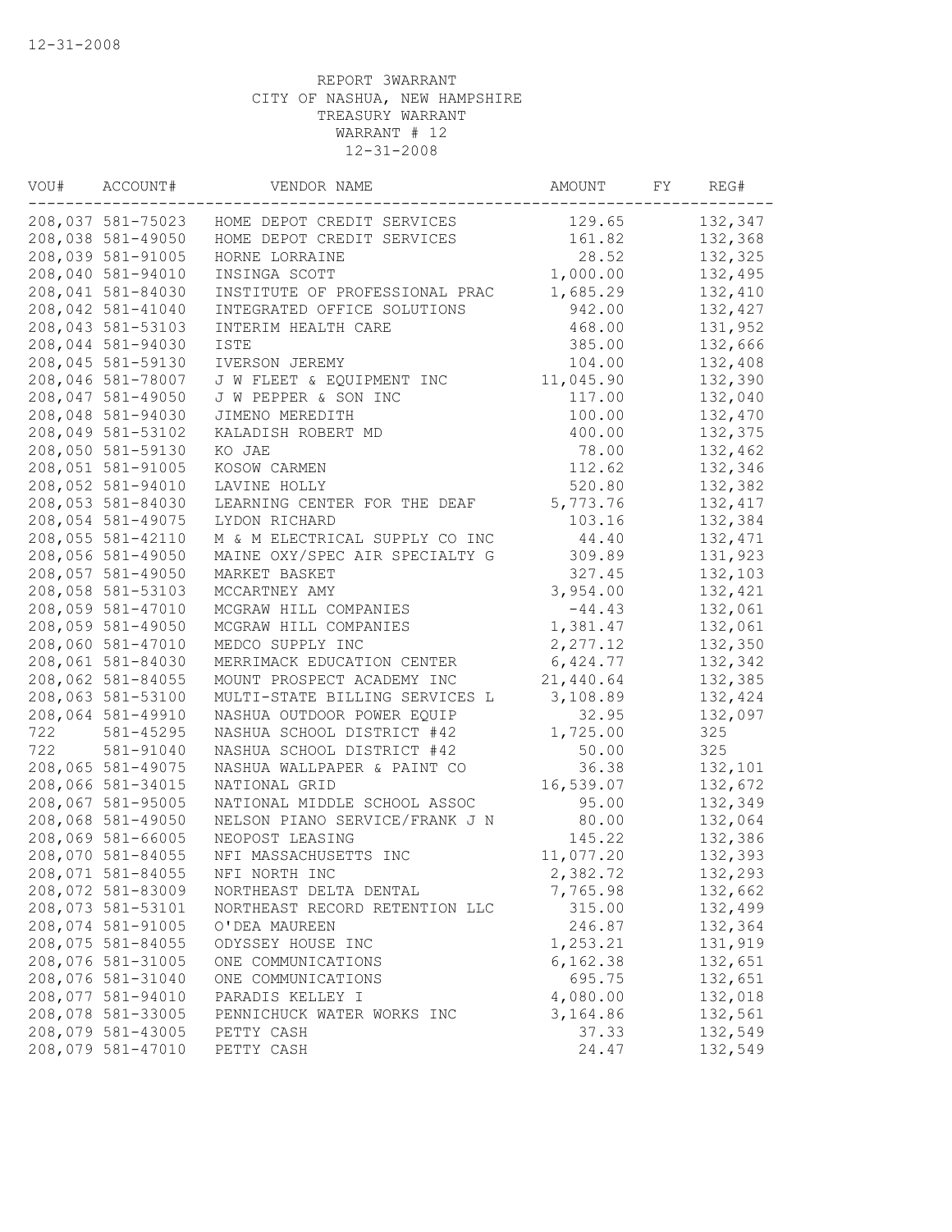12-31-2008

REPORT 3WARRANT
CITY OF NASHUA, NEW HAMPSHIRE
TREASURY WARRANT
WARRANT # 12
12-31-2008

| VOU# | ACCOUNT# | VENDOR NAME | AMOUNT | FY | REG# |
|---|---|---|---|---|---|
| 208,037 | 581-75023 | HOME DEPOT CREDIT SERVICES | 129.65 | | 132,347 |
| 208,038 | 581-49050 | HOME DEPOT CREDIT SERVICES | 161.82 | | 132,368 |
| 208,039 | 581-91005 | HORNE LORRAINE | 28.52 | | 132,325 |
| 208,040 | 581-94010 | INSINGA SCOTT | 1,000.00 | | 132,495 |
| 208,041 | 581-84030 | INSTITUTE OF PROFESSIONAL PRAC | 1,685.29 | | 132,410 |
| 208,042 | 581-41040 | INTEGRATED OFFICE SOLUTIONS | 942.00 | | 132,427 |
| 208,043 | 581-53103 | INTERIM HEALTH CARE | 468.00 | | 131,952 |
| 208,044 | 581-94030 | ISTE | 385.00 | | 132,666 |
| 208,045 | 581-59130 | IVERSON JEREMY | 104.00 | | 132,408 |
| 208,046 | 581-78007 | J W FLEET & EQUIPMENT INC | 11,045.90 | | 132,390 |
| 208,047 | 581-49050 | J W PEPPER & SON INC | 117.00 | | 132,040 |
| 208,048 | 581-94030 | JIMENO MEREDITH | 100.00 | | 132,470 |
| 208,049 | 581-53102 | KALADISH ROBERT MD | 400.00 | | 132,375 |
| 208,050 | 581-59130 | KO JAE | 78.00 | | 132,462 |
| 208,051 | 581-91005 | KOSOW CARMEN | 112.62 | | 132,346 |
| 208,052 | 581-94010 | LAVINE HOLLY | 520.80 | | 132,382 |
| 208,053 | 581-84030 | LEARNING CENTER FOR THE DEAF | 5,773.76 | | 132,417 |
| 208,054 | 581-49075 | LYDON RICHARD | 103.16 | | 132,384 |
| 208,055 | 581-42110 | M & M ELECTRICAL SUPPLY CO INC | 44.40 | | 132,471 |
| 208,056 | 581-49050 | MAINE OXY/SPEC AIR SPECIALTY G | 309.89 | | 131,923 |
| 208,057 | 581-49050 | MARKET BASKET | 327.45 | | 132,103 |
| 208,058 | 581-53103 | MCCARTNEY AMY | 3,954.00 | | 132,421 |
| 208,059 | 581-47010 | MCGRAW HILL COMPANIES | -44.43 | | 132,061 |
| 208,059 | 581-49050 | MCGRAW HILL COMPANIES | 1,381.47 | | 132,061 |
| 208,060 | 581-47010 | MEDCO SUPPLY INC | 2,277.12 | | 132,350 |
| 208,061 | 581-84030 | MERRIMACK EDUCATION CENTER | 6,424.77 | | 132,342 |
| 208,062 | 581-84055 | MOUNT PROSPECT ACADEMY INC | 21,440.64 | | 132,385 |
| 208,063 | 581-53100 | MULTI-STATE BILLING SERVICES L | 3,108.89 | | 132,424 |
| 208,064 | 581-49910 | NASHUA OUTDOOR POWER EQUIP | 32.95 | | 132,097 |
| 722 | 581-45295 | NASHUA SCHOOL DISTRICT #42 | 1,725.00 | | 325 |
| 722 | 581-91040 | NASHUA SCHOOL DISTRICT #42 | 50.00 | | 325 |
| 208,065 | 581-49075 | NASHUA WALLPAPER & PAINT CO | 36.38 | | 132,101 |
| 208,066 | 581-34015 | NATIONAL GRID | 16,539.07 | | 132,672 |
| 208,067 | 581-95005 | NATIONAL MIDDLE SCHOOL ASSOC | 95.00 | | 132,349 |
| 208,068 | 581-49050 | NELSON PIANO SERVICE/FRANK J N | 80.00 | | 132,064 |
| 208,069 | 581-66005 | NEOPOST LEASING | 145.22 | | 132,386 |
| 208,070 | 581-84055 | NFI MASSACHUSETTS INC | 11,077.20 | | 132,393 |
| 208,071 | 581-84055 | NFI NORTH INC | 2,382.72 | | 132,293 |
| 208,072 | 581-83009 | NORTHEAST DELTA DENTAL | 7,765.98 | | 132,662 |
| 208,073 | 581-53101 | NORTHEAST RECORD RETENTION LLC | 315.00 | | 132,499 |
| 208,074 | 581-91005 | O'DEA MAUREEN | 246.87 | | 132,364 |
| 208,075 | 581-84055 | ODYSSEY HOUSE INC | 1,253.21 | | 131,919 |
| 208,076 | 581-31005 | ONE COMMUNICATIONS | 6,162.38 | | 132,651 |
| 208,076 | 581-31040 | ONE COMMUNICATIONS | 695.75 | | 132,651 |
| 208,077 | 581-94010 | PARADIS KELLEY I | 4,080.00 | | 132,018 |
| 208,078 | 581-33005 | PENNICHUCK WATER WORKS INC | 3,164.86 | | 132,561 |
| 208,079 | 581-43005 | PETTY CASH | 37.33 | | 132,549 |
| 208,079 | 581-47010 | PETTY CASH | 24.47 | | 132,549 |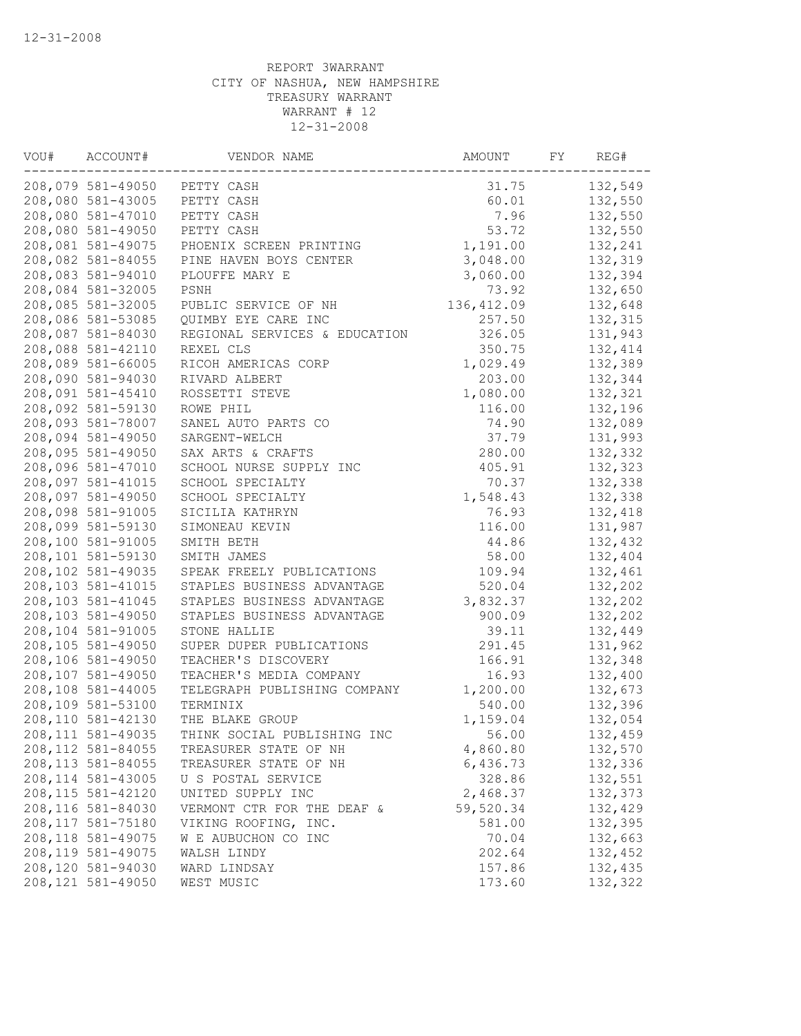12-31-2008

REPORT 3WARRANT
CITY OF NASHUA, NEW HAMPSHIRE
TREASURY WARRANT
WARRANT # 12
12-31-2008

| VOU# | ACCOUNT# | VENDOR NAME | AMOUNT | FY | REG# |
|---|---|---|---|---|---|
| 208,079 | 581-49050 | PETTY CASH | 31.75 | | 132,549 |
| 208,080 | 581-43005 | PETTY CASH | 60.01 | | 132,550 |
| 208,080 | 581-47010 | PETTY CASH | 7.96 | | 132,550 |
| 208,080 | 581-49050 | PETTY CASH | 53.72 | | 132,550 |
| 208,081 | 581-49075 | PHOENIX SCREEN PRINTING | 1,191.00 | | 132,241 |
| 208,082 | 581-84055 | PINE HAVEN BOYS CENTER | 3,048.00 | | 132,319 |
| 208,083 | 581-94010 | PLOUFFE MARY E | 3,060.00 | | 132,394 |
| 208,084 | 581-32005 | PSNH | 73.92 | | 132,650 |
| 208,085 | 581-32005 | PUBLIC SERVICE OF NH | 136,412.09 | | 132,648 |
| 208,086 | 581-53085 | QUIMBY EYE CARE INC | 257.50 | | 132,315 |
| 208,087 | 581-84030 | REGIONAL SERVICES & EDUCATION | 326.05 | | 131,943 |
| 208,088 | 581-42110 | REXEL CLS | 350.75 | | 132,414 |
| 208,089 | 581-66005 | RICOH AMERICAS CORP | 1,029.49 | | 132,389 |
| 208,090 | 581-94030 | RIVARD ALBERT | 203.00 | | 132,344 |
| 208,091 | 581-45410 | ROSSETTI STEVE | 1,080.00 | | 132,321 |
| 208,092 | 581-59130 | ROWE PHIL | 116.00 | | 132,196 |
| 208,093 | 581-78007 | SANEL AUTO PARTS CO | 74.90 | | 132,089 |
| 208,094 | 581-49050 | SARGENT-WELCH | 37.79 | | 131,993 |
| 208,095 | 581-49050 | SAX ARTS & CRAFTS | 280.00 | | 132,332 |
| 208,096 | 581-47010 | SCHOOL NURSE SUPPLY INC | 405.91 | | 132,323 |
| 208,097 | 581-41015 | SCHOOL SPECIALTY | 70.37 | | 132,338 |
| 208,097 | 581-49050 | SCHOOL SPECIALTY | 1,548.43 | | 132,338 |
| 208,098 | 581-91005 | SICILIA KATHRYN | 76.93 | | 132,418 |
| 208,099 | 581-59130 | SIMONEAU KEVIN | 116.00 | | 131,987 |
| 208,100 | 581-91005 | SMITH BETH | 44.86 | | 132,432 |
| 208,101 | 581-59130 | SMITH JAMES | 58.00 | | 132,404 |
| 208,102 | 581-49035 | SPEAK FREELY PUBLICATIONS | 109.94 | | 132,461 |
| 208,103 | 581-41015 | STAPLES BUSINESS ADVANTAGE | 520.04 | | 132,202 |
| 208,103 | 581-41045 | STAPLES BUSINESS ADVANTAGE | 3,832.37 | | 132,202 |
| 208,103 | 581-49050 | STAPLES BUSINESS ADVANTAGE | 900.09 | | 132,202 |
| 208,104 | 581-91005 | STONE HALLIE | 39.11 | | 132,449 |
| 208,105 | 581-49050 | SUPER DUPER PUBLICATIONS | 291.45 | | 131,962 |
| 208,106 | 581-49050 | TEACHER'S DISCOVERY | 166.91 | | 132,348 |
| 208,107 | 581-49050 | TEACHER'S MEDIA COMPANY | 16.93 | | 132,400 |
| 208,108 | 581-44005 | TELEGRAPH PUBLISHING COMPANY | 1,200.00 | | 132,673 |
| 208,109 | 581-53100 | TERMINIX | 540.00 | | 132,396 |
| 208,110 | 581-42130 | THE BLAKE GROUP | 1,159.04 | | 132,054 |
| 208,111 | 581-49035 | THINK SOCIAL PUBLISHING INC | 56.00 | | 132,459 |
| 208,112 | 581-84055 | TREASURER STATE OF NH | 4,860.80 | | 132,570 |
| 208,113 | 581-84055 | TREASURER STATE OF NH | 6,436.73 | | 132,336 |
| 208,114 | 581-43005 | U S POSTAL SERVICE | 328.86 | | 132,551 |
| 208,115 | 581-42120 | UNITED SUPPLY INC | 2,468.37 | | 132,373 |
| 208,116 | 581-84030 | VERMONT CTR FOR THE DEAF & | 59,520.34 | | 132,429 |
| 208,117 | 581-75180 | VIKING ROOFING, INC. | 581.00 | | 132,395 |
| 208,118 | 581-49075 | W E AUBUCHON CO INC | 70.04 | | 132,663 |
| 208,119 | 581-49075 | WALSH LINDY | 202.64 | | 132,452 |
| 208,120 | 581-94030 | WARD LINDSAY | 157.86 | | 132,435 |
| 208,121 | 581-49050 | WEST MUSIC | 173.60 | | 132,322 |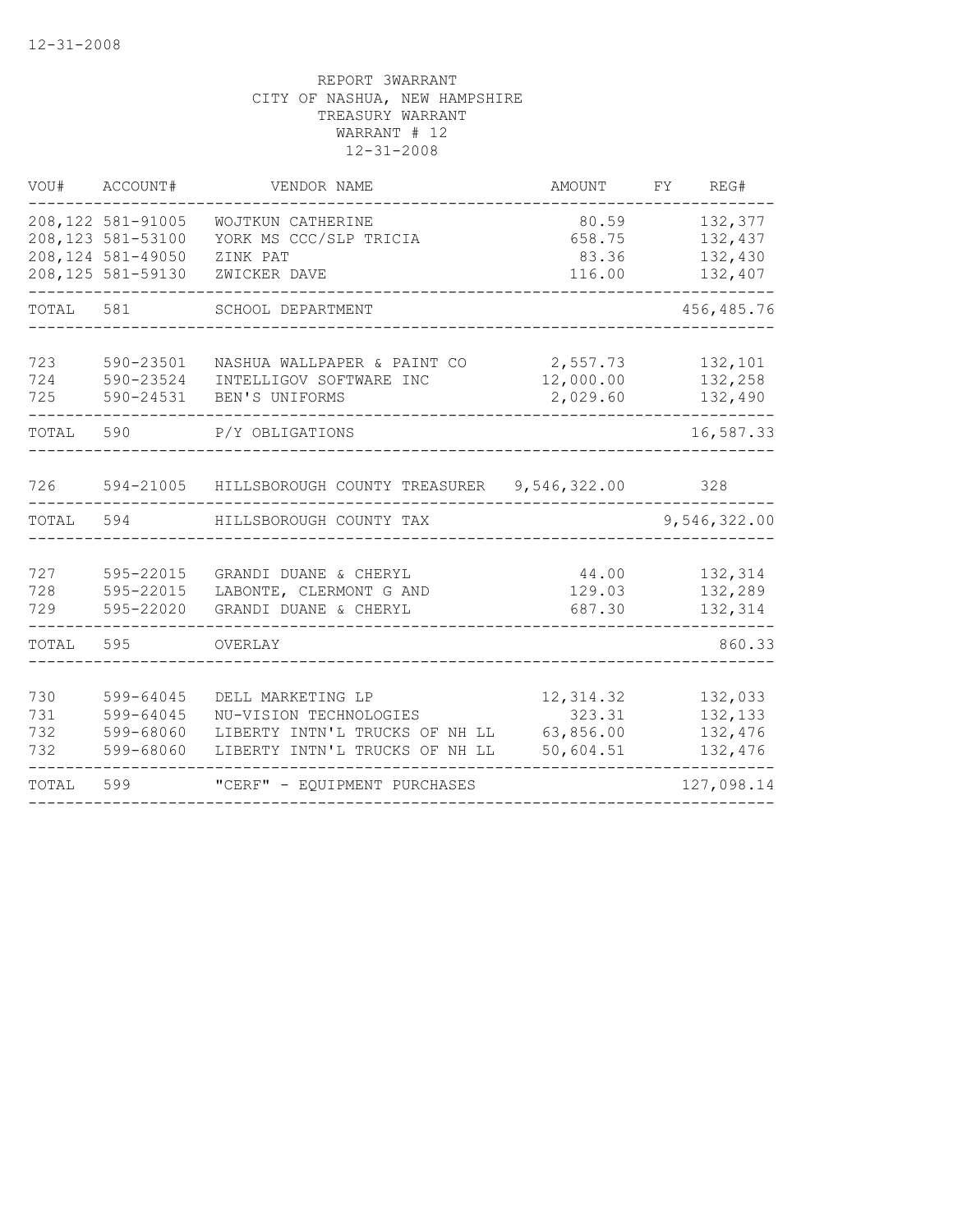REPORT 3WARRANT
CITY OF NASHUA, NEW HAMPSHIRE
TREASURY WARRANT
WARRANT # 12
12-31-2008

| VOU# | ACCOUNT# | VENDOR NAME | AMOUNT | FY | REG# |
|---|---|---|---|---|---|
| 208,122 | 581-91005 | WOJTKUN CATHERINE | 80.59 | | 132,377 |
| 208,123 | 581-53100 | YORK MS CCC/SLP TRICIA | 658.75 | | 132,437 |
| 208,124 | 581-49050 | ZINK PAT | 83.36 | | 132,430 |
| 208,125 | 581-59130 | ZWICKER DAVE | 116.00 | | 132,407 |
| TOTAL | 581 | SCHOOL DEPARTMENT | | | 456,485.76 |
| 723 | 590-23501 | NASHUA WALLPAPER & PAINT CO | 2,557.73 | | 132,101 |
| 724 | 590-23524 | INTELLIGOV SOFTWARE INC | 12,000.00 | | 132,258 |
| 725 | 590-24531 | BEN'S UNIFORMS | 2,029.60 | | 132,490 |
| TOTAL | 590 | P/Y OBLIGATIONS | | | 16,587.33 |
| 726 | 594-21005 | HILLSBOROUGH COUNTY TREASURER | 9,546,322.00 | | 328 |
| TOTAL | 594 | HILLSBOROUGH COUNTY TAX | | | 9,546,322.00 |
| 727 | 595-22015 | GRANDI DUANE & CHERYL | 44.00 | | 132,314 |
| 728 | 595-22015 | LABONTE, CLERMONT G AND | 129.03 | | 132,289 |
| 729 | 595-22020 | GRANDI DUANE & CHERYL | 687.30 | | 132,314 |
| TOTAL | 595 | OVERLAY | | | 860.33 |
| 730 | 599-64045 | DELL MARKETING LP | 12,314.32 | | 132,033 |
| 731 | 599-64045 | NU-VISION TECHNOLOGIES | 323.31 | | 132,133 |
| 732 | 599-68060 | LIBERTY INTN'L TRUCKS OF NH LL | 63,856.00 | | 132,476 |
| 732 | 599-68060 | LIBERTY INTN'L TRUCKS OF NH LL | 50,604.51 | | 132,476 |
| TOTAL | 599 | "CERF" - EQUIPMENT PURCHASES | | | 127,098.14 |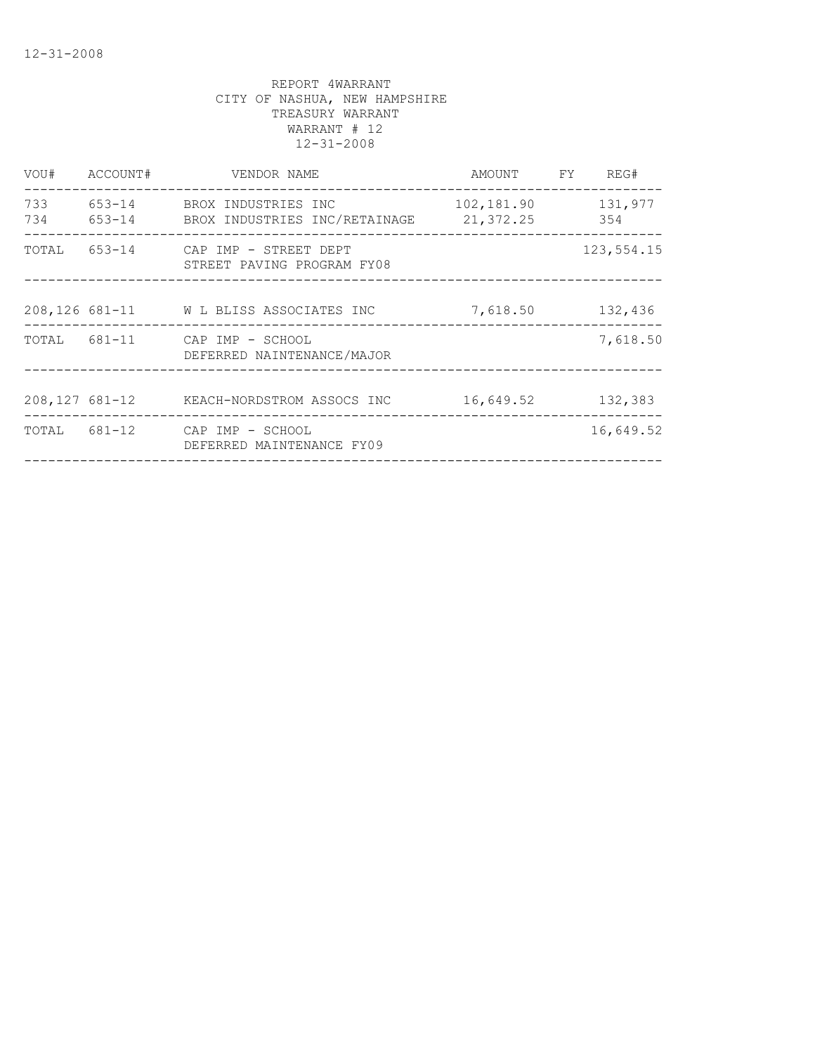REPORT 4WARRANT
CITY OF NASHUA, NEW HAMPSHIRE
TREASURY WARRANT
WARRANT # 12
12-31-2008

| VOU# | ACCOUNT# | VENDOR NAME | AMOUNT | FY | REG# |
|---|---|---|---|---|---|
| 733 | 653-14 | BROX INDUSTRIES INC | 102,181.90 | | 131,977 |
| 734 | 653-14 | BROX INDUSTRIES INC/RETAINAGE | 21,372.25 | | 354 |
| TOTAL | 653-14 | CAP IMP - STREET DEPT<br>STREET PAVING PROGRAM FY08 | | | 123,554.15 |
| 208,126 | 681-11 | W L BLISS ASSOCIATES INC | 7,618.50 | | 132,436 |
| TOTAL | 681-11 | CAP IMP - SCHOOL<br>DEFERRED NAINTENANCE/MAJOR | | | 7,618.50 |
| 208,127 | 681-12 | KEACH-NORDSTROM ASSOCS INC | 16,649.52 | | 132,383 |
| TOTAL | 681-12 | CAP IMP - SCHOOL<br>DEFERRED MAINTENANCE FY09 | | | 16,649.52 |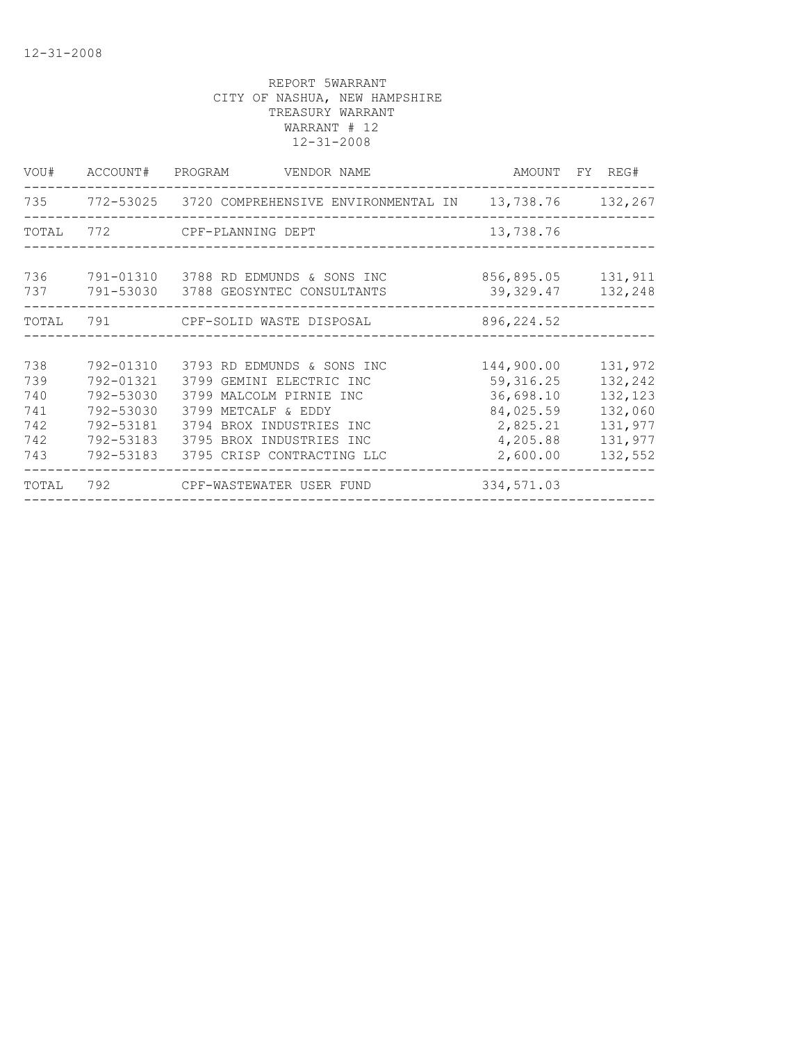12-31-2008

REPORT 5WARRANT
CITY OF NASHUA, NEW HAMPSHIRE
TREASURY WARRANT
WARRANT # 12
12-31-2008

| VOU# | ACCOUNT# | PROGRAM | VENDOR NAME | AMOUNT | FY | REG# |
|---|---|---|---|---|---|---|
| 735 | 772-53025 | 3720 | COMPREHENSIVE ENVIRONMENTAL IN | 13,738.76 | | 132,267 |
| TOTAL | 772 | | CPF-PLANNING DEPT | 13,738.76 | | |
| 736 | 791-01310 | 3788 | RD EDMUNDS & SONS INC | 856,895.05 | | 131,911 |
| 737 | 791-53030 | 3788 | GEOSYNTEC CONSULTANTS | 39,329.47 | | 132,248 |
| TOTAL | 791 | | CPF-SOLID WASTE DISPOSAL | 896,224.52 | | |
| 738 | 792-01310 | 3793 | RD EDMUNDS & SONS INC | 144,900.00 | | 131,972 |
| 739 | 792-01321 | 3799 | GEMINI ELECTRIC INC | 59,316.25 | | 132,242 |
| 740 | 792-53030 | 3799 | MALCOLM PIRNIE INC | 36,698.10 | | 132,123 |
| 741 | 792-53030 | 3799 | METCALF & EDDY | 84,025.59 | | 132,060 |
| 742 | 792-53181 | 3794 | BROX INDUSTRIES INC | 2,825.21 | | 131,977 |
| 742 | 792-53183 | 3795 | BROX INDUSTRIES INC | 4,205.88 | | 131,977 |
| 743 | 792-53183 | 3795 | CRISP CONTRACTING LLC | 2,600.00 | | 132,552 |
| TOTAL | 792 | | CPF-WASTEWATER USER FUND | 334,571.03 | | |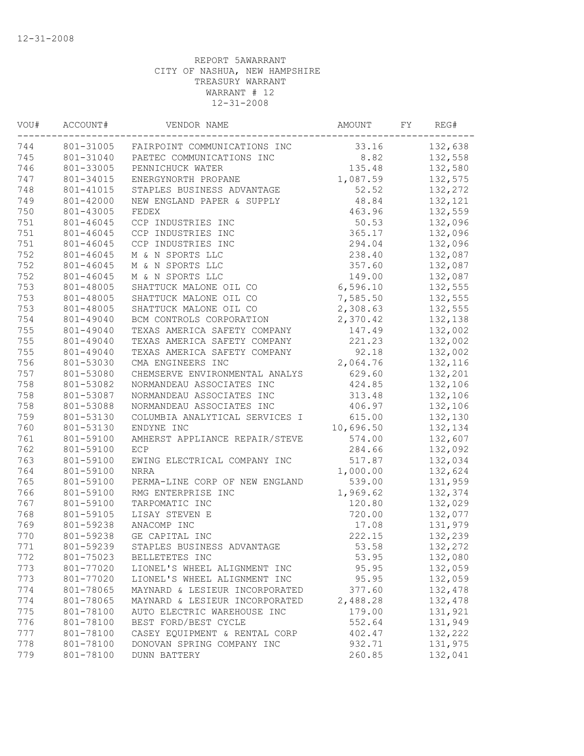12-31-2008

REPORT 5AWARRANT
CITY OF NASHUA, NEW HAMPSHIRE
TREASURY WARRANT
WARRANT # 12
12-31-2008

| VOU# | ACCOUNT# | VENDOR NAME | AMOUNT | FY | REG# |
|---|---|---|---|---|---|
| 744 | 801-31005 | FAIRPOINT COMMUNICATIONS INC | 33.16 | | 132,638 |
| 745 | 801-31040 | PAETEC COMMUNICATIONS INC | 8.82 | | 132,558 |
| 746 | 801-33005 | PENNICHUCK WATER | 135.48 | | 132,580 |
| 747 | 801-34015 | ENERGYNORTH PROPANE | 1,087.59 | | 132,575 |
| 748 | 801-41015 | STAPLES BUSINESS ADVANTAGE | 52.52 | | 132,272 |
| 749 | 801-42000 | NEW ENGLAND PAPER & SUPPLY | 48.84 | | 132,121 |
| 750 | 801-43005 | FEDEX | 463.96 | | 132,559 |
| 751 | 801-46045 | CCP INDUSTRIES INC | 50.53 | | 132,096 |
| 751 | 801-46045 | CCP INDUSTRIES INC | 365.17 | | 132,096 |
| 751 | 801-46045 | CCP INDUSTRIES INC | 294.04 | | 132,096 |
| 752 | 801-46045 | M & N SPORTS LLC | 238.40 | | 132,087 |
| 752 | 801-46045 | M & N SPORTS LLC | 357.60 | | 132,087 |
| 752 | 801-46045 | M & N SPORTS LLC | 149.00 | | 132,087 |
| 753 | 801-48005 | SHATTUCK MALONE OIL CO | 6,596.10 | | 132,555 |
| 753 | 801-48005 | SHATTUCK MALONE OIL CO | 7,585.50 | | 132,555 |
| 753 | 801-48005 | SHATTUCK MALONE OIL CO | 2,308.63 | | 132,555 |
| 754 | 801-49040 | BCM CONTROLS CORPORATION | 2,370.42 | | 132,138 |
| 755 | 801-49040 | TEXAS AMERICA SAFETY COMPANY | 147.49 | | 132,002 |
| 755 | 801-49040 | TEXAS AMERICA SAFETY COMPANY | 221.23 | | 132,002 |
| 755 | 801-49040 | TEXAS AMERICA SAFETY COMPANY | 92.18 | | 132,002 |
| 756 | 801-53030 | CMA ENGINEERS INC | 2,064.76 | | 132,116 |
| 757 | 801-53080 | CHEMSERVE ENVIRONMENTAL ANALYS | 629.60 | | 132,201 |
| 758 | 801-53082 | NORMANDEAU ASSOCIATES INC | 424.85 | | 132,106 |
| 758 | 801-53087 | NORMANDEAU ASSOCIATES INC | 313.48 | | 132,106 |
| 758 | 801-53088 | NORMANDEAU ASSOCIATES INC | 406.97 | | 132,106 |
| 759 | 801-53130 | COLUMBIA ANALYTICAL SERVICES I | 615.00 | | 132,130 |
| 760 | 801-53130 | ENDYNE INC | 10,696.50 | | 132,134 |
| 761 | 801-59100 | AMHERST APPLIANCE REPAIR/STEVE | 574.00 | | 132,607 |
| 762 | 801-59100 | ECP | 284.66 | | 132,092 |
| 763 | 801-59100 | EWING ELECTRICAL COMPANY INC | 517.87 | | 132,034 |
| 764 | 801-59100 | NRRA | 1,000.00 | | 132,624 |
| 765 | 801-59100 | PERMA-LINE CORP OF NEW ENGLAND | 539.00 | | 131,959 |
| 766 | 801-59100 | RMG ENTERPRISE INC | 1,969.62 | | 132,374 |
| 767 | 801-59100 | TARPOMATIC INC | 120.80 | | 132,029 |
| 768 | 801-59105 | LISAY STEVEN E | 720.00 | | 132,077 |
| 769 | 801-59238 | ANACOMP INC | 17.08 | | 131,979 |
| 770 | 801-59238 | GE CAPITAL INC | 222.15 | | 132,239 |
| 771 | 801-59239 | STAPLES BUSINESS ADVANTAGE | 53.58 | | 132,272 |
| 772 | 801-75023 | BELLETETES INC | 53.95 | | 132,080 |
| 773 | 801-77020 | LIONEL'S WHEEL ALIGNMENT INC | 95.95 | | 132,059 |
| 773 | 801-77020 | LIONEL'S WHEEL ALIGNMENT INC | 95.95 | | 132,059 |
| 774 | 801-78065 | MAYNARD & LESIEUR INCORPORATED | 377.60 | | 132,478 |
| 774 | 801-78065 | MAYNARD & LESIEUR INCORPORATED | 2,488.28 | | 132,478 |
| 775 | 801-78100 | AUTO ELECTRIC WAREHOUSE INC | 179.00 | | 131,921 |
| 776 | 801-78100 | BEST FORD/BEST CYCLE | 552.64 | | 131,949 |
| 777 | 801-78100 | CASEY EQUIPMENT & RENTAL CORP | 402.47 | | 132,222 |
| 778 | 801-78100 | DONOVAN SPRING COMPANY INC | 932.71 | | 131,975 |
| 779 | 801-78100 | DUNN BATTERY | 260.85 | | 132,041 |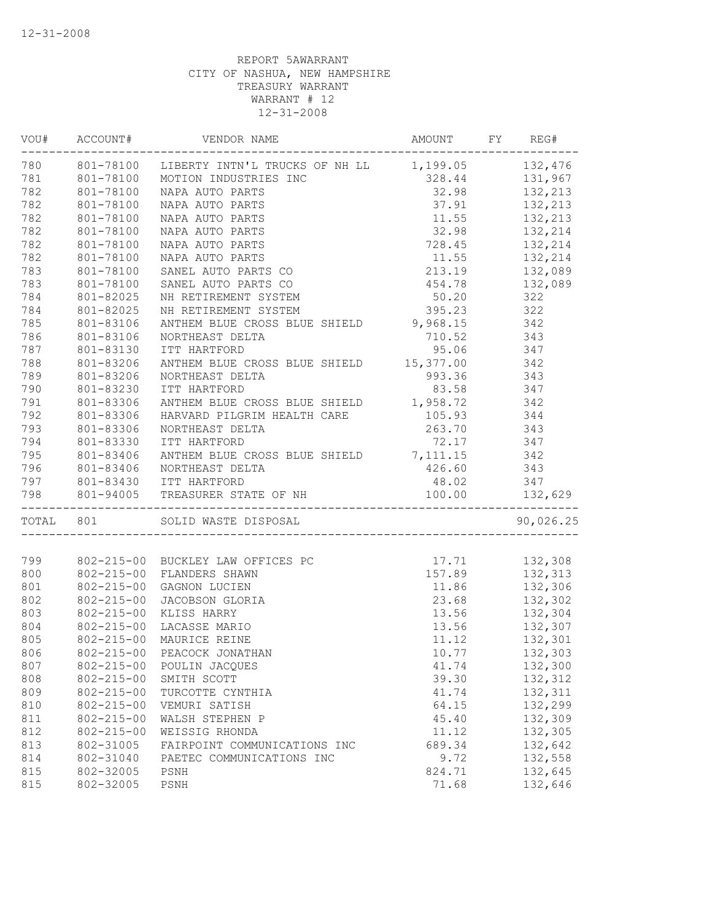12-31-2008

REPORT 5AWARRANT
CITY OF NASHUA, NEW HAMPSHIRE
TREASURY WARRANT
WARRANT # 12
12-31-2008

| VOU# | ACCOUNT# | VENDOR NAME | AMOUNT | FY | REG# |
|---|---|---|---|---|---|
| 780 | 801-78100 | LIBERTY INTN'L TRUCKS OF NH LL | 1,199.05 | | 132,476 |
| 781 | 801-78100 | MOTION INDUSTRIES INC | 328.44 | | 131,967 |
| 782 | 801-78100 | NAPA AUTO PARTS | 32.98 | | 132,213 |
| 782 | 801-78100 | NAPA AUTO PARTS | 37.91 | | 132,213 |
| 782 | 801-78100 | NAPA AUTO PARTS | 11.55 | | 132,213 |
| 782 | 801-78100 | NAPA AUTO PARTS | 32.98 | | 132,214 |
| 782 | 801-78100 | NAPA AUTO PARTS | 728.45 | | 132,214 |
| 782 | 801-78100 | NAPA AUTO PARTS | 11.55 | | 132,214 |
| 783 | 801-78100 | SANEL AUTO PARTS CO | 213.19 | | 132,089 |
| 783 | 801-78100 | SANEL AUTO PARTS CO | 454.78 | | 132,089 |
| 784 | 801-82025 | NH RETIREMENT SYSTEM | 50.20 | | 322 |
| 784 | 801-82025 | NH RETIREMENT SYSTEM | 395.23 | | 322 |
| 785 | 801-83106 | ANTHEM BLUE CROSS BLUE SHIELD | 9,968.15 | | 342 |
| 786 | 801-83106 | NORTHEAST DELTA | 710.52 | | 343 |
| 787 | 801-83130 | ITT HARTFORD | 95.06 | | 347 |
| 788 | 801-83206 | ANTHEM BLUE CROSS BLUE SHIELD | 15,377.00 | | 342 |
| 789 | 801-83206 | NORTHEAST DELTA | 993.36 | | 343 |
| 790 | 801-83230 | ITT HARTFORD | 83.58 | | 347 |
| 791 | 801-83306 | ANTHEM BLUE CROSS BLUE SHIELD | 1,958.72 | | 342 |
| 792 | 801-83306 | HARVARD PILGRIM HEALTH CARE | 105.93 | | 344 |
| 793 | 801-83306 | NORTHEAST DELTA | 263.70 | | 343 |
| 794 | 801-83330 | ITT HARTFORD | 72.17 | | 347 |
| 795 | 801-83406 | ANTHEM BLUE CROSS BLUE SHIELD | 7,111.15 | | 342 |
| 796 | 801-83406 | NORTHEAST DELTA | 426.60 | | 343 |
| 797 | 801-83430 | ITT HARTFORD | 48.02 | | 347 |
| 798 | 801-94005 | TREASURER STATE OF NH | 100.00 | | 132,629 |
| TOTAL | 801 | SOLID WASTE DISPOSAL | | | 90,026.25 |
| 799 | 802-215-00 | BUCKLEY LAW OFFICES PC | 17.71 | | 132,308 |
| 800 | 802-215-00 | FLANDERS SHAWN | 157.89 | | 132,313 |
| 801 | 802-215-00 | GAGNON LUCIEN | 11.86 | | 132,306 |
| 802 | 802-215-00 | JACOBSON GLORIA | 23.68 | | 132,302 |
| 803 | 802-215-00 | KLISS HARRY | 13.56 | | 132,304 |
| 804 | 802-215-00 | LACASSE MARIO | 13.56 | | 132,307 |
| 805 | 802-215-00 | MAURICE REINE | 11.12 | | 132,301 |
| 806 | 802-215-00 | PEACOCK JONATHAN | 10.77 | | 132,303 |
| 807 | 802-215-00 | POULIN JACQUES | 41.74 | | 132,300 |
| 808 | 802-215-00 | SMITH SCOTT | 39.30 | | 132,312 |
| 809 | 802-215-00 | TURCOTTE CYNTHIA | 41.74 | | 132,311 |
| 810 | 802-215-00 | VEMURI SATISH | 64.15 | | 132,299 |
| 811 | 802-215-00 | WALSH STEPHEN P | 45.40 | | 132,309 |
| 812 | 802-215-00 | WEISSIG RHONDA | 11.12 | | 132,305 |
| 813 | 802-31005 | FAIRPOINT COMMUNICATIONS INC | 689.34 | | 132,642 |
| 814 | 802-31040 | PAETEC COMMUNICATIONS INC | 9.72 | | 132,558 |
| 815 | 802-32005 | PSNH | 824.71 | | 132,645 |
| 815 | 802-32005 | PSNH | 71.68 | | 132,646 |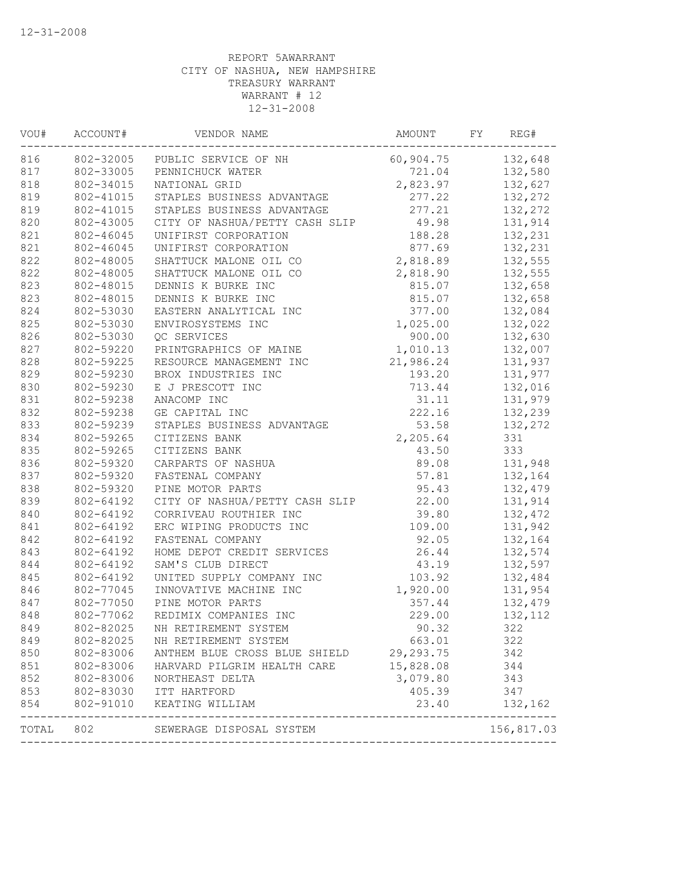12-31-2008

REPORT 5AWARRANT
CITY OF NASHUA, NEW HAMPSHIRE
TREASURY WARRANT
WARRANT # 12
12-31-2008

| VOU# | ACCOUNT# | VENDOR NAME | AMOUNT | FY | REG# |
|---|---|---|---|---|---|
| 816 | 802-32005 | PUBLIC SERVICE OF NH | 60,904.75 | | 132,648 |
| 817 | 802-33005 | PENNICHUCK WATER | 721.04 | | 132,580 |
| 818 | 802-34015 | NATIONAL GRID | 2,823.97 | | 132,627 |
| 819 | 802-41015 | STAPLES BUSINESS ADVANTAGE | 277.22 | | 132,272 |
| 819 | 802-41015 | STAPLES BUSINESS ADVANTAGE | 277.21 | | 132,272 |
| 820 | 802-43005 | CITY OF NASHUA/PETTY CASH SLIP | 49.98 | | 131,914 |
| 821 | 802-46045 | UNIFIRST CORPORATION | 188.28 | | 132,231 |
| 821 | 802-46045 | UNIFIRST CORPORATION | 877.69 | | 132,231 |
| 822 | 802-48005 | SHATTUCK MALONE OIL CO | 2,818.89 | | 132,555 |
| 822 | 802-48005 | SHATTUCK MALONE OIL CO | 2,818.90 | | 132,555 |
| 823 | 802-48015 | DENNIS K BURKE INC | 815.07 | | 132,658 |
| 823 | 802-48015 | DENNIS K BURKE INC | 815.07 | | 132,658 |
| 824 | 802-53030 | EASTERN ANALYTICAL INC | 377.00 | | 132,084 |
| 825 | 802-53030 | ENVIROSYSTEMS INC | 1,025.00 | | 132,022 |
| 826 | 802-53030 | QC SERVICES | 900.00 | | 132,630 |
| 827 | 802-59220 | PRINTGRAPHICS OF MAINE | 1,010.13 | | 132,007 |
| 828 | 802-59225 | RESOURCE MANAGEMENT INC | 21,986.24 | | 131,937 |
| 829 | 802-59230 | BROX INDUSTRIES INC | 193.20 | | 131,977 |
| 830 | 802-59230 | E J PRESCOTT INC | 713.44 | | 132,016 |
| 831 | 802-59238 | ANACOMP INC | 31.11 | | 131,979 |
| 832 | 802-59238 | GE CAPITAL INC | 222.16 | | 132,239 |
| 833 | 802-59239 | STAPLES BUSINESS ADVANTAGE | 53.58 | | 132,272 |
| 834 | 802-59265 | CITIZENS BANK | 2,205.64 | | 331 |
| 835 | 802-59265 | CITIZENS BANK | 43.50 | | 333 |
| 836 | 802-59320 | CARPARTS OF NASHUA | 89.08 | | 131,948 |
| 837 | 802-59320 | FASTENAL COMPANY | 57.81 | | 132,164 |
| 838 | 802-59320 | PINE MOTOR PARTS | 95.43 | | 132,479 |
| 839 | 802-64192 | CITY OF NASHUA/PETTY CASH SLIP | 22.00 | | 131,914 |
| 840 | 802-64192 | CORRIVEAU ROUTHIER INC | 39.80 | | 132,472 |
| 841 | 802-64192 | ERC WIPING PRODUCTS INC | 109.00 | | 131,942 |
| 842 | 802-64192 | FASTENAL COMPANY | 92.05 | | 132,164 |
| 843 | 802-64192 | HOME DEPOT CREDIT SERVICES | 26.44 | | 132,574 |
| 844 | 802-64192 | SAM'S CLUB DIRECT | 43.19 | | 132,597 |
| 845 | 802-64192 | UNITED SUPPLY COMPANY INC | 103.92 | | 132,484 |
| 846 | 802-77045 | INNOVATIVE MACHINE INC | 1,920.00 | | 131,954 |
| 847 | 802-77050 | PINE MOTOR PARTS | 357.44 | | 132,479 |
| 848 | 802-77062 | REDIMIX COMPANIES INC | 229.00 | | 132,112 |
| 849 | 802-82025 | NH RETIREMENT SYSTEM | 90.32 | | 322 |
| 849 | 802-82025 | NH RETIREMENT SYSTEM | 663.01 | | 322 |
| 850 | 802-83006 | ANTHEM BLUE CROSS BLUE SHIELD | 29,293.75 | | 342 |
| 851 | 802-83006 | HARVARD PILGRIM HEALTH CARE | 15,828.08 | | 344 |
| 852 | 802-83006 | NORTHEAST DELTA | 3,079.80 | | 343 |
| 853 | 802-83030 | ITT HARTFORD | 405.39 | | 347 |
| 854 | 802-91010 | KEATING WILLIAM | 23.40 | | 132,162 |
| TOTAL | 802 | SEWERAGE DISPOSAL SYSTEM | | | 156,817.03 |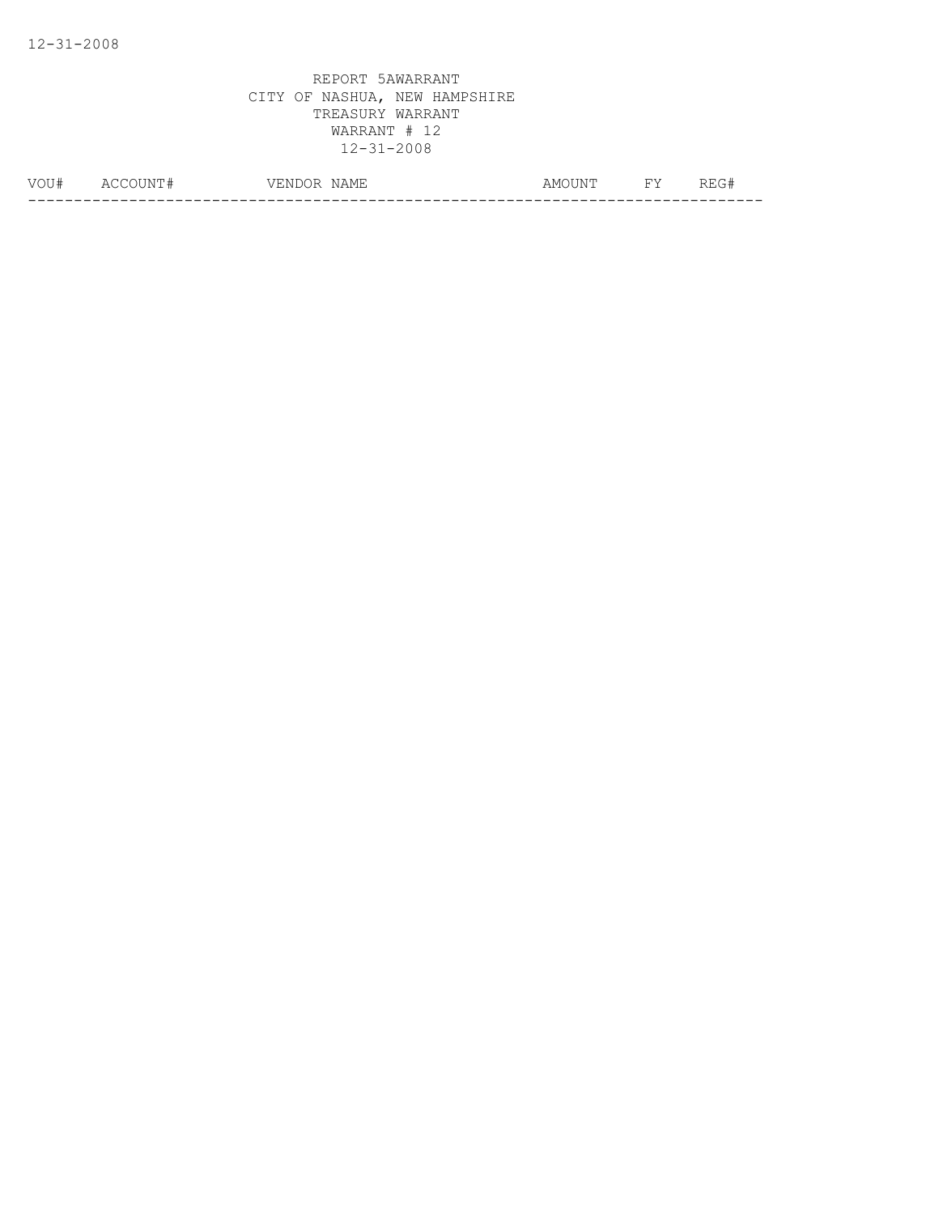REPORT 5AWARRANT
CITY OF NASHUA, NEW HAMPSHIRE
TREASURY WARRANT
WARRANT # 12
12-31-2008

| VOU# | ACCOUNT# | VENDOR NAME | AMOUNT | FY | REG# |
|---|---|---|---|---|---|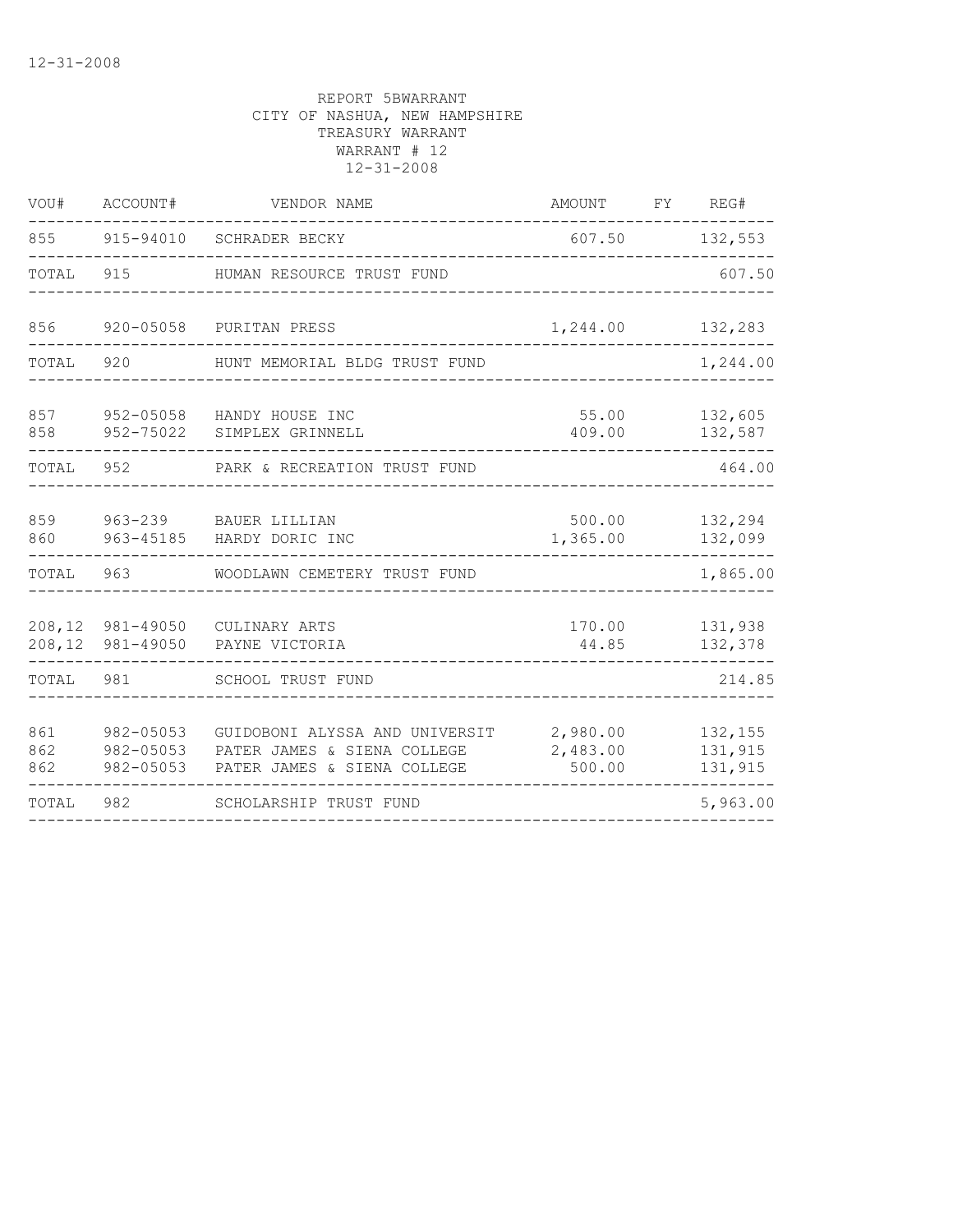12-31-2008

REPORT 5BWARRANT
CITY OF NASHUA, NEW HAMPSHIRE
TREASURY WARRANT
WARRANT # 12
12-31-2008

| VOU# | ACCOUNT# | VENDOR NAME | AMOUNT | FY | REG# |
|---|---|---|---|---|---|
| 855 | 915-94010 | SCHRADER BECKY | 607.50 | | 132,553 |
| TOTAL | 915 | HUMAN RESOURCE TRUST FUND | | | 607.50 |
| 856 | 920-05058 | PURITAN PRESS | 1,244.00 | | 132,283 |
| TOTAL | 920 | HUNT MEMORIAL BLDG TRUST FUND | | | 1,244.00 |
| 857 | 952-05058 | HANDY HOUSE INC | 55.00 | | 132,605 |
| 858 | 952-75022 | SIMPLEX GRINNELL | 409.00 | | 132,587 |
| TOTAL | 952 | PARK & RECREATION TRUST FUND | | | 464.00 |
| 859 | 963-239 | BAUER LILLIAN | 500.00 | | 132,294 |
| 860 | 963-45185 | HARDY DORIC INC | 1,365.00 | | 132,099 |
| TOTAL | 963 | WOODLAWN CEMETERY TRUST FUND | | | 1,865.00 |
| 208,12 | 981-49050 | CULINARY ARTS | 170.00 | | 131,938 |
| 208,12 | 981-49050 | PAYNE VICTORIA | 44.85 | | 132,378 |
| TOTAL | 981 | SCHOOL TRUST FUND | | | 214.85 |
| 861 | 982-05053 | GUIDOBONI ALYSSA AND UNIVERSIT | 2,980.00 | | 132,155 |
| 862 | 982-05053 | PATER JAMES & SIENA COLLEGE | 2,483.00 | | 131,915 |
| 862 | 982-05053 | PATER JAMES & SIENA COLLEGE | 500.00 | | 131,915 |
| TOTAL | 982 | SCHOLARSHIP TRUST FUND | | | 5,963.00 |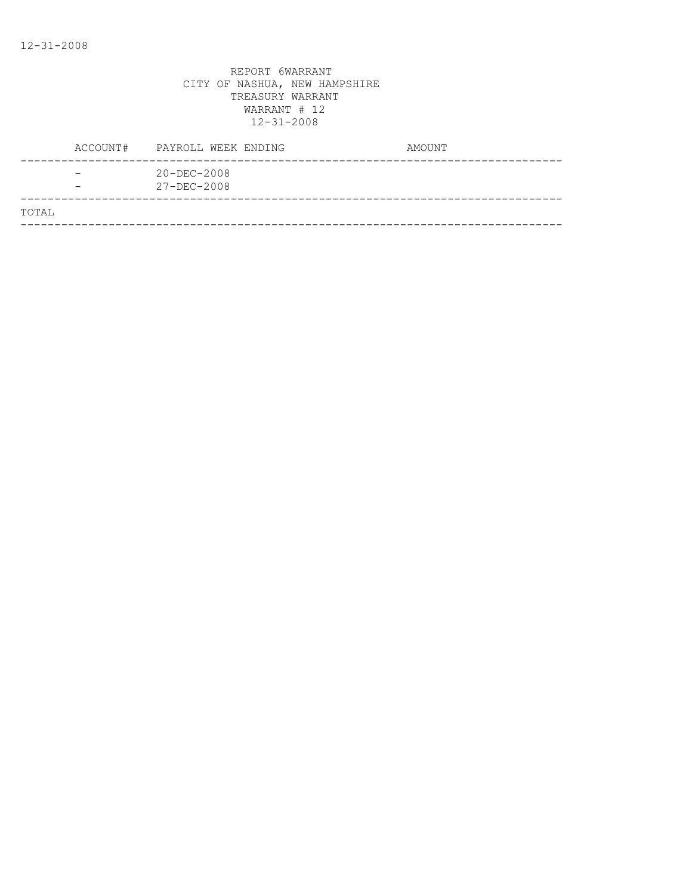REPORT 6WARRANT
CITY OF NASHUA, NEW HAMPSHIRE
TREASURY WARRANT
WARRANT # 12
12-31-2008

| ACCOUNT# | PAYROLL WEEK ENDING | AMOUNT |
|---|---|---|
| - | 20-DEC-2008 | |
| - | 27-DEC-2008 | |
| TOTAL | | |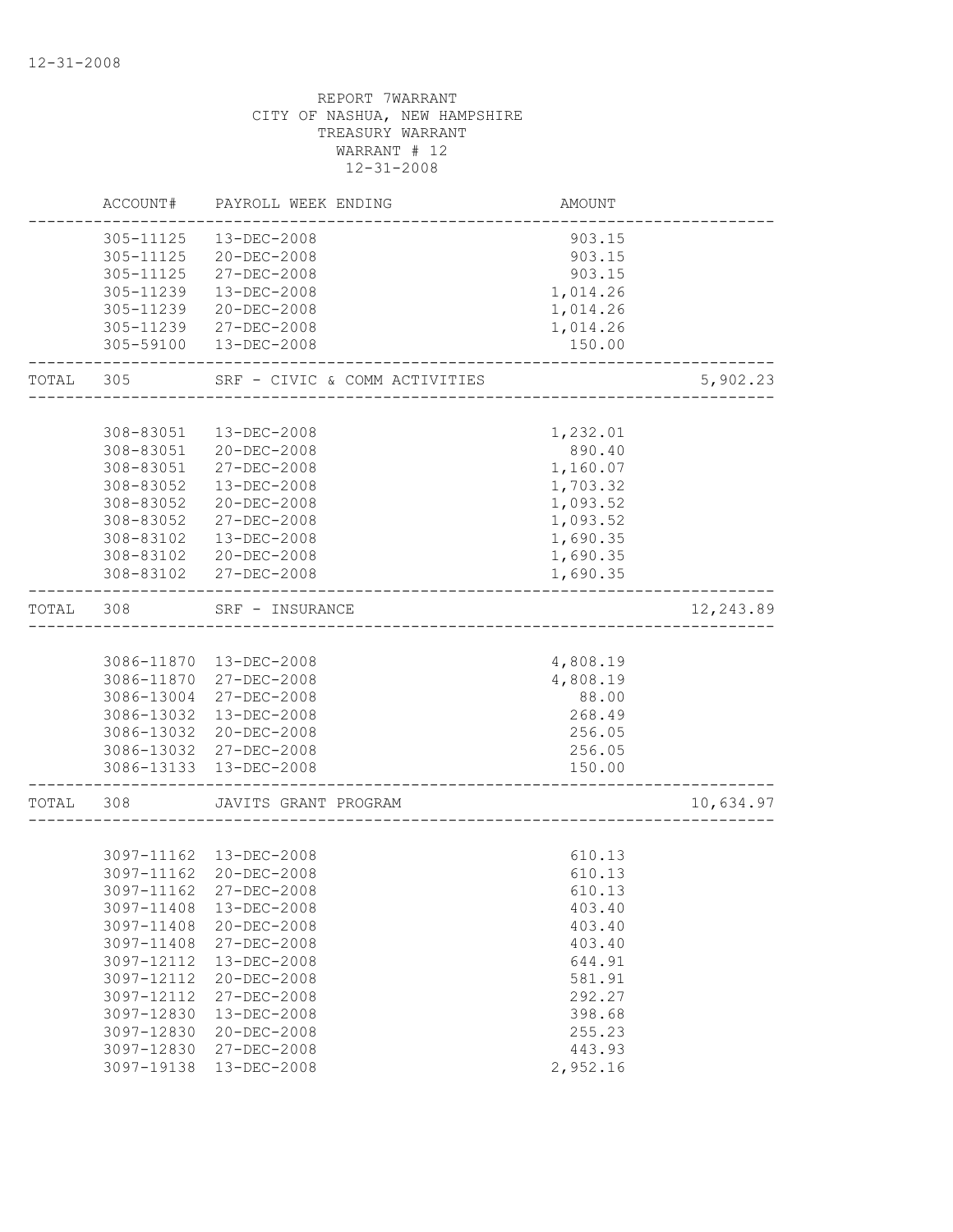12-31-2008

REPORT 7WARRANT
CITY OF NASHUA, NEW HAMPSHIRE
TREASURY WARRANT
WARRANT # 12
12-31-2008

| | ACCOUNT# | PAYROLL WEEK ENDING | AMOUNT | |
|---|---|---|---|---|
| | 305-11125 | 13-DEC-2008 | 903.15 | |
| | 305-11125 | 20-DEC-2008 | 903.15 | |
| | 305-11125 | 27-DEC-2008 | 903.15 | |
| | 305-11239 | 13-DEC-2008 | 1,014.26 | |
| | 305-11239 | 20-DEC-2008 | 1,014.26 | |
| | 305-11239 | 27-DEC-2008 | 1,014.26 | |
| | 305-59100 | 13-DEC-2008 | 150.00 | |
| TOTAL | 305 | SRF - CIVIC & COMM ACTIVITIES | | 5,902.23 |
| | 308-83051 | 13-DEC-2008 | 1,232.01 | |
| | 308-83051 | 20-DEC-2008 | 890.40 | |
| | 308-83051 | 27-DEC-2008 | 1,160.07 | |
| | 308-83052 | 13-DEC-2008 | 1,703.32 | |
| | 308-83052 | 20-DEC-2008 | 1,093.52 | |
| | 308-83052 | 27-DEC-2008 | 1,093.52 | |
| | 308-83102 | 13-DEC-2008 | 1,690.35 | |
| | 308-83102 | 20-DEC-2008 | 1,690.35 | |
| | 308-83102 | 27-DEC-2008 | 1,690.35 | |
| TOTAL | 308 | SRF - INSURANCE | | 12,243.89 |
| | 3086-11870 | 13-DEC-2008 | 4,808.19 | |
| | 3086-11870 | 27-DEC-2008 | 4,808.19 | |
| | 3086-13004 | 27-DEC-2008 | 88.00 | |
| | 3086-13032 | 13-DEC-2008 | 268.49 | |
| | 3086-13032 | 20-DEC-2008 | 256.05 | |
| | 3086-13032 | 27-DEC-2008 | 256.05 | |
| | 3086-13133 | 13-DEC-2008 | 150.00 | |
| TOTAL | 308 | JAVITS GRANT PROGRAM | | 10,634.97 |
| | 3097-11162 | 13-DEC-2008 | 610.13 | |
| | 3097-11162 | 20-DEC-2008 | 610.13 | |
| | 3097-11162 | 27-DEC-2008 | 610.13 | |
| | 3097-11408 | 13-DEC-2008 | 403.40 | |
| | 3097-11408 | 20-DEC-2008 | 403.40 | |
| | 3097-11408 | 27-DEC-2008 | 403.40 | |
| | 3097-12112 | 13-DEC-2008 | 644.91 | |
| | 3097-12112 | 20-DEC-2008 | 581.91 | |
| | 3097-12112 | 27-DEC-2008 | 292.27 | |
| | 3097-12830 | 13-DEC-2008 | 398.68 | |
| | 3097-12830 | 20-DEC-2008 | 255.23 | |
| | 3097-12830 | 27-DEC-2008 | 443.93 | |
| | 3097-19138 | 13-DEC-2008 | 2,952.16 | |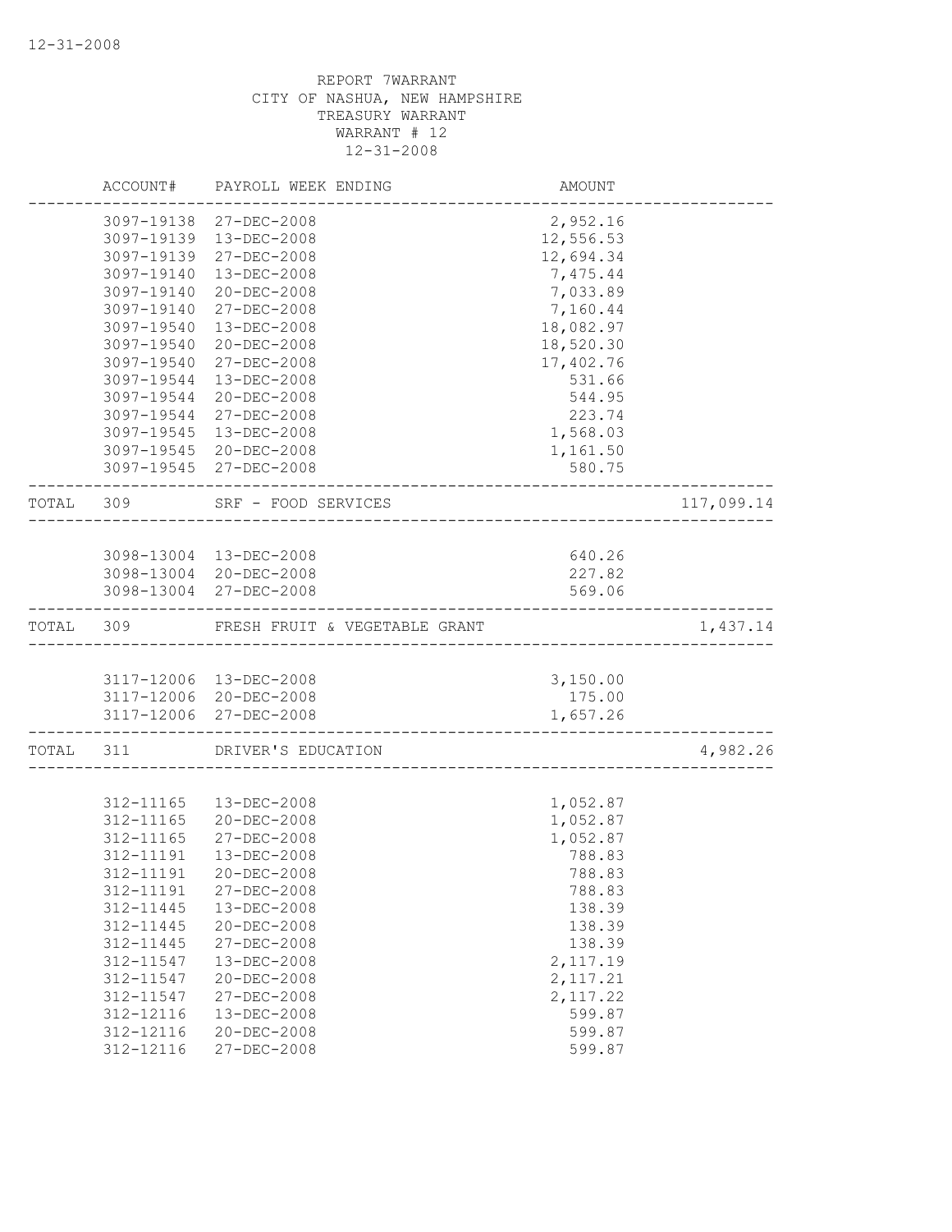REPORT 7WARRANT
CITY OF NASHUA, NEW HAMPSHIRE
TREASURY WARRANT
WARRANT # 12
12-31-2008

| | ACCOUNT# | PAYROLL WEEK ENDING | AMOUNT | |
|---|---|---|---|---|
| | 3097-19138 | 27-DEC-2008 | 2,952.16 | |
| | 3097-19139 | 13-DEC-2008 | 12,556.53 | |
| | 3097-19139 | 27-DEC-2008 | 12,694.34 | |
| | 3097-19140 | 13-DEC-2008 | 7,475.44 | |
| | 3097-19140 | 20-DEC-2008 | 7,033.89 | |
| | 3097-19140 | 27-DEC-2008 | 7,160.44 | |
| | 3097-19540 | 13-DEC-2008 | 18,082.97 | |
| | 3097-19540 | 20-DEC-2008 | 18,520.30 | |
| | 3097-19540 | 27-DEC-2008 | 17,402.76 | |
| | 3097-19544 | 13-DEC-2008 | 531.66 | |
| | 3097-19544 | 20-DEC-2008 | 544.95 | |
| | 3097-19544 | 27-DEC-2008 | 223.74 | |
| | 3097-19545 | 13-DEC-2008 | 1,568.03 | |
| | 3097-19545 | 20-DEC-2008 | 1,161.50 | |
| | 3097-19545 | 27-DEC-2008 | 580.75 | |
| TOTAL | 309 | SRF - FOOD SERVICES | | 117,099.14 |
| | 3098-13004 | 13-DEC-2008 | 640.26 | |
| | 3098-13004 | 20-DEC-2008 | 227.82 | |
| | 3098-13004 | 27-DEC-2008 | 569.06 | |
| TOTAL | 309 | FRESH FRUIT & VEGETABLE GRANT | | 1,437.14 |
| | 3117-12006 | 13-DEC-2008 | 3,150.00 | |
| | 3117-12006 | 20-DEC-2008 | 175.00 | |
| | 3117-12006 | 27-DEC-2008 | 1,657.26 | |
| TOTAL | 311 | DRIVER'S EDUCATION | | 4,982.26 |
| | 312-11165 | 13-DEC-2008 | 1,052.87 | |
| | 312-11165 | 20-DEC-2008 | 1,052.87 | |
| | 312-11165 | 27-DEC-2008 | 1,052.87 | |
| | 312-11191 | 13-DEC-2008 | 788.83 | |
| | 312-11191 | 20-DEC-2008 | 788.83 | |
| | 312-11191 | 27-DEC-2008 | 788.83 | |
| | 312-11445 | 13-DEC-2008 | 138.39 | |
| | 312-11445 | 20-DEC-2008 | 138.39 | |
| | 312-11445 | 27-DEC-2008 | 138.39 | |
| | 312-11547 | 13-DEC-2008 | 2,117.19 | |
| | 312-11547 | 20-DEC-2008 | 2,117.21 | |
| | 312-11547 | 27-DEC-2008 | 2,117.22 | |
| | 312-12116 | 13-DEC-2008 | 599.87 | |
| | 312-12116 | 20-DEC-2008 | 599.87 | |
| | 312-12116 | 27-DEC-2008 | 599.87 | |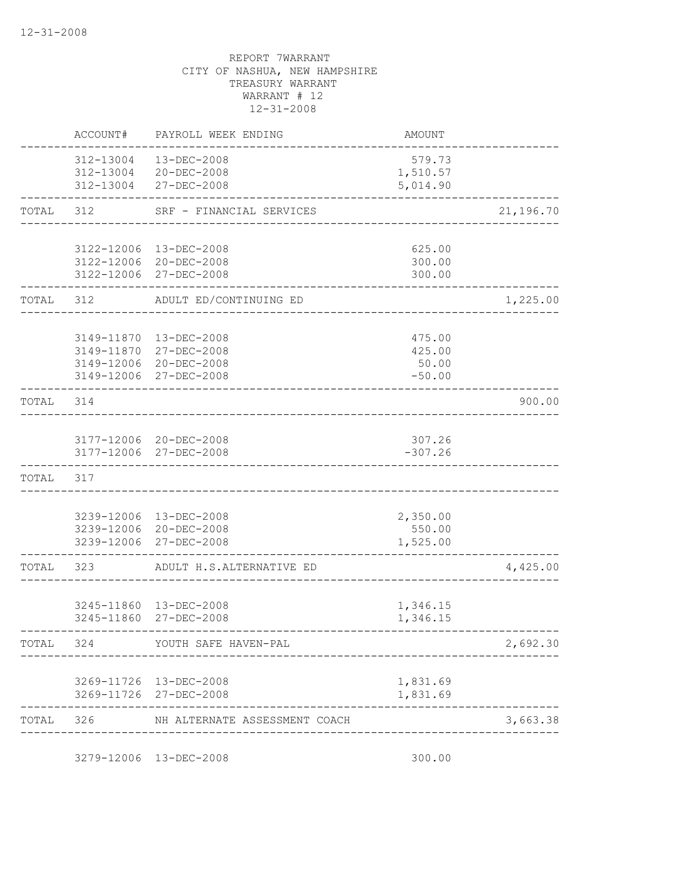REPORT 7WARRANT
CITY OF NASHUA, NEW HAMPSHIRE
TREASURY WARRANT
WARRANT # 12
12-31-2008

| | ACCOUNT# | PAYROLL WEEK ENDING | AMOUNT | |
|---|---|---|---|---|
| | 312-13004 | 13-DEC-2008 | 579.73 | |
| | 312-13004 | 20-DEC-2008 | 1,510.57 | |
| | 312-13004 | 27-DEC-2008 | 5,014.90 | |
| TOTAL | 312 | SRF - FINANCIAL SERVICES | | 21,196.70 |
| | 3122-12006 | 13-DEC-2008 | 625.00 | |
| | 3122-12006 | 20-DEC-2008 | 300.00 | |
| | 3122-12006 | 27-DEC-2008 | 300.00 | |
| TOTAL | 312 | ADULT ED/CONTINUING ED | | 1,225.00 |
| | 3149-11870 | 13-DEC-2008 | 475.00 | |
| | 3149-11870 | 27-DEC-2008 | 425.00 | |
| | 3149-12006 | 20-DEC-2008 | 50.00 | |
| | 3149-12006 | 27-DEC-2008 | -50.00 | |
| TOTAL | 314 | | | 900.00 |
| | 3177-12006 | 20-DEC-2008 | 307.26 | |
| | 3177-12006 | 27-DEC-2008 | -307.26 | |
| TOTAL | 317 | | | |
| | 3239-12006 | 13-DEC-2008 | 2,350.00 | |
| | 3239-12006 | 20-DEC-2008 | 550.00 | |
| | 3239-12006 | 27-DEC-2008 | 1,525.00 | |
| TOTAL | 323 | ADULT H.S.ALTERNATIVE ED | | 4,425.00 |
| | 3245-11860 | 13-DEC-2008 | 1,346.15 | |
| | 3245-11860 | 27-DEC-2008 | 1,346.15 | |
| TOTAL | 324 | YOUTH SAFE HAVEN-PAL | | 2,692.30 |
| | 3269-11726 | 13-DEC-2008 | 1,831.69 | |
| | 3269-11726 | 27-DEC-2008 | 1,831.69 | |
| TOTAL | 326 | NH ALTERNATE ASSESSMENT COACH | | 3,663.38 |
| | 3279-12006 | 13-DEC-2008 | 300.00 | |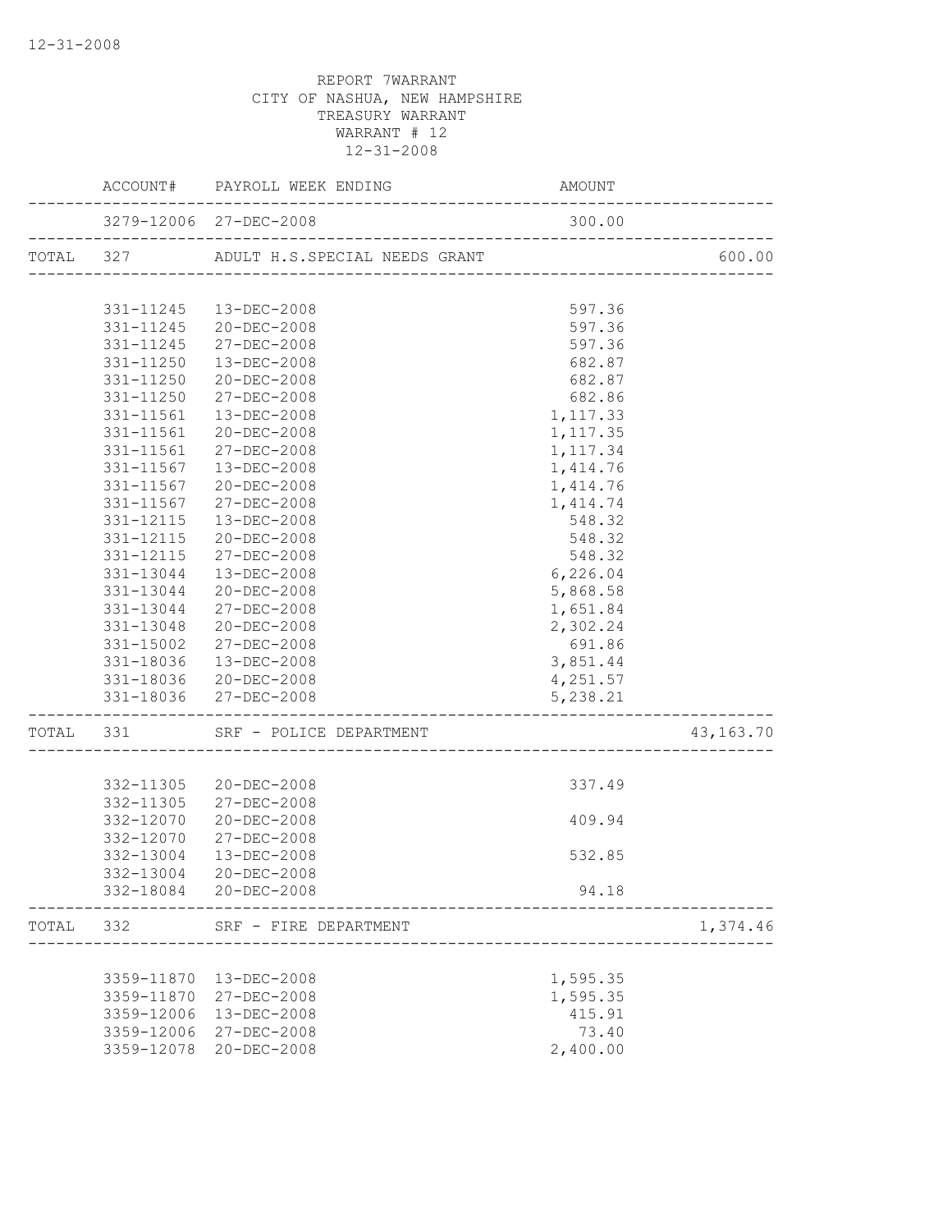REPORT 7WARRANT
CITY OF NASHUA, NEW HAMPSHIRE
TREASURY WARRANT
WARRANT # 12
12-31-2008

| | ACCOUNT# | PAYROLL WEEK ENDING | AMOUNT | |
|---|---|---|---|---|
| | 3279-12006 | 27-DEC-2008 | 300.00 | |
| TOTAL | 327 | ADULT H.S.SPECIAL NEEDS GRANT | | 600.00 |
| | 331-11245 | 13-DEC-2008 | 597.36 | |
| | 331-11245 | 20-DEC-2008 | 597.36 | |
| | 331-11245 | 27-DEC-2008 | 597.36 | |
| | 331-11250 | 13-DEC-2008 | 682.87 | |
| | 331-11250 | 20-DEC-2008 | 682.87 | |
| | 331-11250 | 27-DEC-2008 | 682.86 | |
| | 331-11561 | 13-DEC-2008 | 1,117.33 | |
| | 331-11561 | 20-DEC-2008 | 1,117.35 | |
| | 331-11561 | 27-DEC-2008 | 1,117.34 | |
| | 331-11567 | 13-DEC-2008 | 1,414.76 | |
| | 331-11567 | 20-DEC-2008 | 1,414.76 | |
| | 331-11567 | 27-DEC-2008 | 1,414.74 | |
| | 331-12115 | 13-DEC-2008 | 548.32 | |
| | 331-12115 | 20-DEC-2008 | 548.32 | |
| | 331-12115 | 27-DEC-2008 | 548.32 | |
| | 331-13044 | 13-DEC-2008 | 6,226.04 | |
| | 331-13044 | 20-DEC-2008 | 5,868.58 | |
| | 331-13044 | 27-DEC-2008 | 1,651.84 | |
| | 331-13048 | 20-DEC-2008 | 2,302.24 | |
| | 331-15002 | 27-DEC-2008 | 691.86 | |
| | 331-18036 | 13-DEC-2008 | 3,851.44 | |
| | 331-18036 | 20-DEC-2008 | 4,251.57 | |
| | 331-18036 | 27-DEC-2008 | 5,238.21 | |
| TOTAL | 331 | SRF - POLICE DEPARTMENT | | 43,163.70 |
| | 332-11305 | 20-DEC-2008 | 337.49 | |
| | 332-11305 | 27-DEC-2008 | | |
| | 332-12070 | 20-DEC-2008 | 409.94 | |
| | 332-12070 | 27-DEC-2008 | | |
| | 332-13004 | 13-DEC-2008 | 532.85 | |
| | 332-13004 | 20-DEC-2008 | | |
| | 332-18084 | 20-DEC-2008 | 94.18 | |
| TOTAL | 332 | SRF - FIRE DEPARTMENT | | 1,374.46 |
| | 3359-11870 | 13-DEC-2008 | 1,595.35 | |
| | 3359-11870 | 27-DEC-2008 | 1,595.35 | |
| | 3359-12006 | 13-DEC-2008 | 415.91 | |
| | 3359-12006 | 27-DEC-2008 | 73.40 | |
| | 3359-12078 | 20-DEC-2008 | 2,400.00 | |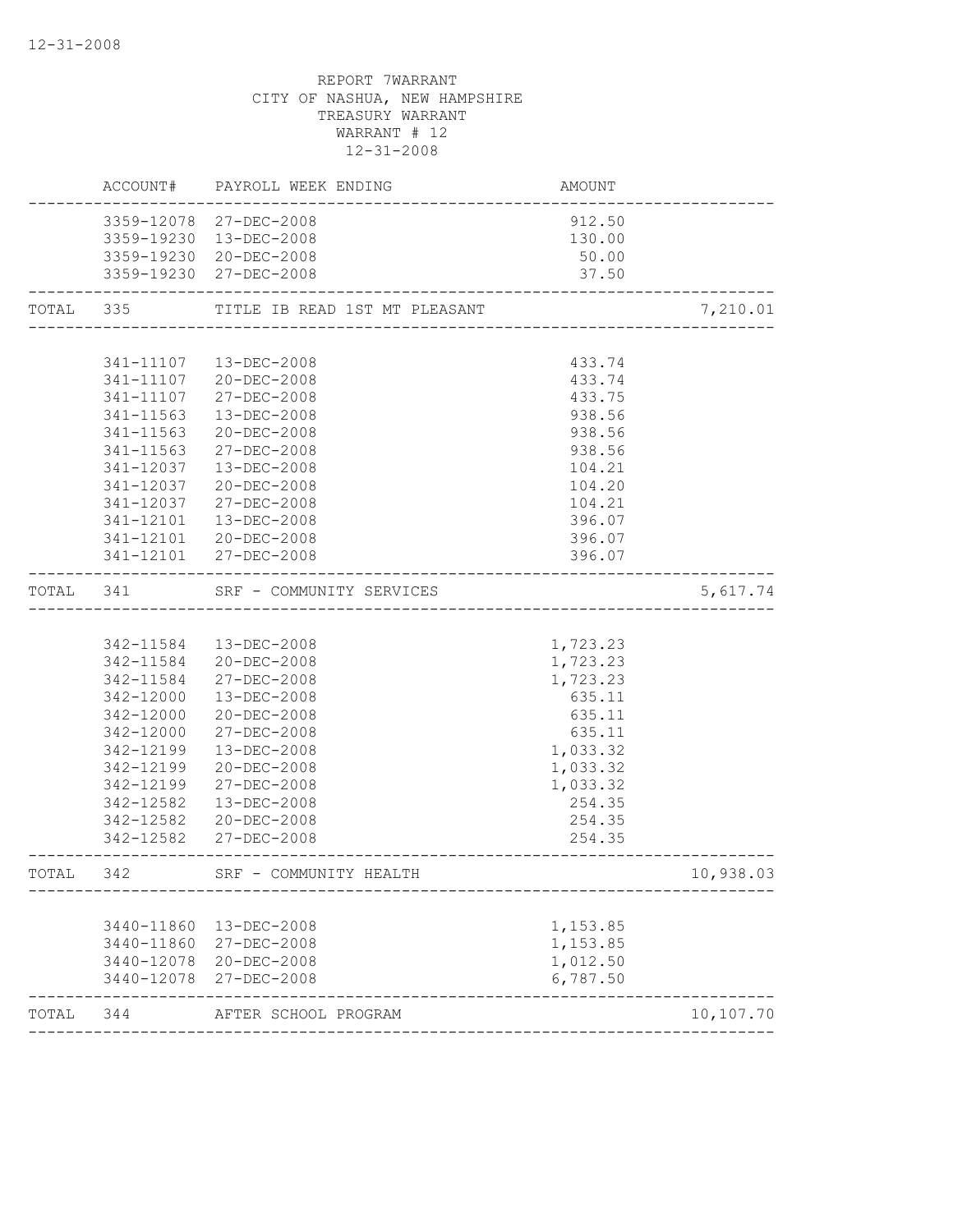REPORT 7WARRANT
CITY OF NASHUA, NEW HAMPSHIRE
TREASURY WARRANT
WARRANT # 12
12-31-2008

| | ACCOUNT# | PAYROLL WEEK ENDING | AMOUNT | |
|---|---|---|---|---|
| | 3359-12078 | 27-DEC-2008 | 912.50 | |
| | 3359-19230 | 13-DEC-2008 | 130.00 | |
| | 3359-19230 | 20-DEC-2008 | 50.00 | |
| | 3359-19230 | 27-DEC-2008 | 37.50 | |
| TOTAL | 335 | TITLE IB READ 1ST MT PLEASANT | | 7,210.01 |
| | 341-11107 | 13-DEC-2008 | 433.74 | |
| | 341-11107 | 20-DEC-2008 | 433.74 | |
| | 341-11107 | 27-DEC-2008 | 433.75 | |
| | 341-11563 | 13-DEC-2008 | 938.56 | |
| | 341-11563 | 20-DEC-2008 | 938.56 | |
| | 341-11563 | 27-DEC-2008 | 938.56 | |
| | 341-12037 | 13-DEC-2008 | 104.21 | |
| | 341-12037 | 20-DEC-2008 | 104.20 | |
| | 341-12037 | 27-DEC-2008 | 104.21 | |
| | 341-12101 | 13-DEC-2008 | 396.07 | |
| | 341-12101 | 20-DEC-2008 | 396.07 | |
| | 341-12101 | 27-DEC-2008 | 396.07 | |
| TOTAL | 341 | SRF - COMMUNITY SERVICES | | 5,617.74 |
| | 342-11584 | 13-DEC-2008 | 1,723.23 | |
| | 342-11584 | 20-DEC-2008 | 1,723.23 | |
| | 342-11584 | 27-DEC-2008 | 1,723.23 | |
| | 342-12000 | 13-DEC-2008 | 635.11 | |
| | 342-12000 | 20-DEC-2008 | 635.11 | |
| | 342-12000 | 27-DEC-2008 | 635.11 | |
| | 342-12199 | 13-DEC-2008 | 1,033.32 | |
| | 342-12199 | 20-DEC-2008 | 1,033.32 | |
| | 342-12199 | 27-DEC-2008 | 1,033.32 | |
| | 342-12582 | 13-DEC-2008 | 254.35 | |
| | 342-12582 | 20-DEC-2008 | 254.35 | |
| | 342-12582 | 27-DEC-2008 | 254.35 | |
| TOTAL | 342 | SRF - COMMUNITY HEALTH | | 10,938.03 |
| | 3440-11860 | 13-DEC-2008 | 1,153.85 | |
| | 3440-11860 | 27-DEC-2008 | 1,153.85 | |
| | 3440-12078 | 20-DEC-2008 | 1,012.50 | |
| | 3440-12078 | 27-DEC-2008 | 6,787.50 | |
| TOTAL | 344 | AFTER SCHOOL PROGRAM | | 10,107.70 |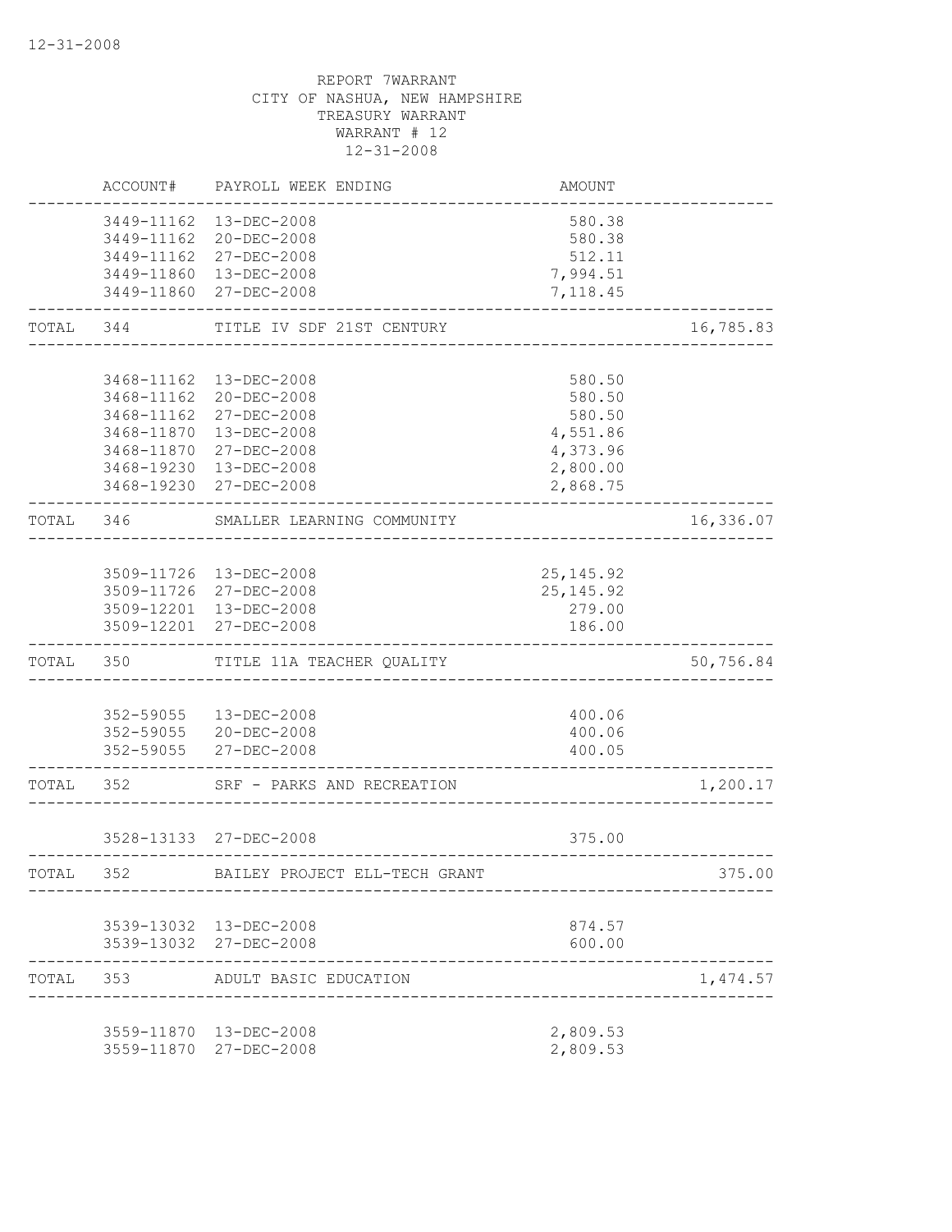REPORT 7WARRANT
CITY OF NASHUA, NEW HAMPSHIRE
TREASURY WARRANT
WARRANT # 12
12-31-2008

| | ACCOUNT# | PAYROLL WEEK ENDING | AMOUNT | |
|---|---|---|---|---|
| | 3449-11162 | 13-DEC-2008 | 580.38 | |
| | 3449-11162 | 20-DEC-2008 | 580.38 | |
| | 3449-11162 | 27-DEC-2008 | 512.11 | |
| | 3449-11860 | 13-DEC-2008 | 7,994.51 | |
| | 3449-11860 | 27-DEC-2008 | 7,118.45 | |
| TOTAL | 344 | TITLE IV SDF 21ST CENTURY | | 16,785.83 |
| | 3468-11162 | 13-DEC-2008 | 580.50 | |
| | 3468-11162 | 20-DEC-2008 | 580.50 | |
| | 3468-11162 | 27-DEC-2008 | 580.50 | |
| | 3468-11870 | 13-DEC-2008 | 4,551.86 | |
| | 3468-11870 | 27-DEC-2008 | 4,373.96 | |
| | 3468-19230 | 13-DEC-2008 | 2,800.00 | |
| | 3468-19230 | 27-DEC-2008 | 2,868.75 | |
| TOTAL | 346 | SMALLER LEARNING COMMUNITY | | 16,336.07 |
| | 3509-11726 | 13-DEC-2008 | 25,145.92 | |
| | 3509-11726 | 27-DEC-2008 | 25,145.92 | |
| | 3509-12201 | 13-DEC-2008 | 279.00 | |
| | 3509-12201 | 27-DEC-2008 | 186.00 | |
| TOTAL | 350 | TITLE 11A TEACHER QUALITY | | 50,756.84 |
| | 352-59055 | 13-DEC-2008 | 400.06 | |
| | 352-59055 | 20-DEC-2008 | 400.06 | |
| | 352-59055 | 27-DEC-2008 | 400.05 | |
| TOTAL | 352 | SRF - PARKS AND RECREATION | | 1,200.17 |
| | 3528-13133 | 27-DEC-2008 | 375.00 | |
| TOTAL | 352 | BAILEY PROJECT ELL-TECH GRANT | | 375.00 |
| | 3539-13032 | 13-DEC-2008 | 874.57 | |
| | 3539-13032 | 27-DEC-2008 | 600.00 | |
| TOTAL | 353 | ADULT BASIC EDUCATION | | 1,474.57 |
| | 3559-11870 | 13-DEC-2008 | 2,809.53 | |
| | 3559-11870 | 27-DEC-2008 | 2,809.53 | |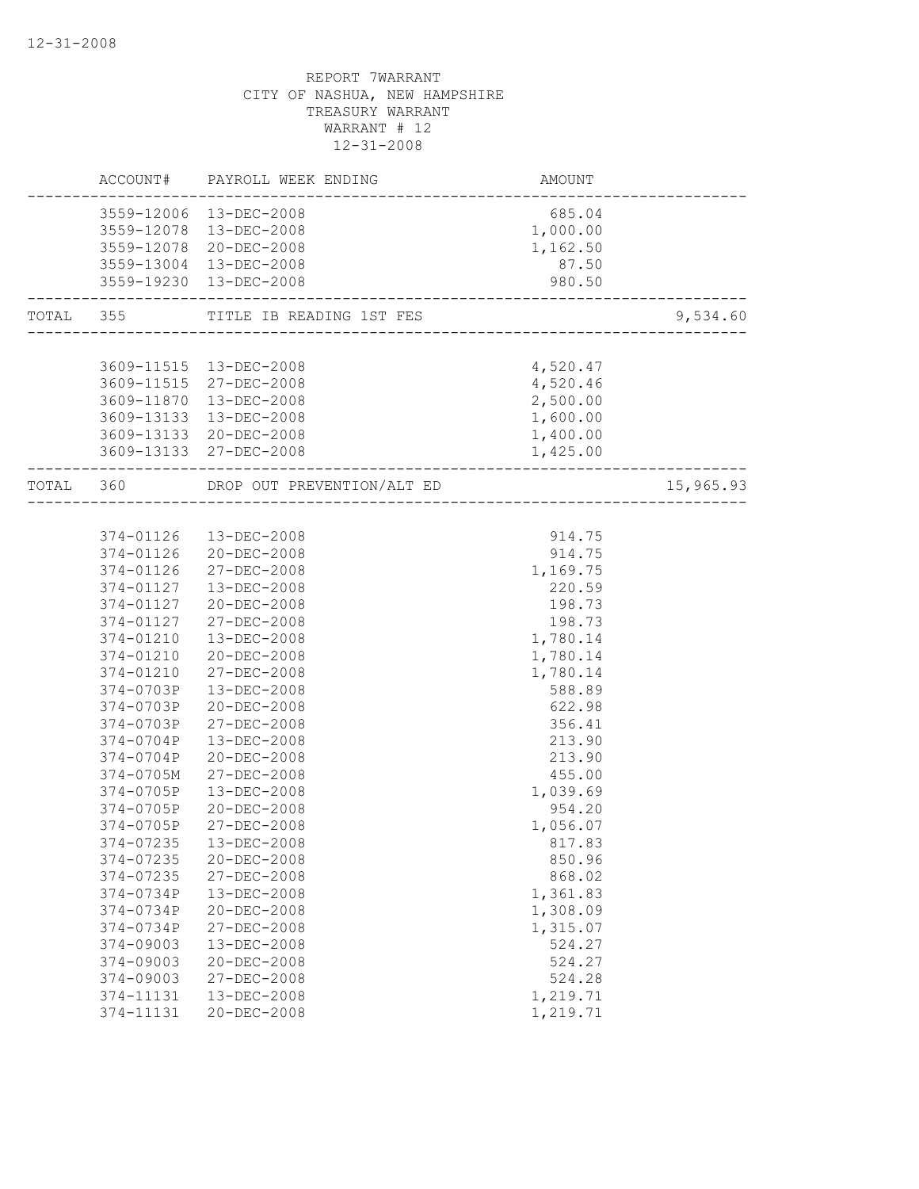REPORT 7WARRANT
CITY OF NASHUA, NEW HAMPSHIRE
TREASURY WARRANT
WARRANT # 12
12-31-2008

| | ACCOUNT# | PAYROLL WEEK ENDING | AMOUNT | |
|---|---|---|---|---|
| | 3559-12006 | 13-DEC-2008 | 685.04 | |
| | 3559-12078 | 13-DEC-2008 | 1,000.00 | |
| | 3559-12078 | 20-DEC-2008 | 1,162.50 | |
| | 3559-13004 | 13-DEC-2008 | 87.50 | |
| | 3559-19230 | 13-DEC-2008 | 980.50 | |
| TOTAL | 355 | TITLE IB READING 1ST FES | | 9,534.60 |
| | 3609-11515 | 13-DEC-2008 | 4,520.47 | |
| | 3609-11515 | 27-DEC-2008 | 4,520.46 | |
| | 3609-11870 | 13-DEC-2008 | 2,500.00 | |
| | 3609-13133 | 13-DEC-2008 | 1,600.00 | |
| | 3609-13133 | 20-DEC-2008 | 1,400.00 | |
| | 3609-13133 | 27-DEC-2008 | 1,425.00 | |
| TOTAL | 360 | DROP OUT PREVENTION/ALT ED | | 15,965.93 |
| | 374-01126 | 13-DEC-2008 | 914.75 | |
| | 374-01126 | 20-DEC-2008 | 914.75 | |
| | 374-01126 | 27-DEC-2008 | 1,169.75 | |
| | 374-01127 | 13-DEC-2008 | 220.59 | |
| | 374-01127 | 20-DEC-2008 | 198.73 | |
| | 374-01127 | 27-DEC-2008 | 198.73 | |
| | 374-01210 | 13-DEC-2008 | 1,780.14 | |
| | 374-01210 | 20-DEC-2008 | 1,780.14 | |
| | 374-01210 | 27-DEC-2008 | 1,780.14 | |
| | 374-0703P | 13-DEC-2008 | 588.89 | |
| | 374-0703P | 20-DEC-2008 | 622.98 | |
| | 374-0703P | 27-DEC-2008 | 356.41 | |
| | 374-0704P | 13-DEC-2008 | 213.90 | |
| | 374-0704P | 20-DEC-2008 | 213.90 | |
| | 374-0705M | 27-DEC-2008 | 455.00 | |
| | 374-0705P | 13-DEC-2008 | 1,039.69 | |
| | 374-0705P | 20-DEC-2008 | 954.20 | |
| | 374-0705P | 27-DEC-2008 | 1,056.07 | |
| | 374-07235 | 13-DEC-2008 | 817.83 | |
| | 374-07235 | 20-DEC-2008 | 850.96 | |
| | 374-07235 | 27-DEC-2008 | 868.02 | |
| | 374-0734P | 13-DEC-2008 | 1,361.83 | |
| | 374-0734P | 20-DEC-2008 | 1,308.09 | |
| | 374-0734P | 27-DEC-2008 | 1,315.07 | |
| | 374-09003 | 13-DEC-2008 | 524.27 | |
| | 374-09003 | 20-DEC-2008 | 524.27 | |
| | 374-09003 | 27-DEC-2008 | 524.28 | |
| | 374-11131 | 13-DEC-2008 | 1,219.71 | |
| | 374-11131 | 20-DEC-2008 | 1,219.71 | |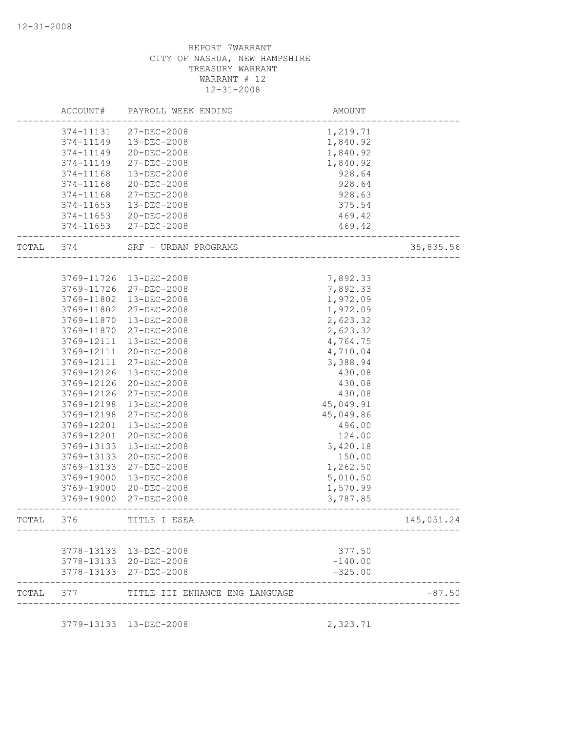REPORT 7WARRANT
CITY OF NASHUA, NEW HAMPSHIRE
TREASURY WARRANT
WARRANT # 12
12-31-2008

| | ACCOUNT# | PAYROLL WEEK ENDING | AMOUNT | |
|---|---|---|---|---|
| | 374-11131 | 27-DEC-2008 | 1,219.71 | |
| | 374-11149 | 13-DEC-2008 | 1,840.92 | |
| | 374-11149 | 20-DEC-2008 | 1,840.92 | |
| | 374-11149 | 27-DEC-2008 | 1,840.92 | |
| | 374-11168 | 13-DEC-2008 | 928.64 | |
| | 374-11168 | 20-DEC-2008 | 928.64 | |
| | 374-11168 | 27-DEC-2008 | 928.63 | |
| | 374-11653 | 13-DEC-2008 | 375.54 | |
| | 374-11653 | 20-DEC-2008 | 469.42 | |
| | 374-11653 | 27-DEC-2008 | 469.42 | |
| TOTAL | 374 | SRF - URBAN PROGRAMS | | 35,835.56 |
| | 3769-11726 | 13-DEC-2008 | 7,892.33 | |
| | 3769-11726 | 27-DEC-2008 | 7,892.33 | |
| | 3769-11802 | 13-DEC-2008 | 1,972.09 | |
| | 3769-11802 | 27-DEC-2008 | 1,972.09 | |
| | 3769-11870 | 13-DEC-2008 | 2,623.32 | |
| | 3769-11870 | 27-DEC-2008 | 2,623.32 | |
| | 3769-12111 | 13-DEC-2008 | 4,764.75 | |
| | 3769-12111 | 20-DEC-2008 | 4,710.04 | |
| | 3769-12111 | 27-DEC-2008 | 3,388.94 | |
| | 3769-12126 | 13-DEC-2008 | 430.08 | |
| | 3769-12126 | 20-DEC-2008 | 430.08 | |
| | 3769-12126 | 27-DEC-2008 | 430.08 | |
| | 3769-12198 | 13-DEC-2008 | 45,049.91 | |
| | 3769-12198 | 27-DEC-2008 | 45,049.86 | |
| | 3769-12201 | 13-DEC-2008 | 496.00 | |
| | 3769-12201 | 20-DEC-2008 | 124.00 | |
| | 3769-13133 | 13-DEC-2008 | 3,420.18 | |
| | 3769-13133 | 20-DEC-2008 | 150.00 | |
| | 3769-13133 | 27-DEC-2008 | 1,262.50 | |
| | 3769-19000 | 13-DEC-2008 | 5,010.50 | |
| | 3769-19000 | 20-DEC-2008 | 1,570.99 | |
| | 3769-19000 | 27-DEC-2008 | 3,787.85 | |
| TOTAL | 376 | TITLE I ESEA | | 145,051.24 |
| | 3778-13133 | 13-DEC-2008 | 377.50 | |
| | 3778-13133 | 20-DEC-2008 | -140.00 | |
| | 3778-13133 | 27-DEC-2008 | -325.00 | |
| TOTAL | 377 | TITLE III ENHANCE ENG LANGUAGE | | -87.50 |
| | 3779-13133 | 13-DEC-2008 | 2,323.71 | |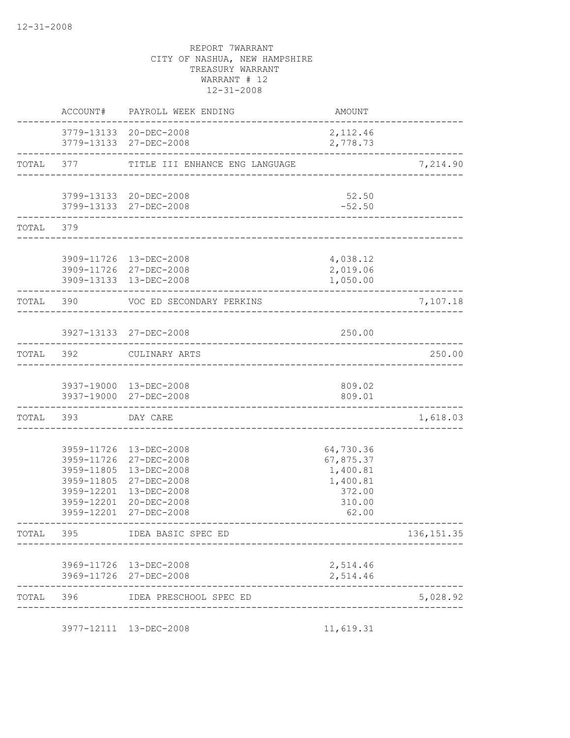REPORT 7WARRANT
CITY OF NASHUA, NEW HAMPSHIRE
TREASURY WARRANT
WARRANT # 12
12-31-2008

| | ACCOUNT# | PAYROLL WEEK ENDING | AMOUNT | |
|---|---|---|---|---|
| | 3779-13133 | 20-DEC-2008 | 2,112.46 | |
| | 3779-13133 | 27-DEC-2008 | 2,778.73 | |
| TOTAL | 377 | TITLE III ENHANCE ENG LANGUAGE | | 7,214.90 |
| | 3799-13133 | 20-DEC-2008 | 52.50 | |
| | 3799-13133 | 27-DEC-2008 | -52.50 | |
| TOTAL | 379 | | | |
| | 3909-11726 | 13-DEC-2008 | 4,038.12 | |
| | 3909-11726 | 27-DEC-2008 | 2,019.06 | |
| | 3909-13133 | 13-DEC-2008 | 1,050.00 | |
| TOTAL | 390 | VOC ED SECONDARY PERKINS | | 7,107.18 |
| | 3927-13133 | 27-DEC-2008 | 250.00 | |
| TOTAL | 392 | CULINARY ARTS | | 250.00 |
| | 3937-19000 | 13-DEC-2008 | 809.02 | |
| | 3937-19000 | 27-DEC-2008 | 809.01 | |
| TOTAL | 393 | DAY CARE | | 1,618.03 |
| | 3959-11726 | 13-DEC-2008 | 64,730.36 | |
| | 3959-11726 | 27-DEC-2008 | 67,875.37 | |
| | 3959-11805 | 13-DEC-2008 | 1,400.81 | |
| | 3959-11805 | 27-DEC-2008 | 1,400.81 | |
| | 3959-12201 | 13-DEC-2008 | 372.00 | |
| | 3959-12201 | 20-DEC-2008 | 310.00 | |
| | 3959-12201 | 27-DEC-2008 | 62.00 | |
| TOTAL | 395 | IDEA BASIC SPEC ED | | 136,151.35 |
| | 3969-11726 | 13-DEC-2008 | 2,514.46 | |
| | 3969-11726 | 27-DEC-2008 | 2,514.46 | |
| TOTAL | 396 | IDEA PRESCHOOL SPEC ED | | 5,028.92 |
| | 3977-12111 | 13-DEC-2008 | 11,619.31 | |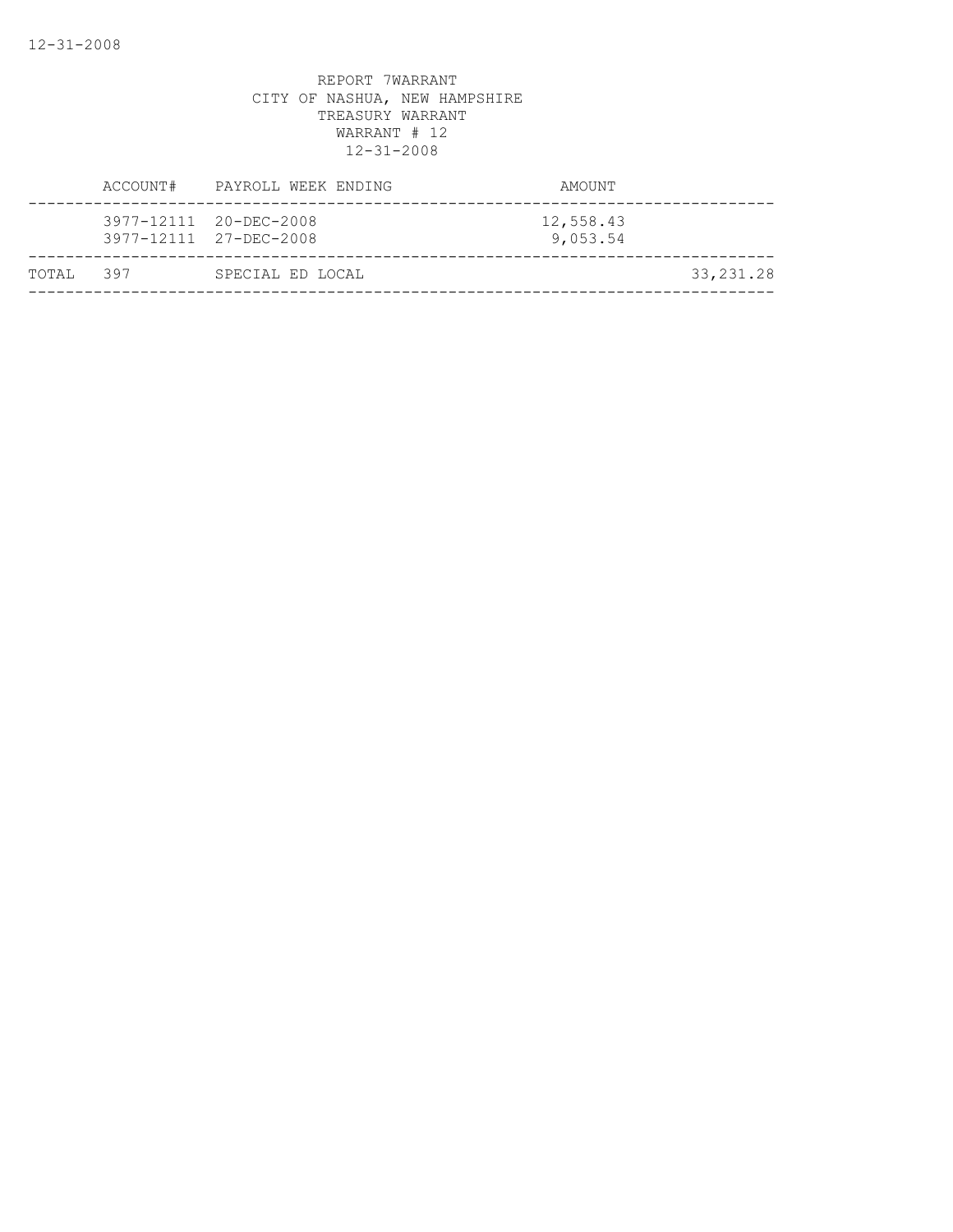REPORT 7WARRANT
CITY OF NASHUA, NEW HAMPSHIRE
TREASURY WARRANT
WARRANT # 12
12-31-2008

| | ACCOUNT# | PAYROLL WEEK ENDING | AMOUNT | |
|---|---|---|---|---|
| | 3977-12111 | 20-DEC-2008 | 12,558.43 | |
| | 3977-12111 | 27-DEC-2008 | 9,053.54 | |
| TOTAL | 397 | SPECIAL ED LOCAL | | 33,231.28 |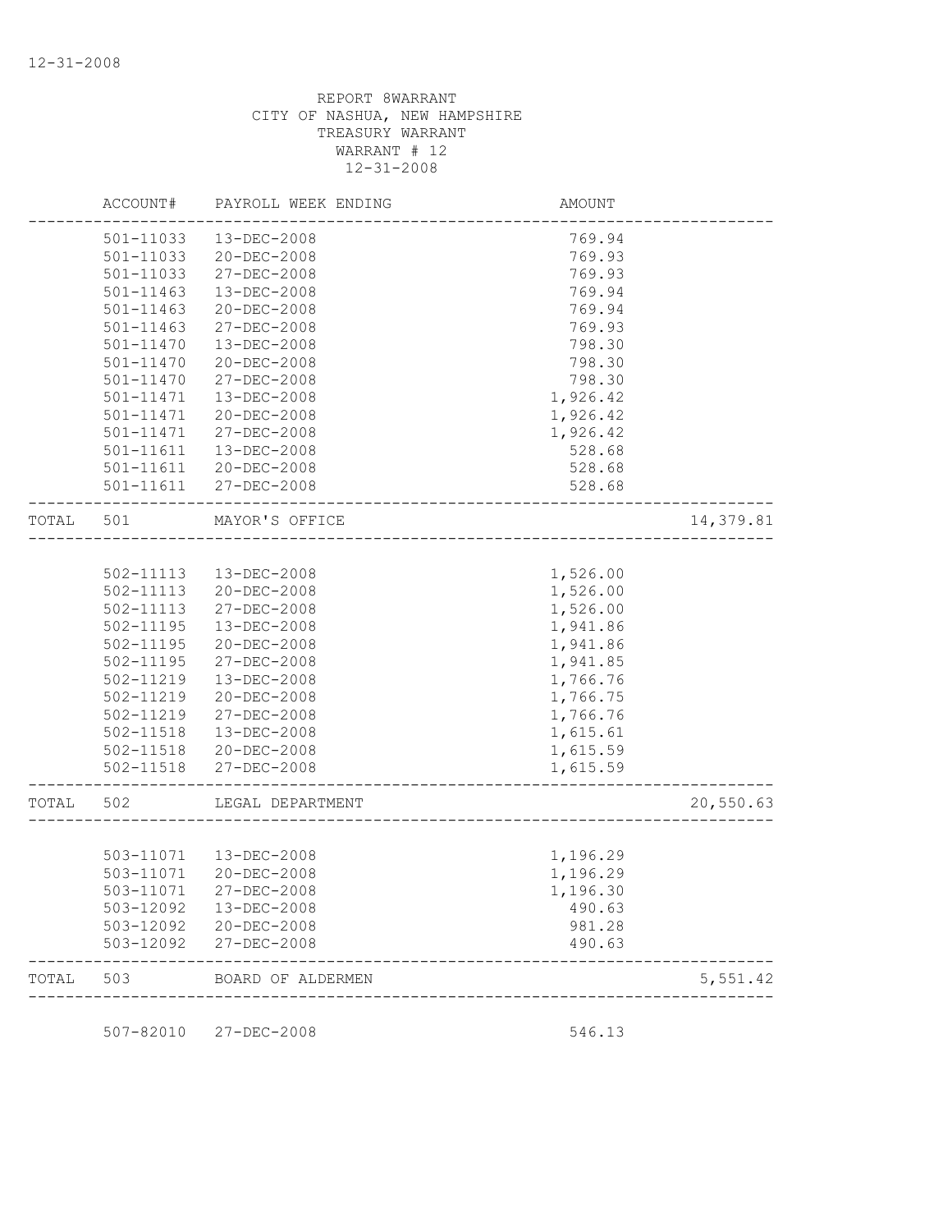12-31-2008

REPORT 8WARRANT
CITY OF NASHUA, NEW HAMPSHIRE
TREASURY WARRANT
WARRANT # 12
12-31-2008

| | ACCOUNT# | PAYROLL WEEK ENDING | AMOUNT | |
|---|---|---|---|---|
| | 501-11033 | 13-DEC-2008 | 769.94 | |
| | 501-11033 | 20-DEC-2008 | 769.93 | |
| | 501-11033 | 27-DEC-2008 | 769.93 | |
| | 501-11463 | 13-DEC-2008 | 769.94 | |
| | 501-11463 | 20-DEC-2008 | 769.94 | |
| | 501-11463 | 27-DEC-2008 | 769.93 | |
| | 501-11470 | 13-DEC-2008 | 798.30 | |
| | 501-11470 | 20-DEC-2008 | 798.30 | |
| | 501-11470 | 27-DEC-2008 | 798.30 | |
| | 501-11471 | 13-DEC-2008 | 1,926.42 | |
| | 501-11471 | 20-DEC-2008 | 1,926.42 | |
| | 501-11471 | 27-DEC-2008 | 1,926.42 | |
| | 501-11611 | 13-DEC-2008 | 528.68 | |
| | 501-11611 | 20-DEC-2008 | 528.68 | |
| | 501-11611 | 27-DEC-2008 | 528.68 | |
| TOTAL | 501 | MAYOR'S OFFICE | | 14,379.81 |
| | 502-11113 | 13-DEC-2008 | 1,526.00 | |
| | 502-11113 | 20-DEC-2008 | 1,526.00 | |
| | 502-11113 | 27-DEC-2008 | 1,526.00 | |
| | 502-11195 | 13-DEC-2008 | 1,941.86 | |
| | 502-11195 | 20-DEC-2008 | 1,941.86 | |
| | 502-11195 | 27-DEC-2008 | 1,941.85 | |
| | 502-11219 | 13-DEC-2008 | 1,766.76 | |
| | 502-11219 | 20-DEC-2008 | 1,766.75 | |
| | 502-11219 | 27-DEC-2008 | 1,766.76 | |
| | 502-11518 | 13-DEC-2008 | 1,615.61 | |
| | 502-11518 | 20-DEC-2008 | 1,615.59 | |
| | 502-11518 | 27-DEC-2008 | 1,615.59 | |
| TOTAL | 502 | LEGAL DEPARTMENT | | 20,550.63 |
| | 503-11071 | 13-DEC-2008 | 1,196.29 | |
| | 503-11071 | 20-DEC-2008 | 1,196.29 | |
| | 503-11071 | 27-DEC-2008 | 1,196.30 | |
| | 503-12092 | 13-DEC-2008 | 490.63 | |
| | 503-12092 | 20-DEC-2008 | 981.28 | |
| | 503-12092 | 27-DEC-2008 | 490.63 | |
| TOTAL | 503 | BOARD OF ALDERMEN | | 5,551.42 |
| | 507-82010 | 27-DEC-2008 | 546.13 | |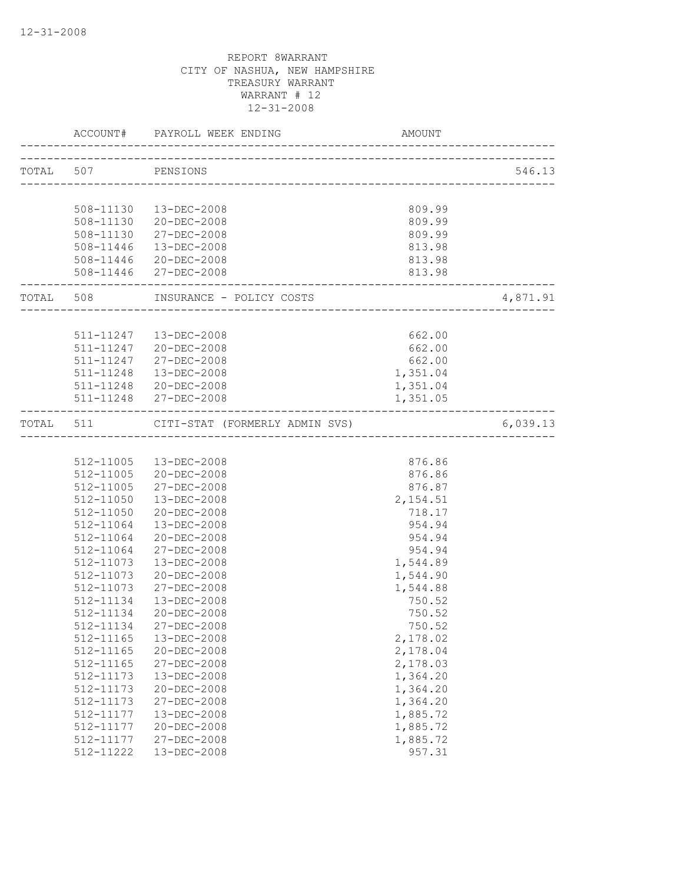REPORT 8WARRANT
CITY OF NASHUA, NEW HAMPSHIRE
TREASURY WARRANT
WARRANT # 12
12-31-2008

| | ACCOUNT# | PAYROLL WEEK ENDING | AMOUNT | |
|---|---|---|---|---|
| TOTAL | 507 | PENSIONS | | 546.13 |
| | 508-11130 | 13-DEC-2008 | 809.99 | |
| | 508-11130 | 20-DEC-2008 | 809.99 | |
| | 508-11130 | 27-DEC-2008 | 809.99 | |
| | 508-11446 | 13-DEC-2008 | 813.98 | |
| | 508-11446 | 20-DEC-2008 | 813.98 | |
| | 508-11446 | 27-DEC-2008 | 813.98 | |
| TOTAL | 508 | INSURANCE - POLICY COSTS | | 4,871.91 |
| | 511-11247 | 13-DEC-2008 | 662.00 | |
| | 511-11247 | 20-DEC-2008 | 662.00 | |
| | 511-11247 | 27-DEC-2008 | 662.00 | |
| | 511-11248 | 13-DEC-2008 | 1,351.04 | |
| | 511-11248 | 20-DEC-2008 | 1,351.04 | |
| | 511-11248 | 27-DEC-2008 | 1,351.05 | |
| TOTAL | 511 | CITI-STAT (FORMERLY ADMIN SVS) | | 6,039.13 |
| | 512-11005 | 13-DEC-2008 | 876.86 | |
| | 512-11005 | 20-DEC-2008 | 876.86 | |
| | 512-11005 | 27-DEC-2008 | 876.87 | |
| | 512-11050 | 13-DEC-2008 | 2,154.51 | |
| | 512-11050 | 20-DEC-2008 | 718.17 | |
| | 512-11064 | 13-DEC-2008 | 954.94 | |
| | 512-11064 | 20-DEC-2008 | 954.94 | |
| | 512-11064 | 27-DEC-2008 | 954.94 | |
| | 512-11073 | 13-DEC-2008 | 1,544.89 | |
| | 512-11073 | 20-DEC-2008 | 1,544.90 | |
| | 512-11073 | 27-DEC-2008 | 1,544.88 | |
| | 512-11134 | 13-DEC-2008 | 750.52 | |
| | 512-11134 | 20-DEC-2008 | 750.52 | |
| | 512-11134 | 27-DEC-2008 | 750.52 | |
| | 512-11165 | 13-DEC-2008 | 2,178.02 | |
| | 512-11165 | 20-DEC-2008 | 2,178.04 | |
| | 512-11165 | 27-DEC-2008 | 2,178.03 | |
| | 512-11173 | 13-DEC-2008 | 1,364.20 | |
| | 512-11173 | 20-DEC-2008 | 1,364.20 | |
| | 512-11173 | 27-DEC-2008 | 1,364.20 | |
| | 512-11177 | 13-DEC-2008 | 1,885.72 | |
| | 512-11177 | 20-DEC-2008 | 1,885.72 | |
| | 512-11177 | 27-DEC-2008 | 1,885.72 | |
| | 512-11222 | 13-DEC-2008 | 957.31 | |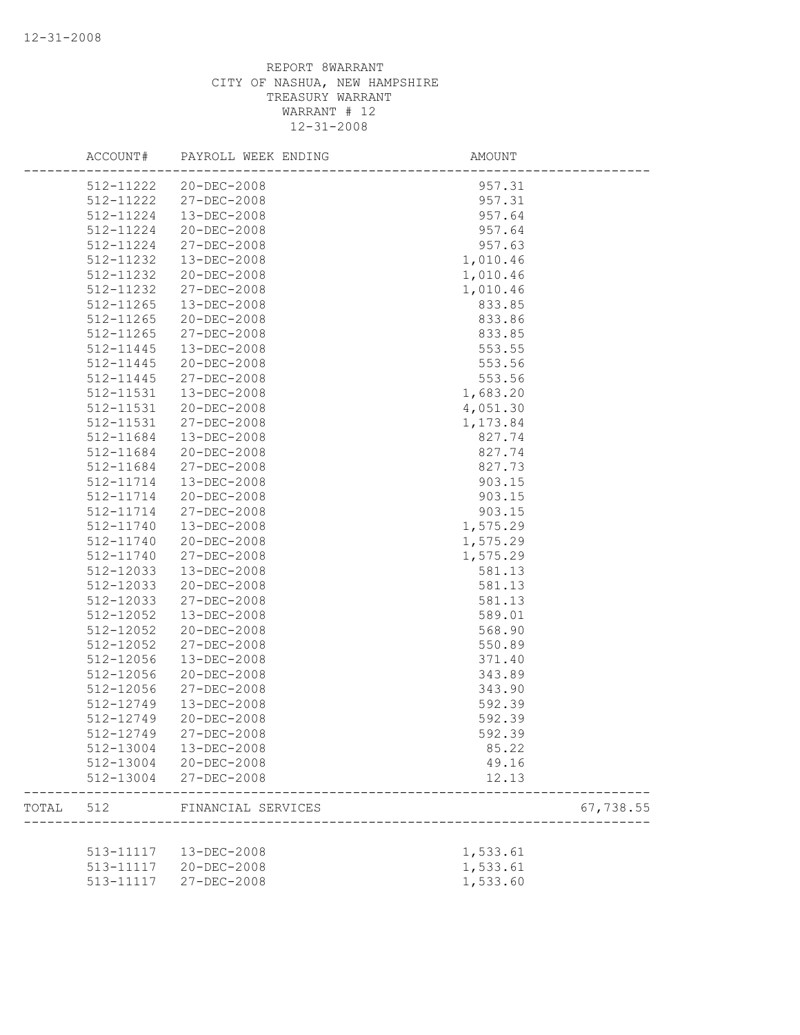REPORT 8WARRANT
CITY OF NASHUA, NEW HAMPSHIRE
TREASURY WARRANT
WARRANT # 12
12-31-2008

| | ACCOUNT# | PAYROLL WEEK ENDING | AMOUNT | |
|---|---|---|---|---|
| | 512-11222 | 20-DEC-2008 | 957.31 | |
| | 512-11222 | 27-DEC-2008 | 957.31 | |
| | 512-11224 | 13-DEC-2008 | 957.64 | |
| | 512-11224 | 20-DEC-2008 | 957.64 | |
| | 512-11224 | 27-DEC-2008 | 957.63 | |
| | 512-11232 | 13-DEC-2008 | 1,010.46 | |
| | 512-11232 | 20-DEC-2008 | 1,010.46 | |
| | 512-11232 | 27-DEC-2008 | 1,010.46 | |
| | 512-11265 | 13-DEC-2008 | 833.85 | |
| | 512-11265 | 20-DEC-2008 | 833.86 | |
| | 512-11265 | 27-DEC-2008 | 833.85 | |
| | 512-11445 | 13-DEC-2008 | 553.55 | |
| | 512-11445 | 20-DEC-2008 | 553.56 | |
| | 512-11445 | 27-DEC-2008 | 553.56 | |
| | 512-11531 | 13-DEC-2008 | 1,683.20 | |
| | 512-11531 | 20-DEC-2008 | 4,051.30 | |
| | 512-11531 | 27-DEC-2008 | 1,173.84 | |
| | 512-11684 | 13-DEC-2008 | 827.74 | |
| | 512-11684 | 20-DEC-2008 | 827.74 | |
| | 512-11684 | 27-DEC-2008 | 827.73 | |
| | 512-11714 | 13-DEC-2008 | 903.15 | |
| | 512-11714 | 20-DEC-2008 | 903.15 | |
| | 512-11714 | 27-DEC-2008 | 903.15 | |
| | 512-11740 | 13-DEC-2008 | 1,575.29 | |
| | 512-11740 | 20-DEC-2008 | 1,575.29 | |
| | 512-11740 | 27-DEC-2008 | 1,575.29 | |
| | 512-12033 | 13-DEC-2008 | 581.13 | |
| | 512-12033 | 20-DEC-2008 | 581.13 | |
| | 512-12033 | 27-DEC-2008 | 581.13 | |
| | 512-12052 | 13-DEC-2008 | 589.01 | |
| | 512-12052 | 20-DEC-2008 | 568.90 | |
| | 512-12052 | 27-DEC-2008 | 550.89 | |
| | 512-12056 | 13-DEC-2008 | 371.40 | |
| | 512-12056 | 20-DEC-2008 | 343.89 | |
| | 512-12056 | 27-DEC-2008 | 343.90 | |
| | 512-12749 | 13-DEC-2008 | 592.39 | |
| | 512-12749 | 20-DEC-2008 | 592.39 | |
| | 512-12749 | 27-DEC-2008 | 592.39 | |
| | 512-13004 | 13-DEC-2008 | 85.22 | |
| | 512-13004 | 20-DEC-2008 | 49.16 | |
| | 512-13004 | 27-DEC-2008 | 12.13 | |
| TOTAL | 512 | FINANCIAL SERVICES | | 67,738.55 |
| | 513-11117 | 13-DEC-2008 | 1,533.61 | |
| | 513-11117 | 20-DEC-2008 | 1,533.61 | |
| | 513-11117 | 27-DEC-2008 | 1,533.60 | |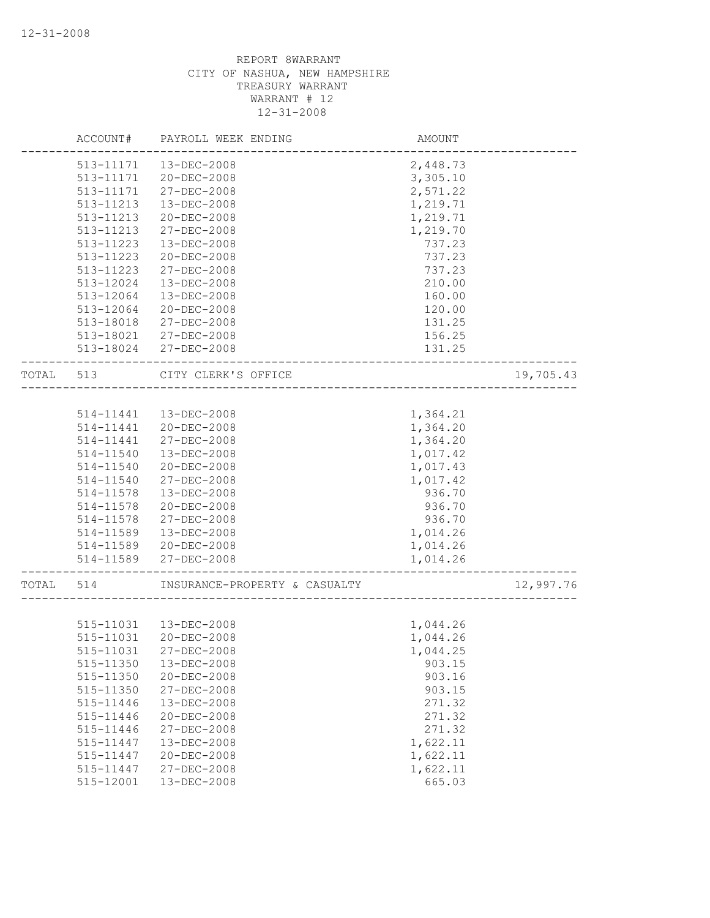REPORT 8WARRANT
CITY OF NASHUA, NEW HAMPSHIRE
TREASURY WARRANT
WARRANT # 12
12-31-2008

| | ACCOUNT# | PAYROLL WEEK ENDING | AMOUNT | |
|---|---|---|---|---|
| | 513-11171 | 13-DEC-2008 | 2,448.73 | |
| | 513-11171 | 20-DEC-2008 | 3,305.10 | |
| | 513-11171 | 27-DEC-2008 | 2,571.22 | |
| | 513-11213 | 13-DEC-2008 | 1,219.71 | |
| | 513-11213 | 20-DEC-2008 | 1,219.71 | |
| | 513-11213 | 27-DEC-2008 | 1,219.70 | |
| | 513-11223 | 13-DEC-2008 | 737.23 | |
| | 513-11223 | 20-DEC-2008 | 737.23 | |
| | 513-11223 | 27-DEC-2008 | 737.23 | |
| | 513-12024 | 13-DEC-2008 | 210.00 | |
| | 513-12064 | 13-DEC-2008 | 160.00 | |
| | 513-12064 | 20-DEC-2008 | 120.00 | |
| | 513-18018 | 27-DEC-2008 | 131.25 | |
| | 513-18021 | 27-DEC-2008 | 156.25 | |
| | 513-18024 | 27-DEC-2008 | 131.25 | |
| TOTAL | 513 | CITY CLERK'S OFFICE | | 19,705.43 |
| | 514-11441 | 13-DEC-2008 | 1,364.21 | |
| | 514-11441 | 20-DEC-2008 | 1,364.20 | |
| | 514-11441 | 27-DEC-2008 | 1,364.20 | |
| | 514-11540 | 13-DEC-2008 | 1,017.42 | |
| | 514-11540 | 20-DEC-2008 | 1,017.43 | |
| | 514-11540 | 27-DEC-2008 | 1,017.42 | |
| | 514-11578 | 13-DEC-2008 | 936.70 | |
| | 514-11578 | 20-DEC-2008 | 936.70 | |
| | 514-11578 | 27-DEC-2008 | 936.70 | |
| | 514-11589 | 13-DEC-2008 | 1,014.26 | |
| | 514-11589 | 20-DEC-2008 | 1,014.26 | |
| | 514-11589 | 27-DEC-2008 | 1,014.26 | |
| TOTAL | 514 | INSURANCE-PROPERTY & CASUALTY | | 12,997.76 |
| | 515-11031 | 13-DEC-2008 | 1,044.26 | |
| | 515-11031 | 20-DEC-2008 | 1,044.26 | |
| | 515-11031 | 27-DEC-2008 | 1,044.25 | |
| | 515-11350 | 13-DEC-2008 | 903.15 | |
| | 515-11350 | 20-DEC-2008 | 903.16 | |
| | 515-11350 | 27-DEC-2008 | 903.15 | |
| | 515-11446 | 13-DEC-2008 | 271.32 | |
| | 515-11446 | 20-DEC-2008 | 271.32 | |
| | 515-11446 | 27-DEC-2008 | 271.32 | |
| | 515-11447 | 13-DEC-2008 | 1,622.11 | |
| | 515-11447 | 20-DEC-2008 | 1,622.11 | |
| | 515-11447 | 27-DEC-2008 | 1,622.11 | |
| | 515-12001 | 13-DEC-2008 | 665.03 | |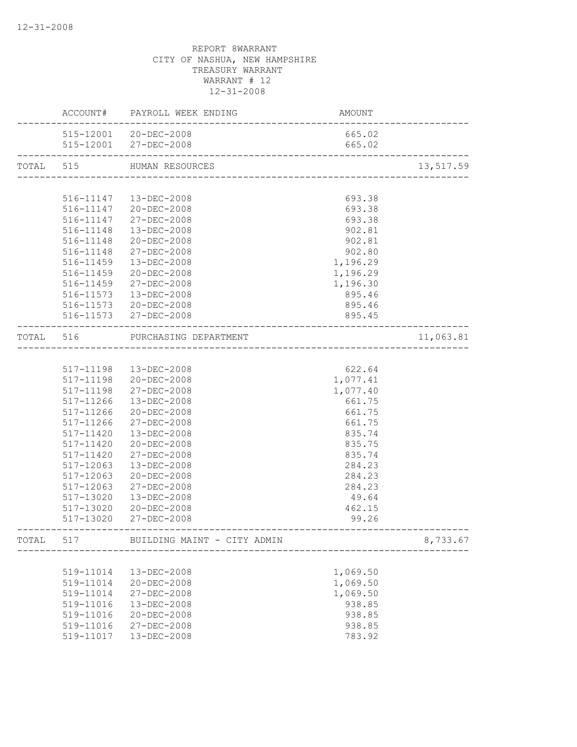REPORT 8WARRANT
CITY OF NASHUA, NEW HAMPSHIRE
TREASURY WARRANT
WARRANT # 12
12-31-2008

| | ACCOUNT# | PAYROLL WEEK ENDING | AMOUNT | |
|---|---|---|---|---|
| | 515-12001 | 20-DEC-2008 | 665.02 | |
| | 515-12001 | 27-DEC-2008 | 665.02 | |
| TOTAL | 515 | HUMAN RESOURCES | | 13,517.59 |
| | 516-11147 | 13-DEC-2008 | 693.38 | |
| | 516-11147 | 20-DEC-2008 | 693.38 | |
| | 516-11147 | 27-DEC-2008 | 693.38 | |
| | 516-11148 | 13-DEC-2008 | 902.81 | |
| | 516-11148 | 20-DEC-2008 | 902.81 | |
| | 516-11148 | 27-DEC-2008 | 902.80 | |
| | 516-11459 | 13-DEC-2008 | 1,196.29 | |
| | 516-11459 | 20-DEC-2008 | 1,196.29 | |
| | 516-11459 | 27-DEC-2008 | 1,196.30 | |
| | 516-11573 | 13-DEC-2008 | 895.46 | |
| | 516-11573 | 20-DEC-2008 | 895.46 | |
| | 516-11573 | 27-DEC-2008 | 895.45 | |
| TOTAL | 516 | PURCHASING DEPARTMENT | | 11,063.81 |
| | 517-11198 | 13-DEC-2008 | 622.64 | |
| | 517-11198 | 20-DEC-2008 | 1,077.41 | |
| | 517-11198 | 27-DEC-2008 | 1,077.40 | |
| | 517-11266 | 13-DEC-2008 | 661.75 | |
| | 517-11266 | 20-DEC-2008 | 661.75 | |
| | 517-11266 | 27-DEC-2008 | 661.75 | |
| | 517-11420 | 13-DEC-2008 | 835.74 | |
| | 517-11420 | 20-DEC-2008 | 835.75 | |
| | 517-11420 | 27-DEC-2008 | 835.74 | |
| | 517-12063 | 13-DEC-2008 | 284.23 | |
| | 517-12063 | 20-DEC-2008 | 284.23 | |
| | 517-12063 | 27-DEC-2008 | 284.23 | |
| | 517-13020 | 13-DEC-2008 | 49.64 | |
| | 517-13020 | 20-DEC-2008 | 462.15 | |
| | 517-13020 | 27-DEC-2008 | 99.26 | |
| TOTAL | 517 | BUILDING MAINT - CITY ADMIN | | 8,733.67 |
| | 519-11014 | 13-DEC-2008 | 1,069.50 | |
| | 519-11014 | 20-DEC-2008 | 1,069.50 | |
| | 519-11014 | 27-DEC-2008 | 1,069.50 | |
| | 519-11016 | 13-DEC-2008 | 938.85 | |
| | 519-11016 | 20-DEC-2008 | 938.85 | |
| | 519-11016 | 27-DEC-2008 | 938.85 | |
| | 519-11017 | 13-DEC-2008 | 783.92 | |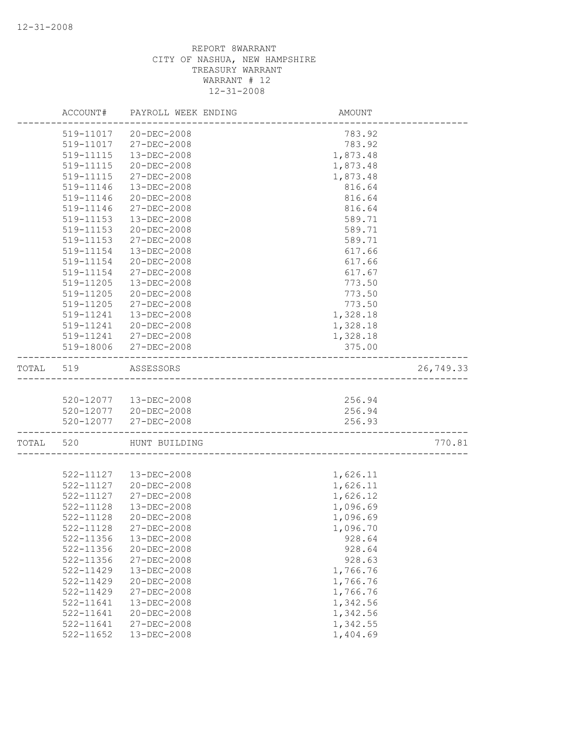REPORT 8WARRANT
CITY OF NASHUA, NEW HAMPSHIRE
TREASURY WARRANT
WARRANT # 12
12-31-2008

| ACCOUNT# | PAYROLL WEEK ENDING | AMOUNT | |
|---|---|---|---|
| 519-11017 | 20-DEC-2008 | 783.92 | |
| 519-11017 | 27-DEC-2008 | 783.92 | |
| 519-11115 | 13-DEC-2008 | 1,873.48 | |
| 519-11115 | 20-DEC-2008 | 1,873.48 | |
| 519-11115 | 27-DEC-2008 | 1,873.48 | |
| 519-11146 | 13-DEC-2008 | 816.64 | |
| 519-11146 | 20-DEC-2008 | 816.64 | |
| 519-11146 | 27-DEC-2008 | 816.64 | |
| 519-11153 | 13-DEC-2008 | 589.71 | |
| 519-11153 | 20-DEC-2008 | 589.71 | |
| 519-11153 | 27-DEC-2008 | 589.71 | |
| 519-11154 | 13-DEC-2008 | 617.66 | |
| 519-11154 | 20-DEC-2008 | 617.66 | |
| 519-11154 | 27-DEC-2008 | 617.67 | |
| 519-11205 | 13-DEC-2008 | 773.50 | |
| 519-11205 | 20-DEC-2008 | 773.50 | |
| 519-11205 | 27-DEC-2008 | 773.50 | |
| 519-11241 | 13-DEC-2008 | 1,328.18 | |
| 519-11241 | 20-DEC-2008 | 1,328.18 | |
| 519-11241 | 27-DEC-2008 | 1,328.18 | |
| 519-18006 | 27-DEC-2008 | 375.00 | |
| TOTAL 519 | ASSESSORS | | 26,749.33 |
| 520-12077 | 13-DEC-2008 | 256.94 | |
| 520-12077 | 20-DEC-2008 | 256.94 | |
| 520-12077 | 27-DEC-2008 | 256.93 | |
| TOTAL 520 | HUNT BUILDING | | 770.81 |
| 522-11127 | 13-DEC-2008 | 1,626.11 | |
| 522-11127 | 20-DEC-2008 | 1,626.11 | |
| 522-11127 | 27-DEC-2008 | 1,626.12 | |
| 522-11128 | 13-DEC-2008 | 1,096.69 | |
| 522-11128 | 20-DEC-2008 | 1,096.69 | |
| 522-11128 | 27-DEC-2008 | 1,096.70 | |
| 522-11356 | 13-DEC-2008 | 928.64 | |
| 522-11356 | 20-DEC-2008 | 928.64 | |
| 522-11356 | 27-DEC-2008 | 928.63 | |
| 522-11429 | 13-DEC-2008 | 1,766.76 | |
| 522-11429 | 20-DEC-2008 | 1,766.76 | |
| 522-11429 | 27-DEC-2008 | 1,766.76 | |
| 522-11641 | 13-DEC-2008 | 1,342.56 | |
| 522-11641 | 20-DEC-2008 | 1,342.56 | |
| 522-11641 | 27-DEC-2008 | 1,342.55 | |
| 522-11652 | 13-DEC-2008 | 1,404.69 | |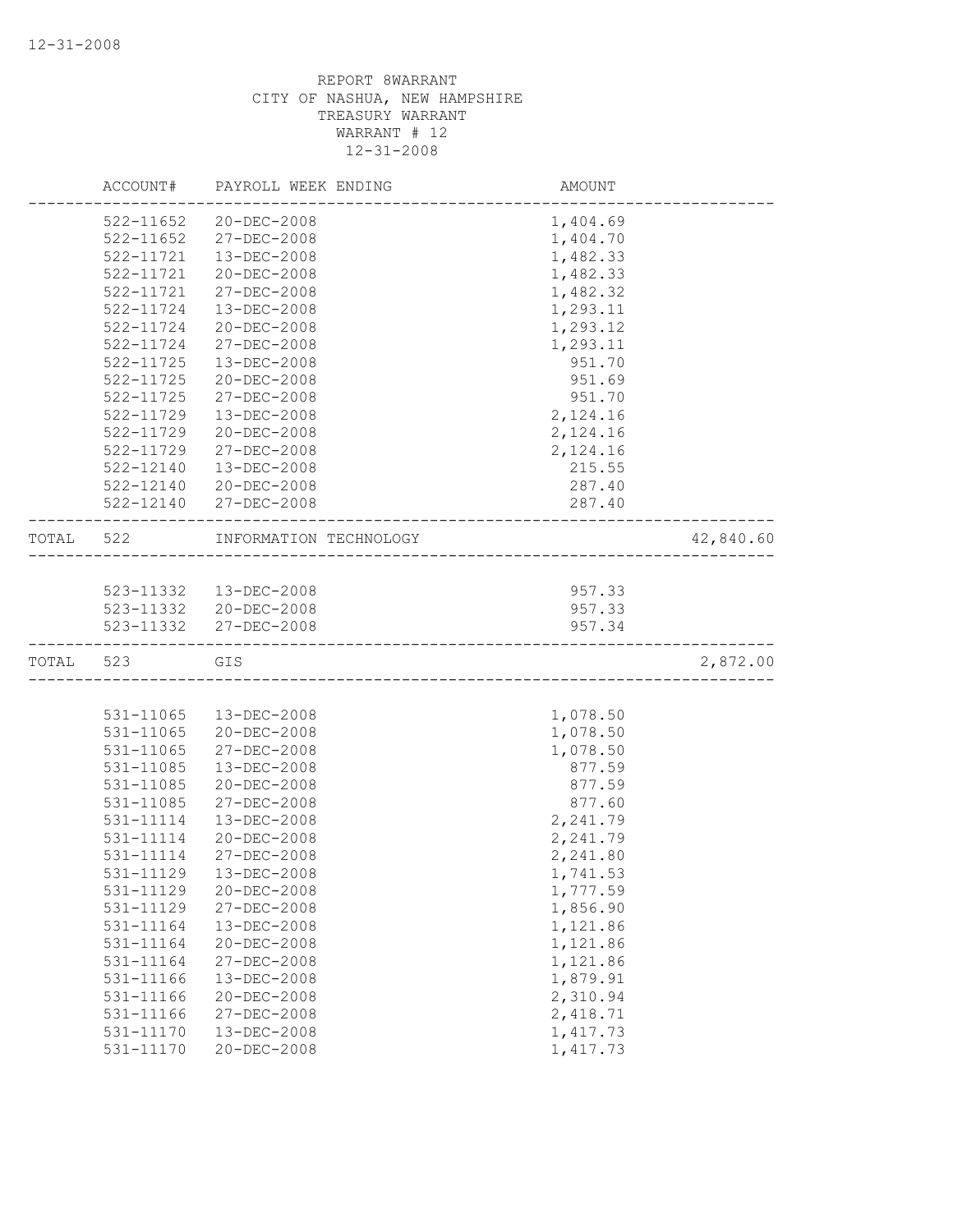REPORT 8WARRANT
CITY OF NASHUA, NEW HAMPSHIRE
TREASURY WARRANT
WARRANT # 12
12-31-2008

| | ACCOUNT# | PAYROLL WEEK ENDING | AMOUNT | |
|---|---|---|---|---|
| | 522-11652 | 20-DEC-2008 | 1,404.69 | |
| | 522-11652 | 27-DEC-2008 | 1,404.70 | |
| | 522-11721 | 13-DEC-2008 | 1,482.33 | |
| | 522-11721 | 20-DEC-2008 | 1,482.33 | |
| | 522-11721 | 27-DEC-2008 | 1,482.32 | |
| | 522-11724 | 13-DEC-2008 | 1,293.11 | |
| | 522-11724 | 20-DEC-2008 | 1,293.12 | |
| | 522-11724 | 27-DEC-2008 | 1,293.11 | |
| | 522-11725 | 13-DEC-2008 | 951.70 | |
| | 522-11725 | 20-DEC-2008 | 951.69 | |
| | 522-11725 | 27-DEC-2008 | 951.70 | |
| | 522-11729 | 13-DEC-2008 | 2,124.16 | |
| | 522-11729 | 20-DEC-2008 | 2,124.16 | |
| | 522-11729 | 27-DEC-2008 | 2,124.16 | |
| | 522-12140 | 13-DEC-2008 | 215.55 | |
| | 522-12140 | 20-DEC-2008 | 287.40 | |
| | 522-12140 | 27-DEC-2008 | 287.40 | |
| TOTAL | 522 | INFORMATION TECHNOLOGY | | 42,840.60 |
| | 523-11332 | 13-DEC-2008 | 957.33 | |
| | 523-11332 | 20-DEC-2008 | 957.33 | |
| | 523-11332 | 27-DEC-2008 | 957.34 | |
| TOTAL | 523 | GIS | | 2,872.00 |
| | 531-11065 | 13-DEC-2008 | 1,078.50 | |
| | 531-11065 | 20-DEC-2008 | 1,078.50 | |
| | 531-11065 | 27-DEC-2008 | 1,078.50 | |
| | 531-11085 | 13-DEC-2008 | 877.59 | |
| | 531-11085 | 20-DEC-2008 | 877.59 | |
| | 531-11085 | 27-DEC-2008 | 877.60 | |
| | 531-11114 | 13-DEC-2008 | 2,241.79 | |
| | 531-11114 | 20-DEC-2008 | 2,241.79 | |
| | 531-11114 | 27-DEC-2008 | 2,241.80 | |
| | 531-11129 | 13-DEC-2008 | 1,741.53 | |
| | 531-11129 | 20-DEC-2008 | 1,777.59 | |
| | 531-11129 | 27-DEC-2008 | 1,856.90 | |
| | 531-11164 | 13-DEC-2008 | 1,121.86 | |
| | 531-11164 | 20-DEC-2008 | 1,121.86 | |
| | 531-11164 | 27-DEC-2008 | 1,121.86 | |
| | 531-11166 | 13-DEC-2008 | 1,879.91 | |
| | 531-11166 | 20-DEC-2008 | 2,310.94 | |
| | 531-11166 | 27-DEC-2008 | 2,418.71 | |
| | 531-11170 | 13-DEC-2008 | 1,417.73 | |
| | 531-11170 | 20-DEC-2008 | 1,417.73 | |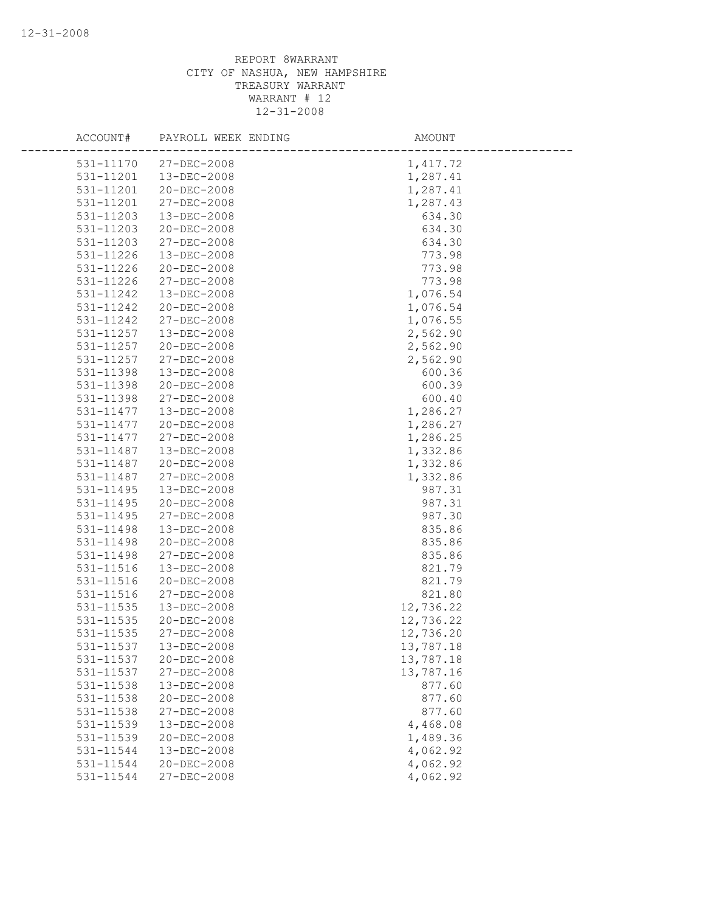REPORT 8WARRANT
CITY OF NASHUA, NEW HAMPSHIRE
TREASURY WARRANT
WARRANT # 12
12-31-2008

| ACCOUNT# | PAYROLL WEEK ENDING | AMOUNT |
|---|---|---|
| 531-11170 | 27-DEC-2008 | 1,417.72 |
| 531-11201 | 13-DEC-2008 | 1,287.41 |
| 531-11201 | 20-DEC-2008 | 1,287.41 |
| 531-11201 | 27-DEC-2008 | 1,287.43 |
| 531-11203 | 13-DEC-2008 | 634.30 |
| 531-11203 | 20-DEC-2008 | 634.30 |
| 531-11203 | 27-DEC-2008 | 634.30 |
| 531-11226 | 13-DEC-2008 | 773.98 |
| 531-11226 | 20-DEC-2008 | 773.98 |
| 531-11226 | 27-DEC-2008 | 773.98 |
| 531-11242 | 13-DEC-2008 | 1,076.54 |
| 531-11242 | 20-DEC-2008 | 1,076.54 |
| 531-11242 | 27-DEC-2008 | 1,076.55 |
| 531-11257 | 13-DEC-2008 | 2,562.90 |
| 531-11257 | 20-DEC-2008 | 2,562.90 |
| 531-11257 | 27-DEC-2008 | 2,562.90 |
| 531-11398 | 13-DEC-2008 | 600.36 |
| 531-11398 | 20-DEC-2008 | 600.39 |
| 531-11398 | 27-DEC-2008 | 600.40 |
| 531-11477 | 13-DEC-2008 | 1,286.27 |
| 531-11477 | 20-DEC-2008 | 1,286.27 |
| 531-11477 | 27-DEC-2008 | 1,286.25 |
| 531-11487 | 13-DEC-2008 | 1,332.86 |
| 531-11487 | 20-DEC-2008 | 1,332.86 |
| 531-11487 | 27-DEC-2008 | 1,332.86 |
| 531-11495 | 13-DEC-2008 | 987.31 |
| 531-11495 | 20-DEC-2008 | 987.31 |
| 531-11495 | 27-DEC-2008 | 987.30 |
| 531-11498 | 13-DEC-2008 | 835.86 |
| 531-11498 | 20-DEC-2008 | 835.86 |
| 531-11498 | 27-DEC-2008 | 835.86 |
| 531-11516 | 13-DEC-2008 | 821.79 |
| 531-11516 | 20-DEC-2008 | 821.79 |
| 531-11516 | 27-DEC-2008 | 821.80 |
| 531-11535 | 13-DEC-2008 | 12,736.22 |
| 531-11535 | 20-DEC-2008 | 12,736.22 |
| 531-11535 | 27-DEC-2008 | 12,736.20 |
| 531-11537 | 13-DEC-2008 | 13,787.18 |
| 531-11537 | 20-DEC-2008 | 13,787.18 |
| 531-11537 | 27-DEC-2008 | 13,787.16 |
| 531-11538 | 13-DEC-2008 | 877.60 |
| 531-11538 | 20-DEC-2008 | 877.60 |
| 531-11538 | 27-DEC-2008 | 877.60 |
| 531-11539 | 13-DEC-2008 | 4,468.08 |
| 531-11539 | 20-DEC-2008 | 1,489.36 |
| 531-11544 | 13-DEC-2008 | 4,062.92 |
| 531-11544 | 20-DEC-2008 | 4,062.92 |
| 531-11544 | 27-DEC-2008 | 4,062.92 |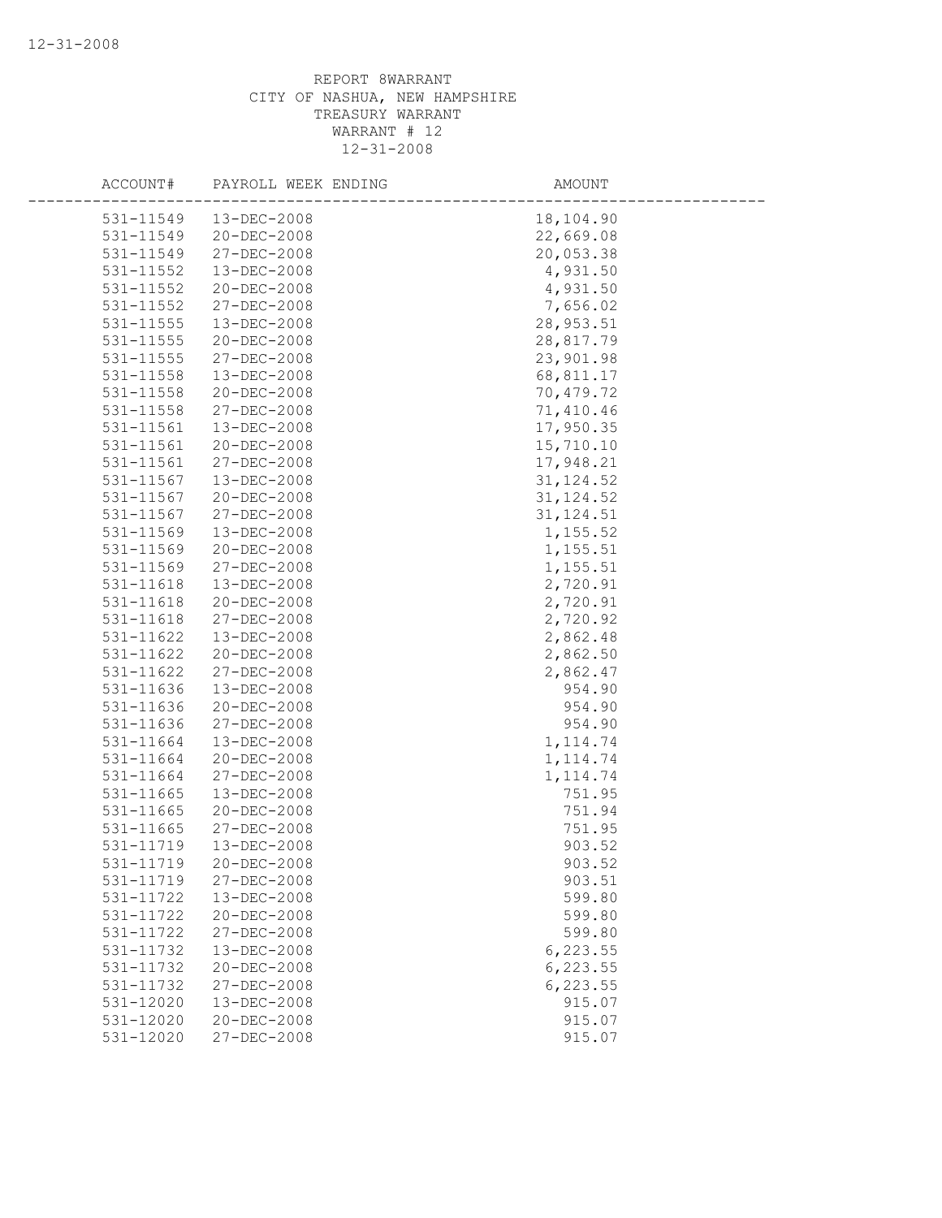REPORT 8WARRANT
CITY OF NASHUA, NEW HAMPSHIRE
TREASURY WARRANT
WARRANT # 12
12-31-2008

| ACCOUNT# | PAYROLL WEEK ENDING | AMOUNT |
|---|---|---|
| 531-11549 | 13-DEC-2008 | 18,104.90 |
| 531-11549 | 20-DEC-2008 | 22,669.08 |
| 531-11549 | 27-DEC-2008 | 20,053.38 |
| 531-11552 | 13-DEC-2008 | 4,931.50 |
| 531-11552 | 20-DEC-2008 | 4,931.50 |
| 531-11552 | 27-DEC-2008 | 7,656.02 |
| 531-11555 | 13-DEC-2008 | 28,953.51 |
| 531-11555 | 20-DEC-2008 | 28,817.79 |
| 531-11555 | 27-DEC-2008 | 23,901.98 |
| 531-11558 | 13-DEC-2008 | 68,811.17 |
| 531-11558 | 20-DEC-2008 | 70,479.72 |
| 531-11558 | 27-DEC-2008 | 71,410.46 |
| 531-11561 | 13-DEC-2008 | 17,950.35 |
| 531-11561 | 20-DEC-2008 | 15,710.10 |
| 531-11561 | 27-DEC-2008 | 17,948.21 |
| 531-11567 | 13-DEC-2008 | 31,124.52 |
| 531-11567 | 20-DEC-2008 | 31,124.52 |
| 531-11567 | 27-DEC-2008 | 31,124.51 |
| 531-11569 | 13-DEC-2008 | 1,155.52 |
| 531-11569 | 20-DEC-2008 | 1,155.51 |
| 531-11569 | 27-DEC-2008 | 1,155.51 |
| 531-11618 | 13-DEC-2008 | 2,720.91 |
| 531-11618 | 20-DEC-2008 | 2,720.91 |
| 531-11618 | 27-DEC-2008 | 2,720.92 |
| 531-11622 | 13-DEC-2008 | 2,862.48 |
| 531-11622 | 20-DEC-2008 | 2,862.50 |
| 531-11622 | 27-DEC-2008 | 2,862.47 |
| 531-11636 | 13-DEC-2008 | 954.90 |
| 531-11636 | 20-DEC-2008 | 954.90 |
| 531-11636 | 27-DEC-2008 | 954.90 |
| 531-11664 | 13-DEC-2008 | 1,114.74 |
| 531-11664 | 20-DEC-2008 | 1,114.74 |
| 531-11664 | 27-DEC-2008 | 1,114.74 |
| 531-11665 | 13-DEC-2008 | 751.95 |
| 531-11665 | 20-DEC-2008 | 751.94 |
| 531-11665 | 27-DEC-2008 | 751.95 |
| 531-11719 | 13-DEC-2008 | 903.52 |
| 531-11719 | 20-DEC-2008 | 903.52 |
| 531-11719 | 27-DEC-2008 | 903.51 |
| 531-11722 | 13-DEC-2008 | 599.80 |
| 531-11722 | 20-DEC-2008 | 599.80 |
| 531-11722 | 27-DEC-2008 | 599.80 |
| 531-11732 | 13-DEC-2008 | 6,223.55 |
| 531-11732 | 20-DEC-2008 | 6,223.55 |
| 531-11732 | 27-DEC-2008 | 6,223.55 |
| 531-12020 | 13-DEC-2008 | 915.07 |
| 531-12020 | 20-DEC-2008 | 915.07 |
| 531-12020 | 27-DEC-2008 | 915.07 |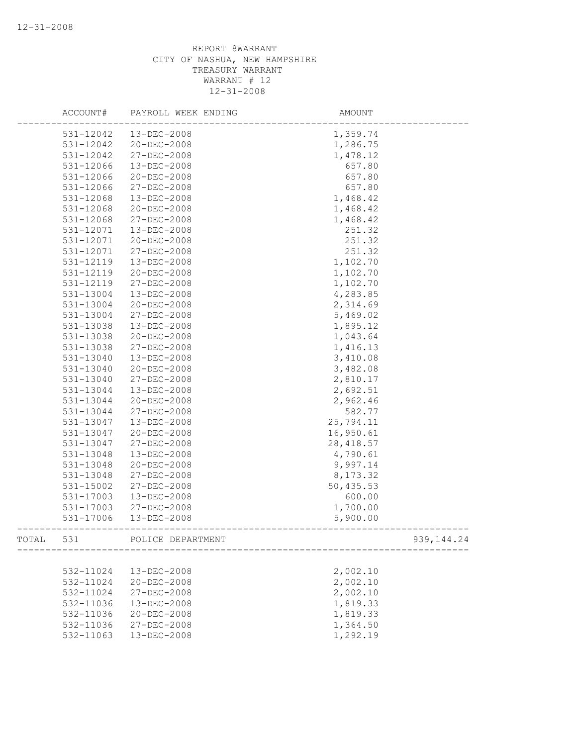REPORT 8WARRANT
CITY OF NASHUA, NEW HAMPSHIRE
TREASURY WARRANT
WARRANT # 12
12-31-2008

| | ACCOUNT# | PAYROLL WEEK ENDING | AMOUNT | |
|---|---|---|---|---|
| | 531-12042 | 13-DEC-2008 | 1,359.74 | |
| | 531-12042 | 20-DEC-2008 | 1,286.75 | |
| | 531-12042 | 27-DEC-2008 | 1,478.12 | |
| | 531-12066 | 13-DEC-2008 | 657.80 | |
| | 531-12066 | 20-DEC-2008 | 657.80 | |
| | 531-12066 | 27-DEC-2008 | 657.80 | |
| | 531-12068 | 13-DEC-2008 | 1,468.42 | |
| | 531-12068 | 20-DEC-2008 | 1,468.42 | |
| | 531-12068 | 27-DEC-2008 | 1,468.42 | |
| | 531-12071 | 13-DEC-2008 | 251.32 | |
| | 531-12071 | 20-DEC-2008 | 251.32 | |
| | 531-12071 | 27-DEC-2008 | 251.32 | |
| | 531-12119 | 13-DEC-2008 | 1,102.70 | |
| | 531-12119 | 20-DEC-2008 | 1,102.70 | |
| | 531-12119 | 27-DEC-2008 | 1,102.70 | |
| | 531-13004 | 13-DEC-2008 | 4,283.85 | |
| | 531-13004 | 20-DEC-2008 | 2,314.69 | |
| | 531-13004 | 27-DEC-2008 | 5,469.02 | |
| | 531-13038 | 13-DEC-2008 | 1,895.12 | |
| | 531-13038 | 20-DEC-2008 | 1,043.64 | |
| | 531-13038 | 27-DEC-2008 | 1,416.13 | |
| | 531-13040 | 13-DEC-2008 | 3,410.08 | |
| | 531-13040 | 20-DEC-2008 | 3,482.08 | |
| | 531-13040 | 27-DEC-2008 | 2,810.17 | |
| | 531-13044 | 13-DEC-2008 | 2,692.51 | |
| | 531-13044 | 20-DEC-2008 | 2,962.46 | |
| | 531-13044 | 27-DEC-2008 | 582.77 | |
| | 531-13047 | 13-DEC-2008 | 25,794.11 | |
| | 531-13047 | 20-DEC-2008 | 16,950.61 | |
| | 531-13047 | 27-DEC-2008 | 28,418.57 | |
| | 531-13048 | 13-DEC-2008 | 4,790.61 | |
| | 531-13048 | 20-DEC-2008 | 9,997.14 | |
| | 531-13048 | 27-DEC-2008 | 8,173.32 | |
| | 531-15002 | 27-DEC-2008 | 50,435.53 | |
| | 531-17003 | 13-DEC-2008 | 600.00 | |
| | 531-17003 | 27-DEC-2008 | 1,700.00 | |
| | 531-17006 | 13-DEC-2008 | 5,900.00 | |
| TOTAL | 531 | POLICE DEPARTMENT | | 939,144.24 |
| | 532-11024 | 13-DEC-2008 | 2,002.10 | |
| | 532-11024 | 20-DEC-2008 | 2,002.10 | |
| | 532-11024 | 27-DEC-2008 | 2,002.10 | |
| | 532-11036 | 13-DEC-2008 | 1,819.33 | |
| | 532-11036 | 20-DEC-2008 | 1,819.33 | |
| | 532-11036 | 27-DEC-2008 | 1,364.50 | |
| | 532-11063 | 13-DEC-2008 | 1,292.19 | |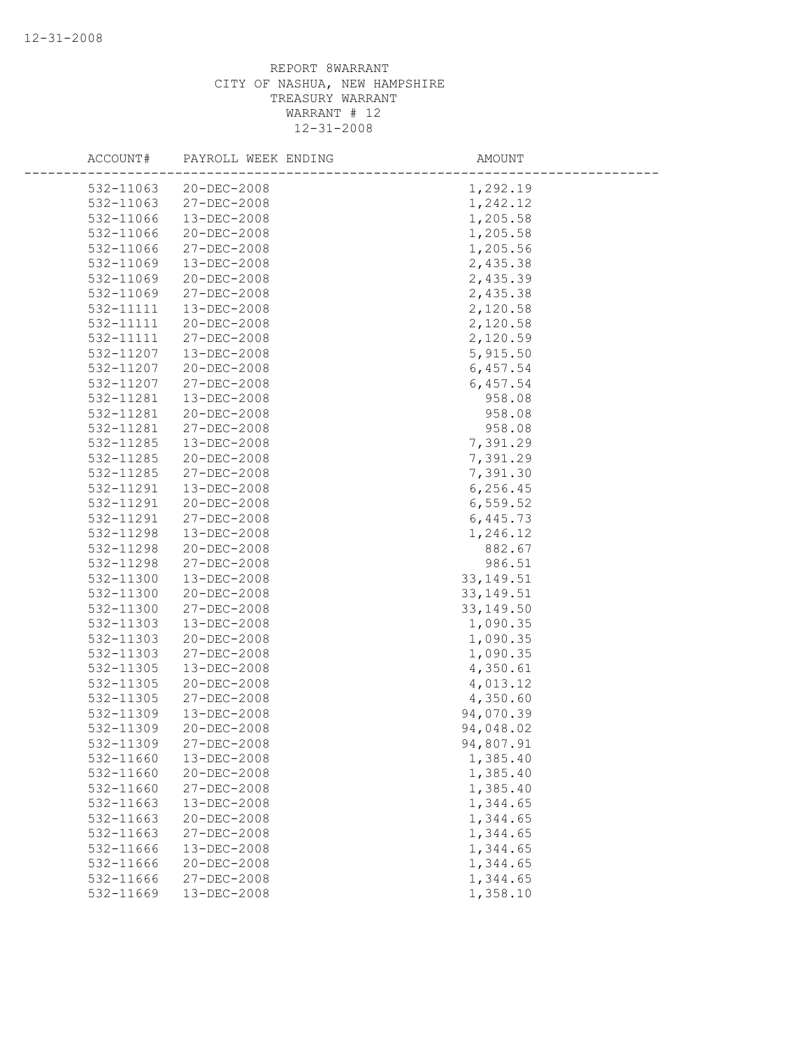REPORT 8WARRANT
CITY OF NASHUA, NEW HAMPSHIRE
TREASURY WARRANT
WARRANT # 12
12-31-2008

| ACCOUNT# | PAYROLL WEEK ENDING | AMOUNT |
|---|---|---|
| 532-11063 | 20-DEC-2008 | 1,292.19 |
| 532-11063 | 27-DEC-2008 | 1,242.12 |
| 532-11066 | 13-DEC-2008 | 1,205.58 |
| 532-11066 | 20-DEC-2008 | 1,205.58 |
| 532-11066 | 27-DEC-2008 | 1,205.56 |
| 532-11069 | 13-DEC-2008 | 2,435.38 |
| 532-11069 | 20-DEC-2008 | 2,435.39 |
| 532-11069 | 27-DEC-2008 | 2,435.38 |
| 532-11111 | 13-DEC-2008 | 2,120.58 |
| 532-11111 | 20-DEC-2008 | 2,120.58 |
| 532-11111 | 27-DEC-2008 | 2,120.59 |
| 532-11207 | 13-DEC-2008 | 5,915.50 |
| 532-11207 | 20-DEC-2008 | 6,457.54 |
| 532-11207 | 27-DEC-2008 | 6,457.54 |
| 532-11281 | 13-DEC-2008 | 958.08 |
| 532-11281 | 20-DEC-2008 | 958.08 |
| 532-11281 | 27-DEC-2008 | 958.08 |
| 532-11285 | 13-DEC-2008 | 7,391.29 |
| 532-11285 | 20-DEC-2008 | 7,391.29 |
| 532-11285 | 27-DEC-2008 | 7,391.30 |
| 532-11291 | 13-DEC-2008 | 6,256.45 |
| 532-11291 | 20-DEC-2008 | 6,559.52 |
| 532-11291 | 27-DEC-2008 | 6,445.73 |
| 532-11298 | 13-DEC-2008 | 1,246.12 |
| 532-11298 | 20-DEC-2008 | 882.67 |
| 532-11298 | 27-DEC-2008 | 986.51 |
| 532-11300 | 13-DEC-2008 | 33,149.51 |
| 532-11300 | 20-DEC-2008 | 33,149.51 |
| 532-11300 | 27-DEC-2008 | 33,149.50 |
| 532-11303 | 13-DEC-2008 | 1,090.35 |
| 532-11303 | 20-DEC-2008 | 1,090.35 |
| 532-11303 | 27-DEC-2008 | 1,090.35 |
| 532-11305 | 13-DEC-2008 | 4,350.61 |
| 532-11305 | 20-DEC-2008 | 4,013.12 |
| 532-11305 | 27-DEC-2008 | 4,350.60 |
| 532-11309 | 13-DEC-2008 | 94,070.39 |
| 532-11309 | 20-DEC-2008 | 94,048.02 |
| 532-11309 | 27-DEC-2008 | 94,807.91 |
| 532-11660 | 13-DEC-2008 | 1,385.40 |
| 532-11660 | 20-DEC-2008 | 1,385.40 |
| 532-11660 | 27-DEC-2008 | 1,385.40 |
| 532-11663 | 13-DEC-2008 | 1,344.65 |
| 532-11663 | 20-DEC-2008 | 1,344.65 |
| 532-11663 | 27-DEC-2008 | 1,344.65 |
| 532-11666 | 13-DEC-2008 | 1,344.65 |
| 532-11666 | 20-DEC-2008 | 1,344.65 |
| 532-11666 | 27-DEC-2008 | 1,344.65 |
| 532-11669 | 13-DEC-2008 | 1,358.10 |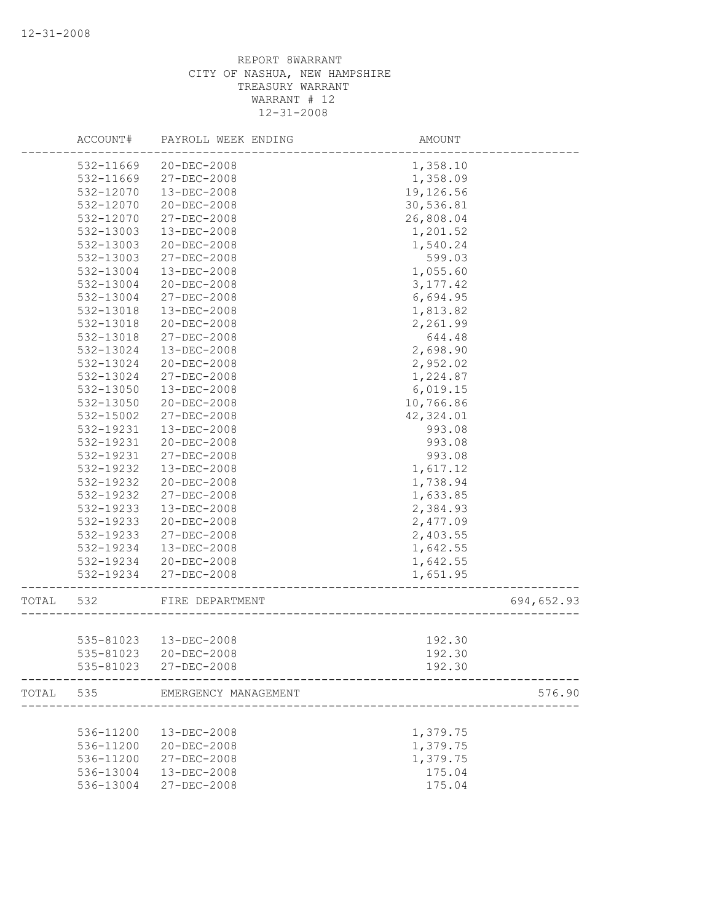REPORT 8WARRANT
CITY OF NASHUA, NEW HAMPSHIRE
TREASURY WARRANT
WARRANT # 12
12-31-2008

| | ACCOUNT# | PAYROLL WEEK ENDING | AMOUNT | |
|---|---|---|---|---|
| | 532-11669 | 20-DEC-2008 | 1,358.10 | |
| | 532-11669 | 27-DEC-2008 | 1,358.09 | |
| | 532-12070 | 13-DEC-2008 | 19,126.56 | |
| | 532-12070 | 20-DEC-2008 | 30,536.81 | |
| | 532-12070 | 27-DEC-2008 | 26,808.04 | |
| | 532-13003 | 13-DEC-2008 | 1,201.52 | |
| | 532-13003 | 20-DEC-2008 | 1,540.24 | |
| | 532-13003 | 27-DEC-2008 | 599.03 | |
| | 532-13004 | 13-DEC-2008 | 1,055.60 | |
| | 532-13004 | 20-DEC-2008 | 3,177.42 | |
| | 532-13004 | 27-DEC-2008 | 6,694.95 | |
| | 532-13018 | 13-DEC-2008 | 1,813.82 | |
| | 532-13018 | 20-DEC-2008 | 2,261.99 | |
| | 532-13018 | 27-DEC-2008 | 644.48 | |
| | 532-13024 | 13-DEC-2008 | 2,698.90 | |
| | 532-13024 | 20-DEC-2008 | 2,952.02 | |
| | 532-13024 | 27-DEC-2008 | 1,224.87 | |
| | 532-13050 | 13-DEC-2008 | 6,019.15 | |
| | 532-13050 | 20-DEC-2008 | 10,766.86 | |
| | 532-15002 | 27-DEC-2008 | 42,324.01 | |
| | 532-19231 | 13-DEC-2008 | 993.08 | |
| | 532-19231 | 20-DEC-2008 | 993.08 | |
| | 532-19231 | 27-DEC-2008 | 993.08 | |
| | 532-19232 | 13-DEC-2008 | 1,617.12 | |
| | 532-19232 | 20-DEC-2008 | 1,738.94 | |
| | 532-19232 | 27-DEC-2008 | 1,633.85 | |
| | 532-19233 | 13-DEC-2008 | 2,384.93 | |
| | 532-19233 | 20-DEC-2008 | 2,477.09 | |
| | 532-19233 | 27-DEC-2008 | 2,403.55 | |
| | 532-19234 | 13-DEC-2008 | 1,642.55 | |
| | 532-19234 | 20-DEC-2008 | 1,642.55 | |
| | 532-19234 | 27-DEC-2008 | 1,651.95 | |
| TOTAL | 532 | FIRE DEPARTMENT | | 694,652.93 |
| | 535-81023 | 13-DEC-2008 | 192.30 | |
| | 535-81023 | 20-DEC-2008 | 192.30 | |
| | 535-81023 | 27-DEC-2008 | 192.30 | |
| TOTAL | 535 | EMERGENCY MANAGEMENT | | 576.90 |
| | 536-11200 | 13-DEC-2008 | 1,379.75 | |
| | 536-11200 | 20-DEC-2008 | 1,379.75 | |
| | 536-11200 | 27-DEC-2008 | 1,379.75 | |
| | 536-13004 | 13-DEC-2008 | 175.04 | |
| | 536-13004 | 27-DEC-2008 | 175.04 | |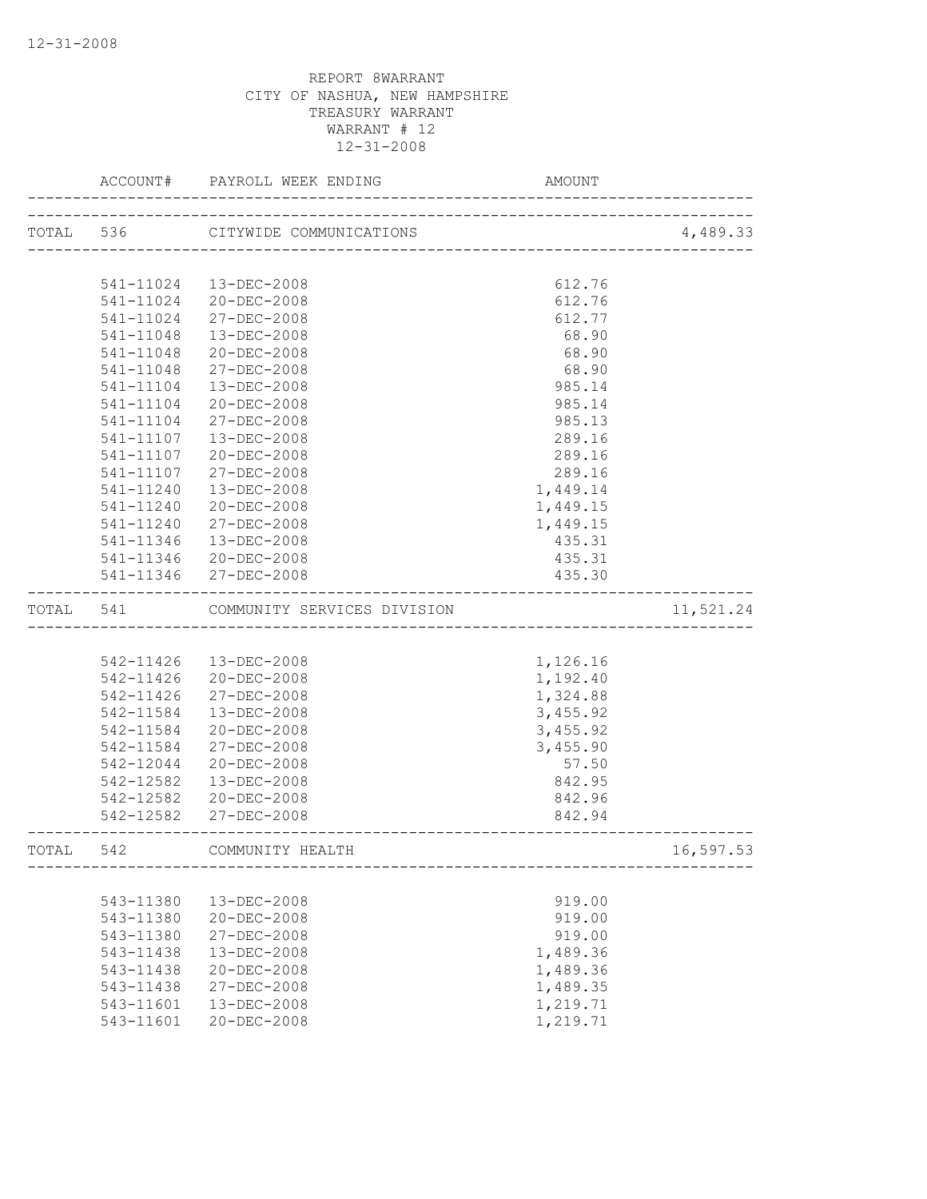REPORT 8WARRANT
CITY OF NASHUA, NEW HAMPSHIRE
TREASURY WARRANT
WARRANT # 12
12-31-2008

| ACCOUNT# | PAYROLL WEEK ENDING | AMOUNT | |
|---|---|---|---|
| TOTAL 536 | CITYWIDE COMMUNICATIONS | | 4,489.33 |
| 541-11024 | 13-DEC-2008 | 612.76 | |
| 541-11024 | 20-DEC-2008 | 612.76 | |
| 541-11024 | 27-DEC-2008 | 612.77 | |
| 541-11048 | 13-DEC-2008 | 68.90 | |
| 541-11048 | 20-DEC-2008 | 68.90 | |
| 541-11048 | 27-DEC-2008 | 68.90 | |
| 541-11104 | 13-DEC-2008 | 985.14 | |
| 541-11104 | 20-DEC-2008 | 985.14 | |
| 541-11104 | 27-DEC-2008 | 985.13 | |
| 541-11107 | 13-DEC-2008 | 289.16 | |
| 541-11107 | 20-DEC-2008 | 289.16 | |
| 541-11107 | 27-DEC-2008 | 289.16 | |
| 541-11240 | 13-DEC-2008 | 1,449.14 | |
| 541-11240 | 20-DEC-2008 | 1,449.15 | |
| 541-11240 | 27-DEC-2008 | 1,449.15 | |
| 541-11346 | 13-DEC-2008 | 435.31 | |
| 541-11346 | 20-DEC-2008 | 435.31 | |
| 541-11346 | 27-DEC-2008 | 435.30 | |
| TOTAL 541 | COMMUNITY SERVICES DIVISION | | 11,521.24 |
| 542-11426 | 13-DEC-2008 | 1,126.16 | |
| 542-11426 | 20-DEC-2008 | 1,192.40 | |
| 542-11426 | 27-DEC-2008 | 1,324.88 | |
| 542-11584 | 13-DEC-2008 | 3,455.92 | |
| 542-11584 | 20-DEC-2008 | 3,455.92 | |
| 542-11584 | 27-DEC-2008 | 3,455.90 | |
| 542-12044 | 20-DEC-2008 | 57.50 | |
| 542-12582 | 13-DEC-2008 | 842.95 | |
| 542-12582 | 20-DEC-2008 | 842.96 | |
| 542-12582 | 27-DEC-2008 | 842.94 | |
| TOTAL 542 | COMMUNITY HEALTH | | 16,597.53 |
| 543-11380 | 13-DEC-2008 | 919.00 | |
| 543-11380 | 20-DEC-2008 | 919.00 | |
| 543-11380 | 27-DEC-2008 | 919.00 | |
| 543-11438 | 13-DEC-2008 | 1,489.36 | |
| 543-11438 | 20-DEC-2008 | 1,489.36 | |
| 543-11438 | 27-DEC-2008 | 1,489.35 | |
| 543-11601 | 13-DEC-2008 | 1,219.71 | |
| 543-11601 | 20-DEC-2008 | 1,219.71 | |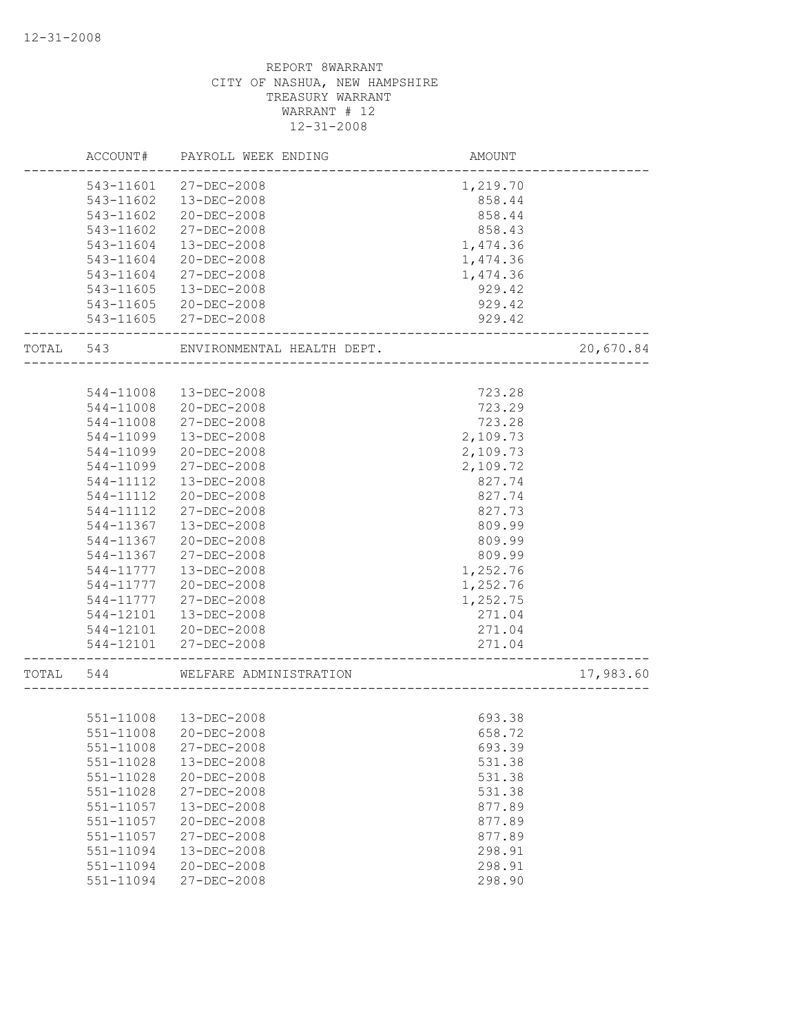REPORT 8WARRANT
CITY OF NASHUA, NEW HAMPSHIRE
TREASURY WARRANT
WARRANT # 12
12-31-2008

| | ACCOUNT# | PAYROLL WEEK ENDING | AMOUNT | |
|---|---|---|---|---|
| | 543-11601 | 27-DEC-2008 | 1,219.70 | |
| | 543-11602 | 13-DEC-2008 | 858.44 | |
| | 543-11602 | 20-DEC-2008 | 858.44 | |
| | 543-11602 | 27-DEC-2008 | 858.43 | |
| | 543-11604 | 13-DEC-2008 | 1,474.36 | |
| | 543-11604 | 20-DEC-2008 | 1,474.36 | |
| | 543-11604 | 27-DEC-2008 | 1,474.36 | |
| | 543-11605 | 13-DEC-2008 | 929.42 | |
| | 543-11605 | 20-DEC-2008 | 929.42 | |
| | 543-11605 | 27-DEC-2008 | 929.42 | |
| TOTAL | 543 | ENVIRONMENTAL HEALTH DEPT. | | 20,670.84 |
| | 544-11008 | 13-DEC-2008 | 723.28 | |
| | 544-11008 | 20-DEC-2008 | 723.29 | |
| | 544-11008 | 27-DEC-2008 | 723.28 | |
| | 544-11099 | 13-DEC-2008 | 2,109.73 | |
| | 544-11099 | 20-DEC-2008 | 2,109.73 | |
| | 544-11099 | 27-DEC-2008 | 2,109.72 | |
| | 544-11112 | 13-DEC-2008 | 827.74 | |
| | 544-11112 | 20-DEC-2008 | 827.74 | |
| | 544-11112 | 27-DEC-2008 | 827.73 | |
| | 544-11367 | 13-DEC-2008 | 809.99 | |
| | 544-11367 | 20-DEC-2008 | 809.99 | |
| | 544-11367 | 27-DEC-2008 | 809.99 | |
| | 544-11777 | 13-DEC-2008 | 1,252.76 | |
| | 544-11777 | 20-DEC-2008 | 1,252.76 | |
| | 544-11777 | 27-DEC-2008 | 1,252.75 | |
| | 544-12101 | 13-DEC-2008 | 271.04 | |
| | 544-12101 | 20-DEC-2008 | 271.04 | |
| | 544-12101 | 27-DEC-2008 | 271.04 | |
| TOTAL | 544 | WELFARE ADMINISTRATION | | 17,983.60 |
| | 551-11008 | 13-DEC-2008 | 693.38 | |
| | 551-11008 | 20-DEC-2008 | 658.72 | |
| | 551-11008 | 27-DEC-2008 | 693.39 | |
| | 551-11028 | 13-DEC-2008 | 531.38 | |
| | 551-11028 | 20-DEC-2008 | 531.38 | |
| | 551-11028 | 27-DEC-2008 | 531.38 | |
| | 551-11057 | 13-DEC-2008 | 877.89 | |
| | 551-11057 | 20-DEC-2008 | 877.89 | |
| | 551-11057 | 27-DEC-2008 | 877.89 | |
| | 551-11094 | 13-DEC-2008 | 298.91 | |
| | 551-11094 | 20-DEC-2008 | 298.91 | |
| | 551-11094 | 27-DEC-2008 | 298.90 | |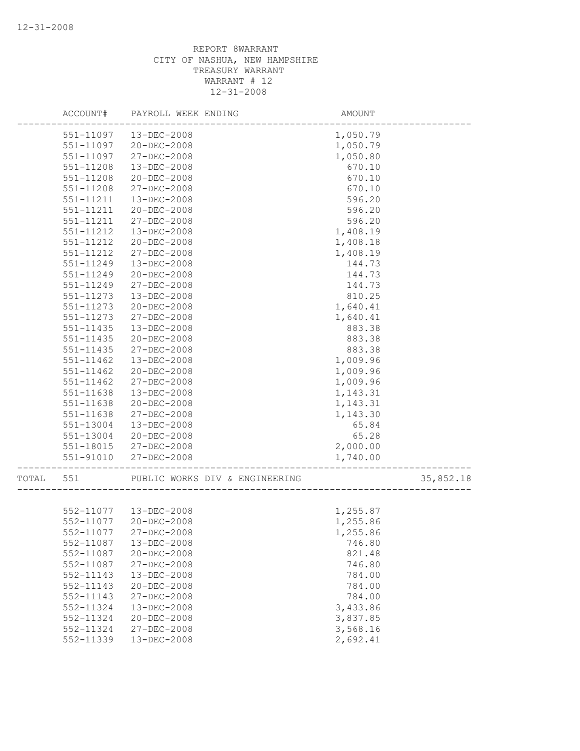REPORT 8WARRANT
CITY OF NASHUA, NEW HAMPSHIRE
TREASURY WARRANT
WARRANT # 12
12-31-2008

| | ACCOUNT# | PAYROLL WEEK ENDING | AMOUNT | |
|---|---|---|---|---|
| | 551-11097 | 13-DEC-2008 | 1,050.79 | |
| | 551-11097 | 20-DEC-2008 | 1,050.79 | |
| | 551-11097 | 27-DEC-2008 | 1,050.80 | |
| | 551-11208 | 13-DEC-2008 | 670.10 | |
| | 551-11208 | 20-DEC-2008 | 670.10 | |
| | 551-11208 | 27-DEC-2008 | 670.10 | |
| | 551-11211 | 13-DEC-2008 | 596.20 | |
| | 551-11211 | 20-DEC-2008 | 596.20 | |
| | 551-11211 | 27-DEC-2008 | 596.20 | |
| | 551-11212 | 13-DEC-2008 | 1,408.19 | |
| | 551-11212 | 20-DEC-2008 | 1,408.18 | |
| | 551-11212 | 27-DEC-2008 | 1,408.19 | |
| | 551-11249 | 13-DEC-2008 | 144.73 | |
| | 551-11249 | 20-DEC-2008 | 144.73 | |
| | 551-11249 | 27-DEC-2008 | 144.73 | |
| | 551-11273 | 13-DEC-2008 | 810.25 | |
| | 551-11273 | 20-DEC-2008 | 1,640.41 | |
| | 551-11273 | 27-DEC-2008 | 1,640.41 | |
| | 551-11435 | 13-DEC-2008 | 883.38 | |
| | 551-11435 | 20-DEC-2008 | 883.38 | |
| | 551-11435 | 27-DEC-2008 | 883.38 | |
| | 551-11462 | 13-DEC-2008 | 1,009.96 | |
| | 551-11462 | 20-DEC-2008 | 1,009.96 | |
| | 551-11462 | 27-DEC-2008 | 1,009.96 | |
| | 551-11638 | 13-DEC-2008 | 1,143.31 | |
| | 551-11638 | 20-DEC-2008 | 1,143.31 | |
| | 551-11638 | 27-DEC-2008 | 1,143.30 | |
| | 551-13004 | 13-DEC-2008 | 65.84 | |
| | 551-13004 | 20-DEC-2008 | 65.28 | |
| | 551-18015 | 27-DEC-2008 | 2,000.00 | |
| | 551-91010 | 27-DEC-2008 | 1,740.00 | |
| TOTAL | 551 | PUBLIC WORKS DIV & ENGINEERING | | 35,852.18 |
| | 552-11077 | 13-DEC-2008 | 1,255.87 | |
| | 552-11077 | 20-DEC-2008 | 1,255.86 | |
| | 552-11077 | 27-DEC-2008 | 1,255.86 | |
| | 552-11087 | 13-DEC-2008 | 746.80 | |
| | 552-11087 | 20-DEC-2008 | 821.48 | |
| | 552-11087 | 27-DEC-2008 | 746.80 | |
| | 552-11143 | 13-DEC-2008 | 784.00 | |
| | 552-11143 | 20-DEC-2008 | 784.00 | |
| | 552-11143 | 27-DEC-2008 | 784.00 | |
| | 552-11324 | 13-DEC-2008 | 3,433.86 | |
| | 552-11324 | 20-DEC-2008 | 3,837.85 | |
| | 552-11324 | 27-DEC-2008 | 3,568.16 | |
| | 552-11339 | 13-DEC-2008 | 2,692.41 | |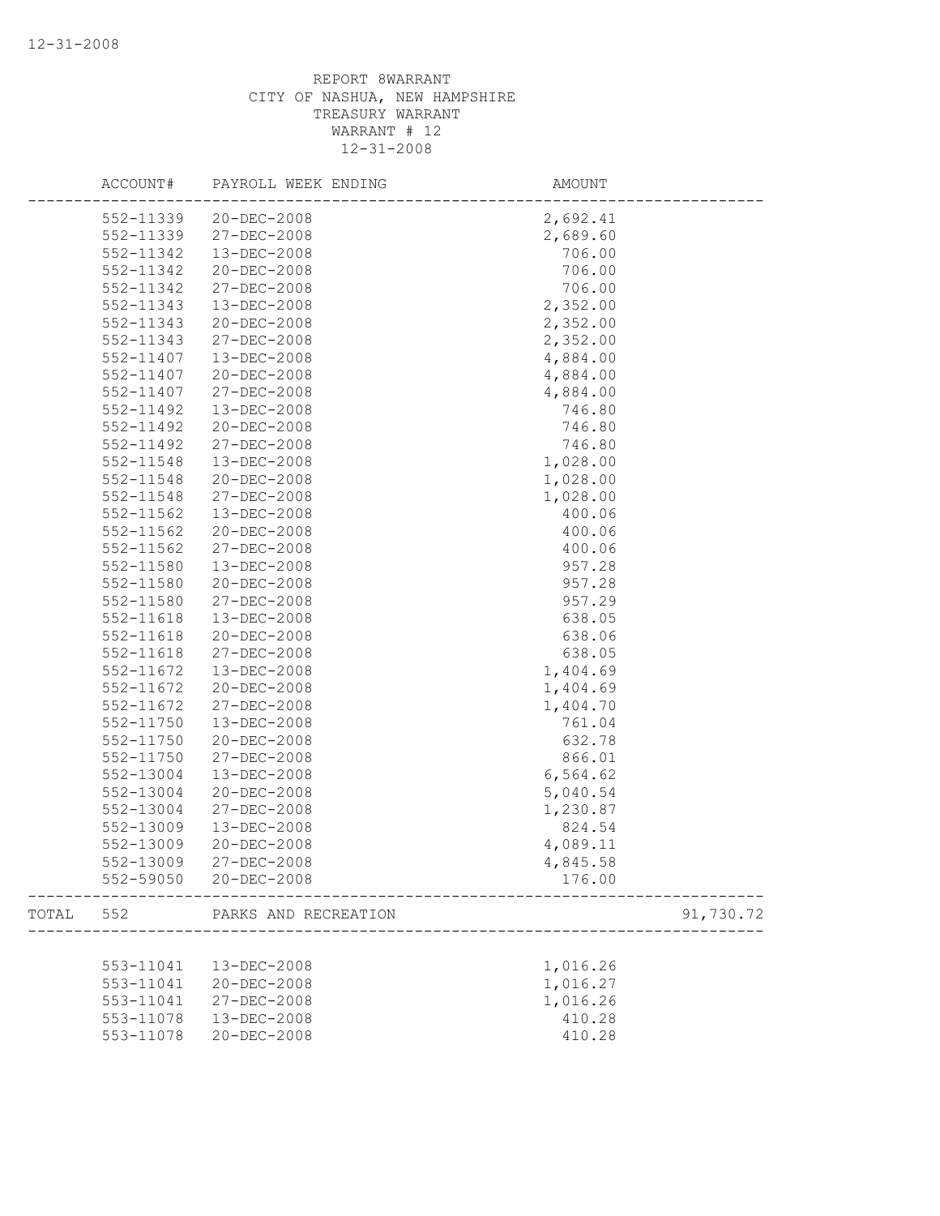REPORT 8WARRANT
CITY OF NASHUA, NEW HAMPSHIRE
TREASURY WARRANT
WARRANT # 12
12-31-2008

| | ACCOUNT# | PAYROLL WEEK ENDING | AMOUNT | |
|---|---|---|---|---|
| | 552-11339 | 20-DEC-2008 | 2,692.41 | |
| | 552-11339 | 27-DEC-2008 | 2,689.60 | |
| | 552-11342 | 13-DEC-2008 | 706.00 | |
| | 552-11342 | 20-DEC-2008 | 706.00 | |
| | 552-11342 | 27-DEC-2008 | 706.00 | |
| | 552-11343 | 13-DEC-2008 | 2,352.00 | |
| | 552-11343 | 20-DEC-2008 | 2,352.00 | |
| | 552-11343 | 27-DEC-2008 | 2,352.00 | |
| | 552-11407 | 13-DEC-2008 | 4,884.00 | |
| | 552-11407 | 20-DEC-2008 | 4,884.00 | |
| | 552-11407 | 27-DEC-2008 | 4,884.00 | |
| | 552-11492 | 13-DEC-2008 | 746.80 | |
| | 552-11492 | 20-DEC-2008 | 746.80 | |
| | 552-11492 | 27-DEC-2008 | 746.80 | |
| | 552-11548 | 13-DEC-2008 | 1,028.00 | |
| | 552-11548 | 20-DEC-2008 | 1,028.00 | |
| | 552-11548 | 27-DEC-2008 | 1,028.00 | |
| | 552-11562 | 13-DEC-2008 | 400.06 | |
| | 552-11562 | 20-DEC-2008 | 400.06 | |
| | 552-11562 | 27-DEC-2008 | 400.06 | |
| | 552-11580 | 13-DEC-2008 | 957.28 | |
| | 552-11580 | 20-DEC-2008 | 957.28 | |
| | 552-11580 | 27-DEC-2008 | 957.29 | |
| | 552-11618 | 13-DEC-2008 | 638.05 | |
| | 552-11618 | 20-DEC-2008 | 638.06 | |
| | 552-11618 | 27-DEC-2008 | 638.05 | |
| | 552-11672 | 13-DEC-2008 | 1,404.69 | |
| | 552-11672 | 20-DEC-2008 | 1,404.69 | |
| | 552-11672 | 27-DEC-2008 | 1,404.70 | |
| | 552-11750 | 13-DEC-2008 | 761.04 | |
| | 552-11750 | 20-DEC-2008 | 632.78 | |
| | 552-11750 | 27-DEC-2008 | 866.01 | |
| | 552-13004 | 13-DEC-2008 | 6,564.62 | |
| | 552-13004 | 20-DEC-2008 | 5,040.54 | |
| | 552-13004 | 27-DEC-2008 | 1,230.87 | |
| | 552-13009 | 13-DEC-2008 | 824.54 | |
| | 552-13009 | 20-DEC-2008 | 4,089.11 | |
| | 552-13009 | 27-DEC-2008 | 4,845.58 | |
| | 552-59050 | 20-DEC-2008 | 176.00 | |
| TOTAL | 552 | PARKS AND RECREATION | | 91,730.72 |
| | 553-11041 | 13-DEC-2008 | 1,016.26 | |
| | 553-11041 | 20-DEC-2008 | 1,016.27 | |
| | 553-11041 | 27-DEC-2008 | 1,016.26 | |
| | 553-11078 | 13-DEC-2008 | 410.28 | |
| | 553-11078 | 20-DEC-2008 | 410.28 | |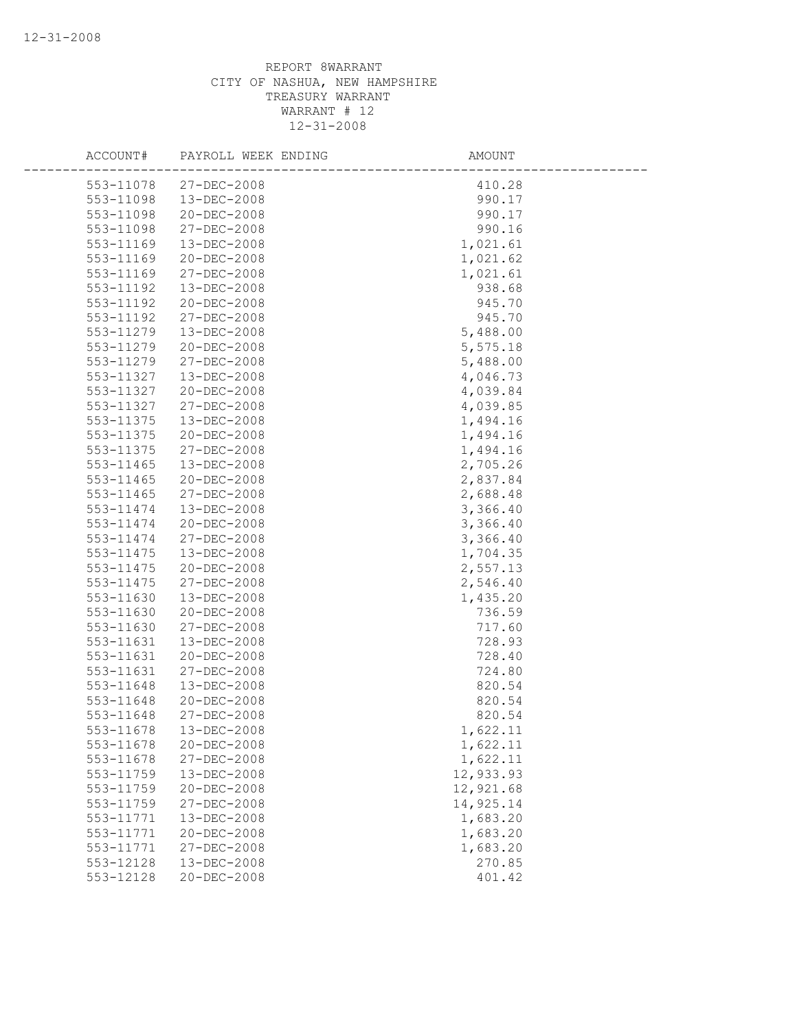REPORT 8WARRANT
CITY OF NASHUA, NEW HAMPSHIRE
TREASURY WARRANT
WARRANT # 12
12-31-2008

| ACCOUNT# | PAYROLL WEEK ENDING | AMOUNT |
|---|---|---|
| 553-11078 | 27-DEC-2008 | 410.28 |
| 553-11098 | 13-DEC-2008 | 990.17 |
| 553-11098 | 20-DEC-2008 | 990.17 |
| 553-11098 | 27-DEC-2008 | 990.16 |
| 553-11169 | 13-DEC-2008 | 1,021.61 |
| 553-11169 | 20-DEC-2008 | 1,021.62 |
| 553-11169 | 27-DEC-2008 | 1,021.61 |
| 553-11192 | 13-DEC-2008 | 938.68 |
| 553-11192 | 20-DEC-2008 | 945.70 |
| 553-11192 | 27-DEC-2008 | 945.70 |
| 553-11279 | 13-DEC-2008 | 5,488.00 |
| 553-11279 | 20-DEC-2008 | 5,575.18 |
| 553-11279 | 27-DEC-2008 | 5,488.00 |
| 553-11327 | 13-DEC-2008 | 4,046.73 |
| 553-11327 | 20-DEC-2008 | 4,039.84 |
| 553-11327 | 27-DEC-2008 | 4,039.85 |
| 553-11375 | 13-DEC-2008 | 1,494.16 |
| 553-11375 | 20-DEC-2008 | 1,494.16 |
| 553-11375 | 27-DEC-2008 | 1,494.16 |
| 553-11465 | 13-DEC-2008 | 2,705.26 |
| 553-11465 | 20-DEC-2008 | 2,837.84 |
| 553-11465 | 27-DEC-2008 | 2,688.48 |
| 553-11474 | 13-DEC-2008 | 3,366.40 |
| 553-11474 | 20-DEC-2008 | 3,366.40 |
| 553-11474 | 27-DEC-2008 | 3,366.40 |
| 553-11475 | 13-DEC-2008 | 1,704.35 |
| 553-11475 | 20-DEC-2008 | 2,557.13 |
| 553-11475 | 27-DEC-2008 | 2,546.40 |
| 553-11630 | 13-DEC-2008 | 1,435.20 |
| 553-11630 | 20-DEC-2008 | 736.59 |
| 553-11630 | 27-DEC-2008 | 717.60 |
| 553-11631 | 13-DEC-2008 | 728.93 |
| 553-11631 | 20-DEC-2008 | 728.40 |
| 553-11631 | 27-DEC-2008 | 724.80 |
| 553-11648 | 13-DEC-2008 | 820.54 |
| 553-11648 | 20-DEC-2008 | 820.54 |
| 553-11648 | 27-DEC-2008 | 820.54 |
| 553-11678 | 13-DEC-2008 | 1,622.11 |
| 553-11678 | 20-DEC-2008 | 1,622.11 |
| 553-11678 | 27-DEC-2008 | 1,622.11 |
| 553-11759 | 13-DEC-2008 | 12,933.93 |
| 553-11759 | 20-DEC-2008 | 12,921.68 |
| 553-11759 | 27-DEC-2008 | 14,925.14 |
| 553-11771 | 13-DEC-2008 | 1,683.20 |
| 553-11771 | 20-DEC-2008 | 1,683.20 |
| 553-11771 | 27-DEC-2008 | 1,683.20 |
| 553-12128 | 13-DEC-2008 | 270.85 |
| 553-12128 | 20-DEC-2008 | 401.42 |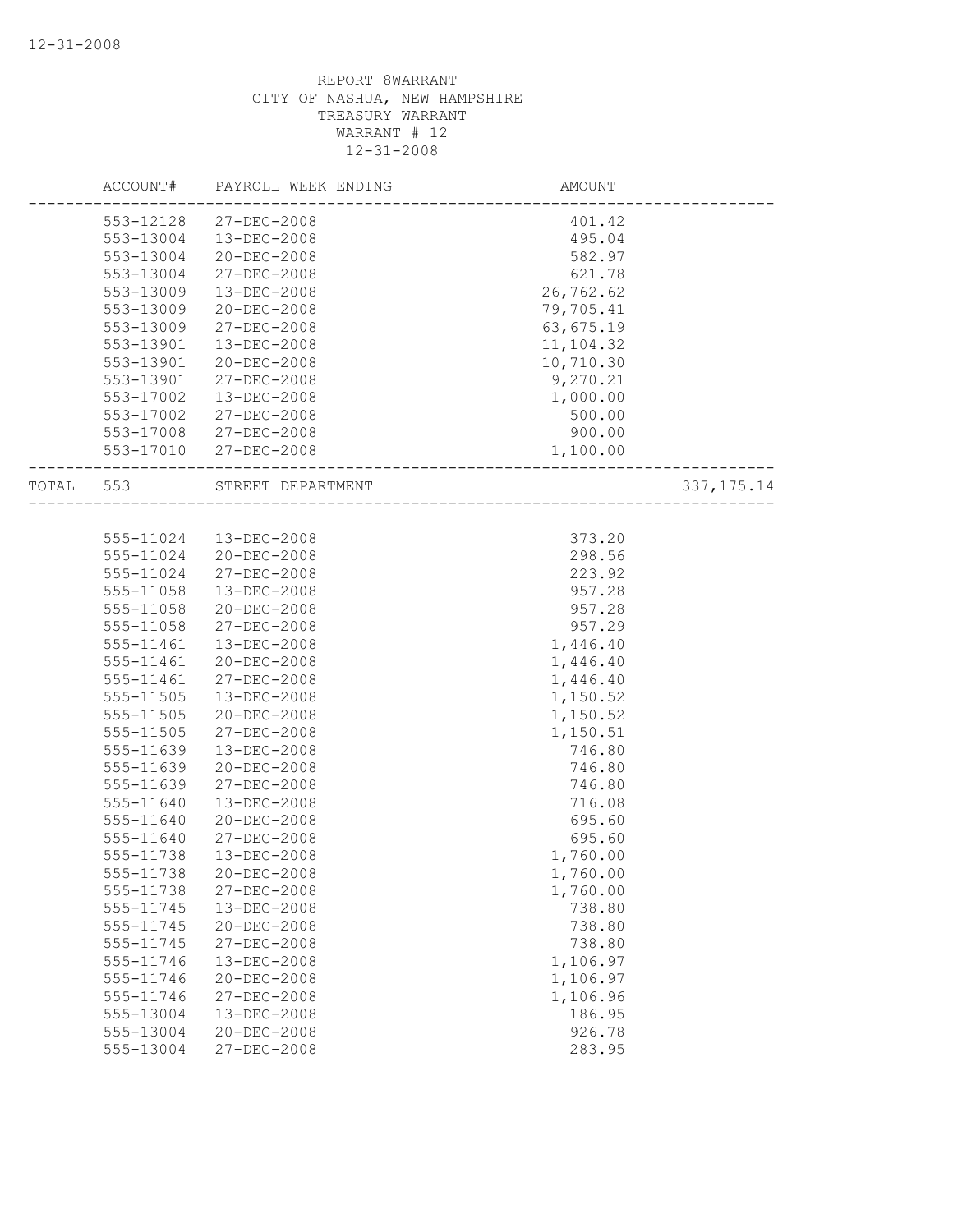REPORT 8WARRANT
CITY OF NASHUA, NEW HAMPSHIRE
TREASURY WARRANT
WARRANT # 12
12-31-2008

| ACCOUNT# | PAYROLL WEEK ENDING | AMOUNT | |
|---|---|---|---|
| 553-12128 | 27-DEC-2008 | 401.42 | |
| 553-13004 | 13-DEC-2008 | 495.04 | |
| 553-13004 | 20-DEC-2008 | 582.97 | |
| 553-13004 | 27-DEC-2008 | 621.78 | |
| 553-13009 | 13-DEC-2008 | 26,762.62 | |
| 553-13009 | 20-DEC-2008 | 79,705.41 | |
| 553-13009 | 27-DEC-2008 | 63,675.19 | |
| 553-13901 | 13-DEC-2008 | 11,104.32 | |
| 553-13901 | 20-DEC-2008 | 10,710.30 | |
| 553-13901 | 27-DEC-2008 | 9,270.21 | |
| 553-17002 | 13-DEC-2008 | 1,000.00 | |
| 553-17002 | 27-DEC-2008 | 500.00 | |
| 553-17008 | 27-DEC-2008 | 900.00 | |
| 553-17010 | 27-DEC-2008 | 1,100.00 | |
| TOTAL 553 | STREET DEPARTMENT | | 337,175.14 |
| 555-11024 | 13-DEC-2008 | 373.20 | |
| 555-11024 | 20-DEC-2008 | 298.56 | |
| 555-11024 | 27-DEC-2008 | 223.92 | |
| 555-11058 | 13-DEC-2008 | 957.28 | |
| 555-11058 | 20-DEC-2008 | 957.28 | |
| 555-11058 | 27-DEC-2008 | 957.29 | |
| 555-11461 | 13-DEC-2008 | 1,446.40 | |
| 555-11461 | 20-DEC-2008 | 1,446.40 | |
| 555-11461 | 27-DEC-2008 | 1,446.40 | |
| 555-11505 | 13-DEC-2008 | 1,150.52 | |
| 555-11505 | 20-DEC-2008 | 1,150.52 | |
| 555-11505 | 27-DEC-2008 | 1,150.51 | |
| 555-11639 | 13-DEC-2008 | 746.80 | |
| 555-11639 | 20-DEC-2008 | 746.80 | |
| 555-11639 | 27-DEC-2008 | 746.80 | |
| 555-11640 | 13-DEC-2008 | 716.08 | |
| 555-11640 | 20-DEC-2008 | 695.60 | |
| 555-11640 | 27-DEC-2008 | 695.60 | |
| 555-11738 | 13-DEC-2008 | 1,760.00 | |
| 555-11738 | 20-DEC-2008 | 1,760.00 | |
| 555-11738 | 27-DEC-2008 | 1,760.00 | |
| 555-11745 | 13-DEC-2008 | 738.80 | |
| 555-11745 | 20-DEC-2008 | 738.80 | |
| 555-11745 | 27-DEC-2008 | 738.80 | |
| 555-11746 | 13-DEC-2008 | 1,106.97 | |
| 555-11746 | 20-DEC-2008 | 1,106.97 | |
| 555-11746 | 27-DEC-2008 | 1,106.96 | |
| 555-13004 | 13-DEC-2008 | 186.95 | |
| 555-13004 | 20-DEC-2008 | 926.78 | |
| 555-13004 | 27-DEC-2008 | 283.95 | |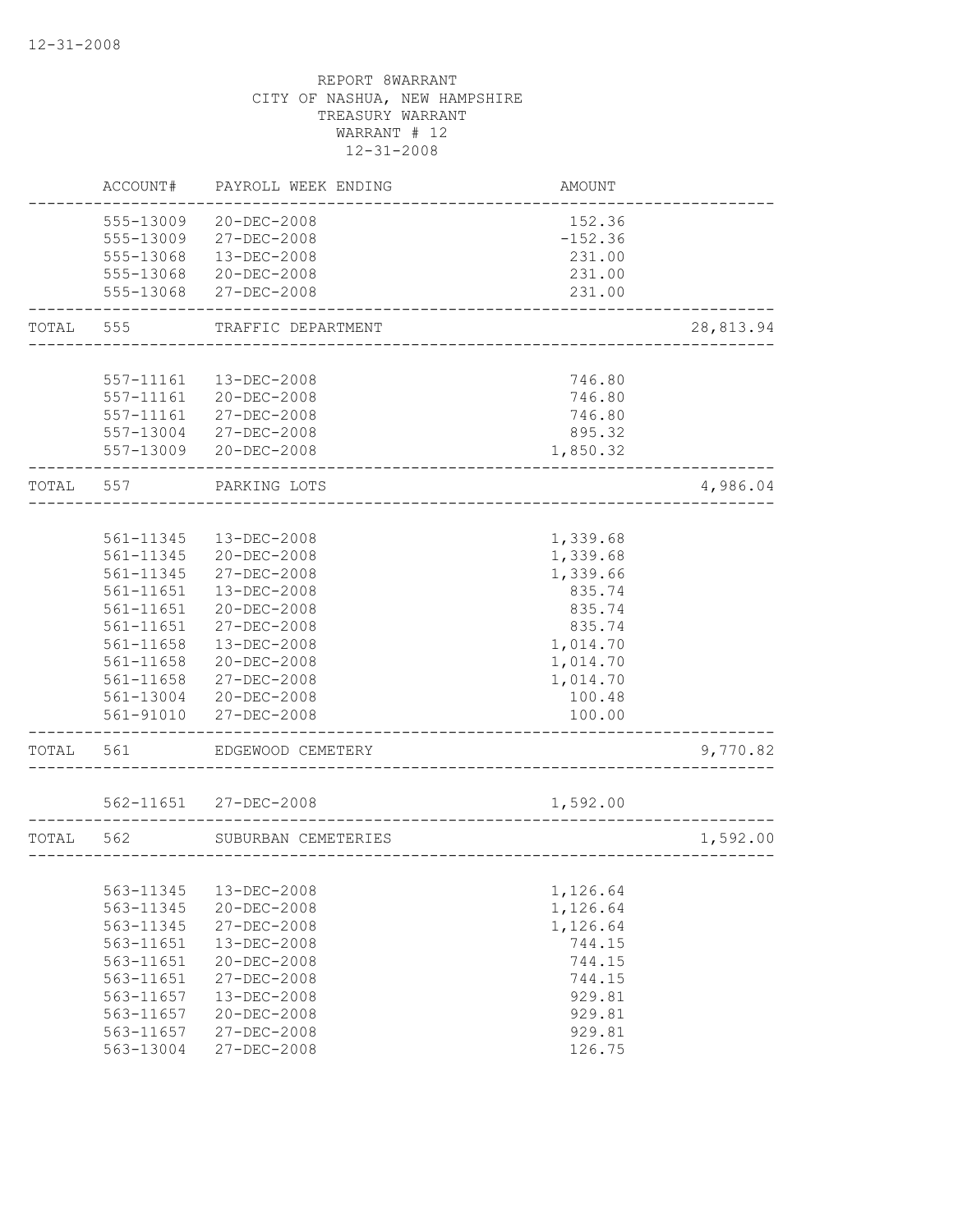REPORT 8WARRANT
CITY OF NASHUA, NEW HAMPSHIRE
TREASURY WARRANT
WARRANT # 12
12-31-2008

| | ACCOUNT# | PAYROLL WEEK ENDING | AMOUNT | |
|---|---|---|---|---|
| | 555-13009 | 20-DEC-2008 | 152.36 | |
| | 555-13009 | 27-DEC-2008 | -152.36 | |
| | 555-13068 | 13-DEC-2008 | 231.00 | |
| | 555-13068 | 20-DEC-2008 | 231.00 | |
| | 555-13068 | 27-DEC-2008 | 231.00 | |
| TOTAL | 555 | TRAFFIC DEPARTMENT | | 28,813.94 |
| | 557-11161 | 13-DEC-2008 | 746.80 | |
| | 557-11161 | 20-DEC-2008 | 746.80 | |
| | 557-11161 | 27-DEC-2008 | 746.80 | |
| | 557-13004 | 27-DEC-2008 | 895.32 | |
| | 557-13009 | 20-DEC-2008 | 1,850.32 | |
| TOTAL | 557 | PARKING LOTS | | 4,986.04 |
| | 561-11345 | 13-DEC-2008 | 1,339.68 | |
| | 561-11345 | 20-DEC-2008 | 1,339.68 | |
| | 561-11345 | 27-DEC-2008 | 1,339.66 | |
| | 561-11651 | 13-DEC-2008 | 835.74 | |
| | 561-11651 | 20-DEC-2008 | 835.74 | |
| | 561-11651 | 27-DEC-2008 | 835.74 | |
| | 561-11658 | 13-DEC-2008 | 1,014.70 | |
| | 561-11658 | 20-DEC-2008 | 1,014.70 | |
| | 561-11658 | 27-DEC-2008 | 1,014.70 | |
| | 561-13004 | 20-DEC-2008 | 100.48 | |
| | 561-91010 | 27-DEC-2008 | 100.00 | |
| TOTAL | 561 | EDGEWOOD CEMETERY | | 9,770.82 |
| | 562-11651 | 27-DEC-2008 | 1,592.00 | |
| TOTAL | 562 | SUBURBAN CEMETERIES | | 1,592.00 |
| | 563-11345 | 13-DEC-2008 | 1,126.64 | |
| | 563-11345 | 20-DEC-2008 | 1,126.64 | |
| | 563-11345 | 27-DEC-2008 | 1,126.64 | |
| | 563-11651 | 13-DEC-2008 | 744.15 | |
| | 563-11651 | 20-DEC-2008 | 744.15 | |
| | 563-11651 | 27-DEC-2008 | 744.15 | |
| | 563-11657 | 13-DEC-2008 | 929.81 | |
| | 563-11657 | 20-DEC-2008 | 929.81 | |
| | 563-11657 | 27-DEC-2008 | 929.81 | |
| | 563-13004 | 27-DEC-2008 | 126.75 | |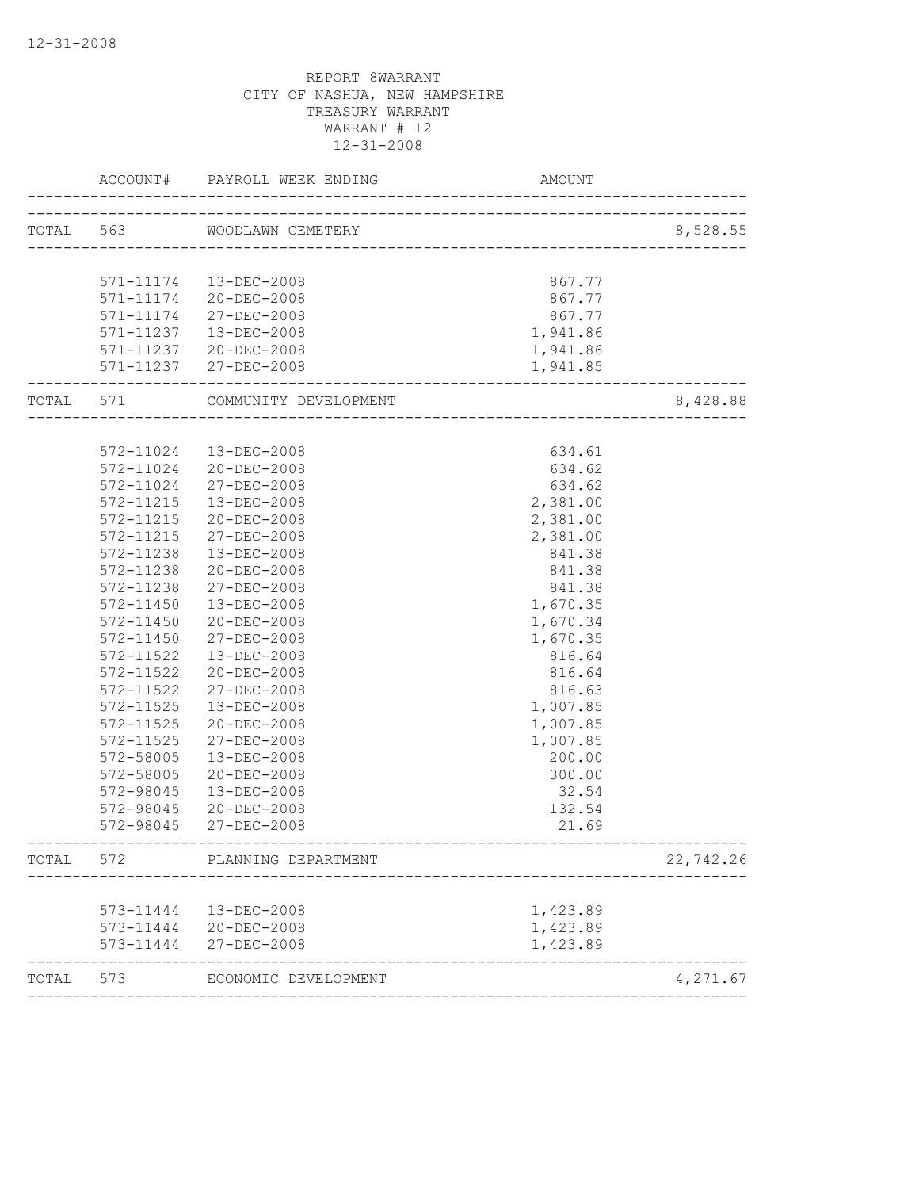REPORT 8WARRANT
CITY OF NASHUA, NEW HAMPSHIRE
TREASURY WARRANT
WARRANT # 12
12-31-2008

| | ACCOUNT# | PAYROLL WEEK ENDING | AMOUNT | |
|---|---|---|---|---|
| TOTAL | 563 | WOODLAWN CEMETERY | | 8,528.55 |
| | 571-11174 | 13-DEC-2008 | 867.77 | |
| | 571-11174 | 20-DEC-2008 | 867.77 | |
| | 571-11174 | 27-DEC-2008 | 867.77 | |
| | 571-11237 | 13-DEC-2008 | 1,941.86 | |
| | 571-11237 | 20-DEC-2008 | 1,941.86 | |
| | 571-11237 | 27-DEC-2008 | 1,941.85 | |
| TOTAL | 571 | COMMUNITY DEVELOPMENT | | 8,428.88 |
| | 572-11024 | 13-DEC-2008 | 634.61 | |
| | 572-11024 | 20-DEC-2008 | 634.62 | |
| | 572-11024 | 27-DEC-2008 | 634.62 | |
| | 572-11215 | 13-DEC-2008 | 2,381.00 | |
| | 572-11215 | 20-DEC-2008 | 2,381.00 | |
| | 572-11215 | 27-DEC-2008 | 2,381.00 | |
| | 572-11238 | 13-DEC-2008 | 841.38 | |
| | 572-11238 | 20-DEC-2008 | 841.38 | |
| | 572-11238 | 27-DEC-2008 | 841.38 | |
| | 572-11450 | 13-DEC-2008 | 1,670.35 | |
| | 572-11450 | 20-DEC-2008 | 1,670.34 | |
| | 572-11450 | 27-DEC-2008 | 1,670.35 | |
| | 572-11522 | 13-DEC-2008 | 816.64 | |
| | 572-11522 | 20-DEC-2008 | 816.64 | |
| | 572-11522 | 27-DEC-2008 | 816.63 | |
| | 572-11525 | 13-DEC-2008 | 1,007.85 | |
| | 572-11525 | 20-DEC-2008 | 1,007.85 | |
| | 572-11525 | 27-DEC-2008 | 1,007.85 | |
| | 572-58005 | 13-DEC-2008 | 200.00 | |
| | 572-58005 | 20-DEC-2008 | 300.00 | |
| | 572-98045 | 13-DEC-2008 | 32.54 | |
| | 572-98045 | 20-DEC-2008 | 132.54 | |
| | 572-98045 | 27-DEC-2008 | 21.69 | |
| TOTAL | 572 | PLANNING DEPARTMENT | | 22,742.26 |
| | 573-11444 | 13-DEC-2008 | 1,423.89 | |
| | 573-11444 | 20-DEC-2008 | 1,423.89 | |
| | 573-11444 | 27-DEC-2008 | 1,423.89 | |
| TOTAL | 573 | ECONOMIC DEVELOPMENT | | 4,271.67 |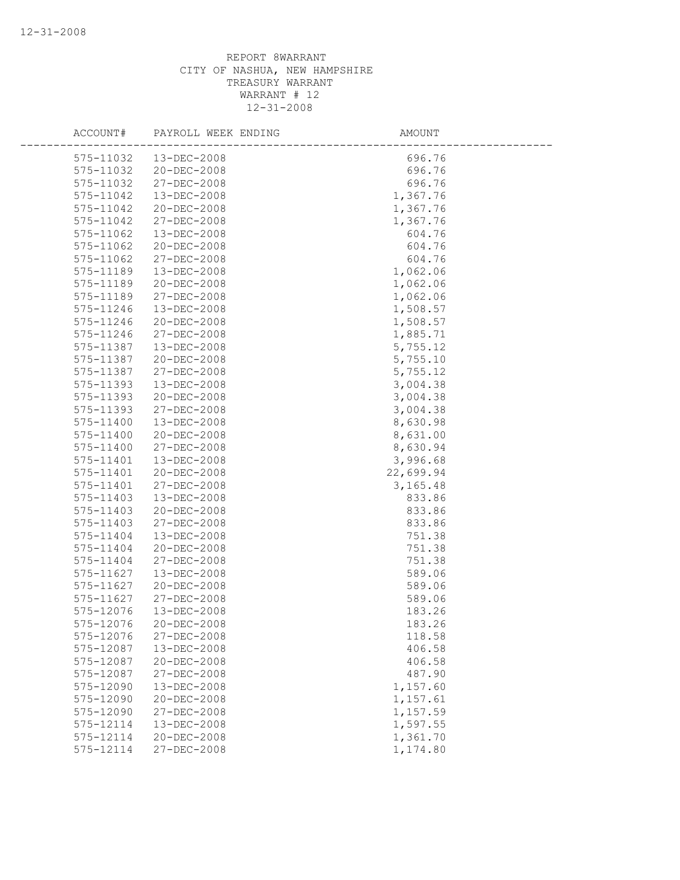REPORT 8WARRANT
CITY OF NASHUA, NEW HAMPSHIRE
TREASURY WARRANT
WARRANT # 12
12-31-2008

| ACCOUNT# | PAYROLL WEEK ENDING | AMOUNT |
|---|---|---|
| 575-11032 | 13-DEC-2008 | 696.76 |
| 575-11032 | 20-DEC-2008 | 696.76 |
| 575-11032 | 27-DEC-2008 | 696.76 |
| 575-11042 | 13-DEC-2008 | 1,367.76 |
| 575-11042 | 20-DEC-2008 | 1,367.76 |
| 575-11042 | 27-DEC-2008 | 1,367.76 |
| 575-11062 | 13-DEC-2008 | 604.76 |
| 575-11062 | 20-DEC-2008 | 604.76 |
| 575-11062 | 27-DEC-2008 | 604.76 |
| 575-11189 | 13-DEC-2008 | 1,062.06 |
| 575-11189 | 20-DEC-2008 | 1,062.06 |
| 575-11189 | 27-DEC-2008 | 1,062.06 |
| 575-11246 | 13-DEC-2008 | 1,508.57 |
| 575-11246 | 20-DEC-2008 | 1,508.57 |
| 575-11246 | 27-DEC-2008 | 1,885.71 |
| 575-11387 | 13-DEC-2008 | 5,755.12 |
| 575-11387 | 20-DEC-2008 | 5,755.10 |
| 575-11387 | 27-DEC-2008 | 5,755.12 |
| 575-11393 | 13-DEC-2008 | 3,004.38 |
| 575-11393 | 20-DEC-2008 | 3,004.38 |
| 575-11393 | 27-DEC-2008 | 3,004.38 |
| 575-11400 | 13-DEC-2008 | 8,630.98 |
| 575-11400 | 20-DEC-2008 | 8,631.00 |
| 575-11400 | 27-DEC-2008 | 8,630.94 |
| 575-11401 | 13-DEC-2008 | 3,996.68 |
| 575-11401 | 20-DEC-2008 | 22,699.94 |
| 575-11401 | 27-DEC-2008 | 3,165.48 |
| 575-11403 | 13-DEC-2008 | 833.86 |
| 575-11403 | 20-DEC-2008 | 833.86 |
| 575-11403 | 27-DEC-2008 | 833.86 |
| 575-11404 | 13-DEC-2008 | 751.38 |
| 575-11404 | 20-DEC-2008 | 751.38 |
| 575-11404 | 27-DEC-2008 | 751.38 |
| 575-11627 | 13-DEC-2008 | 589.06 |
| 575-11627 | 20-DEC-2008 | 589.06 |
| 575-11627 | 27-DEC-2008 | 589.06 |
| 575-12076 | 13-DEC-2008 | 183.26 |
| 575-12076 | 20-DEC-2008 | 183.26 |
| 575-12076 | 27-DEC-2008 | 118.58 |
| 575-12087 | 13-DEC-2008 | 406.58 |
| 575-12087 | 20-DEC-2008 | 406.58 |
| 575-12087 | 27-DEC-2008 | 487.90 |
| 575-12090 | 13-DEC-2008 | 1,157.60 |
| 575-12090 | 20-DEC-2008 | 1,157.61 |
| 575-12090 | 27-DEC-2008 | 1,157.59 |
| 575-12114 | 13-DEC-2008 | 1,597.55 |
| 575-12114 | 20-DEC-2008 | 1,361.70 |
| 575-12114 | 27-DEC-2008 | 1,174.80 |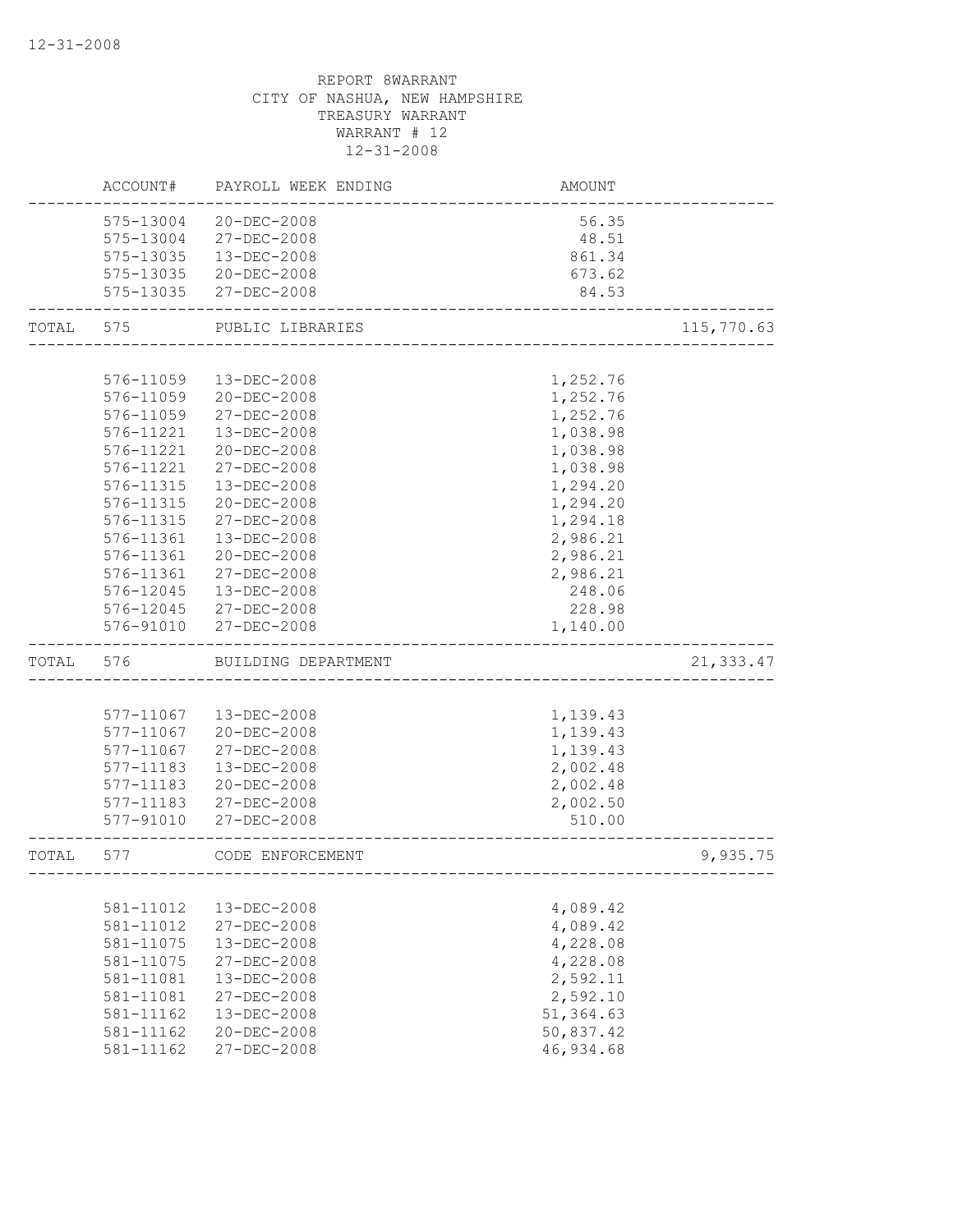12-31-2008

REPORT 8WARRANT
CITY OF NASHUA, NEW HAMPSHIRE
TREASURY WARRANT
WARRANT # 12
12-31-2008

| | ACCOUNT# | PAYROLL WEEK ENDING | AMOUNT | |
|---|---|---|---|---|
| | 575-13004 | 20-DEC-2008 | 56.35 | |
| | 575-13004 | 27-DEC-2008 | 48.51 | |
| | 575-13035 | 13-DEC-2008 | 861.34 | |
| | 575-13035 | 20-DEC-2008 | 673.62 | |
| | 575-13035 | 27-DEC-2008 | 84.53 | |
| TOTAL | 575 | PUBLIC LIBRARIES | | 115,770.63 |
| | 576-11059 | 13-DEC-2008 | 1,252.76 | |
| | 576-11059 | 20-DEC-2008 | 1,252.76 | |
| | 576-11059 | 27-DEC-2008 | 1,252.76 | |
| | 576-11221 | 13-DEC-2008 | 1,038.98 | |
| | 576-11221 | 20-DEC-2008 | 1,038.98 | |
| | 576-11221 | 27-DEC-2008 | 1,038.98 | |
| | 576-11315 | 13-DEC-2008 | 1,294.20 | |
| | 576-11315 | 20-DEC-2008 | 1,294.20 | |
| | 576-11315 | 27-DEC-2008 | 1,294.18 | |
| | 576-11361 | 13-DEC-2008 | 2,986.21 | |
| | 576-11361 | 20-DEC-2008 | 2,986.21 | |
| | 576-11361 | 27-DEC-2008 | 2,986.21 | |
| | 576-12045 | 13-DEC-2008 | 248.06 | |
| | 576-12045 | 27-DEC-2008 | 228.98 | |
| | 576-91010 | 27-DEC-2008 | 1,140.00 | |
| TOTAL | 576 | BUILDING DEPARTMENT | | 21,333.47 |
| | 577-11067 | 13-DEC-2008 | 1,139.43 | |
| | 577-11067 | 20-DEC-2008 | 1,139.43 | |
| | 577-11067 | 27-DEC-2008 | 1,139.43 | |
| | 577-11183 | 13-DEC-2008 | 2,002.48 | |
| | 577-11183 | 20-DEC-2008 | 2,002.48 | |
| | 577-11183 | 27-DEC-2008 | 2,002.50 | |
| | 577-91010 | 27-DEC-2008 | 510.00 | |
| TOTAL | 577 | CODE ENFORCEMENT | | 9,935.75 |
| | 581-11012 | 13-DEC-2008 | 4,089.42 | |
| | 581-11012 | 27-DEC-2008 | 4,089.42 | |
| | 581-11075 | 13-DEC-2008 | 4,228.08 | |
| | 581-11075 | 27-DEC-2008 | 4,228.08 | |
| | 581-11081 | 13-DEC-2008 | 2,592.11 | |
| | 581-11081 | 27-DEC-2008 | 2,592.10 | |
| | 581-11162 | 13-DEC-2008 | 51,364.63 | |
| | 581-11162 | 20-DEC-2008 | 50,837.42 | |
| | 581-11162 | 27-DEC-2008 | 46,934.68 | |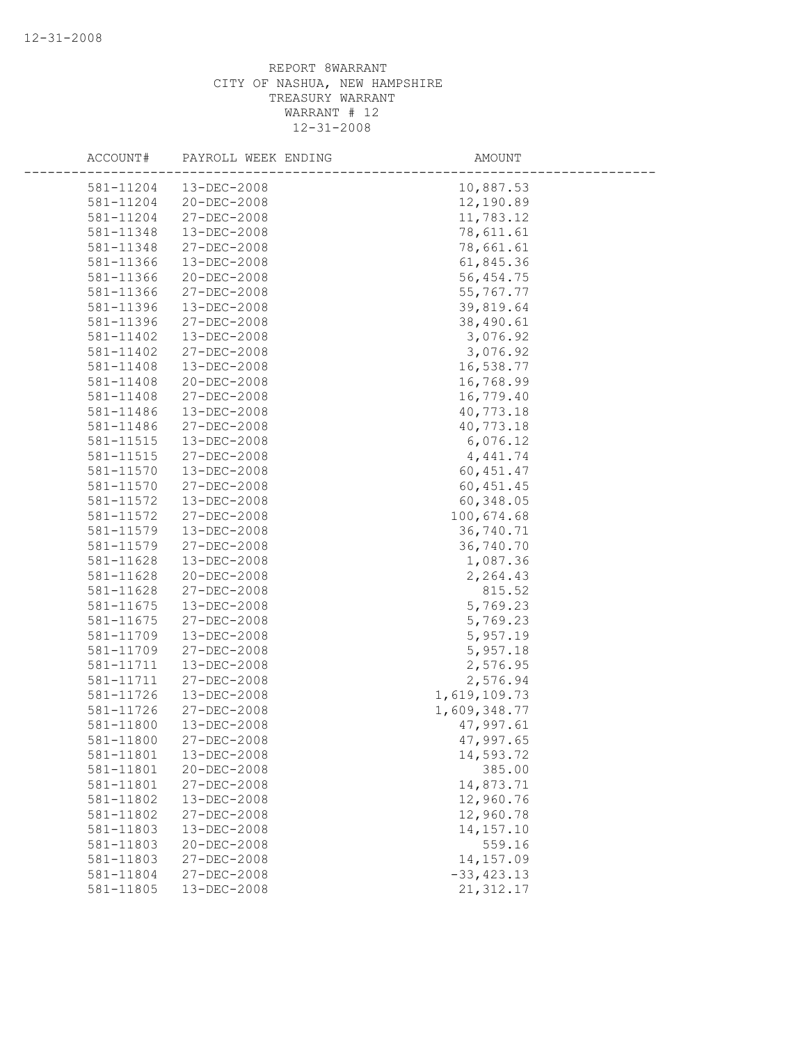REPORT 8WARRANT
CITY OF NASHUA, NEW HAMPSHIRE
TREASURY WARRANT
WARRANT # 12
12-31-2008

| ACCOUNT# | PAYROLL WEEK ENDING | AMOUNT |
|---|---|---|
| 581-11204 | 13-DEC-2008 | 10,887.53 |
| 581-11204 | 20-DEC-2008 | 12,190.89 |
| 581-11204 | 27-DEC-2008 | 11,783.12 |
| 581-11348 | 13-DEC-2008 | 78,611.61 |
| 581-11348 | 27-DEC-2008 | 78,661.61 |
| 581-11366 | 13-DEC-2008 | 61,845.36 |
| 581-11366 | 20-DEC-2008 | 56,454.75 |
| 581-11366 | 27-DEC-2008 | 55,767.77 |
| 581-11396 | 13-DEC-2008 | 39,819.64 |
| 581-11396 | 27-DEC-2008 | 38,490.61 |
| 581-11402 | 13-DEC-2008 | 3,076.92 |
| 581-11402 | 27-DEC-2008 | 3,076.92 |
| 581-11408 | 13-DEC-2008 | 16,538.77 |
| 581-11408 | 20-DEC-2008 | 16,768.99 |
| 581-11408 | 27-DEC-2008 | 16,779.40 |
| 581-11486 | 13-DEC-2008 | 40,773.18 |
| 581-11486 | 27-DEC-2008 | 40,773.18 |
| 581-11515 | 13-DEC-2008 | 6,076.12 |
| 581-11515 | 27-DEC-2008 | 4,441.74 |
| 581-11570 | 13-DEC-2008 | 60,451.47 |
| 581-11570 | 27-DEC-2008 | 60,451.45 |
| 581-11572 | 13-DEC-2008 | 60,348.05 |
| 581-11572 | 27-DEC-2008 | 100,674.68 |
| 581-11579 | 13-DEC-2008 | 36,740.71 |
| 581-11579 | 27-DEC-2008 | 36,740.70 |
| 581-11628 | 13-DEC-2008 | 1,087.36 |
| 581-11628 | 20-DEC-2008 | 2,264.43 |
| 581-11628 | 27-DEC-2008 | 815.52 |
| 581-11675 | 13-DEC-2008 | 5,769.23 |
| 581-11675 | 27-DEC-2008 | 5,769.23 |
| 581-11709 | 13-DEC-2008 | 5,957.19 |
| 581-11709 | 27-DEC-2008 | 5,957.18 |
| 581-11711 | 13-DEC-2008 | 2,576.95 |
| 581-11711 | 27-DEC-2008 | 2,576.94 |
| 581-11726 | 13-DEC-2008 | 1,619,109.73 |
| 581-11726 | 27-DEC-2008 | 1,609,348.77 |
| 581-11800 | 13-DEC-2008 | 47,997.61 |
| 581-11800 | 27-DEC-2008 | 47,997.65 |
| 581-11801 | 13-DEC-2008 | 14,593.72 |
| 581-11801 | 20-DEC-2008 | 385.00 |
| 581-11801 | 27-DEC-2008 | 14,873.71 |
| 581-11802 | 13-DEC-2008 | 12,960.76 |
| 581-11802 | 27-DEC-2008 | 12,960.78 |
| 581-11803 | 13-DEC-2008 | 14,157.10 |
| 581-11803 | 20-DEC-2008 | 559.16 |
| 581-11803 | 27-DEC-2008 | 14,157.09 |
| 581-11804 | 27-DEC-2008 | -33,423.13 |
| 581-11805 | 13-DEC-2008 | 21,312.17 |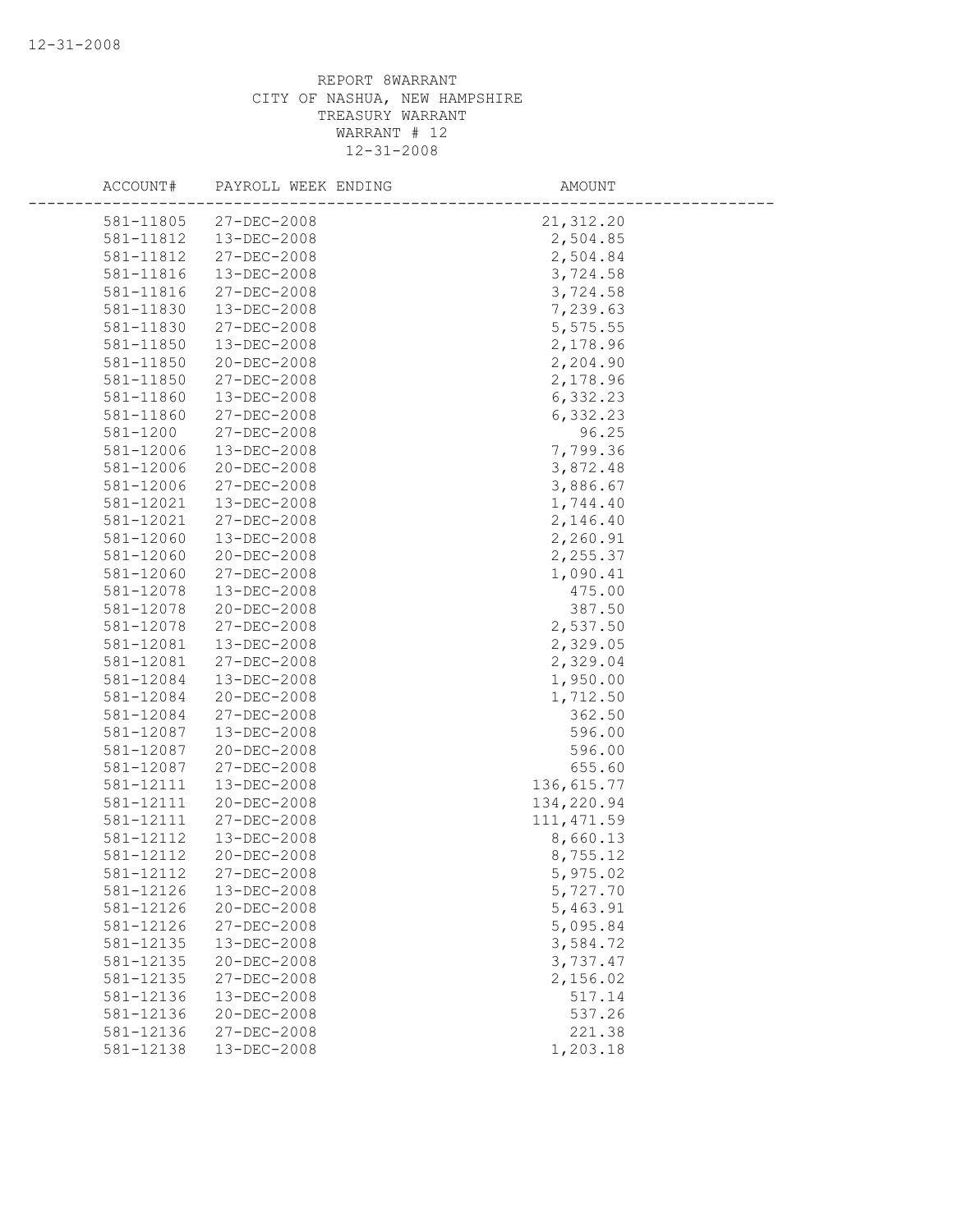REPORT 8WARRANT
CITY OF NASHUA, NEW HAMPSHIRE
TREASURY WARRANT
WARRANT # 12
12-31-2008

| ACCOUNT# | PAYROLL WEEK ENDING | AMOUNT |
|---|---|---|
| 581-11805 | 27-DEC-2008 | 21,312.20 |
| 581-11812 | 13-DEC-2008 | 2,504.85 |
| 581-11812 | 27-DEC-2008 | 2,504.84 |
| 581-11816 | 13-DEC-2008 | 3,724.58 |
| 581-11816 | 27-DEC-2008 | 3,724.58 |
| 581-11830 | 13-DEC-2008 | 7,239.63 |
| 581-11830 | 27-DEC-2008 | 5,575.55 |
| 581-11850 | 13-DEC-2008 | 2,178.96 |
| 581-11850 | 20-DEC-2008 | 2,204.90 |
| 581-11850 | 27-DEC-2008 | 2,178.96 |
| 581-11860 | 13-DEC-2008 | 6,332.23 |
| 581-11860 | 27-DEC-2008 | 6,332.23 |
| 581-1200 | 27-DEC-2008 | 96.25 |
| 581-12006 | 13-DEC-2008 | 7,799.36 |
| 581-12006 | 20-DEC-2008 | 3,872.48 |
| 581-12006 | 27-DEC-2008 | 3,886.67 |
| 581-12021 | 13-DEC-2008 | 1,744.40 |
| 581-12021 | 27-DEC-2008 | 2,146.40 |
| 581-12060 | 13-DEC-2008 | 2,260.91 |
| 581-12060 | 20-DEC-2008 | 2,255.37 |
| 581-12060 | 27-DEC-2008 | 1,090.41 |
| 581-12078 | 13-DEC-2008 | 475.00 |
| 581-12078 | 20-DEC-2008 | 387.50 |
| 581-12078 | 27-DEC-2008 | 2,537.50 |
| 581-12081 | 13-DEC-2008 | 2,329.05 |
| 581-12081 | 27-DEC-2008 | 2,329.04 |
| 581-12084 | 13-DEC-2008 | 1,950.00 |
| 581-12084 | 20-DEC-2008 | 1,712.50 |
| 581-12084 | 27-DEC-2008 | 362.50 |
| 581-12087 | 13-DEC-2008 | 596.00 |
| 581-12087 | 20-DEC-2008 | 596.00 |
| 581-12087 | 27-DEC-2008 | 655.60 |
| 581-12111 | 13-DEC-2008 | 136,615.77 |
| 581-12111 | 20-DEC-2008 | 134,220.94 |
| 581-12111 | 27-DEC-2008 | 111,471.59 |
| 581-12112 | 13-DEC-2008 | 8,660.13 |
| 581-12112 | 20-DEC-2008 | 8,755.12 |
| 581-12112 | 27-DEC-2008 | 5,975.02 |
| 581-12126 | 13-DEC-2008 | 5,727.70 |
| 581-12126 | 20-DEC-2008 | 5,463.91 |
| 581-12126 | 27-DEC-2008 | 5,095.84 |
| 581-12135 | 13-DEC-2008 | 3,584.72 |
| 581-12135 | 20-DEC-2008 | 3,737.47 |
| 581-12135 | 27-DEC-2008 | 2,156.02 |
| 581-12136 | 13-DEC-2008 | 517.14 |
| 581-12136 | 20-DEC-2008 | 537.26 |
| 581-12136 | 27-DEC-2008 | 221.38 |
| 581-12138 | 13-DEC-2008 | 1,203.18 |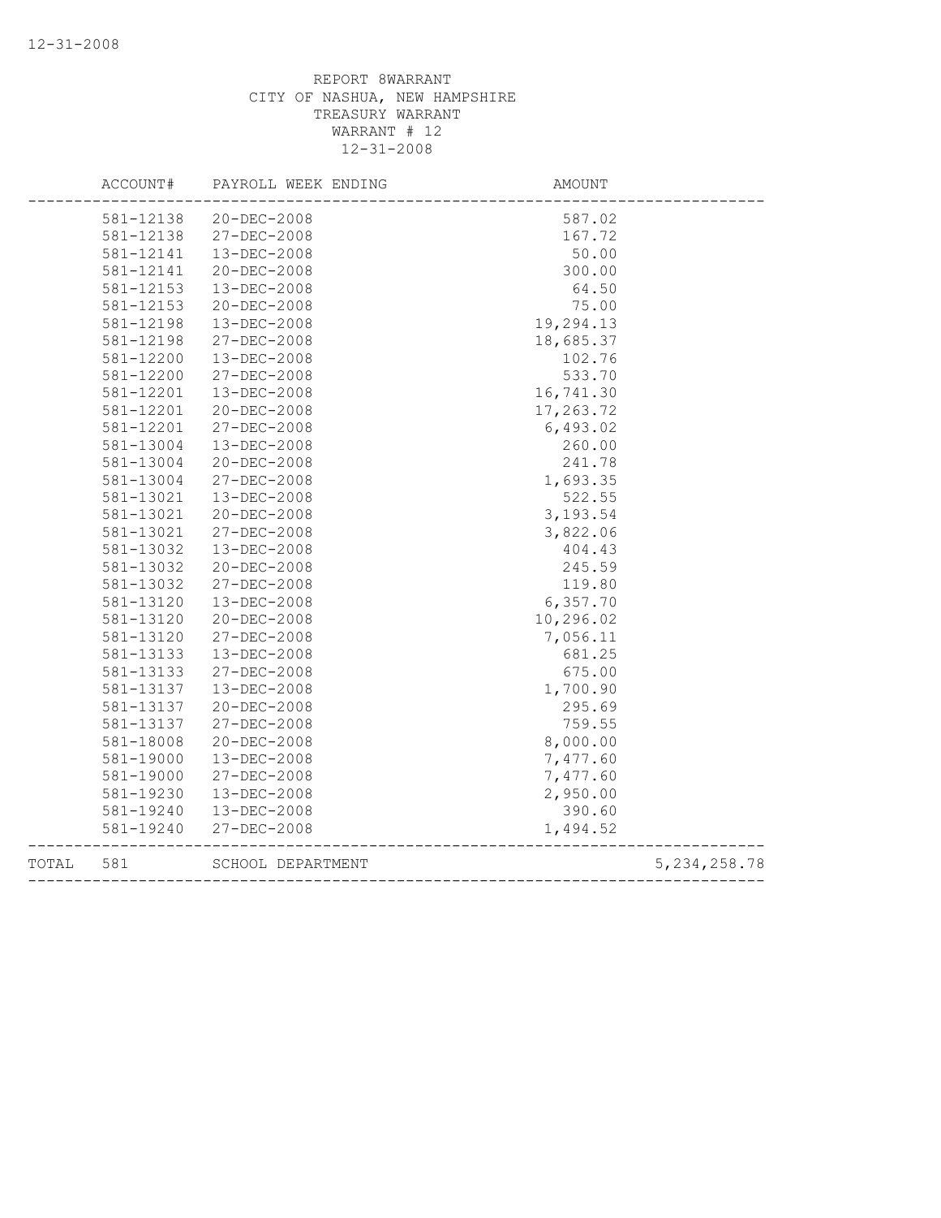REPORT 8WARRANT
CITY OF NASHUA, NEW HAMPSHIRE
TREASURY WARRANT
WARRANT # 12
12-31-2008

| ACCOUNT# | PAYROLL WEEK ENDING | AMOUNT | |
|---|---|---|---|
| 581-12138 | 20-DEC-2008 | 587.02 | |
| 581-12138 | 27-DEC-2008 | 167.72 | |
| 581-12141 | 13-DEC-2008 | 50.00 | |
| 581-12141 | 20-DEC-2008 | 300.00 | |
| 581-12153 | 13-DEC-2008 | 64.50 | |
| 581-12153 | 20-DEC-2008 | 75.00 | |
| 581-12198 | 13-DEC-2008 | 19,294.13 | |
| 581-12198 | 27-DEC-2008 | 18,685.37 | |
| 581-12200 | 13-DEC-2008 | 102.76 | |
| 581-12200 | 27-DEC-2008 | 533.70 | |
| 581-12201 | 13-DEC-2008 | 16,741.30 | |
| 581-12201 | 20-DEC-2008 | 17,263.72 | |
| 581-12201 | 27-DEC-2008 | 6,493.02 | |
| 581-13004 | 13-DEC-2008 | 260.00 | |
| 581-13004 | 20-DEC-2008 | 241.78 | |
| 581-13004 | 27-DEC-2008 | 1,693.35 | |
| 581-13021 | 13-DEC-2008 | 522.55 | |
| 581-13021 | 20-DEC-2008 | 3,193.54 | |
| 581-13021 | 27-DEC-2008 | 3,822.06 | |
| 581-13032 | 13-DEC-2008 | 404.43 | |
| 581-13032 | 20-DEC-2008 | 245.59 | |
| 581-13032 | 27-DEC-2008 | 119.80 | |
| 581-13120 | 13-DEC-2008 | 6,357.70 | |
| 581-13120 | 20-DEC-2008 | 10,296.02 | |
| 581-13120 | 27-DEC-2008 | 7,056.11 | |
| 581-13133 | 13-DEC-2008 | 681.25 | |
| 581-13133 | 27-DEC-2008 | 675.00 | |
| 581-13137 | 13-DEC-2008 | 1,700.90 | |
| 581-13137 | 20-DEC-2008 | 295.69 | |
| 581-13137 | 27-DEC-2008 | 759.55 | |
| 581-18008 | 20-DEC-2008 | 8,000.00 | |
| 581-19000 | 13-DEC-2008 | 7,477.60 | |
| 581-19000 | 27-DEC-2008 | 7,477.60 | |
| 581-19230 | 13-DEC-2008 | 2,950.00 | |
| 581-19240 | 13-DEC-2008 | 390.60 | |
| 581-19240 | 27-DEC-2008 | 1,494.52 | |
| TOTAL 581 | SCHOOL DEPARTMENT | | 5,234,258.78 |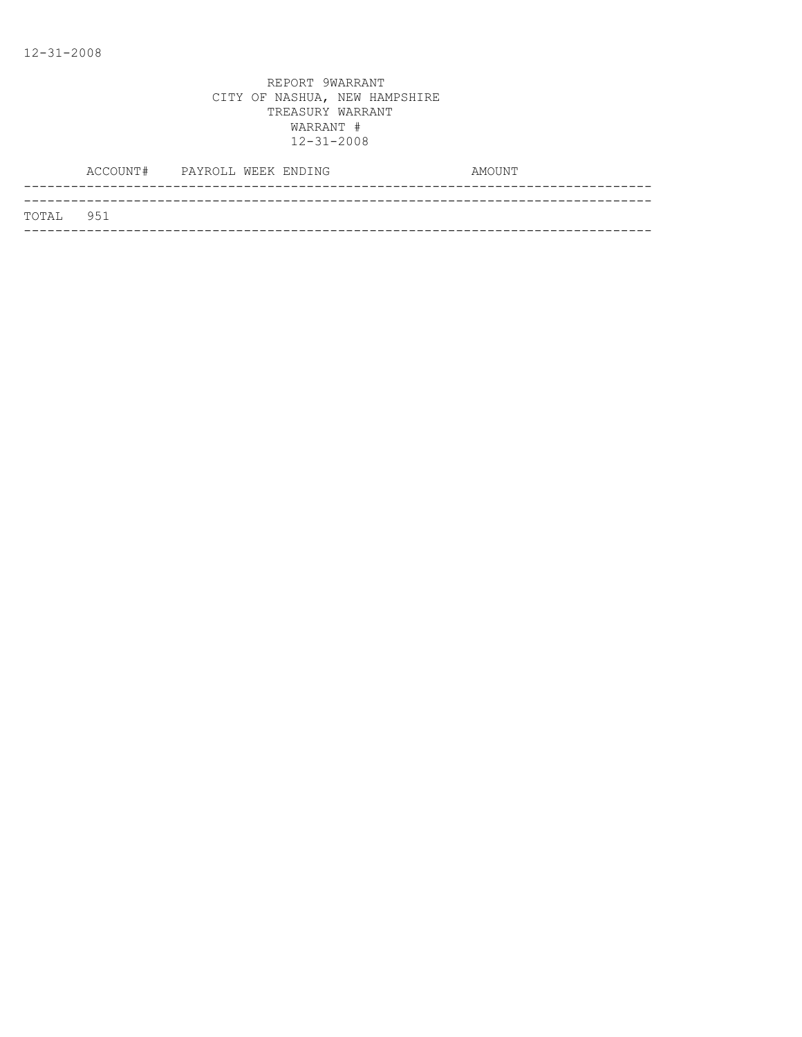12-31-2008

REPORT 9WARRANT
CITY OF NASHUA, NEW HAMPSHIRE
TREASURY WARRANT
WARRANT #
12-31-2008

| ACCOUNT# | PAYROLL WEEK ENDING | AMOUNT |
|---|---|---|
| TOTAL 951 | | |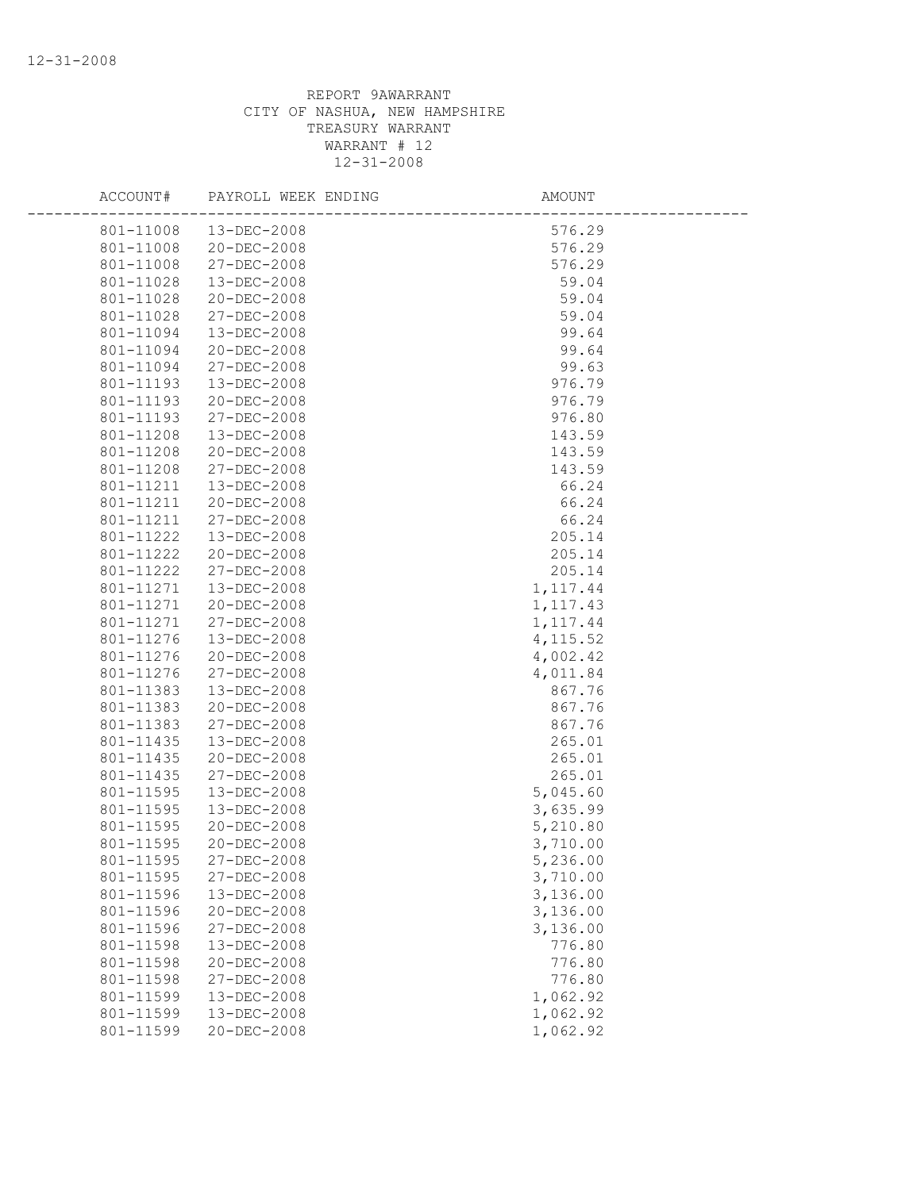REPORT 9AWARRANT
CITY OF NASHUA, NEW HAMPSHIRE
TREASURY WARRANT
WARRANT # 12
12-31-2008

| ACCOUNT# | PAYROLL WEEK ENDING | AMOUNT |
|---|---|---|
| 801-11008 | 13-DEC-2008 | 576.29 |
| 801-11008 | 20-DEC-2008 | 576.29 |
| 801-11008 | 27-DEC-2008 | 576.29 |
| 801-11028 | 13-DEC-2008 | 59.04 |
| 801-11028 | 20-DEC-2008 | 59.04 |
| 801-11028 | 27-DEC-2008 | 59.04 |
| 801-11094 | 13-DEC-2008 | 99.64 |
| 801-11094 | 20-DEC-2008 | 99.64 |
| 801-11094 | 27-DEC-2008 | 99.63 |
| 801-11193 | 13-DEC-2008 | 976.79 |
| 801-11193 | 20-DEC-2008 | 976.79 |
| 801-11193 | 27-DEC-2008 | 976.80 |
| 801-11208 | 13-DEC-2008 | 143.59 |
| 801-11208 | 20-DEC-2008 | 143.59 |
| 801-11208 | 27-DEC-2008 | 143.59 |
| 801-11211 | 13-DEC-2008 | 66.24 |
| 801-11211 | 20-DEC-2008 | 66.24 |
| 801-11211 | 27-DEC-2008 | 66.24 |
| 801-11222 | 13-DEC-2008 | 205.14 |
| 801-11222 | 20-DEC-2008 | 205.14 |
| 801-11222 | 27-DEC-2008 | 205.14 |
| 801-11271 | 13-DEC-2008 | 1,117.44 |
| 801-11271 | 20-DEC-2008 | 1,117.43 |
| 801-11271 | 27-DEC-2008 | 1,117.44 |
| 801-11276 | 13-DEC-2008 | 4,115.52 |
| 801-11276 | 20-DEC-2008 | 4,002.42 |
| 801-11276 | 27-DEC-2008 | 4,011.84 |
| 801-11383 | 13-DEC-2008 | 867.76 |
| 801-11383 | 20-DEC-2008 | 867.76 |
| 801-11383 | 27-DEC-2008 | 867.76 |
| 801-11435 | 13-DEC-2008 | 265.01 |
| 801-11435 | 20-DEC-2008 | 265.01 |
| 801-11435 | 27-DEC-2008 | 265.01 |
| 801-11595 | 13-DEC-2008 | 5,045.60 |
| 801-11595 | 13-DEC-2008 | 3,635.99 |
| 801-11595 | 20-DEC-2008 | 5,210.80 |
| 801-11595 | 20-DEC-2008 | 3,710.00 |
| 801-11595 | 27-DEC-2008 | 5,236.00 |
| 801-11595 | 27-DEC-2008 | 3,710.00 |
| 801-11596 | 13-DEC-2008 | 3,136.00 |
| 801-11596 | 20-DEC-2008 | 3,136.00 |
| 801-11596 | 27-DEC-2008 | 3,136.00 |
| 801-11598 | 13-DEC-2008 | 776.80 |
| 801-11598 | 20-DEC-2008 | 776.80 |
| 801-11598 | 27-DEC-2008 | 776.80 |
| 801-11599 | 13-DEC-2008 | 1,062.92 |
| 801-11599 | 13-DEC-2008 | 1,062.92 |
| 801-11599 | 20-DEC-2008 | 1,062.92 |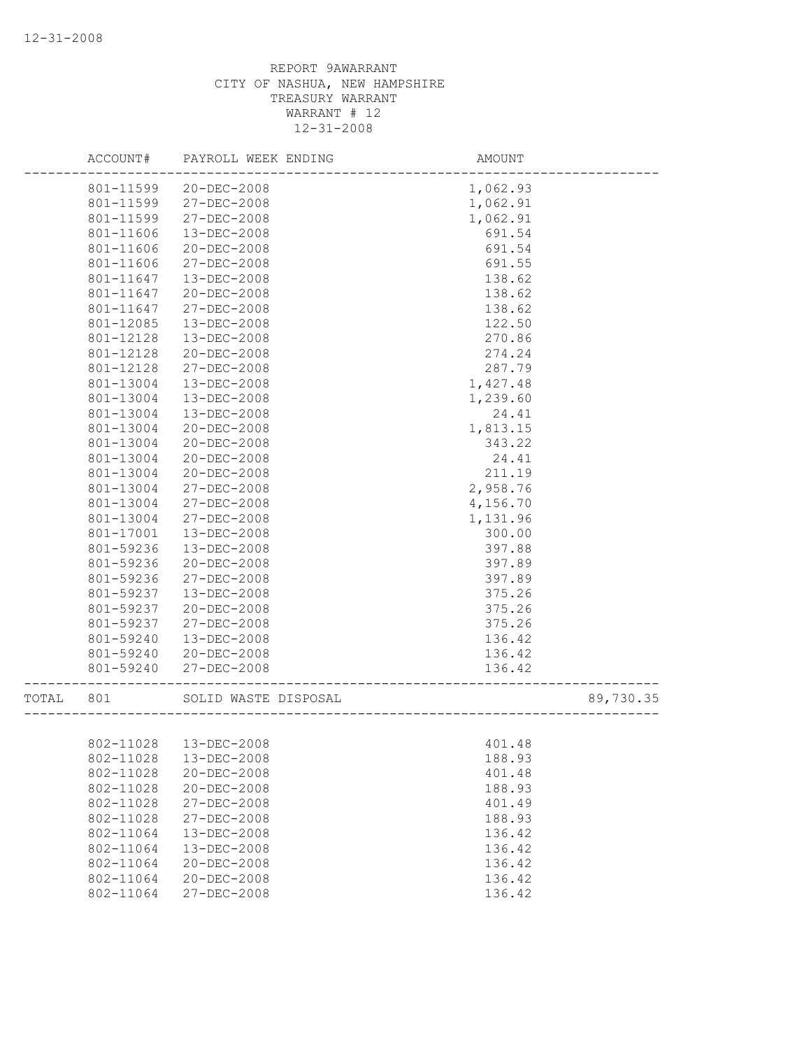12-31-2008

REPORT 9AWARRANT
CITY OF NASHUA, NEW HAMPSHIRE
TREASURY WARRANT
WARRANT # 12
12-31-2008

| | ACCOUNT# | PAYROLL WEEK ENDING | AMOUNT | |
|---|---|---|---|---|
| | 801-11599 | 20-DEC-2008 | 1,062.93 | |
| | 801-11599 | 27-DEC-2008 | 1,062.91 | |
| | 801-11599 | 27-DEC-2008 | 1,062.91 | |
| | 801-11606 | 13-DEC-2008 | 691.54 | |
| | 801-11606 | 20-DEC-2008 | 691.54 | |
| | 801-11606 | 27-DEC-2008 | 691.55 | |
| | 801-11647 | 13-DEC-2008 | 138.62 | |
| | 801-11647 | 20-DEC-2008 | 138.62 | |
| | 801-11647 | 27-DEC-2008 | 138.62 | |
| | 801-12085 | 13-DEC-2008 | 122.50 | |
| | 801-12128 | 13-DEC-2008 | 270.86 | |
| | 801-12128 | 20-DEC-2008 | 274.24 | |
| | 801-12128 | 27-DEC-2008 | 287.79 | |
| | 801-13004 | 13-DEC-2008 | 1,427.48 | |
| | 801-13004 | 13-DEC-2008 | 1,239.60 | |
| | 801-13004 | 13-DEC-2008 | 24.41 | |
| | 801-13004 | 20-DEC-2008 | 1,813.15 | |
| | 801-13004 | 20-DEC-2008 | 343.22 | |
| | 801-13004 | 20-DEC-2008 | 24.41 | |
| | 801-13004 | 20-DEC-2008 | 211.19 | |
| | 801-13004 | 27-DEC-2008 | 2,958.76 | |
| | 801-13004 | 27-DEC-2008 | 4,156.70 | |
| | 801-13004 | 27-DEC-2008 | 1,131.96 | |
| | 801-17001 | 13-DEC-2008 | 300.00 | |
| | 801-59236 | 13-DEC-2008 | 397.88 | |
| | 801-59236 | 20-DEC-2008 | 397.89 | |
| | 801-59236 | 27-DEC-2008 | 397.89 | |
| | 801-59237 | 13-DEC-2008 | 375.26 | |
| | 801-59237 | 20-DEC-2008 | 375.26 | |
| | 801-59237 | 27-DEC-2008 | 375.26 | |
| | 801-59240 | 13-DEC-2008 | 136.42 | |
| | 801-59240 | 20-DEC-2008 | 136.42 | |
| | 801-59240 | 27-DEC-2008 | 136.42 | |
| TOTAL | 801 | SOLID WASTE DISPOSAL | | 89,730.35 |
| | 802-11028 | 13-DEC-2008 | 401.48 | |
| | 802-11028 | 13-DEC-2008 | 188.93 | |
| | 802-11028 | 20-DEC-2008 | 401.48 | |
| | 802-11028 | 20-DEC-2008 | 188.93 | |
| | 802-11028 | 27-DEC-2008 | 401.49 | |
| | 802-11028 | 27-DEC-2008 | 188.93 | |
| | 802-11064 | 13-DEC-2008 | 136.42 | |
| | 802-11064 | 13-DEC-2008 | 136.42 | |
| | 802-11064 | 20-DEC-2008 | 136.42 | |
| | 802-11064 | 20-DEC-2008 | 136.42 | |
| | 802-11064 | 27-DEC-2008 | 136.42 | |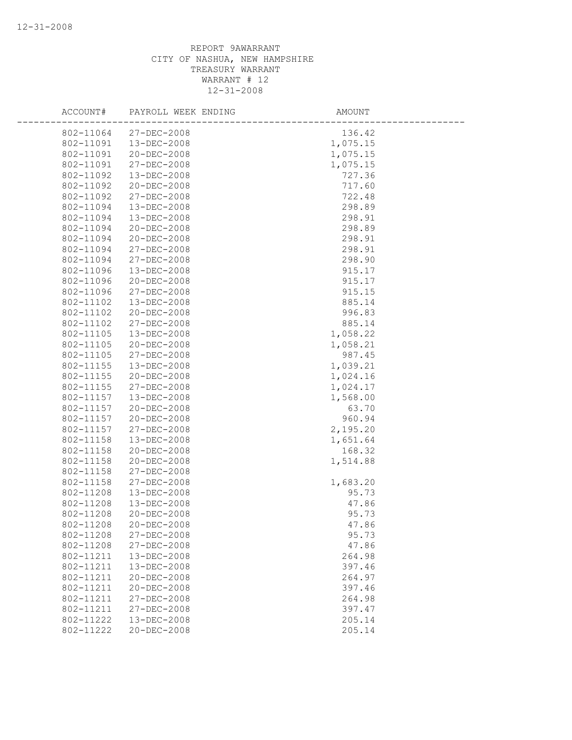REPORT 9AWARRANT
CITY OF NASHUA, NEW HAMPSHIRE
TREASURY WARRANT
WARRANT # 12
12-31-2008

| ACCOUNT# | PAYROLL WEEK ENDING | AMOUNT |
|---|---|---|
| 802-11064 | 27-DEC-2008 | 136.42 |
| 802-11091 | 13-DEC-2008 | 1,075.15 |
| 802-11091 | 20-DEC-2008 | 1,075.15 |
| 802-11091 | 27-DEC-2008 | 1,075.15 |
| 802-11092 | 13-DEC-2008 | 727.36 |
| 802-11092 | 20-DEC-2008 | 717.60 |
| 802-11092 | 27-DEC-2008 | 722.48 |
| 802-11094 | 13-DEC-2008 | 298.89 |
| 802-11094 | 13-DEC-2008 | 298.91 |
| 802-11094 | 20-DEC-2008 | 298.89 |
| 802-11094 | 20-DEC-2008 | 298.91 |
| 802-11094 | 27-DEC-2008 | 298.91 |
| 802-11094 | 27-DEC-2008 | 298.90 |
| 802-11096 | 13-DEC-2008 | 915.17 |
| 802-11096 | 20-DEC-2008 | 915.17 |
| 802-11096 | 27-DEC-2008 | 915.15 |
| 802-11102 | 13-DEC-2008 | 885.14 |
| 802-11102 | 20-DEC-2008 | 996.83 |
| 802-11102 | 27-DEC-2008 | 885.14 |
| 802-11105 | 13-DEC-2008 | 1,058.22 |
| 802-11105 | 20-DEC-2008 | 1,058.21 |
| 802-11105 | 27-DEC-2008 | 987.45 |
| 802-11155 | 13-DEC-2008 | 1,039.21 |
| 802-11155 | 20-DEC-2008 | 1,024.16 |
| 802-11155 | 27-DEC-2008 | 1,024.17 |
| 802-11157 | 13-DEC-2008 | 1,568.00 |
| 802-11157 | 20-DEC-2008 | 63.70 |
| 802-11157 | 20-DEC-2008 | 960.94 |
| 802-11157 | 27-DEC-2008 | 2,195.20 |
| 802-11158 | 13-DEC-2008 | 1,651.64 |
| 802-11158 | 20-DEC-2008 | 168.32 |
| 802-11158 | 20-DEC-2008 | 1,514.88 |
| 802-11158 | 27-DEC-2008 | |
| 802-11158 | 27-DEC-2008 | 1,683.20 |
| 802-11208 | 13-DEC-2008 | 95.73 |
| 802-11208 | 13-DEC-2008 | 47.86 |
| 802-11208 | 20-DEC-2008 | 95.73 |
| 802-11208 | 20-DEC-2008 | 47.86 |
| 802-11208 | 27-DEC-2008 | 95.73 |
| 802-11208 | 27-DEC-2008 | 47.86 |
| 802-11211 | 13-DEC-2008 | 264.98 |
| 802-11211 | 13-DEC-2008 | 397.46 |
| 802-11211 | 20-DEC-2008 | 264.97 |
| 802-11211 | 20-DEC-2008 | 397.46 |
| 802-11211 | 27-DEC-2008 | 264.98 |
| 802-11211 | 27-DEC-2008 | 397.47 |
| 802-11222 | 13-DEC-2008 | 205.14 |
| 802-11222 | 20-DEC-2008 | 205.14 |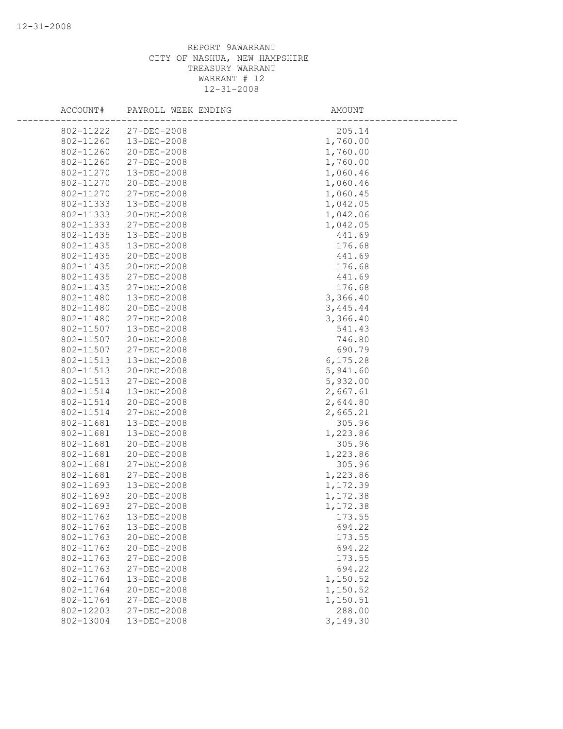REPORT 9AWARRANT
CITY OF NASHUA, NEW HAMPSHIRE
TREASURY WARRANT
WARRANT # 12
12-31-2008

| ACCOUNT# | PAYROLL WEEK ENDING | AMOUNT |
|---|---|---|
| 802-11222 | 27-DEC-2008 | 205.14 |
| 802-11260 | 13-DEC-2008 | 1,760.00 |
| 802-11260 | 20-DEC-2008 | 1,760.00 |
| 802-11260 | 27-DEC-2008 | 1,760.00 |
| 802-11270 | 13-DEC-2008 | 1,060.46 |
| 802-11270 | 20-DEC-2008 | 1,060.46 |
| 802-11270 | 27-DEC-2008 | 1,060.45 |
| 802-11333 | 13-DEC-2008 | 1,042.05 |
| 802-11333 | 20-DEC-2008 | 1,042.06 |
| 802-11333 | 27-DEC-2008 | 1,042.05 |
| 802-11435 | 13-DEC-2008 | 441.69 |
| 802-11435 | 13-DEC-2008 | 176.68 |
| 802-11435 | 20-DEC-2008 | 441.69 |
| 802-11435 | 20-DEC-2008 | 176.68 |
| 802-11435 | 27-DEC-2008 | 441.69 |
| 802-11435 | 27-DEC-2008 | 176.68 |
| 802-11480 | 13-DEC-2008 | 3,366.40 |
| 802-11480 | 20-DEC-2008 | 3,445.44 |
| 802-11480 | 27-DEC-2008 | 3,366.40 |
| 802-11507 | 13-DEC-2008 | 541.43 |
| 802-11507 | 20-DEC-2008 | 746.80 |
| 802-11507 | 27-DEC-2008 | 690.79 |
| 802-11513 | 13-DEC-2008 | 6,175.28 |
| 802-11513 | 20-DEC-2008 | 5,941.60 |
| 802-11513 | 27-DEC-2008 | 5,932.00 |
| 802-11514 | 13-DEC-2008 | 2,667.61 |
| 802-11514 | 20-DEC-2008 | 2,644.80 |
| 802-11514 | 27-DEC-2008 | 2,665.21 |
| 802-11681 | 13-DEC-2008 | 305.96 |
| 802-11681 | 13-DEC-2008 | 1,223.86 |
| 802-11681 | 20-DEC-2008 | 305.96 |
| 802-11681 | 20-DEC-2008 | 1,223.86 |
| 802-11681 | 27-DEC-2008 | 305.96 |
| 802-11681 | 27-DEC-2008 | 1,223.86 |
| 802-11693 | 13-DEC-2008 | 1,172.39 |
| 802-11693 | 20-DEC-2008 | 1,172.38 |
| 802-11693 | 27-DEC-2008 | 1,172.38 |
| 802-11763 | 13-DEC-2008 | 173.55 |
| 802-11763 | 13-DEC-2008 | 694.22 |
| 802-11763 | 20-DEC-2008 | 173.55 |
| 802-11763 | 20-DEC-2008 | 694.22 |
| 802-11763 | 27-DEC-2008 | 173.55 |
| 802-11763 | 27-DEC-2008 | 694.22 |
| 802-11764 | 13-DEC-2008 | 1,150.52 |
| 802-11764 | 20-DEC-2008 | 1,150.52 |
| 802-11764 | 27-DEC-2008 | 1,150.51 |
| 802-12203 | 27-DEC-2008 | 288.00 |
| 802-13004 | 13-DEC-2008 | 3,149.30 |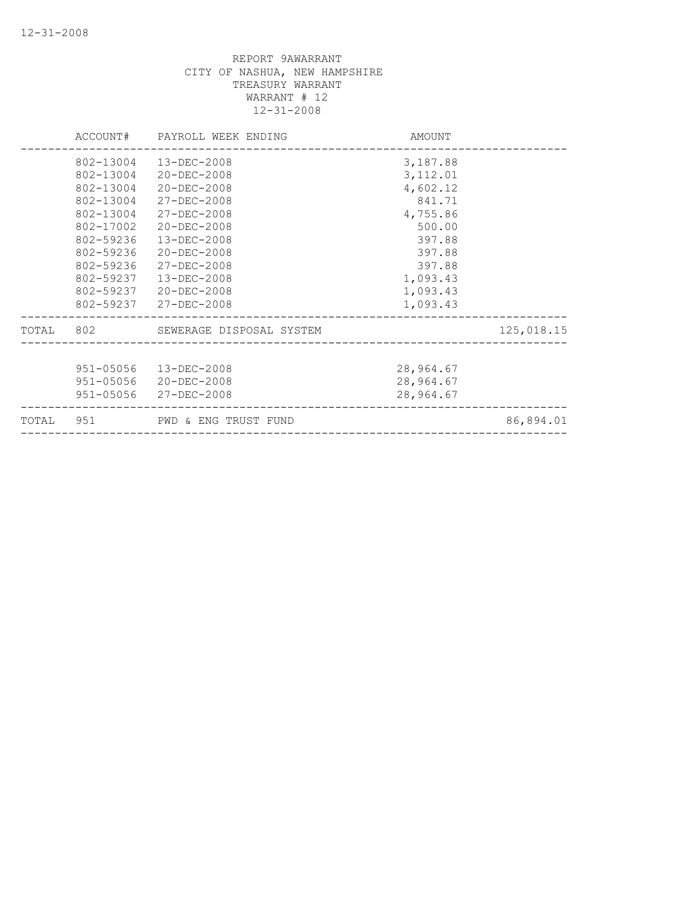REPORT 9AWARRANT
CITY OF NASHUA, NEW HAMPSHIRE
TREASURY WARRANT
WARRANT # 12
12-31-2008

| | ACCOUNT# | PAYROLL WEEK ENDING | AMOUNT | |
|---|---|---|---|---|
| | 802-13004 | 13-DEC-2008 | 3,187.88 | |
| | 802-13004 | 20-DEC-2008 | 3,112.01 | |
| | 802-13004 | 20-DEC-2008 | 4,602.12 | |
| | 802-13004 | 27-DEC-2008 | 841.71 | |
| | 802-13004 | 27-DEC-2008 | 4,755.86 | |
| | 802-17002 | 20-DEC-2008 | 500.00 | |
| | 802-59236 | 13-DEC-2008 | 397.88 | |
| | 802-59236 | 20-DEC-2008 | 397.88 | |
| | 802-59236 | 27-DEC-2008 | 397.88 | |
| | 802-59237 | 13-DEC-2008 | 1,093.43 | |
| | 802-59237 | 20-DEC-2008 | 1,093.43 | |
| | 802-59237 | 27-DEC-2008 | 1,093.43 | |
| TOTAL | 802 | SEWERAGE DISPOSAL SYSTEM | | 125,018.15 |
| | 951-05056 | 13-DEC-2008 | 28,964.67 | |
| | 951-05056 | 20-DEC-2008 | 28,964.67 | |
| | 951-05056 | 27-DEC-2008 | 28,964.67 | |
| TOTAL | 951 | PWD & ENG TRUST FUND | | 86,894.01 |